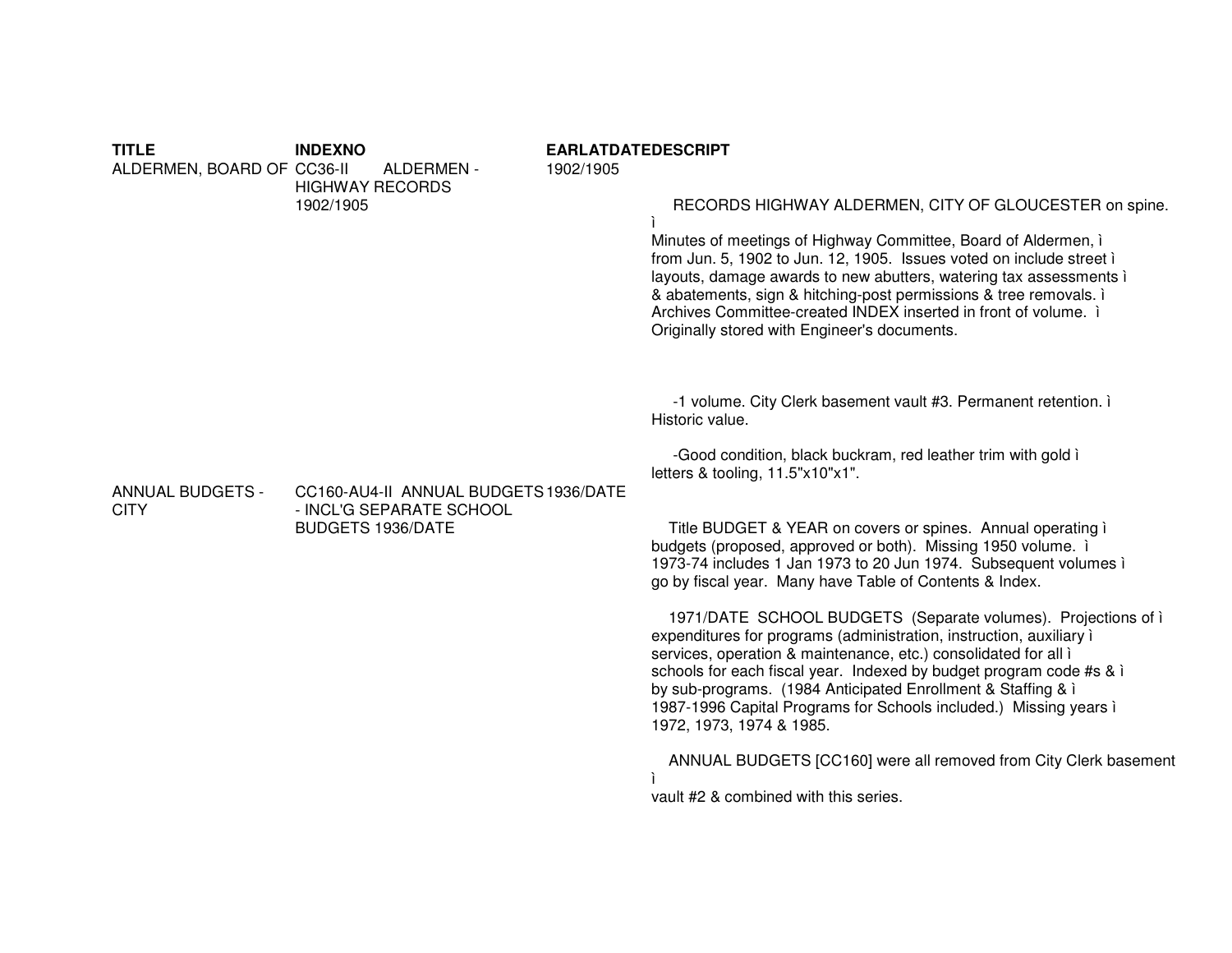| TITLE | INDEXNO | EARLATDATE | DESCRIPT |
|---|---|---|---|
| ALDERMEN, BOARD OF | CC36-II ALDERMEN - HIGHWAY RECORDS 1902/1905 | 1902/1905 | RECORDS HIGHWAY ALDERMEN, CITY OF GLOUCESTER on spine. ì Minutes of meetings of Highway Committee, Board of Aldermen, ì from Jun. 5, 1902 to Jun. 12, 1905. Issues voted on include street ì layouts, damage awards to new abutters, watering tax assessments ì & abatements, sign & hitching-post permissions & tree removals. ì Archives Committee-created INDEX inserted in front of volume. ì Originally stored with Engineer's documents.<br><br>-1 volume. City Clerk basement vault #3. Permanent retention. ì Historic value.<br><br>-Good condition, black buckram, red leather trim with gold ì letters & tooling, 11.5"x10"x1". |
| ANNUAL BUDGETS - CITY | CC160-AU4-II ANNUAL BUDGETS - INCL'G SEPARATE SCHOOL BUDGETS 1936/DATE | 1936/DATE | Title BUDGET & YEAR on covers or spines. Annual operating ì budgets (proposed, approved or both). Missing 1950 volume. ì 1973-74 includes 1 Jan 1973 to 20 Jun 1974. Subsequent volumes ì go by fiscal year. Many have Table of Contents & Index.<br><br>1971/DATE SCHOOL BUDGETS (Separate volumes). Projections of ì expenditures for programs (administration, instruction, auxiliary ì services, operation & maintenance, etc.) consolidated for all ì schools for each fiscal year. Indexed by budget program code #s & ì by sub-programs. (1984 Anticipated Enrollment & Staffing & ì 1987-1996 Capital Programs for Schools included.) Missing years ì 1972, 1973, 1974 & 1985.<br><br>ANNUAL BUDGETS [CC160] were all removed from City Clerk basement ì vault #2 & combined with this series. |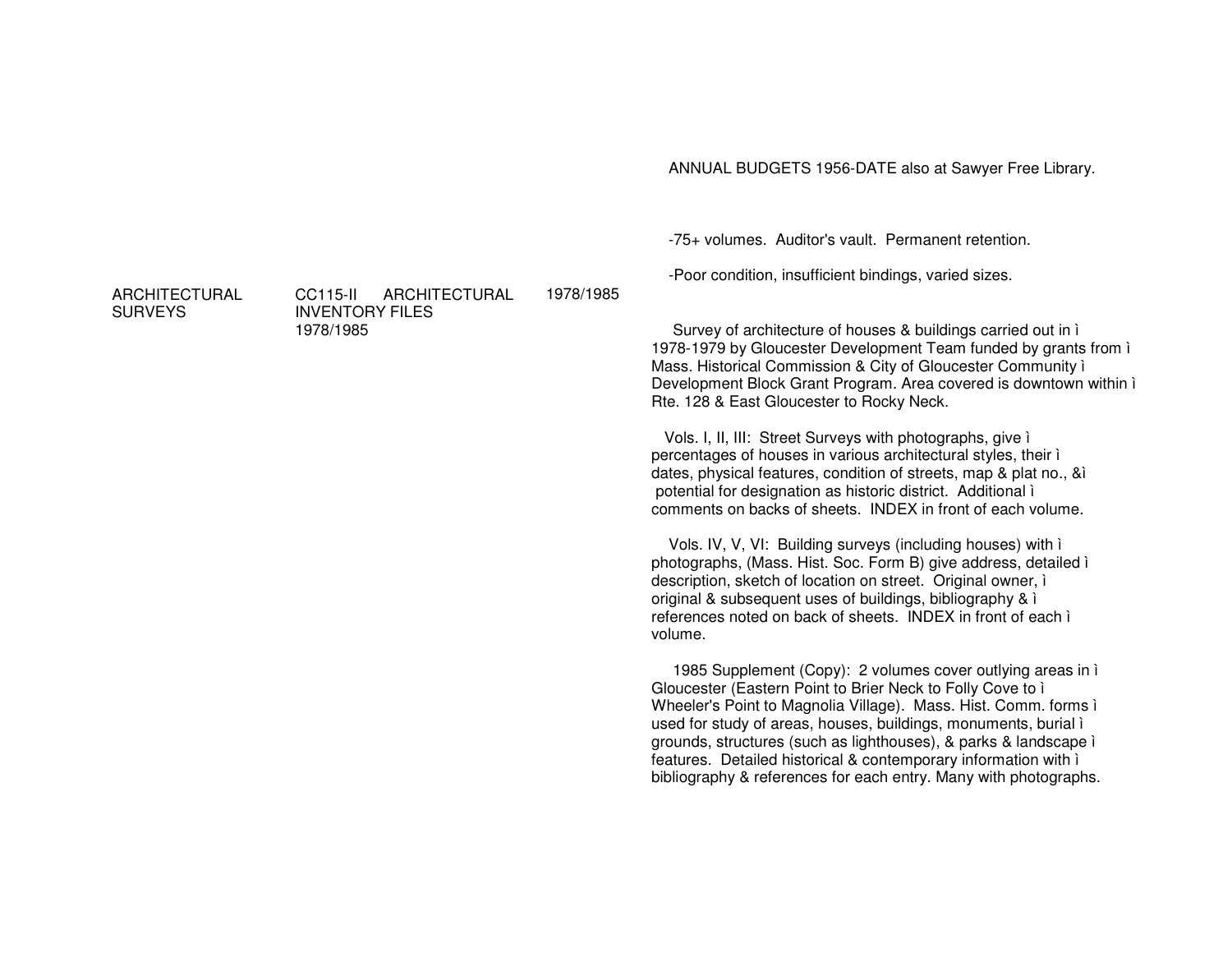ANNUAL BUDGETS 1956-DATE also at Sawyer Free Library.

-75+ volumes. Auditor's vault. Permanent retention.

-Poor condition, insufficient bindings, varied sizes.

| ARCHITECTURAL SURVEYS | CC115-II ARCHITECTURAL INVENTORY FILES 1978/1985 | 1978/1985 | |
|---|---|---|---|

Survey of architecture of houses & buildings carried out in 1978-1979 by Gloucester Development Team funded by grants from Mass. Historical Commission & City of Gloucester Community Development Block Grant Program. Area covered is downtown within Rte. 128 & East Gloucester to Rocky Neck.

Vols. I, II, III: Street Surveys with photographs, give percentages of houses in various architectural styles, their dates, physical features, condition of streets, map & plat no., & potential for designation as historic district. Additional comments on backs of sheets. INDEX in front of each volume.

Vols. IV, V, VI: Building surveys (including houses) with photographs, (Mass. Hist. Soc. Form B) give address, detailed description, sketch of location on street. Original owner, original & subsequent uses of buildings, bibliography & references noted on back of sheets. INDEX in front of each volume.

1985 Supplement (Copy): 2 volumes cover outlying areas in Gloucester (Eastern Point to Brier Neck to Folly Cove to Wheeler's Point to Magnolia Village). Mass. Hist. Comm. forms used for study of areas, houses, buildings, monuments, burial grounds, structures (such as lighthouses), & parks & landscape features. Detailed historical & contemporary information with bibliography & references for each entry. Many with photographs.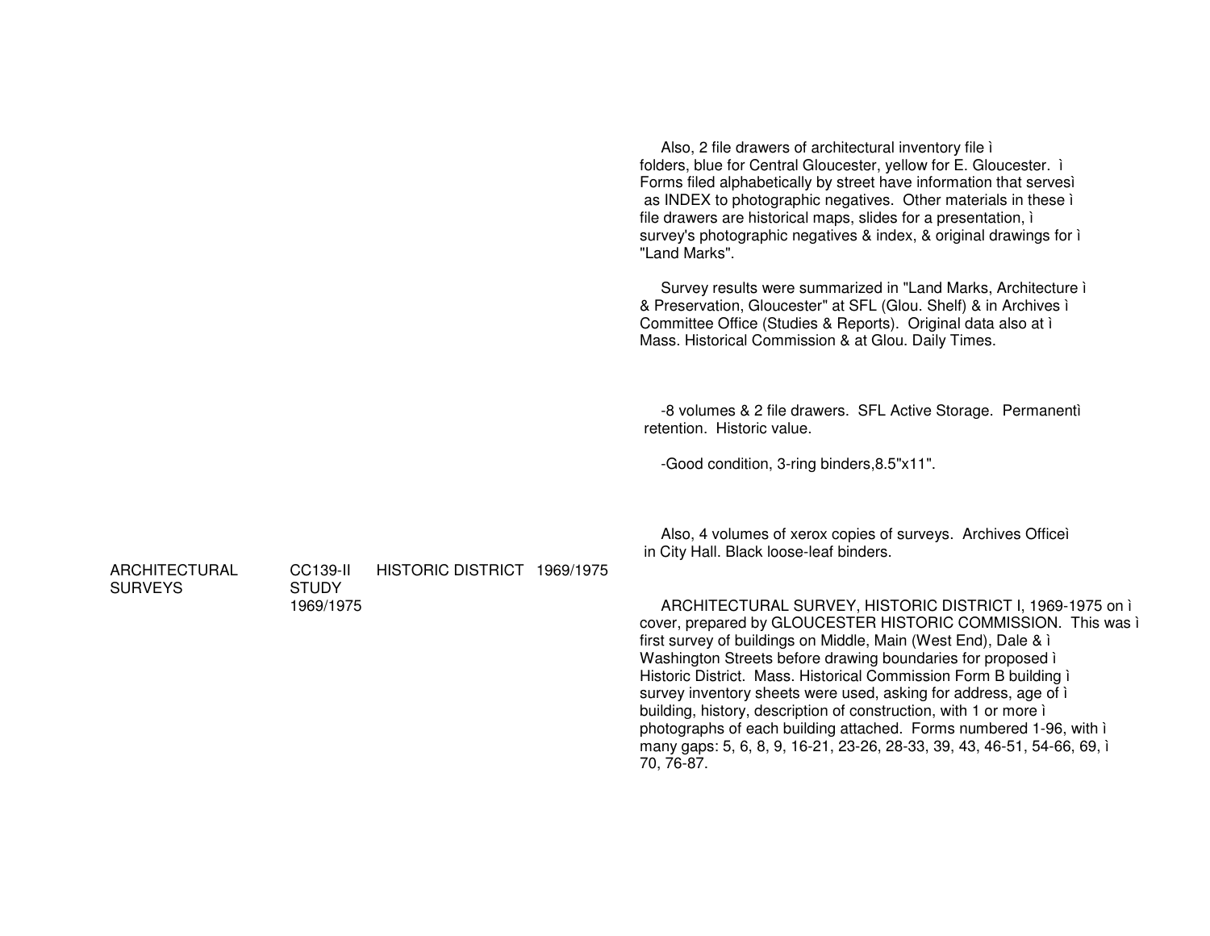Also, 2 file drawers of architectural inventory file ì folders, blue for Central Gloucester, yellow for E. Gloucester. ì Forms filed alphabetically by street have information that servesì as INDEX to photographic negatives. Other materials in these ì file drawers are historical maps, slides for a presentation, ì survey's photographic negatives & index, & original drawings for ì "Land Marks".

Survey results were summarized in "Land Marks, Architecture ì & Preservation, Gloucester" at SFL (Glou. Shelf) & in Archives ì Committee Office (Studies & Reports). Original data also at ì Mass. Historical Commission & at Glou. Daily Times.

-8 volumes & 2 file drawers. SFL Active Storage. Permanentì retention. Historic value.

-Good condition, 3-ring binders,8.5"x11".

Also, 4 volumes of xerox copies of surveys. Archives Officeì in City Hall. Black loose-leaf binders.

| ARCHITECTURAL SURVEYS | CC139-II STUDY 1969/1975 | HISTORIC DISTRICT 1969/1975 | |
|---|---|---|---|

ARCHITECTURAL SURVEY, HISTORIC DISTRICT I, 1969-1975 on ì cover, prepared by GLOUCESTER HISTORIC COMMISSION. This was ì first survey of buildings on Middle, Main (West End), Dale & ì Washington Streets before drawing boundaries for proposed ì Historic District. Mass. Historical Commission Form B building ì survey inventory sheets were used, asking for address, age of ì building, history, description of construction, with 1 or more ì photographs of each building attached. Forms numbered 1-96, with ì many gaps: 5, 6, 8, 9, 16-21, 23-26, 28-33, 39, 43, 46-51, 54-66, 69, ì 70, 76-87.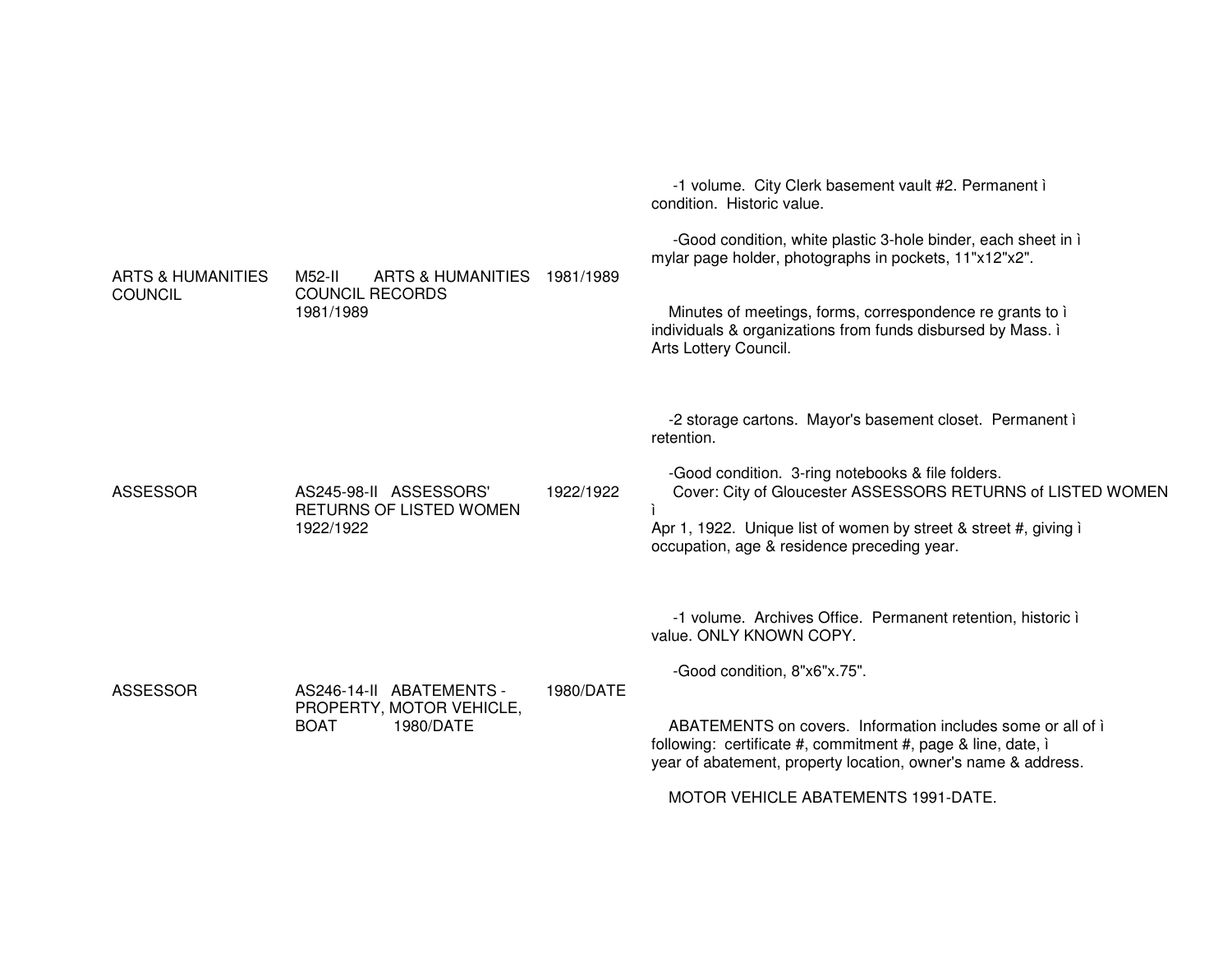| | | | |
|---|---|---|---|
| ARTS & HUMANITIES COUNCIL | M52-II ARTS & HUMANITIES COUNCIL RECORDS 1981/1989 | 1981/1989 | -1 volume. City Clerk basement vault #2. Permanent ì condition. Historic value.<br><br>-Good condition, white plastic 3-hole binder, each sheet in ì mylar page holder, photographs in pockets, 11"x12"x2".<br><br>Minutes of meetings, forms, correspondence re grants to ì individuals & organizations from funds disbursed by Mass. ì Arts Lottery Council. |
| ASSESSOR | AS245-98-II ASSESSORS' RETURNS OF LISTED WOMEN 1922/1922 | 1922/1922 | -2 storage cartons. Mayor's basement closet. Permanent ì retention.<br><br>-Good condition. 3-ring notebooks & file folders.<br>Cover: City of Gloucester ASSESSORS RETURNS of LISTED WOMEN ì<br>Apr 1, 1922. Unique list of women by street & street #, giving ì occupation, age & residence preceding year. |
| ASSESSOR | AS246-14-II ABATEMENTS - PROPERTY, MOTOR VEHICLE, BOAT 1980/DATE | 1980/DATE | -1 volume. Archives Office. Permanent retention, historic ì value. ONLY KNOWN COPY.<br><br>-Good condition, 8"x6"x.75".<br><br>ABATEMENTS on covers. Information includes some or all of ì following: certificate #, commitment #, page & line, date, ì year of abatement, property location, owner's name & address.<br><br>MOTOR VEHICLE ABATEMENTS 1991-DATE. |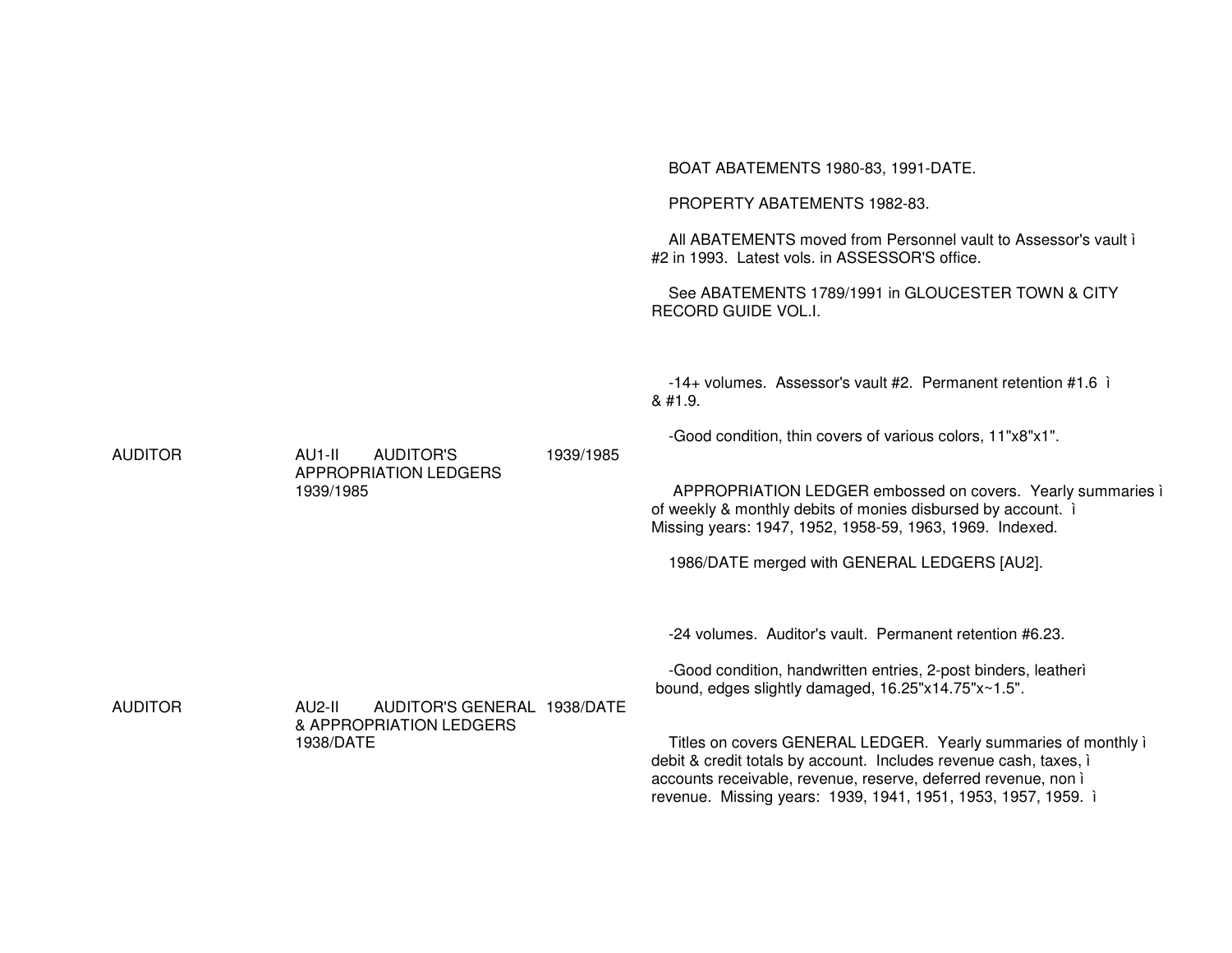BOAT ABATEMENTS 1980-83, 1991-DATE.

PROPERTY ABATEMENTS 1982-83.

All ABATEMENTS moved from Personnel vault to Assessor's vault ì #2 in 1993. Latest vols. in ASSESSOR'S office.

See ABATEMENTS 1789/1991 in GLOUCESTER TOWN & CITY RECORD GUIDE VOL.I.

| | | | |
|---|---|---|---|
| AUDITOR | AU1-II AUDITOR'S APPROPRIATION LEDGERS 1939/1985 | 1939/1985 | -14+ volumes. Assessor's vault #2. Permanent retention #1.6 ì & #1.9.<br><br>-Good condition, thin covers of various colors, 11"x8"x1".<br><br>APPROPRIATION LEDGER embossed on covers. Yearly summaries ì of weekly & monthly debits of monies disbursed by account. ì Missing years: 1947, 1952, 1958-59, 1963, 1969. Indexed.<br><br>1986/DATE merged with GENERAL LEDGERS [AU2]. |
| AUDITOR | AU2-II AUDITOR'S GENERAL & APPROPRIATION LEDGERS 1938/DATE | 1938/DATE | -24 volumes. Auditor's vault. Permanent retention #6.23.<br><br>-Good condition, handwritten entries, 2-post binders, leatherì bound, edges slightly damaged, 16.25"x14.75"x~1.5".<br><br>Titles on covers GENERAL LEDGER. Yearly summaries of monthly ì debit & credit totals by account. Includes revenue cash, taxes, ì accounts receivable, revenue, reserve, deferred revenue, non ì revenue. Missing years: 1939, 1941, 1951, 1953, 1957, 1959. ì |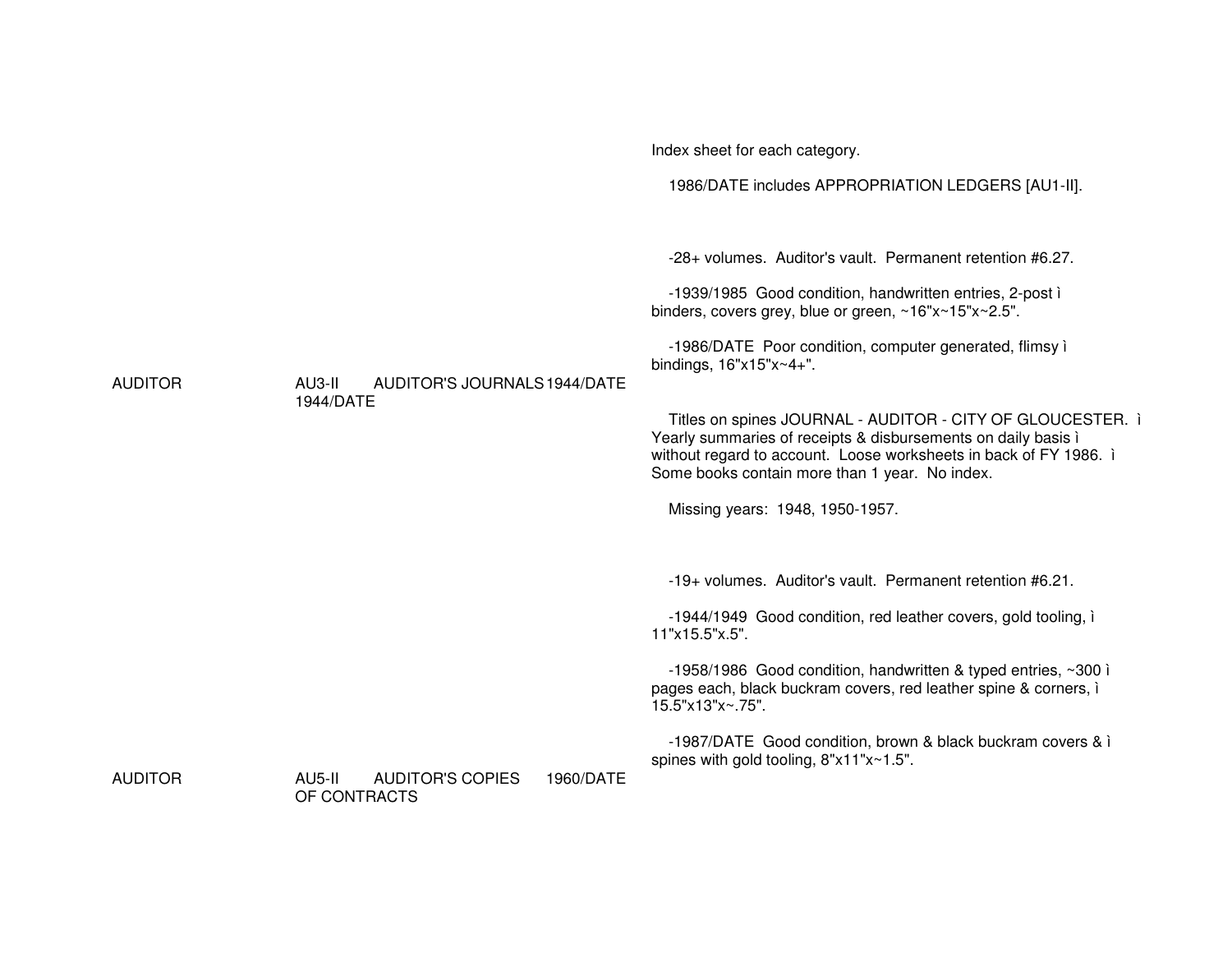Index sheet for each category.

1986/DATE includes APPROPRIATION LEDGERS [AU1-II].

-28+ volumes. Auditor's vault. Permanent retention #6.27.

-1939/1985 Good condition, handwritten entries, 2-post ì binders, covers grey, blue or green, ~16"x~15"x~2.5".

-1986/DATE Poor condition, computer generated, flimsy ì bindings, 16"x15"x~4+".

| | | | | |
|---|---|---|---|---|
| AUDITOR | AU3-II | AUDITOR'S JOURNALS | 1944/DATE 1944/DATE | Titles on spines JOURNAL - AUDITOR - CITY OF GLOUCESTER. ì Yearly summaries of receipts & disbursements on daily basis ì without regard to account. Loose worksheets in back of FY 1986. ì Some books contain more than 1 year. No index. |

Missing years: 1948, 1950-1957.

-19+ volumes. Auditor's vault. Permanent retention #6.21.

-1944/1949 Good condition, red leather covers, gold tooling, ì 11"x15.5"x.5".

-1958/1986 Good condition, handwritten & typed entries, ~300 ì pages each, black buckram covers, red leather spine & corners, ì 15.5"x13"x~.75".

-1987/DATE Good condition, brown & black buckram covers & ì spines with gold tooling, 8"x11"x~1.5".

| | | | | |
|---|---|---|---|---|
| AUDITOR | AU5-II | AUDITOR'S COPIES OF CONTRACTS | 1960/DATE | |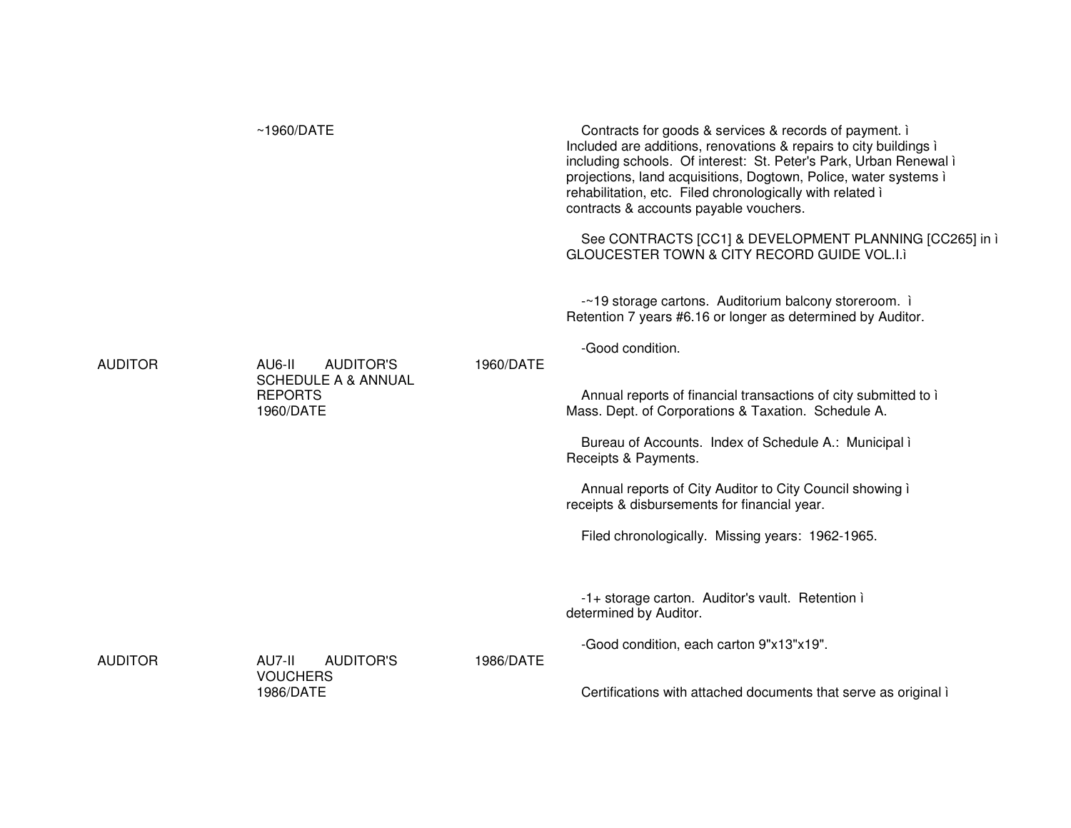~1960/DATE

Contracts for goods & services & records of payment. ì Included are additions, renovations & repairs to city buildings ì including schools. Of interest: St. Peter's Park, Urban Renewal ì projections, land acquisitions, Dogtown, Police, water systems ì rehabilitation, etc. Filed chronologically with related ì contracts & accounts payable vouchers.

See CONTRACTS [CC1] & DEVELOPMENT PLANNING [CC265] in ì GLOUCESTER TOWN & CITY RECORD GUIDE VOL.I.ì

-~19 storage cartons. Auditorium balcony storeroom. ì Retention 7 years #6.16 or longer as determined by Auditor.

-Good condition.

| AUDITOR | AU6-II AUDITOR'S SCHEDULE A & ANNUAL REPORTS 1960/DATE | 1960/DATE | |
|---|---|---|---|

Annual reports of financial transactions of city submitted to ì Mass. Dept. of Corporations & Taxation. Schedule A.

Bureau of Accounts. Index of Schedule A.: Municipal ì Receipts & Payments.

Annual reports of City Auditor to City Council showing ì receipts & disbursements for financial year.

Filed chronologically. Missing years: 1962-1965.

-1+ storage carton. Auditor's vault. Retention ì determined by Auditor.

-Good condition, each carton 9"x13"x19".

| AUDITOR | AU7-II AUDITOR'S VOUCHERS 1986/DATE | 1986/DATE | |
|---|---|---|---|

Certifications with attached documents that serve as original ì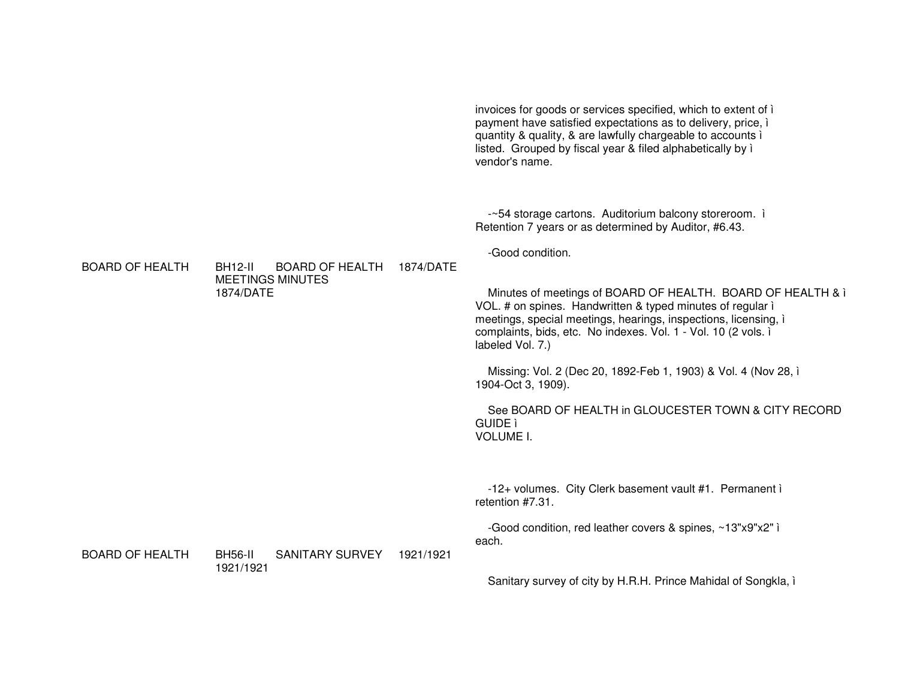invoices for goods or services specified, which to extent of ì
payment have satisfied expectations as to delivery, price, ì
quantity & quality, & are lawfully chargeable to accounts ì
listed. Grouped by fiscal year & filed alphabetically by ì
vendor's name.

-~54 storage cartons. Auditorium balcony storeroom. ì
Retention 7 years or as determined by Auditor, #6.43.

-Good condition.

BOARD OF HEALTH BH12-II BOARD OF HEALTH 1874/DATE
MEETINGS MINUTES
1874/DATE

Minutes of meetings of BOARD OF HEALTH. BOARD OF HEALTH & ì
VOL. # on spines. Handwritten & typed minutes of regular ì
meetings, special meetings, hearings, inspections, licensing, ì
complaints, bids, etc. No indexes. Vol. 1 - Vol. 10 (2 vols. ì
labeled Vol. 7.)

Missing: Vol. 2 (Dec 20, 1892-Feb 1, 1903) & Vol. 4 (Nov 28, ì
1904-Oct 3, 1909).

See BOARD OF HEALTH in GLOUCESTER TOWN & CITY RECORD GUIDE ì
VOLUME I.

-12+ volumes. City Clerk basement vault #1. Permanent ì
retention #7.31.

-Good condition, red leather covers & spines, ~13"x9"x2" ì
each.

BOARD OF HEALTH BH56-II SANITARY SURVEY 1921/1921
1921/1921

Sanitary survey of city by H.R.H. Prince Mahidal of Songkla, ì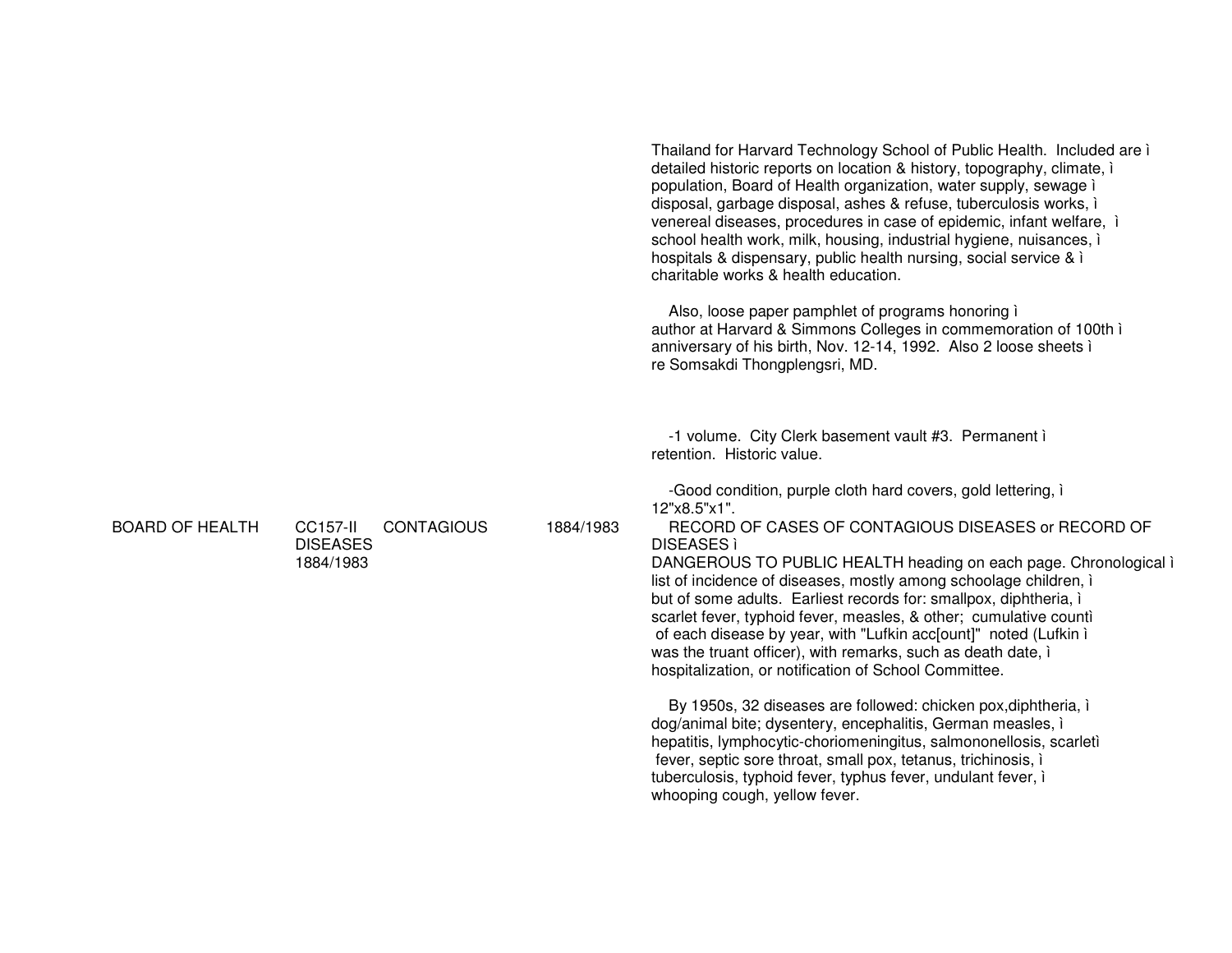Thailand for Harvard Technology School of Public Health. Included are ì
detailed historic reports on location & history, topography, climate, ì
population, Board of Health organization, water supply, sewage ì
disposal, garbage disposal, ashes & refuse, tuberculosis works, ì
venereal diseases, procedures in case of epidemic, infant welfare, ì
school health work, milk, housing, industrial hygiene, nuisances, ì
hospitals & dispensary, public health nursing, social service & ì
charitable works & health education.

Also, loose paper pamphlet of programs honoring ì
author at Harvard & Simmons Colleges in commemoration of 100th ì
anniversary of his birth, Nov. 12-14, 1992. Also 2 loose sheets ì
re Somsakdi Thongplengsri, MD.

-1 volume. City Clerk basement vault #3. Permanent ì
retention. Historic value.

-Good condition, purple cloth hard covers, gold lettering, ì
12"x8.5"x1".

| BOARD OF HEALTH | CC157-II DISEASES 1884/1983 | CONTAGIOUS | 1884/1983 | RECORD OF CASES OF CONTAGIOUS DISEASES or RECORD OF DISEASES ì DANGEROUS TO PUBLIC HEALTH heading on each page. Chronological ì list of incidence of diseases, mostly among schoolage children, ì but of some adults. Earliest records for: smallpox, diphtheria, ì scarlet fever, typhoid fever, measles, & other; cumulative countì of each disease by year, with "Lufkin acc[ount]" noted (Lufkin ì was the truant officer), with remarks, such as death date, ì hospitalization, or notification of School Committee. |
|---|---|---|---|---|

By 1950s, 32 diseases are followed: chicken pox,diphtheria, ì
dog/animal bite; dysentery, encephalitis, German measles, ì
hepatitis, lymphocytic-choriomeningitus, salmononellosis, scarletì
fever, septic sore throat, small pox, tetanus, trichinosis, ì
tuberculosis, typhoid fever, typhus fever, undulant fever, ì
whooping cough, yellow fever.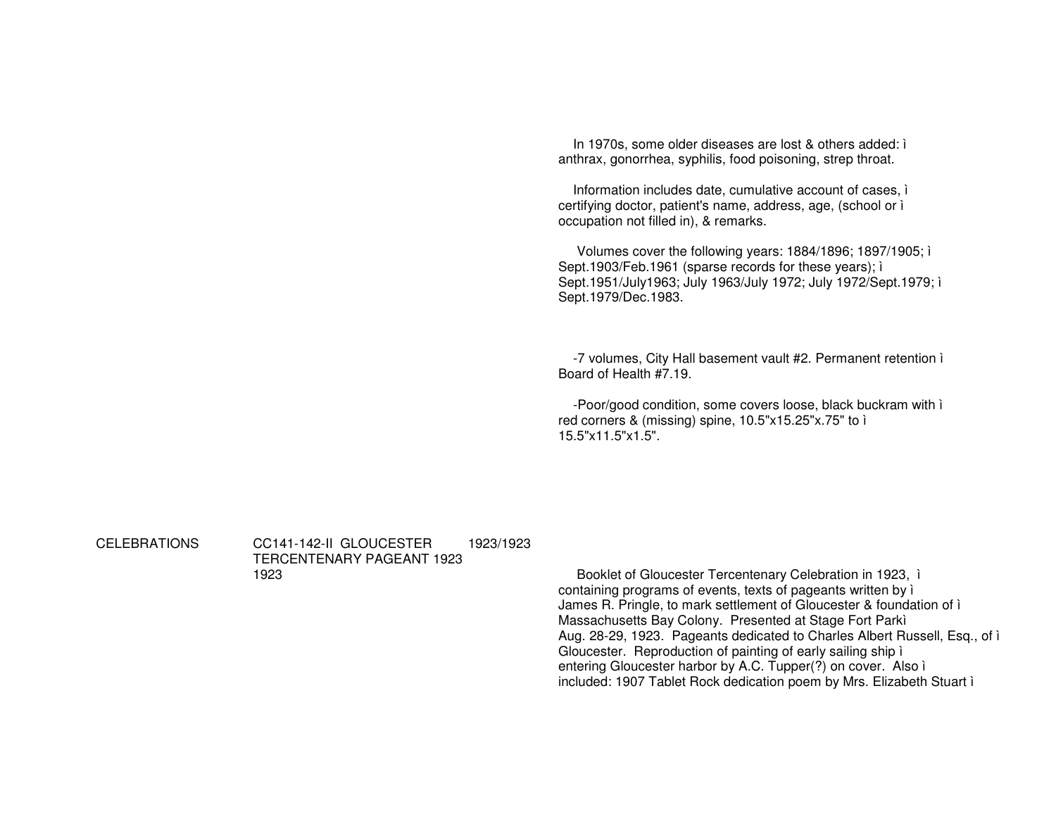In 1970s, some older diseases are lost & others added: ì
anthrax, gonorrhea, syphilis, food poisoning, strep throat.

Information includes date, cumulative account of cases, ì
certifying doctor, patient's name, address, age, (school or ì
occupation not filled in), & remarks.

Volumes cover the following years: 1884/1896; 1897/1905; ì
Sept.1903/Feb.1961 (sparse records for these years); ì
Sept.1951/July1963; July 1963/July 1972; July 1972/Sept.1979; ì
Sept.1979/Dec.1983.

-7 volumes, City Hall basement vault #2. Permanent retention ì
Board of Health #7.19.

-Poor/good condition, some covers loose, black buckram with ì
red corners & (missing) spine, 10.5"x15.25"x.75" to ì
15.5"x11.5"x1.5".

| CELEBRATIONS | CC141-142-II GLOUCESTER TERCENTENARY PAGEANT 1923 1923 | 1923/1923 |
|---|---|---|

Booklet of Gloucester Tercentenary Celebration in 1923, ì
containing programs of events, texts of pageants written by ì
James R. Pringle, to mark settlement of Gloucester & foundation of ì
Massachusetts Bay Colony. Presented at Stage Fort Parkì
Aug. 28-29, 1923. Pageants dedicated to Charles Albert Russell, Esq., of ì
Gloucester. Reproduction of painting of early sailing ship ì
entering Gloucester harbor by A.C. Tupper(?) on cover. Also ì
included: 1907 Tablet Rock dedication poem by Mrs. Elizabeth Stuart ì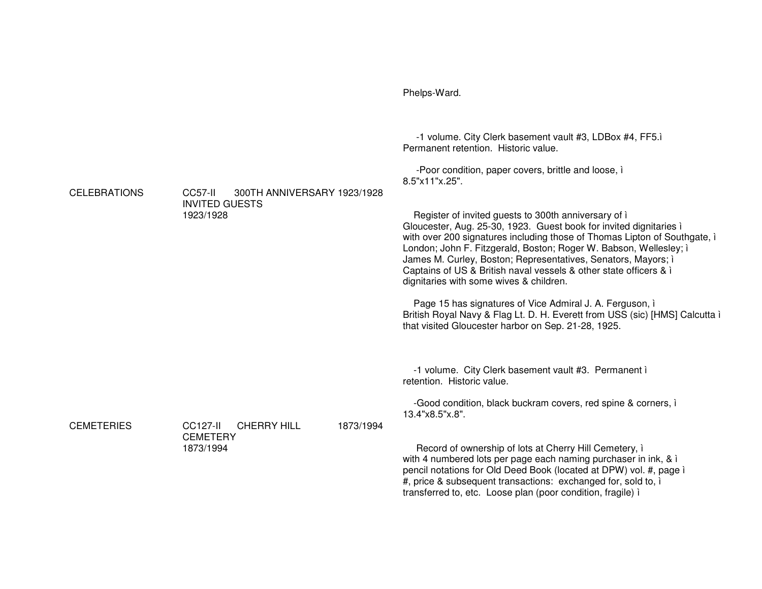Phelps-Ward.

-1 volume. City Clerk basement vault #3, LDBox #4, FF5.ì
Permanent retention. Historic value.

-Poor condition, paper covers, brittle and loose, ì
8.5"x11"x.25".

CELEBRATIONS CC57-II 300TH ANNIVERSARY 1923/1928
INVITED GUESTS
1923/1928

Register of invited guests to 300th anniversary of ì
Gloucester, Aug. 25-30, 1923. Guest book for invited dignitaries ì
with over 200 signatures including those of Thomas Lipton of Southgate, ì
London; John F. Fitzgerald, Boston; Roger W. Babson, Wellesley; ì
James M. Curley, Boston; Representatives, Senators, Mayors; ì
Captains of US & British naval vessels & other state officers & ì
dignitaries with some wives & children.

Page 15 has signatures of Vice Admiral J. A. Ferguson, ì
British Royal Navy & Flag Lt. D. H. Everett from USS (sic) [HMS] Calcutta ì
that visited Gloucester harbor on Sep. 21-28, 1925.

-1 volume. City Clerk basement vault #3. Permanent ì
retention. Historic value.

-Good condition, black buckram covers, red spine & corners, ì
13.4"x8.5"x.8".

CEMETERIES CC127-II CHERRY HILL 1873/1994
CEMETERY
1873/1994

Record of ownership of lots at Cherry Hill Cemetery, ì
with 4 numbered lots per page each naming purchaser in ink, & ì
pencil notations for Old Deed Book (located at DPW) vol. #, page ì
#, price & subsequent transactions: exchanged for, sold to, ì
transferred to, etc. Loose plan (poor condition, fragile) ì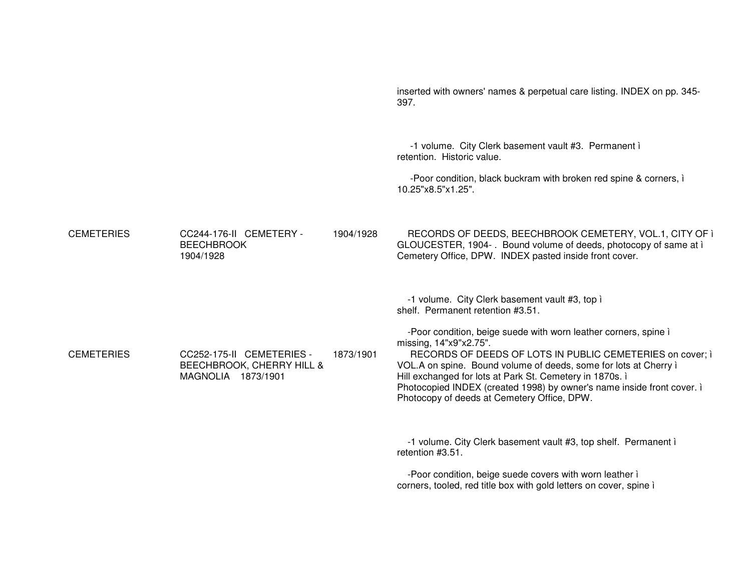| | | | |
|---|---|---|---|
| | | | inserted with owners' names & perpetual care listing. INDEX on pp. 345-397.<br><br>-1 volume. City Clerk basement vault #3. Permanent ì retention. Historic value.<br><br>-Poor condition, black buckram with broken red spine & corners, ì 10.25"x8.5"x1.25". |
| CEMETERIES | CC244-176-II CEMETERY - BEECHBROOK 1904/1928 | 1904/1928 | RECORDS OF DEEDS, BEECHBROOK CEMETERY, VOL.1, CITY OF ì GLOUCESTER, 1904- . Bound volume of deeds, photocopy of same at ì Cemetery Office, DPW. INDEX pasted inside front cover.<br><br>-1 volume. City Clerk basement vault #3, top ì shelf. Permanent retention #3.51.<br><br>-Poor condition, beige suede with worn leather corners, spine ì missing, 14"x9"x2.75". |
| CEMETERIES | CC252-175-II CEMETERIES - BEECHBROOK, CHERRY HILL & MAGNOLIA 1873/1901 | 1873/1901 | RECORDS OF DEEDS OF LOTS IN PUBLIC CEMETERIES on cover; ì VOL.A on spine. Bound volume of deeds, some for lots at Cherry ì Hill exchanged for lots at Park St. Cemetery in 1870s. ì Photocopied INDEX (created 1998) by owner's name inside front cover. ì Photocopy of deeds at Cemetery Office, DPW.<br><br>-1 volume. City Clerk basement vault #3, top shelf. Permanent ì retention #3.51.<br><br>-Poor condition, beige suede covers with worn leather ì corners, tooled, red title box with gold letters on cover, spine ì |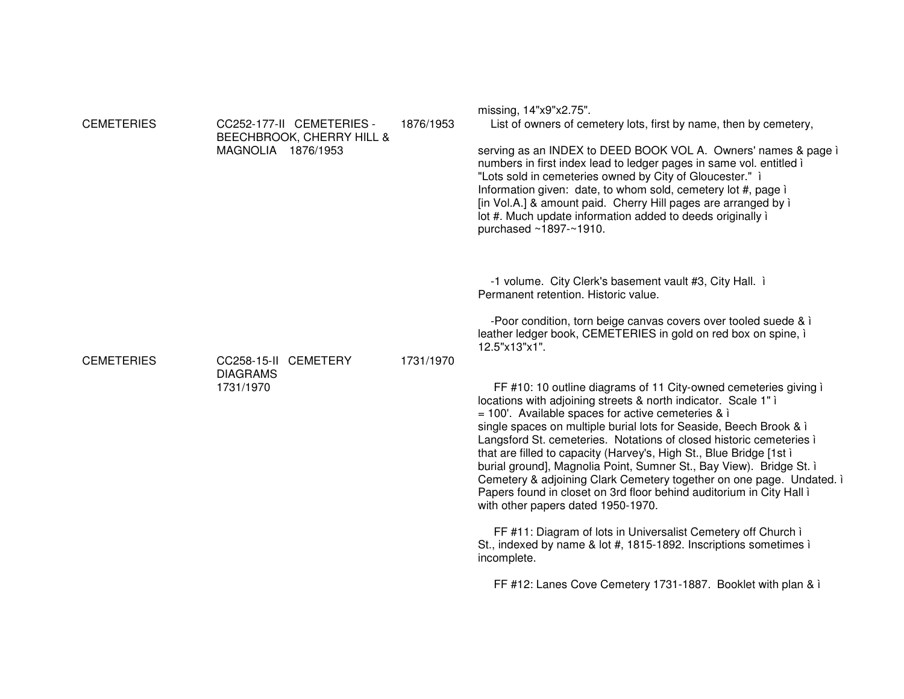| | | | missing, 14"x9"x2.75". |
|---|---|---|---|
| CEMETERIES | CC252-177-II CEMETERIES - BEECHBROOK, CHERRY HILL & MAGNOLIA 1876/1953 | 1876/1953 | List of owners of cemetery lots, first by name, then by cemetery, serving as an INDEX to DEED BOOK VOL A. Owners' names & page ì numbers in first index lead to ledger pages in same vol. entitled ì "Lots sold in cemeteries owned by City of Gloucester." ì Information given: date, to whom sold, cemetery lot #, page ì [in Vol.A.] & amount paid. Cherry Hill pages are arranged by ì lot #. Much update information added to deeds originally ì purchased ~1897-~1910.<br><br>-1 volume. City Clerk's basement vault #3, City Hall. ì Permanent retention. Historic value.<br><br>-Poor condition, torn beige canvas covers over tooled suede & ì leather ledger book, CEMETERIES in gold on red box on spine, ì 12.5"x13"x1". |
| CEMETERIES | CC258-15-II CEMETERY DIAGRAMS 1731/1970 | 1731/1970 | FF #10: 10 outline diagrams of 11 City-owned cemeteries giving ì locations with adjoining streets & north indicator. Scale 1" ì = 100'. Available spaces for active cemeteries & ì single spaces on multiple burial lots for Seaside, Beech Brook & ì Langsford St. cemeteries. Notations of closed historic cemeteries ì that are filled to capacity (Harvey's, High St., Blue Bridge [1st ì burial ground], Magnolia Point, Sumner St., Bay View). Bridge St. ì Cemetery & adjoining Clark Cemetery together on one page. Undated. ì Papers found in closet on 3rd floor behind auditorium in City Hall ì with other papers dated 1950-1970.<br><br>FF #11: Diagram of lots in Universalist Cemetery off Church ì St., indexed by name & lot #, 1815-1892. Inscriptions sometimes ì incomplete.<br><br>FF #12: Lanes Cove Cemetery 1731-1887. Booklet with plan & ì |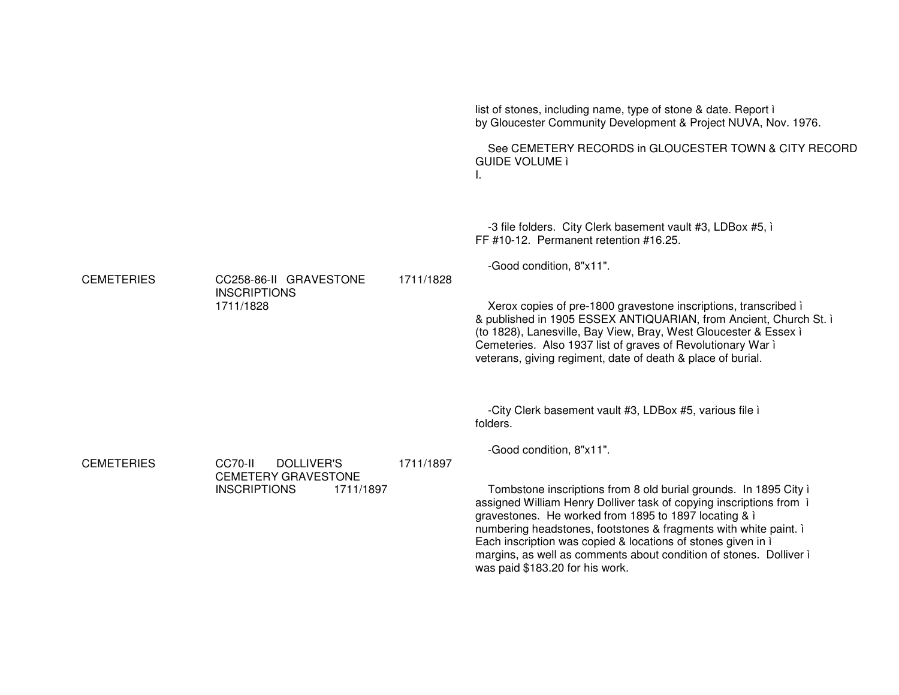list of stones, including name, type of stone & date. Report ì
by Gloucester Community Development & Project NUVA, Nov. 1976.

See CEMETERY RECORDS in GLOUCESTER TOWN & CITY RECORD GUIDE VOLUME ì
I.

-3 file folders. City Clerk basement vault #3, LDBox #5, ì
FF #10-12. Permanent retention #16.25.

-Good condition, 8"x11".

| | | | |
|---|---|---|---|
| CEMETERIES | CC258-86-II GRAVESTONE INSCRIPTIONS 1711/1828 | 1711/1828 | Xerox copies of pre-1800 gravestone inscriptions, transcribed ì & published in 1905 ESSEX ANTIQUARIAN, from Ancient, Church St. ì (to 1828), Lanesville, Bay View, Bray, West Gloucester & Essex ì Cemeteries. Also 1937 list of graves of Revolutionary War ì veterans, giving regiment, date of death & place of burial. |

-City Clerk basement vault #3, LDBox #5, various file ì
folders.

-Good condition, 8"x11".

| | | | |
|---|---|---|---|
| CEMETERIES | CC70-II DOLLIVER'S CEMETERY GRAVESTONE INSCRIPTIONS 1711/1897 | 1711/1897 | Tombstone inscriptions from 8 old burial grounds. In 1895 City ì assigned William Henry Dolliver task of copying inscriptions from ì gravestones. He worked from 1895 to 1897 locating & ì numbering headstones, footstones & fragments with white paint. ì Each inscription was copied & locations of stones given in ì margins, as well as comments about condition of stones. Dolliver ì was paid $183.20 for his work. |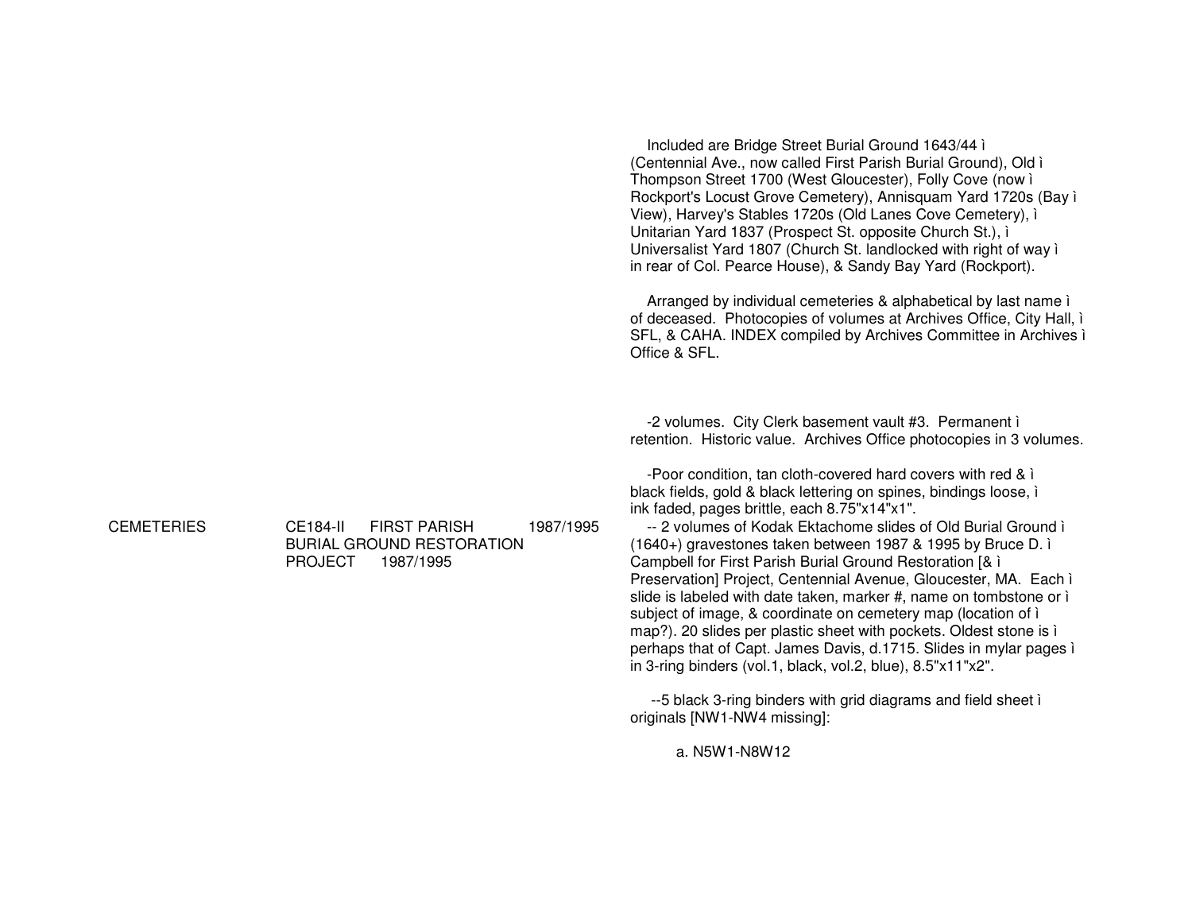Included are Bridge Street Burial Ground 1643/44 ì (Centennial Ave., now called First Parish Burial Ground), Old ì Thompson Street 1700 (West Gloucester), Folly Cove (now ì Rockport's Locust Grove Cemetery), Annisquam Yard 1720s (Bay ì View), Harvey's Stables 1720s (Old Lanes Cove Cemetery), ì Unitarian Yard 1837 (Prospect St. opposite Church St.), ì Universalist Yard 1807 (Church St. landlocked with right of way ì in rear of Col. Pearce House), & Sandy Bay Yard (Rockport).

Arranged by individual cemeteries & alphabetical by last name ì of deceased. Photocopies of volumes at Archives Office, City Hall, ì SFL, & CAHA. INDEX compiled by Archives Committee in Archives ì Office & SFL.

-2 volumes. City Clerk basement vault #3. Permanent ì retention. Historic value. Archives Office photocopies in 3 volumes.

-Poor condition, tan cloth-covered hard covers with red & ì black fields, gold & black lettering on spines, bindings loose, ì ink faded, pages brittle, each 8.75"x14"x1".

| | | | |
|---|---|---|---|
| CEMETERIES | CE184-II FIRST PARISH BURIAL GROUND RESTORATION PROJECT 1987/1995 | 1987/1995 | -- 2 volumes of Kodak Ektachome slides of Old Burial Ground ì (1640+) gravestones taken between 1987 & 1995 by Bruce D. ì Campbell for First Parish Burial Ground Restoration [& ì Preservation] Project, Centennial Avenue, Gloucester, MA. Each ì slide is labeled with date taken, marker #, name on tombstone or ì subject of image, & coordinate on cemetery map (location of ì map?). 20 slides per plastic sheet with pockets. Oldest stone is ì perhaps that of Capt. James Davis, d.1715. Slides in mylar pages ì in 3-ring binders (vol.1, black, vol.2, blue), 8.5"x11"x2". |

--5 black 3-ring binders with grid diagrams and field sheet ì originals [NW1-NW4 missing]:

a. N5W1-N8W12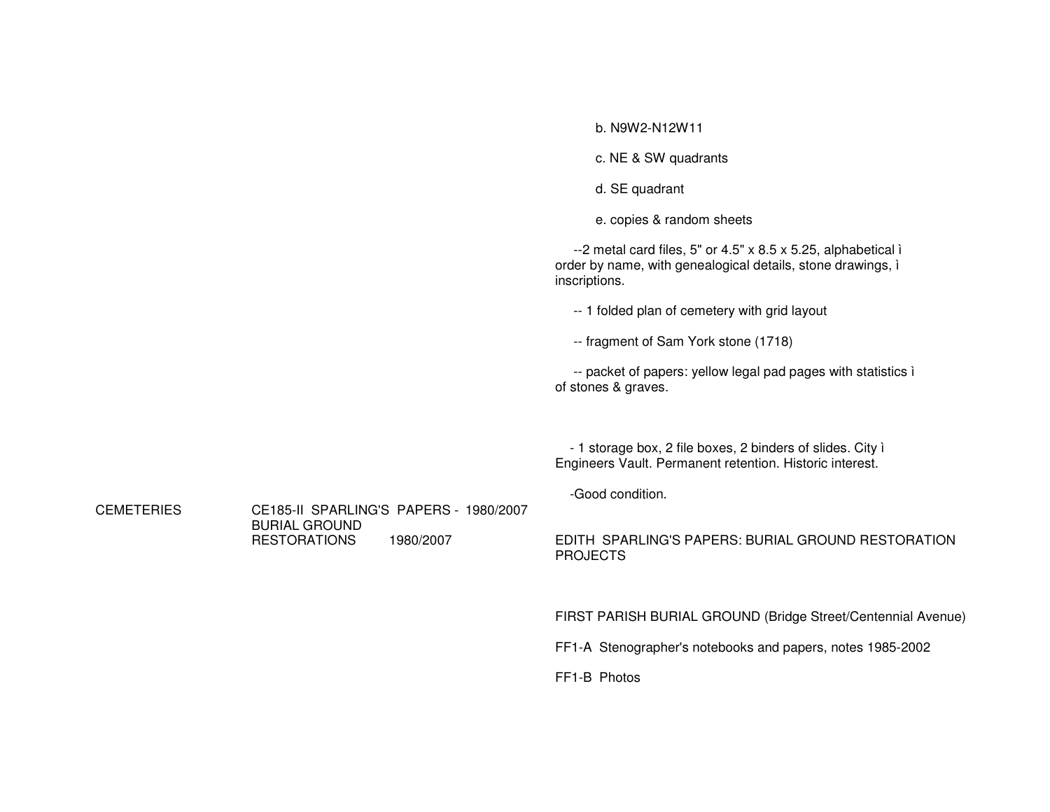b. N9W2-N12W11

c. NE & SW quadrants

d. SE quadrant

e. copies & random sheets

--2 metal card files, 5" or 4.5" x 8.5 x 5.25, alphabetical ì order by name, with genealogical details, stone drawings, ì inscriptions.

-- 1 folded plan of cemetery with grid layout

-- fragment of Sam York stone (1718)

-- packet of papers: yellow legal pad pages with statistics ì of stones & graves.

- 1 storage box, 2 file boxes, 2 binders of slides. City ì Engineers Vault. Permanent retention. Historic interest.

-Good condition.

| CEMETERIES | CE185-II SPARLING'S PAPERS - BURIAL GROUND RESTORATIONS 1980/2007 | 1980/2007 | EDITH SPARLING'S PAPERS: BURIAL GROUND RESTORATION PROJECTS |
|---|---|---|---|

FIRST PARISH BURIAL GROUND (Bridge Street/Centennial Avenue)

FF1-A Stenographer's notebooks and papers, notes 1985-2002

FF1-B Photos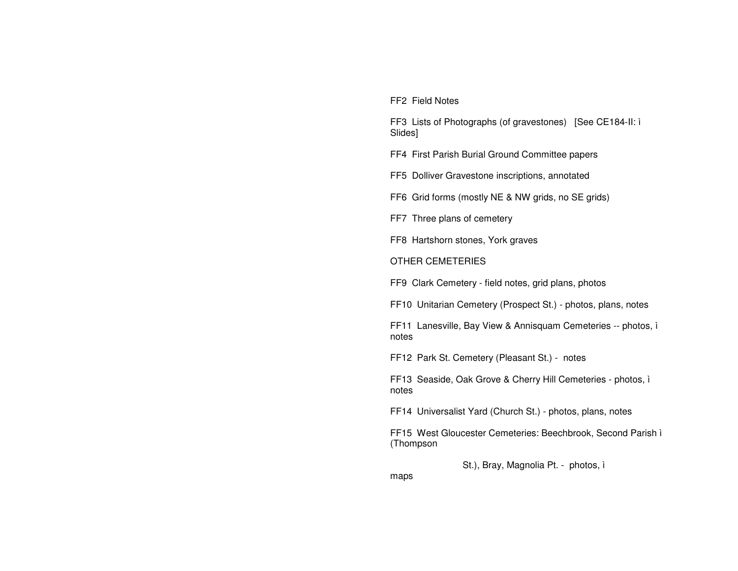FF2 Field Notes

FF3 Lists of Photographs (of gravestones) [See CE184-II: ì Slides]

FF4 First Parish Burial Ground Committee papers

FF5 Dolliver Gravestone inscriptions, annotated

FF6 Grid forms (mostly NE & NW grids, no SE grids)

FF7 Three plans of cemetery

FF8 Hartshorn stones, York graves

OTHER CEMETERIES

FF9 Clark Cemetery - field notes, grid plans, photos

FF10 Unitarian Cemetery (Prospect St.) - photos, plans, notes

FF11 Lanesville, Bay View & Annisquam Cemeteries -- photos, ì notes

FF12 Park St. Cemetery (Pleasant St.) - notes

FF13 Seaside, Oak Grove & Cherry Hill Cemeteries - photos, ì notes

FF14 Universalist Yard (Church St.) - photos, plans, notes

FF15 West Gloucester Cemeteries: Beechbrook, Second Parish ì (Thompson

St.), Bray, Magnolia Pt. - photos, ì maps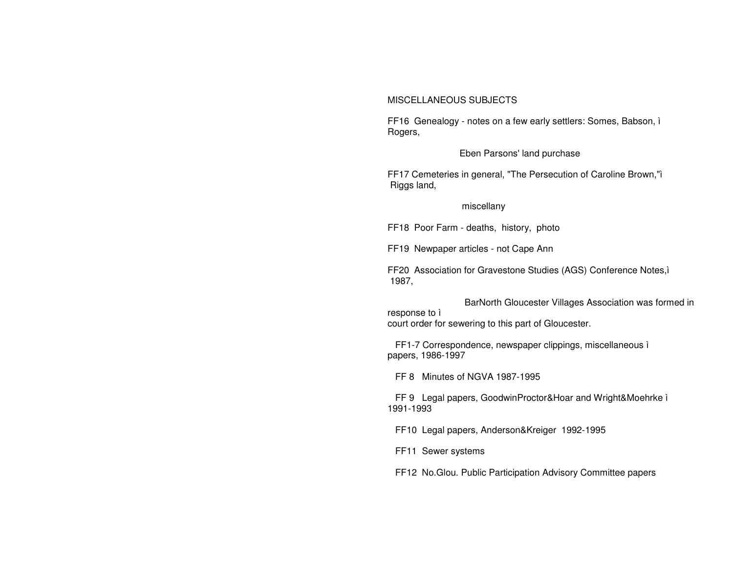MISCELLANEOUS SUBJECTS

FF16 Genealogy - notes on a few early settlers: Somes, Babson, ì Rogers,

Eben Parsons' land purchase

FF17 Cemeteries in general, "The Persecution of Caroline Brown,"ì Riggs land,

miscellany

FF18 Poor Farm - deaths, history, photo

FF19 Newpaper articles - not Cape Ann

FF20 Association for Gravestone Studies (AGS) Conference Notes,ì 1987,

BarNorth Gloucester Villages Association was formed in response to ì
court order for sewering to this part of Gloucester.

FF1-7 Correspondence, newspaper clippings, miscellaneous ì papers, 1986-1997

FF 8 Minutes of NGVA 1987-1995

FF 9 Legal papers, GoodwinProctor&Hoar and Wright&Moehrke ì 1991-1993

FF10 Legal papers, Anderson&Kreiger 1992-1995

FF11 Sewer systems

FF12 No.Glou. Public Participation Advisory Committee papers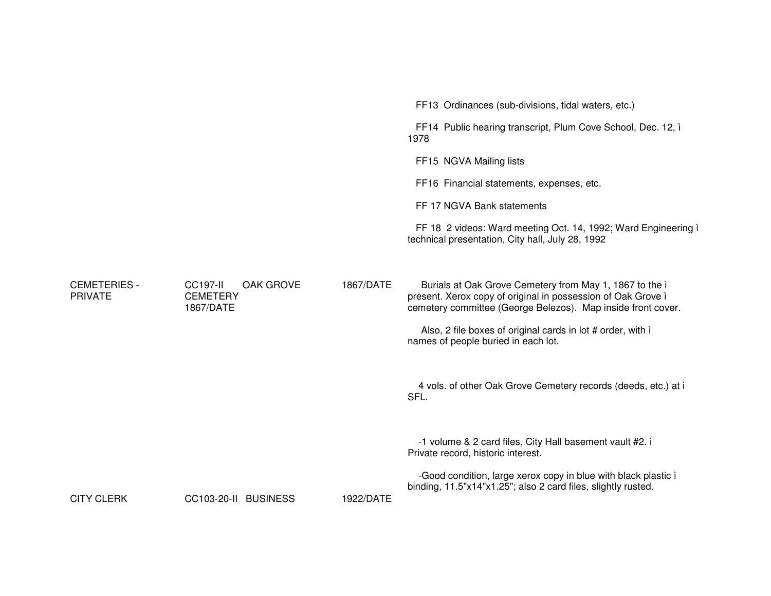| | | | |
|---|---|---|---|
| | | | FF13 Ordinances (sub-divisions, tidal waters, etc.)<br><br>FF14 Public hearing transcript, Plum Cove School, Dec. 12, ì 1978<br><br>FF15 NGVA Mailing lists<br><br>FF16 Financial statements, expenses, etc.<br><br>FF 17 NGVA Bank statements<br><br>FF 18 2 videos: Ward meeting Oct. 14, 1992; Ward Engineering ì technical presentation, City hall, July 28, 1992 |
| CEMETERIES - PRIVATE | CC197-II OAK GROVE CEMETERY 1867/DATE | 1867/DATE | Burials at Oak Grove Cemetery from May 1, 1867 to the ì present. Xerox copy of original in possession of Oak Grove ì cemetery committee (George Belezos). Map inside front cover.<br><br>Also, 2 file boxes of original cards in lot # order, with ì names of people buried in each lot.<br><br>4 vols. of other Oak Grove Cemetery records (deeds, etc.) at ì SFL.<br><br>-1 volume & 2 card files, City Hall basement vault #2. ì Private record, historic interest.<br><br>-Good condition, large xerox copy in blue with black plastic ì binding, 11.5"x14"x1.25"; also 2 card files, slightly rusted. |
| CITY CLERK | CC103-20-II BUSINESS | 1922/DATE | |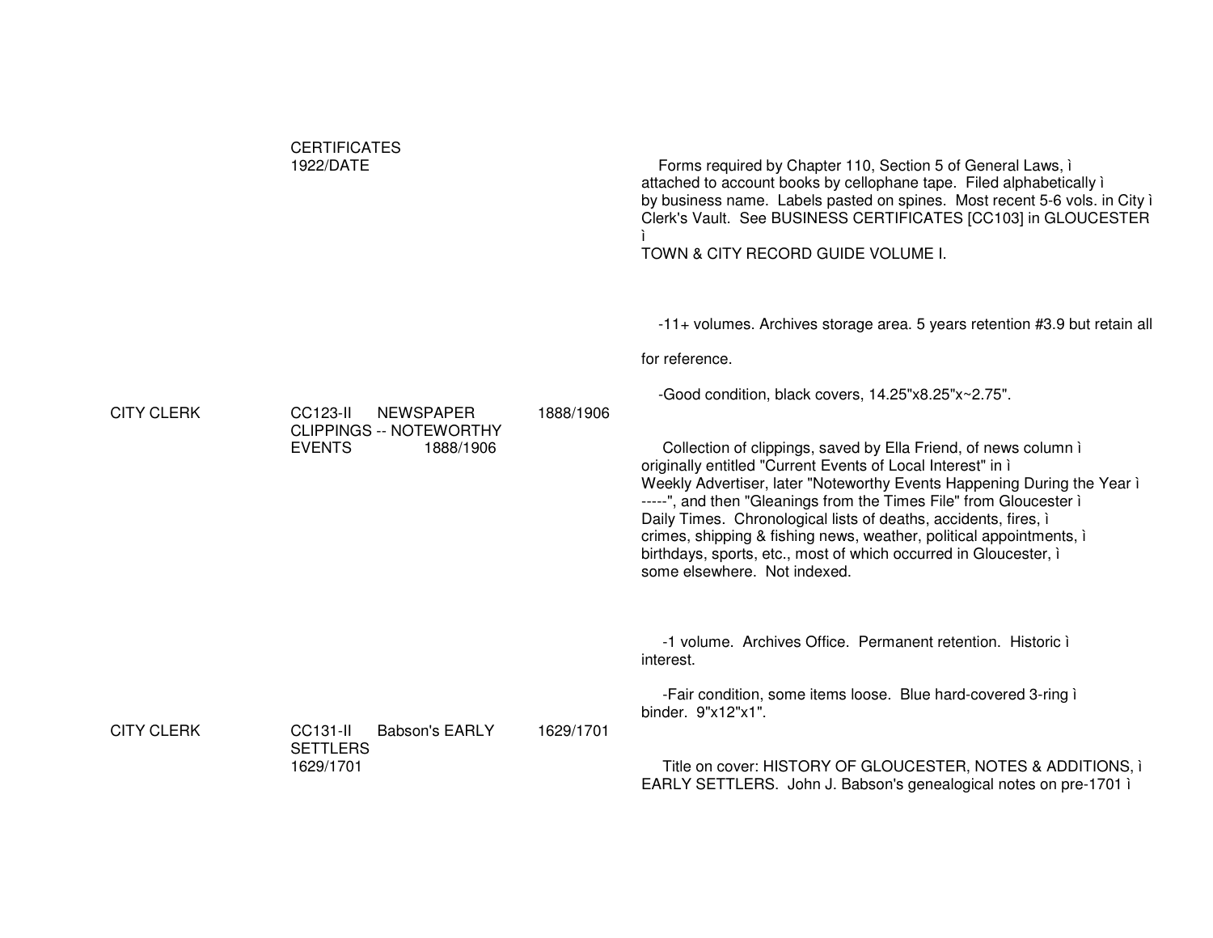CERTIFICATES
1922/DATE

Forms required by Chapter 110, Section 5 of General Laws, ì
attached to account books by cellophane tape. Filed alphabetically ì
by business name. Labels pasted on spines. Most recent 5-6 vols. in City ì
Clerk's Vault. See BUSINESS CERTIFICATES [CC103] in GLOUCESTER
ì
TOWN & CITY RECORD GUIDE VOLUME I.

-11+ volumes. Archives storage area. 5 years retention #3.9 but retain all

for reference.

-Good condition, black covers, 14.25"x8.25"x~2.75".

CITY CLERK CC123-II NEWSPAPER CLIPPINGS -- NOTEWORTHY EVENTS 1888/1906 1888/1906

Collection of clippings, saved by Ella Friend, of news column ì
originally entitled "Current Events of Local Interest" in ì
Weekly Advertiser, later "Noteworthy Events Happening During the Year ì
-----", and then "Gleanings from the Times File" from Gloucester ì
Daily Times. Chronological lists of deaths, accidents, fires, ì
crimes, shipping & fishing news, weather, political appointments, ì
birthdays, sports, etc., most of which occurred in Gloucester, ì
some elsewhere. Not indexed.

-1 volume. Archives Office. Permanent retention. Historic ì
interest.

-Fair condition, some items loose. Blue hard-covered 3-ring ì
binder. 9"x12"x1".

CITY CLERK CC131-II Babson's EARLY SETTLERS 1629/1701 1629/1701

Title on cover: HISTORY OF GLOUCESTER, NOTES & ADDITIONS, ì
EARLY SETTLERS. John J. Babson's genealogical notes on pre-1701 ì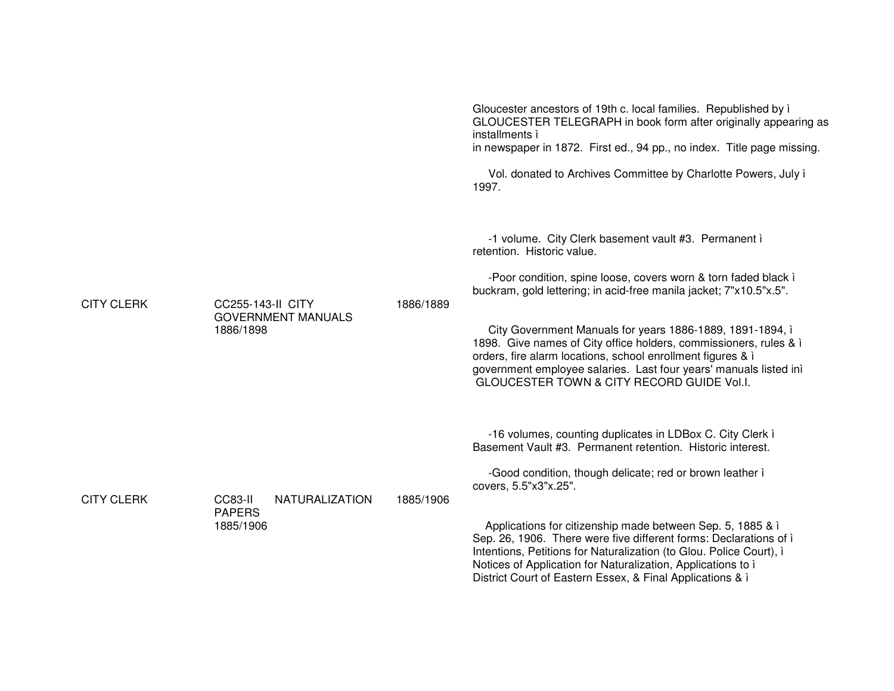Gloucester ancestors of 19th c. local families. Republished by ì GLOUCESTER TELEGRAPH in book form after originally appearing as installments ì
in newspaper in 1872. First ed., 94 pp., no index. Title page missing.

Vol. donated to Archives Committee by Charlotte Powers, July ì 1997.

-1 volume. City Clerk basement vault #3. Permanent ì retention. Historic value.

-Poor condition, spine loose, covers worn & torn faded black ì buckram, gold lettering; in acid-free manila jacket; 7"x10.5"x.5".

| | | | |
|---|---|---|---|
| CITY CLERK | CC255-143-II CITY GOVERNMENT MANUALS 1886/1898 | 1886/1889 | City Government Manuals for years 1886-1889, 1891-1894, ì 1898. Give names of City office holders, commissioners, rules & ì orders, fire alarm locations, school enrollment figures & ì government employee salaries. Last four years' manuals listed inì GLOUCESTER TOWN & CITY RECORD GUIDE Vol.I.<br><br>-16 volumes, counting duplicates in LDBox C. City Clerk ì Basement Vault #3. Permanent retention. Historic interest.<br><br>-Good condition, though delicate; red or brown leather ì covers, 5.5"x3"x.25". |
| CITY CLERK | CC83-II NATURALIZATION PAPERS 1885/1906 | 1885/1906 | Applications for citizenship made between Sep. 5, 1885 & ì Sep. 26, 1906. There were five different forms: Declarations of ì Intentions, Petitions for Naturalization (to Glou. Police Court), ì Notices of Application for Naturalization, Applications to ì District Court of Eastern Essex, & Final Applications & ì |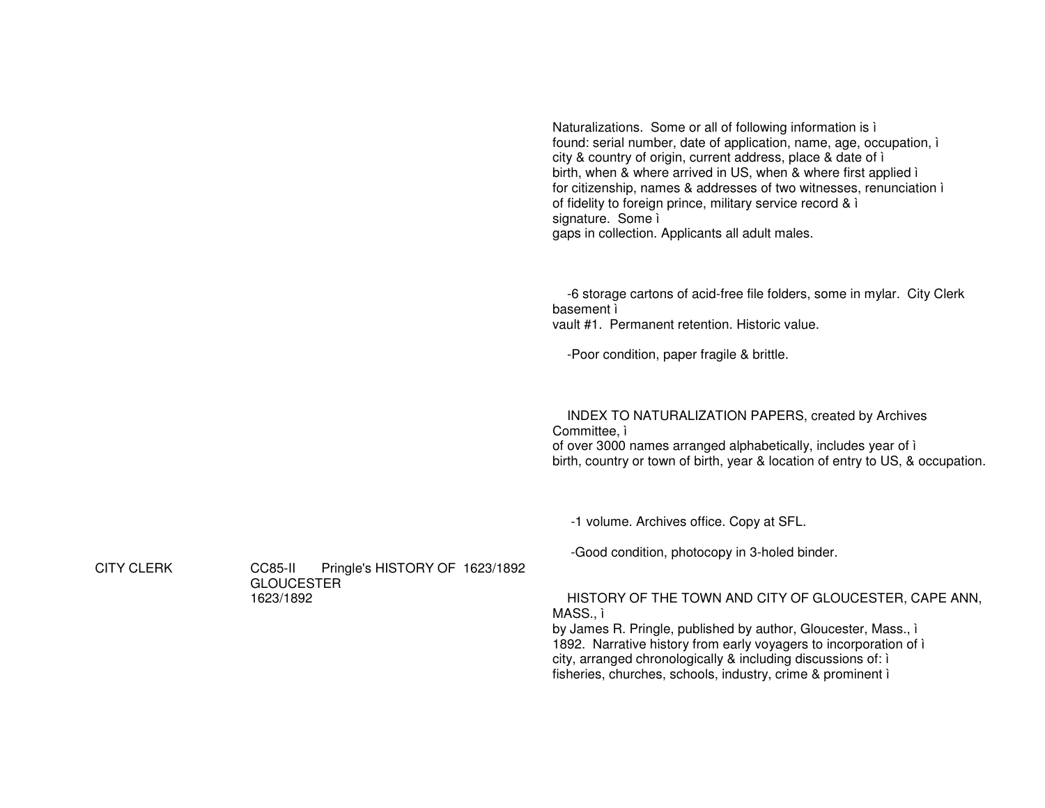Naturalizations. Some or all of following information is ì
found: serial number, date of application, name, age, occupation, ì
city & country of origin, current address, place & date of ì
birth, when & where arrived in US, when & where first applied ì
for citizenship, names & addresses of two witnesses, renunciation ì
of fidelity to foreign prince, military service record & ì
signature. Some ì
gaps in collection. Applicants all adult males.

-6 storage cartons of acid-free file folders, some in mylar. City Clerk basement ì
vault #1. Permanent retention. Historic value.

-Poor condition, paper fragile & brittle.

INDEX TO NATURALIZATION PAPERS, created by Archives Committee, ì
of over 3000 names arranged alphabetically, includes year of ì
birth, country or town of birth, year & location of entry to US, & occupation.

-1 volume. Archives office. Copy at SFL.

-Good condition, photocopy in 3-holed binder.

CITY CLERK | CC85-II | Pringle's HISTORY OF GLOUCESTER 1623/1892 | 1623/1892

HISTORY OF THE TOWN AND CITY OF GLOUCESTER, CAPE ANN, MASS., ì
by James R. Pringle, published by author, Gloucester, Mass., ì
1892. Narrative history from early voyagers to incorporation of ì
city, arranged chronologically & including discussions of: ì
fisheries, churches, schools, industry, crime & prominent ì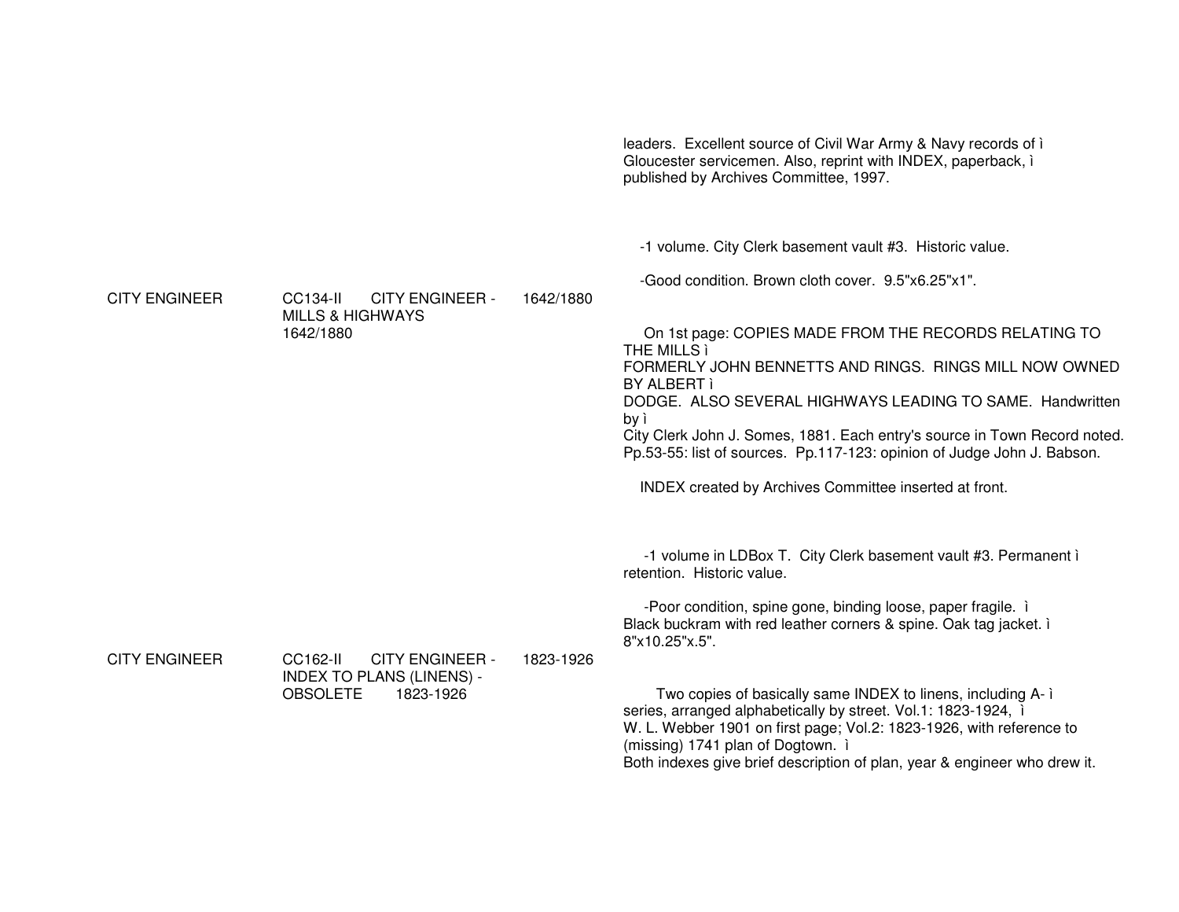leaders. Excellent source of Civil War Army & Navy records of ì
Gloucester servicemen. Also, reprint with INDEX, paperback, ì
published by Archives Committee, 1997.

-1 volume. City Clerk basement vault #3. Historic value.

-Good condition. Brown cloth cover. 9.5"x6.25"x1".

| | | | |
|---|---|---|---|
| CITY ENGINEER | CC134-II CITY ENGINEER - MILLS & HIGHWAYS 1642/1880 | 1642/1880 | On 1st page: COPIES MADE FROM THE RECORDS RELATING TO THE MILLS ì FORMERLY JOHN BENNETTS AND RINGS. RINGS MILL NOW OWNED BY ALBERT ì DODGE. ALSO SEVERAL HIGHWAYS LEADING TO SAME. Handwritten by ì City Clerk John J. Somes, 1881. Each entry's source in Town Record noted. Pp.53-55: list of sources. Pp.117-123: opinion of Judge John J. Babson.<br><br>INDEX created by Archives Committee inserted at front.<br><br>-1 volume in LDBox T. City Clerk basement vault #3. Permanent ì retention. Historic value.<br><br>-Poor condition, spine gone, binding loose, paper fragile. ì Black buckram with red leather corners & spine. Oak tag jacket. ì 8"x10.25"x.5". |
| CITY ENGINEER | CC162-II CITY ENGINEER - INDEX TO PLANS (LINENS) - OBSOLETE 1823-1926 | 1823-1926 | Two copies of basically same INDEX to linens, including A- ì series, arranged alphabetically by street. Vol.1: 1823-1924, ì W. L. Webber 1901 on first page; Vol.2: 1823-1926, with reference to (missing) 1741 plan of Dogtown. ì Both indexes give brief description of plan, year & engineer who drew it. |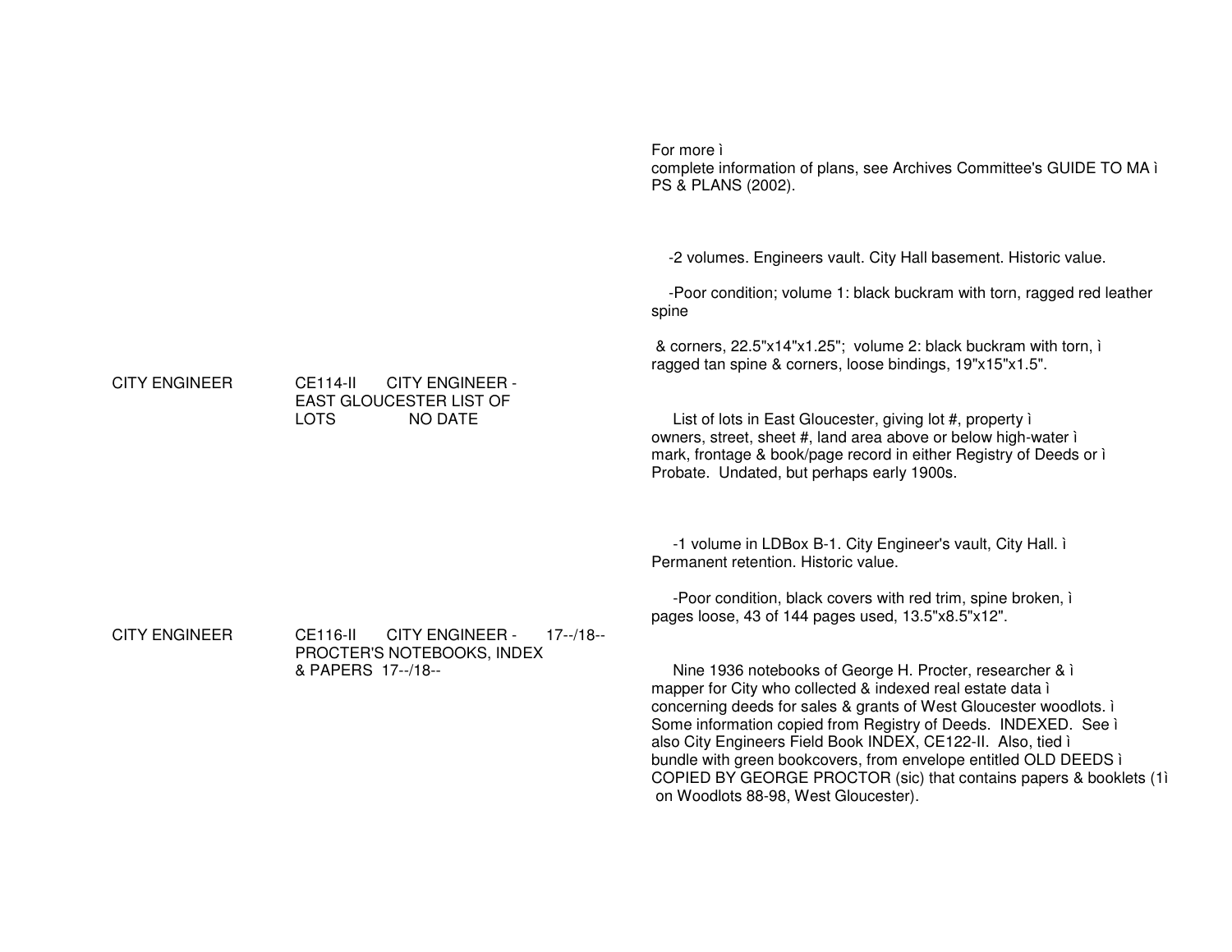For more ì
complete information of plans, see Archives Committee's GUIDE TO MA ì
PS & PLANS (2002).

-2 volumes. Engineers vault. City Hall basement. Historic value.

-Poor condition; volume 1: black buckram with torn, ragged red leather spine

& corners, 22.5"x14"x1.25"; volume 2: black buckram with torn, ì
ragged tan spine & corners, loose bindings, 19"x15"x1.5".

CITY ENGINEER CE114-II CITY ENGINEER - EAST GLOUCESTER LIST OF LOTS NO DATE

List of lots in East Gloucester, giving lot #, property ì
owners, street, sheet #, land area above or below high-water ì
mark, frontage & book/page record in either Registry of Deeds or ì
Probate. Undated, but perhaps early 1900s.

-1 volume in LDBox B-1. City Engineer's vault, City Hall. ì
Permanent retention. Historic value.

-Poor condition, black covers with red trim, spine broken, ì
pages loose, 43 of 144 pages used, 13.5"x8.5"x12".

CITY ENGINEER CE116-II CITY ENGINEER - PROCTER'S NOTEBOOKS, INDEX & PAPERS 17--/18-- 17--/18--

Nine 1936 notebooks of George H. Procter, researcher & ì
mapper for City who collected & indexed real estate data ì
concerning deeds for sales & grants of West Gloucester woodlots. ì
Some information copied from Registry of Deeds. INDEXED. See ì
also City Engineers Field Book INDEX, CE122-II. Also, tied ì
bundle with green bookcovers, from envelope entitled OLD DEEDS ì
COPIED BY GEORGE PROCTOR (sic) that contains papers & booklets (1ì
on Woodlots 88-98, West Gloucester).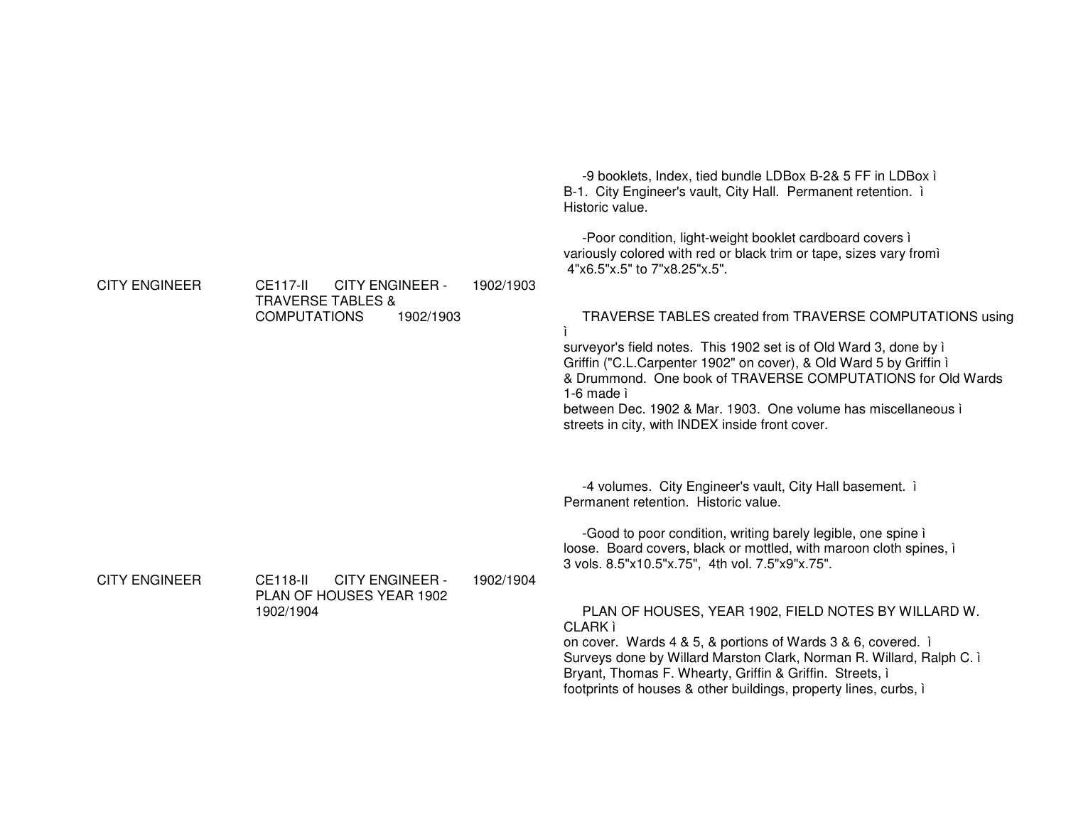| | | | |
|---|---|---|---|
| CITY ENGINEER | CE117-II CITY ENGINEER - TRAVERSE TABLES & COMPUTATIONS 1902/1903 | 1902/1903 | -9 booklets, Index, tied bundle LDBox B-2& 5 FF in LDBox ì B-1. City Engineer's vault, City Hall. Permanent retention. ì Historic value.<br><br>-Poor condition, light-weight booklet cardboard covers ì variously colored with red or black trim or tape, sizes vary fromì 4"x6.5"x.5" to 7"x8.25"x.5".<br><br>TRAVERSE TABLES created from TRAVERSE COMPUTATIONS using ì surveyor's field notes. This 1902 set is of Old Ward 3, done by ì Griffin ("C.L.Carpenter 1902" on cover), & Old Ward 5 by Griffin ì & Drummond. One book of TRAVERSE COMPUTATIONS for Old Wards 1-6 made ì between Dec. 1902 & Mar. 1903. One volume has miscellaneous ì streets in city, with INDEX inside front cover. |
| CITY ENGINEER | CE118-II CITY ENGINEER - PLAN OF HOUSES YEAR 1902 1902/1904 | 1902/1904 | -4 volumes. City Engineer's vault, City Hall basement. ì Permanent retention. Historic value.<br><br>-Good to poor condition, writing barely legible, one spine ì loose. Board covers, black or mottled, with maroon cloth spines, ì 3 vols. 8.5"x10.5"x.75", 4th vol. 7.5"x9"x.75".<br><br>PLAN OF HOUSES, YEAR 1902, FIELD NOTES BY WILLARD W. CLARK ì on cover. Wards 4 & 5, & portions of Wards 3 & 6, covered. ì Surveys done by Willard Marston Clark, Norman R. Willard, Ralph C. ì Bryant, Thomas F. Whearty, Griffin & Griffin. Streets, ì footprints of houses & other buildings, property lines, curbs, ì |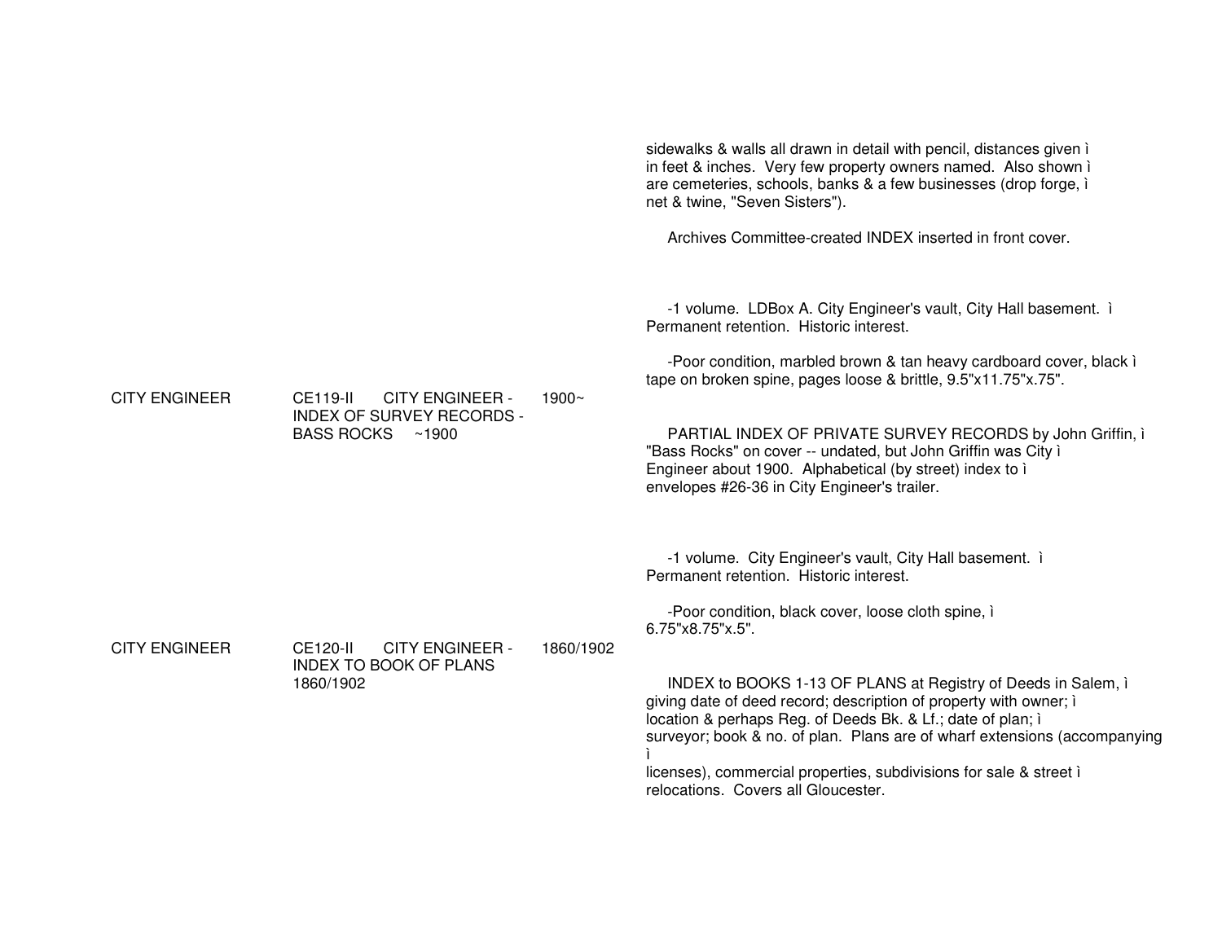sidewalks & walls all drawn in detail with pencil, distances given ì
in feet & inches. Very few property owners named. Also shown ì
are cemeteries, schools, banks & a few businesses (drop forge, ì
net & twine, "Seven Sisters").

Archives Committee-created INDEX inserted in front cover.

-1 volume. LDBox A. City Engineer's vault, City Hall basement. ì
Permanent retention. Historic interest.

-Poor condition, marbled brown & tan heavy cardboard cover, black ì
tape on broken spine, pages loose & brittle, 9.5"x11.75"x.75".

CITY ENGINEER | CE119-II | CITY ENGINEER - INDEX OF SURVEY RECORDS - BASS ROCKS ~1900 | 1900~

PARTIAL INDEX OF PRIVATE SURVEY RECORDS by John Griffin, ì
"Bass Rocks" on cover -- undated, but John Griffin was City ì
Engineer about 1900. Alphabetical (by street) index to ì
envelopes #26-36 in City Engineer's trailer.

-1 volume. City Engineer's vault, City Hall basement. ì
Permanent retention. Historic interest.

-Poor condition, black cover, loose cloth spine, ì
6.75"x8.75"x.5".

CITY ENGINEER | CE120-II | CITY ENGINEER - INDEX TO BOOK OF PLANS 1860/1902 | 1860/1902

INDEX to BOOKS 1-13 OF PLANS at Registry of Deeds in Salem, ì
giving date of deed record; description of property with owner; ì
location & perhaps Reg. of Deeds Bk. & Lf.; date of plan; ì
surveyor; book & no. of plan. Plans are of wharf extensions (accompanying ì
licenses), commercial properties, subdivisions for sale & street ì
relocations. Covers all Gloucester.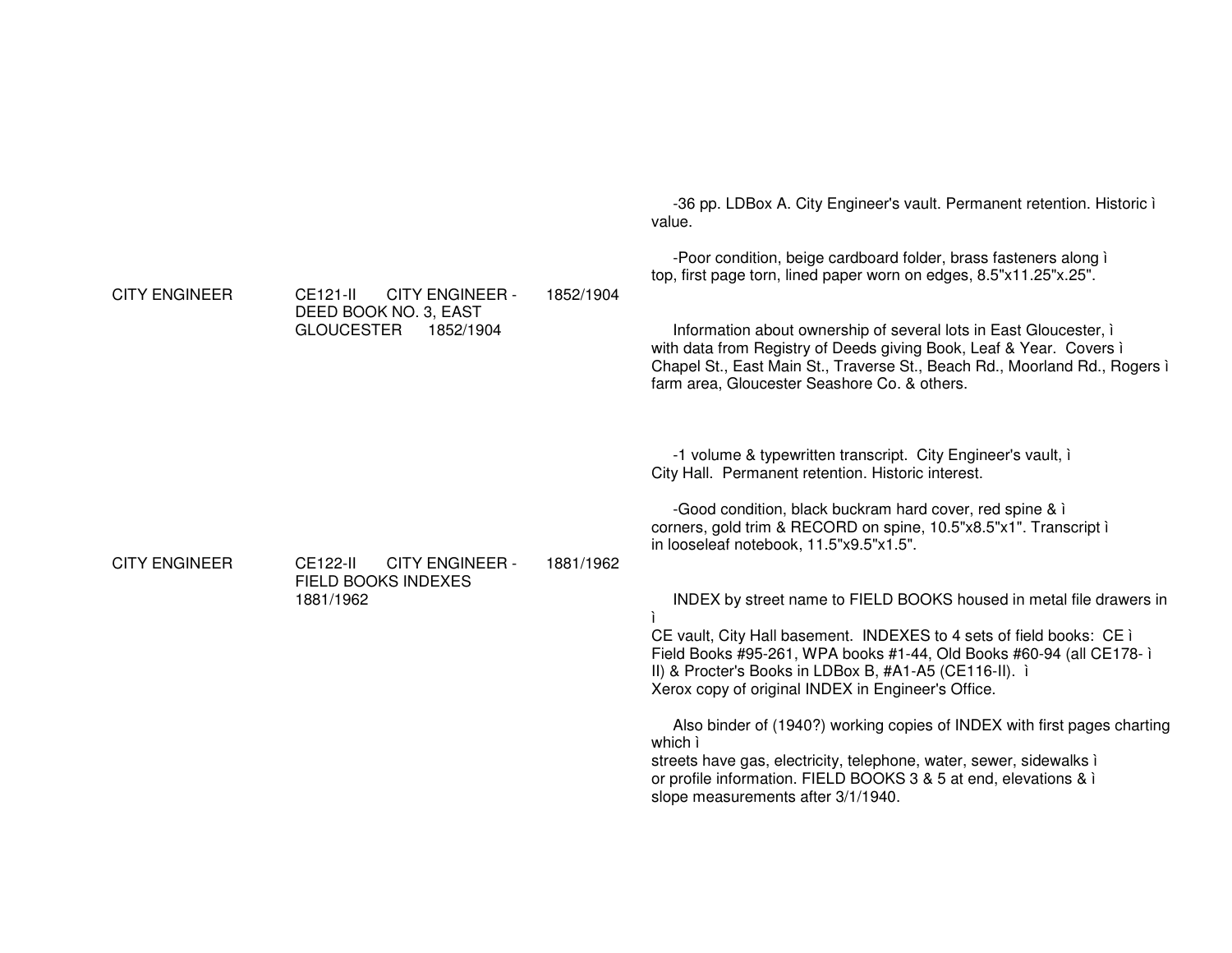| | | | |
|---|---|---|---|
| CITY ENGINEER | CE121-II CITY ENGINEER - DEED BOOK NO. 3, EAST GLOUCESTER 1852/1904 | 1852/1904 | -36 pp. LDBox A. City Engineer's vault. Permanent retention. Historic value.<br><br>-Poor condition, beige cardboard folder, brass fasteners along top, first page torn, lined paper worn on edges, 8.5"x11.25"x.25".<br><br>Information about ownership of several lots in East Gloucester, with data from Registry of Deeds giving Book, Leaf & Year. Covers Chapel St., East Main St., Traverse St., Beach Rd., Moorland Rd., Rogers farm area, Gloucester Seashore Co. & others. |
| CITY ENGINEER | CE122-II CITY ENGINEER - FIELD BOOKS INDEXES 1881/1962 | 1881/1962 | -1 volume & typewritten transcript. City Engineer's vault, City Hall. Permanent retention. Historic interest.<br><br>-Good condition, black buckram hard cover, red spine & corners, gold trim & RECORD on spine, 10.5"x8.5"x1". Transcript in looseleaf notebook, 11.5"x9.5"x1.5".<br><br>INDEX by street name to FIELD BOOKS housed in metal file drawers in CE vault, City Hall basement. INDEXES to 4 sets of field books: CE Field Books #95-261, WPA books #1-44, Old Books #60-94 (all CE178-II) & Procter's Books in LDBox B, #A1-A5 (CE116-II). Xerox copy of original INDEX in Engineer's Office.<br><br>Also binder of (1940?) working copies of INDEX with first pages charting which streets have gas, electricity, telephone, water, sewer, sidewalks or profile information. FIELD BOOKS 3 & 5 at end, elevations & slope measurements after 3/1/1940. |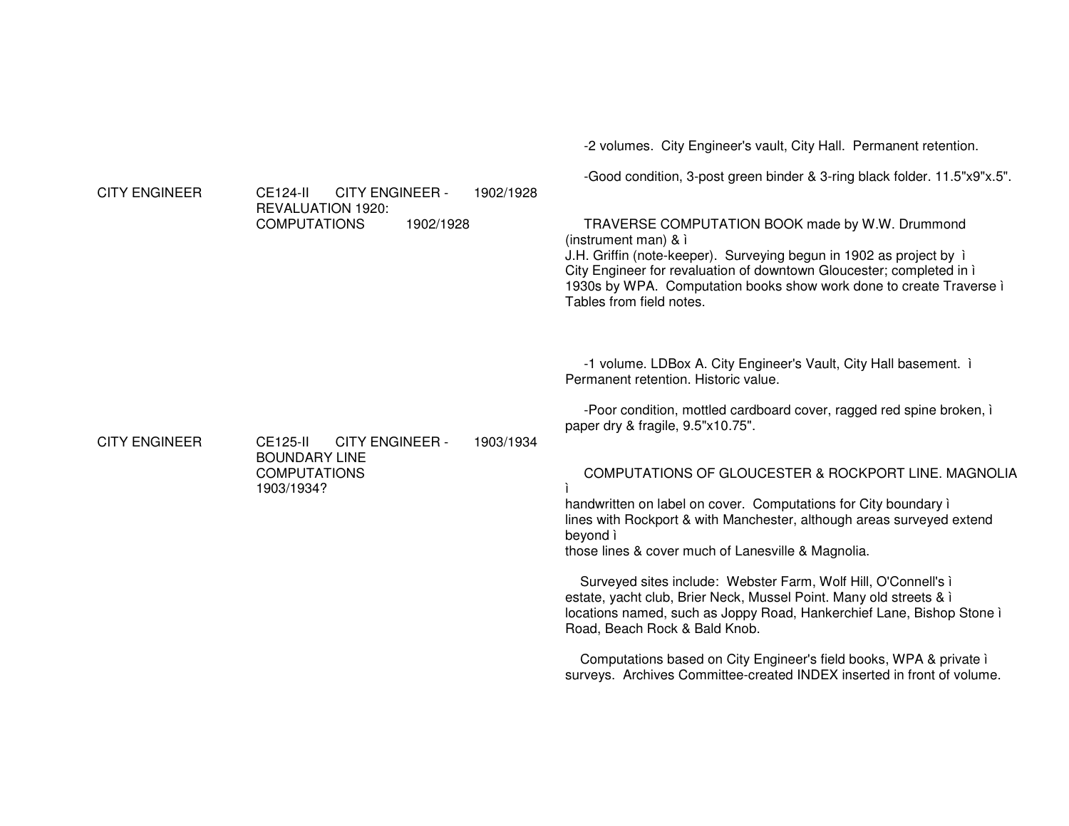-2 volumes. City Engineer's vault, City Hall. Permanent retention.

-Good condition, 3-post green binder & 3-ring black folder. 11.5"x9"x.5".

| | | | |
|---|---|---|---|
| CITY ENGINEER | CE124-II CITY ENGINEER - REVALUATION 1920: COMPUTATIONS 1902/1928 | 1902/1928 | TRAVERSE COMPUTATION BOOK made by W.W. Drummond (instrument man) & ì J.H. Griffin (note-keeper). Surveying begun in 1902 as project by ì City Engineer for revaluation of downtown Gloucester; completed in ì 1930s by WPA. Computation books show work done to create Traverse ì Tables from field notes.<br><br>-1 volume. LDBox A. City Engineer's Vault, City Hall basement. ì Permanent retention. Historic value.<br><br>-Poor condition, mottled cardboard cover, ragged red spine broken, ì paper dry & fragile, 9.5"x10.75". |
| CITY ENGINEER | CE125-II CITY ENGINEER - BOUNDARY LINE COMPUTATIONS 1903/1934? | 1903/1934 | COMPUTATIONS OF GLOUCESTER & ROCKPORT LINE. MAGNOLIA ì handwritten on label on cover. Computations for City boundary ì lines with Rockport & with Manchester, although areas surveyed extend beyond ì those lines & cover much of Lanesville & Magnolia.<br><br>Surveyed sites include: Webster Farm, Wolf Hill, O'Connell's ì estate, yacht club, Brier Neck, Mussel Point. Many old streets & ì locations named, such as Joppy Road, Hankerchief Lane, Bishop Stone ì Road, Beach Rock & Bald Knob.<br><br>Computations based on City Engineer's field books, WPA & private ì surveys. Archives Committee-created INDEX inserted in front of volume. |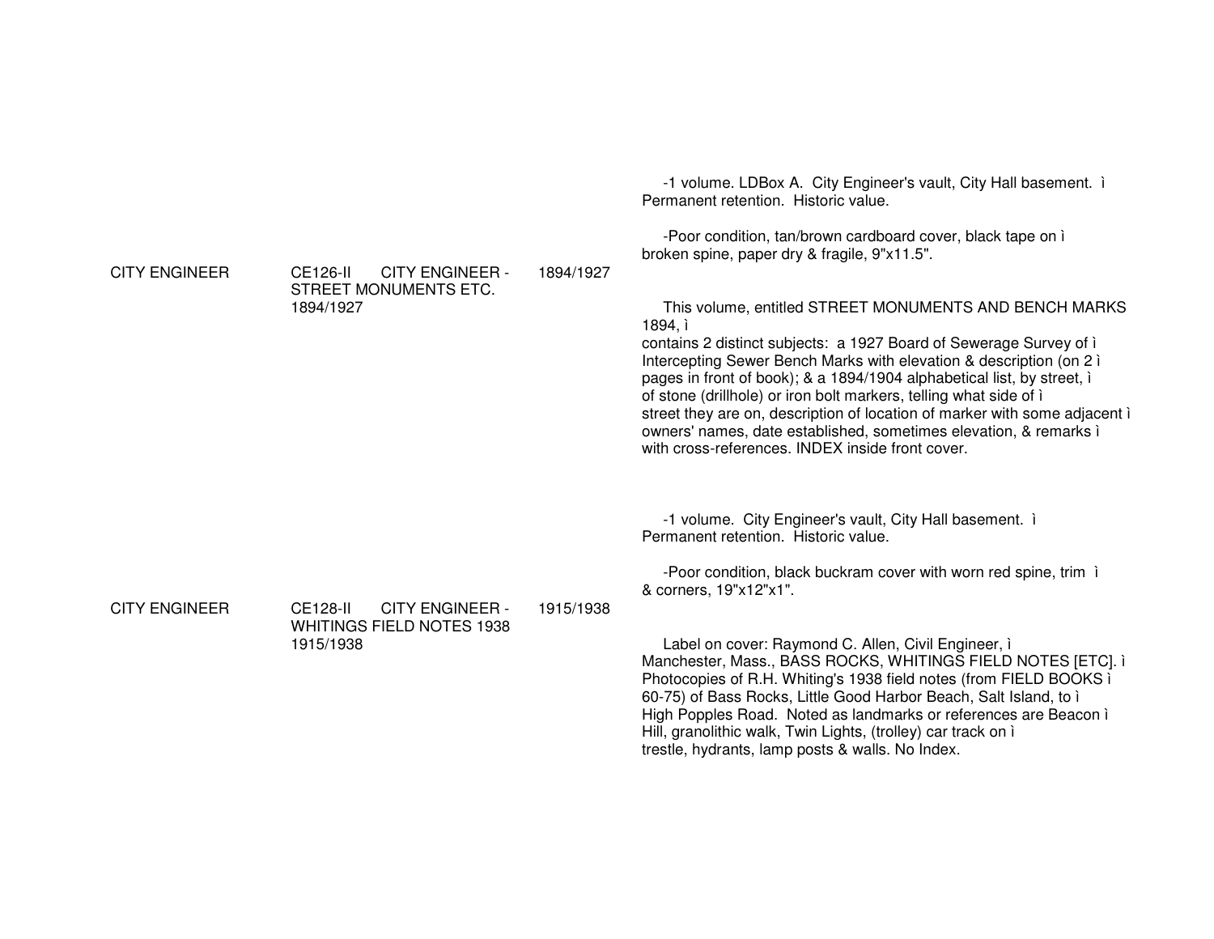| | | | |
|---|---|---|---|
| CITY ENGINEER | CE126-II CITY ENGINEER - STREET MONUMENTS ETC. 1894/1927 | 1894/1927 | -1 volume. LDBox A. City Engineer's vault, City Hall basement. ì Permanent retention. Historic value.<br><br>-Poor condition, tan/brown cardboard cover, black tape on ì broken spine, paper dry & fragile, 9"x11.5".<br><br>This volume, entitled STREET MONUMENTS AND BENCH MARKS 1894, ì contains 2 distinct subjects: a 1927 Board of Sewerage Survey of ì Intercepting Sewer Bench Marks with elevation & description (on 2 ì pages in front of book); & a 1894/1904 alphabetical list, by street, ì of stone (drillhole) or iron bolt markers, telling what side of ì street they are on, description of location of marker with some adjacent ì owners' names, date established, sometimes elevation, & remarks ì with cross-references. INDEX inside front cover. |
| CITY ENGINEER | CE128-II CITY ENGINEER - WHITINGS FIELD NOTES 1938 1915/1938 | 1915/1938 | -1 volume. City Engineer's vault, City Hall basement. ì Permanent retention. Historic value.<br><br>-Poor condition, black buckram cover with worn red spine, trim ì & corners, 19"x12"x1".<br><br>Label on cover: Raymond C. Allen, Civil Engineer, ì Manchester, Mass., BASS ROCKS, WHITINGS FIELD NOTES [ETC]. ì Photocopies of R.H. Whiting's 1938 field notes (from FIELD BOOKS ì 60-75) of Bass Rocks, Little Good Harbor Beach, Salt Island, to ì High Popples Road. Noted as landmarks or references are Beacon ì Hill, granolithic walk, Twin Lights, (trolley) car track on ì trestle, hydrants, lamp posts & walls. No Index. |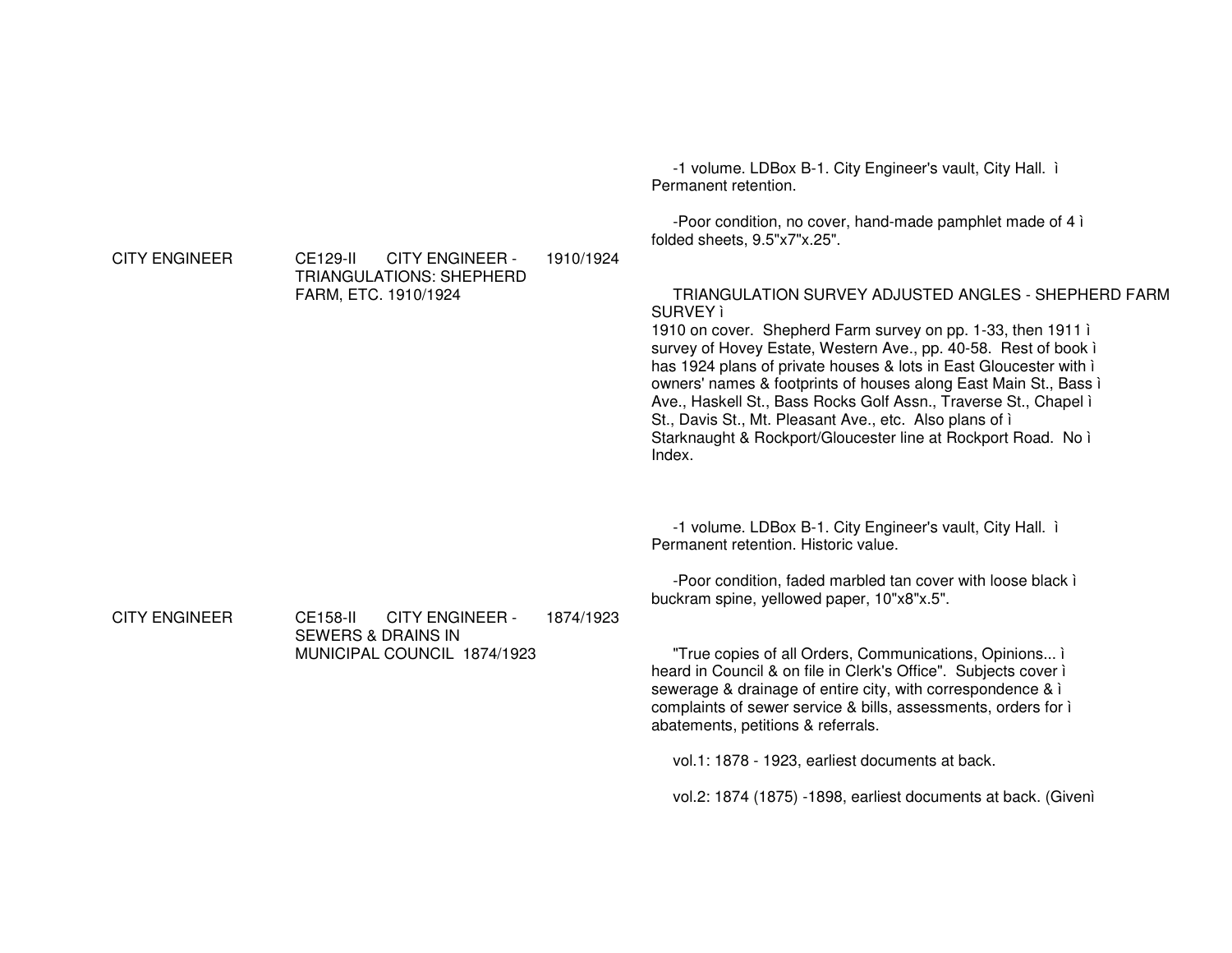| | | | |
|---|---|---|---|
| CITY ENGINEER | CE129-II CITY ENGINEER - TRIANGULATIONS: SHEPHERD FARM, ETC. 1910/1924 | 1910/1924 | -1 volume. LDBox B-1. City Engineer's vault, City Hall. ì Permanent retention.<br><br>-Poor condition, no cover, hand-made pamphlet made of 4 ì folded sheets, 9.5"x7"x.25".<br><br>TRIANGULATION SURVEY ADJUSTED ANGLES - SHEPHERD FARM SURVEY ì<br>1910 on cover. Shepherd Farm survey on pp. 1-33, then 1911 ì survey of Hovey Estate, Western Ave., pp. 40-58. Rest of book ì has 1924 plans of private houses & lots in East Gloucester with ì owners' names & footprints of houses along East Main St., Bass ì Ave., Haskell St., Bass Rocks Golf Assn., Traverse St., Chapel ì St., Davis St., Mt. Pleasant Ave., etc. Also plans of ì Starknaught & Rockport/Gloucester line at Rockport Road. No ì Index. |
| CITY ENGINEER | CE158-II CITY ENGINEER - SEWERS & DRAINS IN MUNICIPAL COUNCIL 1874/1923 | 1874/1923 | -1 volume. LDBox B-1. City Engineer's vault, City Hall. ì Permanent retention. Historic value.<br><br>-Poor condition, faded marbled tan cover with loose black ì buckram spine, yellowed paper, 10"x8"x.5".<br><br>"True copies of all Orders, Communications, Opinions... ì heard in Council & on file in Clerk's Office". Subjects cover ì sewerage & drainage of entire city, with correspondence & ì complaints of sewer service & bills, assessments, orders for ì abatements, petitions & referrals.<br><br>vol.1: 1878 - 1923, earliest documents at back.<br><br>vol.2: 1874 (1875) -1898, earliest documents at back. (Givenì |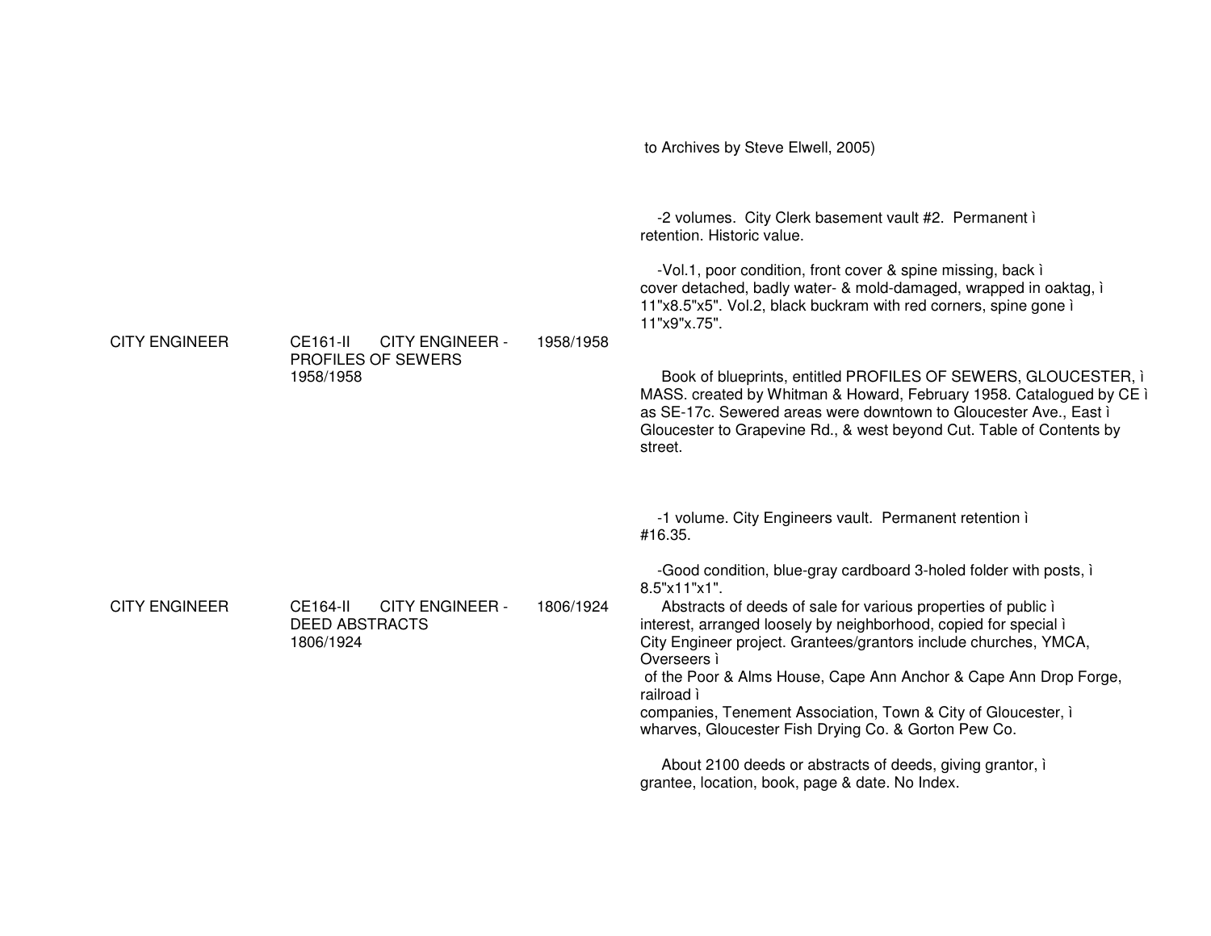to Archives by Steve Elwell, 2005)

-2 volumes. City Clerk basement vault #2. Permanent ì
retention. Historic value.

-Vol.1, poor condition, front cover & spine missing, back ì
cover detached, badly water- & mold-damaged, wrapped in oaktag, ì
11"x8.5"x5". Vol.2, black buckram with red corners, spine gone ì
11"x9"x.75".

| | | | |
|---|---|---|---|
| CITY ENGINEER | CE161-II CITY ENGINEER - PROFILES OF SEWERS 1958/1958 | 1958/1958 | Book of blueprints, entitled PROFILES OF SEWERS, GLOUCESTER, ì MASS. created by Whitman & Howard, February 1958. Catalogued by CE ì as SE-17c. Sewered areas were downtown to Gloucester Ave., East ì Gloucester to Grapevine Rd., & west beyond Cut. Table of Contents by street.<br><br>-1 volume. City Engineers vault. Permanent retention ì #16.35.<br><br>-Good condition, blue-gray cardboard 3-holed folder with posts, ì 8.5"x11"x1". |
| CITY ENGINEER | CE164-II CITY ENGINEER - DEED ABSTRACTS 1806/1924 | 1806/1924 | Abstracts of deeds of sale for various properties of public ì interest, arranged loosely by neighborhood, copied for special ì City Engineer project. Grantees/grantors include churches, YMCA, Overseers ì of the Poor & Alms House, Cape Ann Anchor & Cape Ann Drop Forge, railroad ì companies, Tenement Association, Town & City of Gloucester, ì wharves, Gloucester Fish Drying Co. & Gorton Pew Co.<br><br>About 2100 deeds or abstracts of deeds, giving grantor, ì grantee, location, book, page & date. No Index. |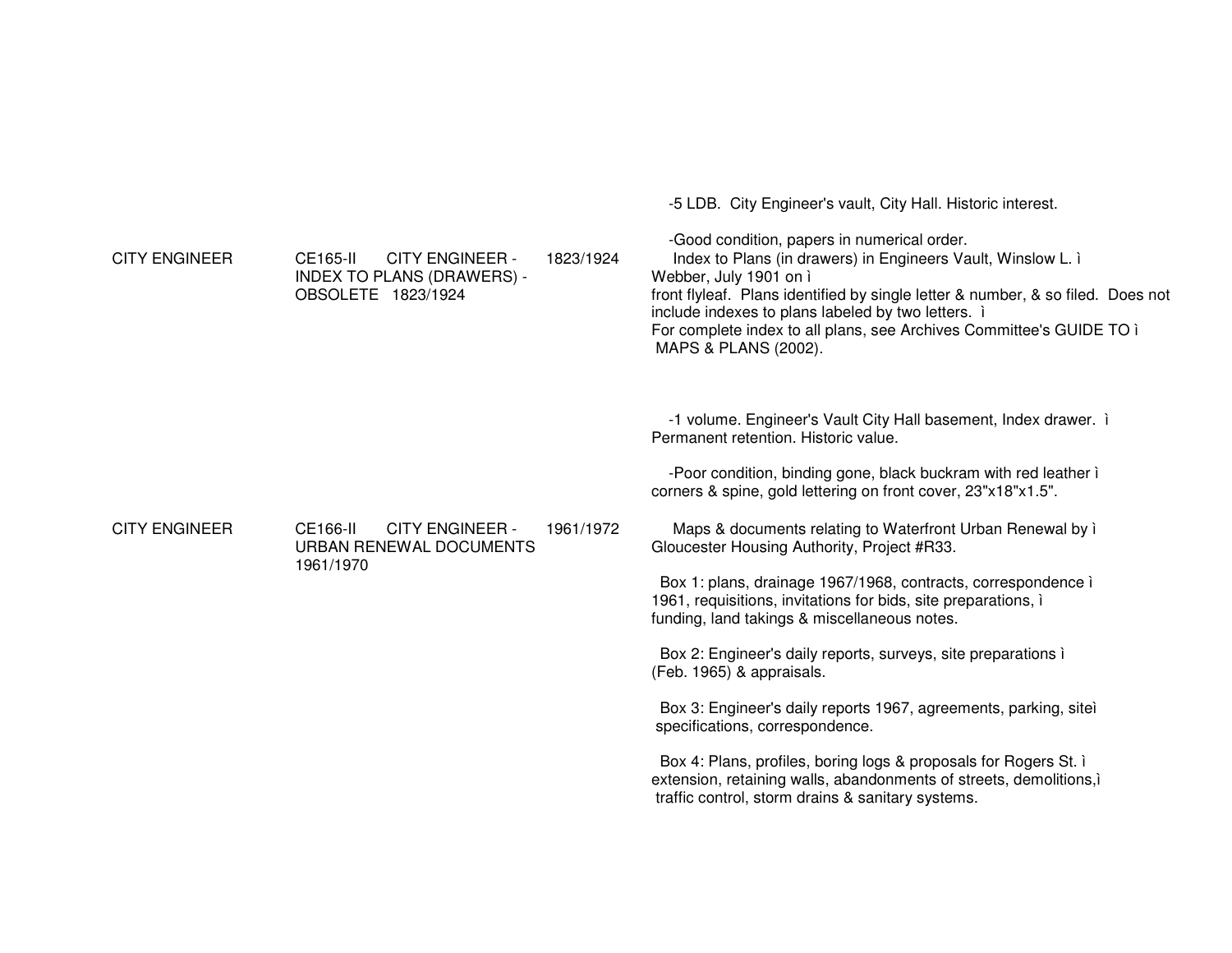| | | | |
|---|---|---|---|
| CITY ENGINEER | CE165-II CITY ENGINEER - INDEX TO PLANS (DRAWERS) - OBSOLETE 1823/1924 | 1823/1924 | -5 LDB. City Engineer's vault, City Hall. Historic interest.<br><br>-Good condition, papers in numerical order.<br>Index to Plans (in drawers) in Engineers Vault, Winslow L. ì Webber, July 1901 on ì front flyleaf. Plans identified by single letter & number, & so filed. Does not include indexes to plans labeled by two letters. ì For complete index to all plans, see Archives Committee's GUIDE TO ì MAPS & PLANS (2002). |
| CITY ENGINEER | CE166-II CITY ENGINEER - URBAN RENEWAL DOCUMENTS 1961/1970 | 1961/1972 | -1 volume. Engineer's Vault City Hall basement, Index drawer. ì Permanent retention. Historic value.<br><br>-Poor condition, binding gone, black buckram with red leather ì corners & spine, gold lettering on front cover, 23"x18"x1.5".<br><br>Maps & documents relating to Waterfront Urban Renewal by ì Gloucester Housing Authority, Project #R33.<br><br>Box 1: plans, drainage 1967/1968, contracts, correspondence ì 1961, requisitions, invitations for bids, site preparations, ì funding, land takings & miscellaneous notes.<br><br>Box 2: Engineer's daily reports, surveys, site preparations ì (Feb. 1965) & appraisals.<br><br>Box 3: Engineer's daily reports 1967, agreements, parking, siteì specifications, correspondence.<br><br>Box 4: Plans, profiles, boring logs & proposals for Rogers St. ì extension, retaining walls, abandonments of streets, demolitions,ì traffic control, storm drains & sanitary systems. |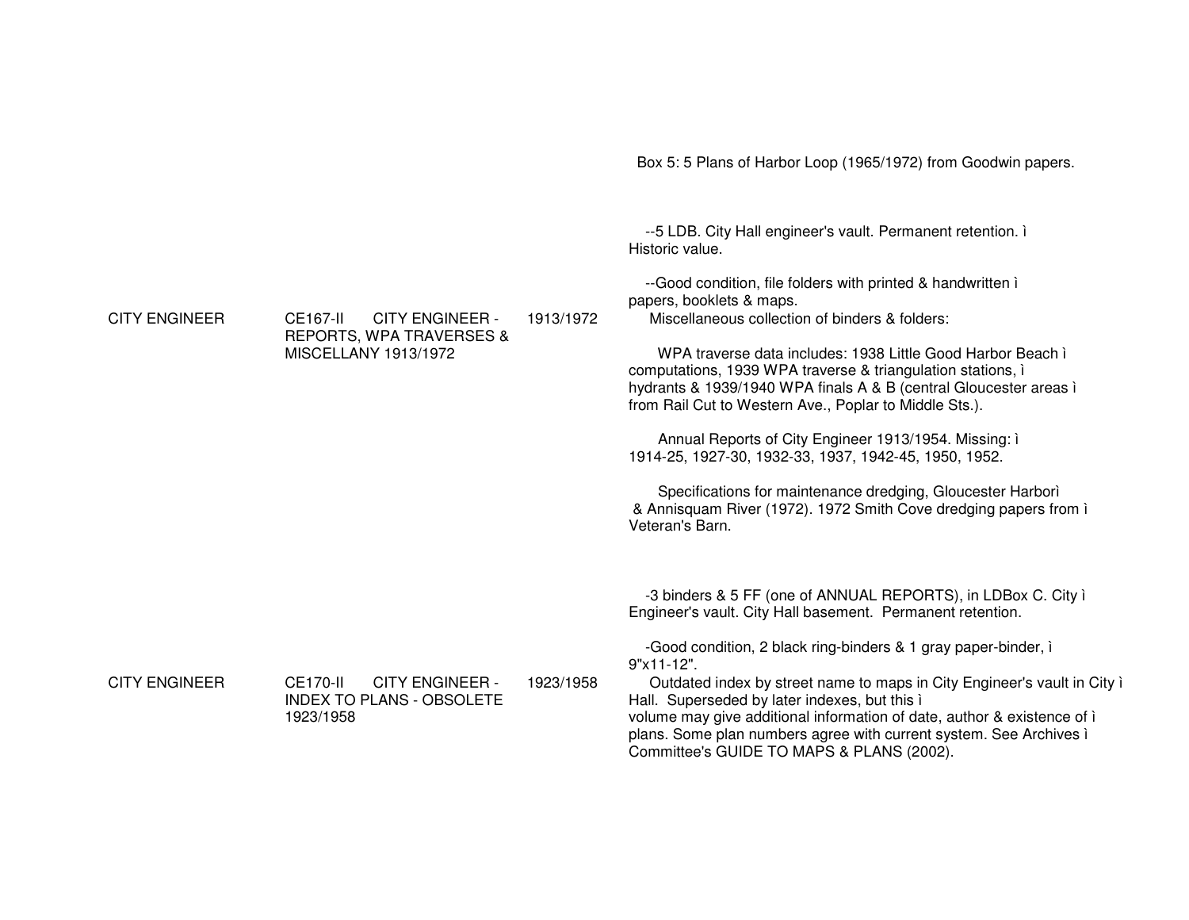| | | | |
|---|---|---|---|
| | | | Box 5: 5 Plans of Harbor Loop (1965/1972) from Goodwin papers.<br><br>--5 LDB. City Hall engineer's vault. Permanent retention. ì Historic value.<br><br>--Good condition, file folders with printed & handwritten ì papers, booklets & maps. |
| CITY ENGINEER | CE167-II CITY ENGINEER - REPORTS, WPA TRAVERSES & MISCELLANY 1913/1972 | 1913/1972 | Miscellaneous collection of binders & folders:<br><br>WPA traverse data includes: 1938 Little Good Harbor Beach ì computations, 1939 WPA traverse & triangulation stations, ì hydrants & 1939/1940 WPA finals A & B (central Gloucester areas ì from Rail Cut to Western Ave., Poplar to Middle Sts.).<br><br>Annual Reports of City Engineer 1913/1954. Missing: ì 1914-25, 1927-30, 1932-33, 1937, 1942-45, 1950, 1952.<br><br>Specifications for maintenance dredging, Gloucester Harborì & Annisquam River (1972). 1972 Smith Cove dredging papers from ì Veteran's Barn.<br><br>-3 binders & 5 FF (one of ANNUAL REPORTS), in LDBox C. City ì Engineer's vault. City Hall basement. Permanent retention.<br><br>-Good condition, 2 black ring-binders & 1 gray paper-binder, ì 9"x11-12". |
| CITY ENGINEER | CE170-II CITY ENGINEER - INDEX TO PLANS - OBSOLETE 1923/1958 | 1923/1958 | Outdated index by street name to maps in City Engineer's vault in City ì Hall. Superseded by later indexes, but this ì volume may give additional information of date, author & existence of ì plans. Some plan numbers agree with current system. See Archives ì Committee's GUIDE TO MAPS & PLANS (2002). |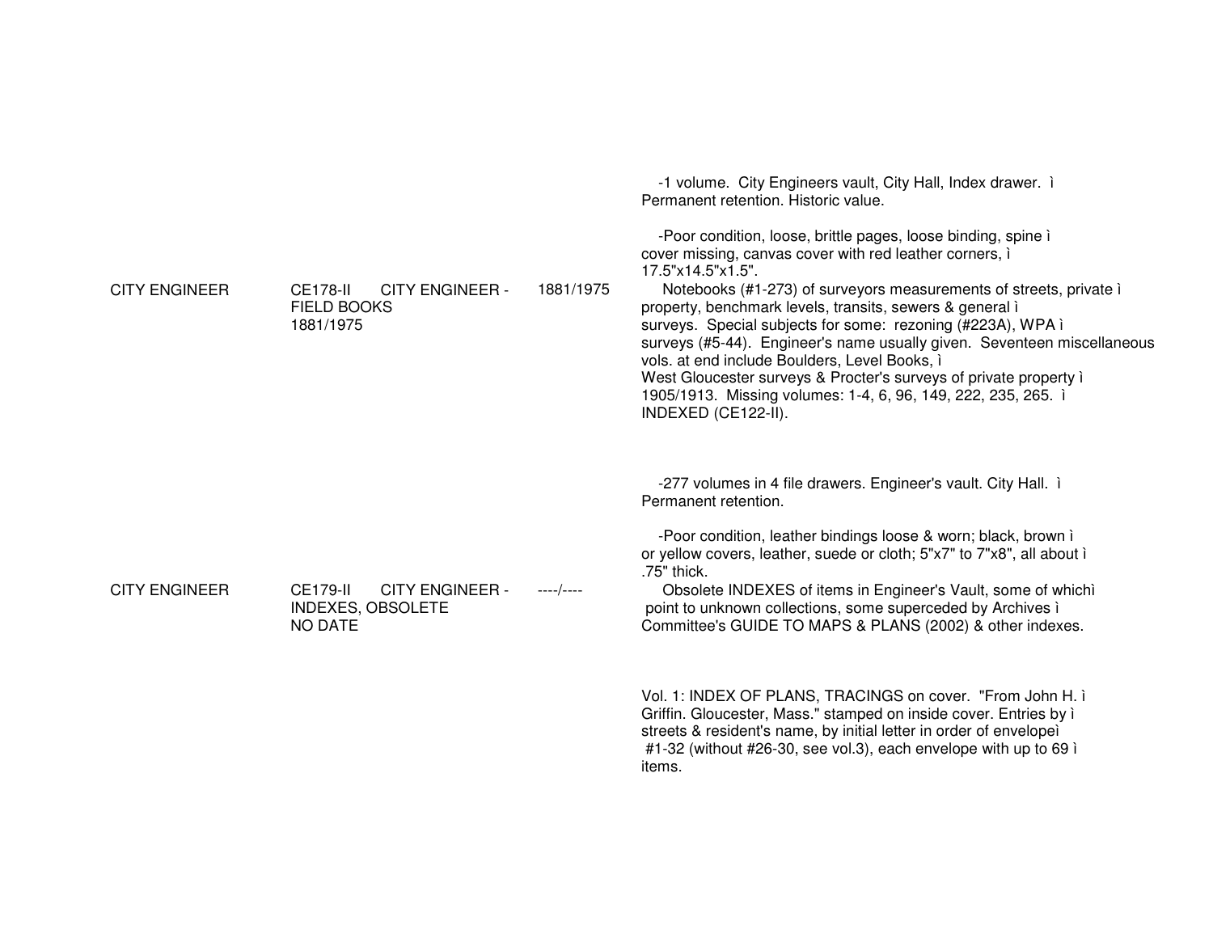-1 volume. City Engineers vault, City Hall, Index drawer. ì
Permanent retention. Historic value.

-Poor condition, loose, brittle pages, loose binding, spine ì
cover missing, canvas cover with red leather corners, ì
17.5"x14.5"x1.5".

| | | | |
|---|---|---|---|
| CITY ENGINEER | CE178-II CITY ENGINEER - FIELD BOOKS 1881/1975 | 1881/1975 | Notebooks (#1-273) of surveyors measurements of streets, private ì property, benchmark levels, transits, sewers & general ì surveys. Special subjects for some: rezoning (#223A), WPA ì surveys (#5-44). Engineer's name usually given. Seventeen miscellaneous vols. at end include Boulders, Level Books, ì West Gloucester surveys & Procter's surveys of private property ì 1905/1913. Missing volumes: 1-4, 6, 96, 149, 222, 235, 265. ì INDEXED (CE122-II). |

-277 volumes in 4 file drawers. Engineer's vault. City Hall. ì
Permanent retention.

-Poor condition, leather bindings loose & worn; black, brown ì
or yellow covers, leather, suede or cloth; 5"x7" to 7"x8", all about ì
.75" thick.

| | | | |
|---|---|---|---|
| CITY ENGINEER | CE179-II CITY ENGINEER - INDEXES, OBSOLETE NO DATE | ----/---- | Obsolete INDEXES of items in Engineer's Vault, some of whichì point to unknown collections, some superceded by Archives ì Committee's GUIDE TO MAPS & PLANS (2002) & other indexes. |

Vol. 1: INDEX OF PLANS, TRACINGS on cover. "From John H. ì
Griffin. Gloucester, Mass." stamped on inside cover. Entries by ì
streets & resident's name, by initial letter in order of envelopeì
#1-32 (without #26-30, see vol.3), each envelope with up to 69 ì
items.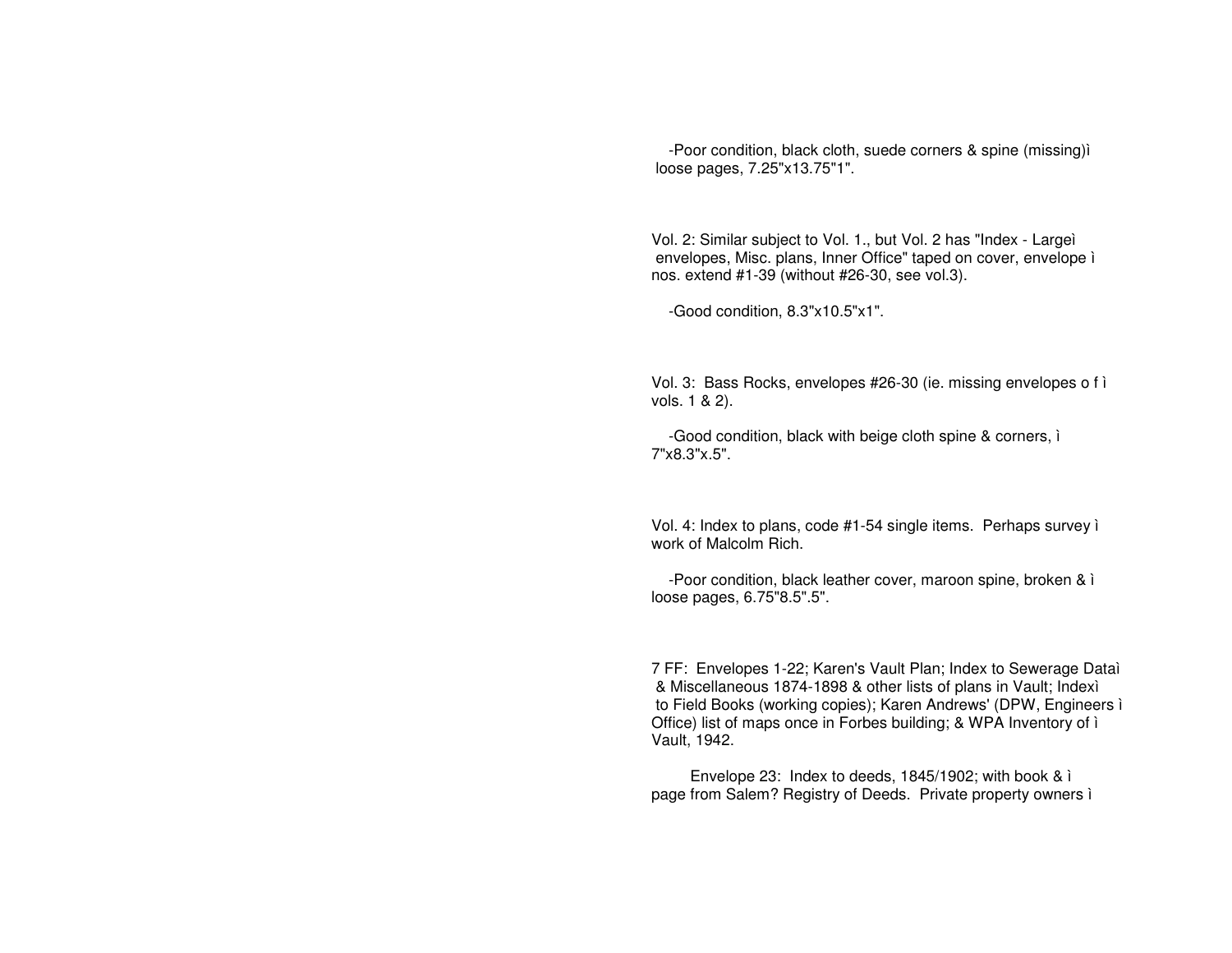-Poor condition, black cloth, suede corners & spine (missing)ì loose pages, 7.25"x13.75"1".

Vol. 2: Similar subject to Vol. 1., but Vol. 2 has "Index - Largeì envelopes, Misc. plans, Inner Office" taped on cover, envelope ì nos. extend #1-39 (without #26-30, see vol.3).

-Good condition, 8.3"x10.5"x1".

Vol. 3: Bass Rocks, envelopes #26-30 (ie. missing envelopes o f ì vols. 1 & 2).

-Good condition, black with beige cloth spine & corners, ì 7"x8.3"x.5".

Vol. 4: Index to plans, code #1-54 single items. Perhaps survey ì work of Malcolm Rich.

-Poor condition, black leather cover, maroon spine, broken & ì loose pages, 6.75"8.5".5".

7 FF: Envelopes 1-22; Karen's Vault Plan; Index to Sewerage Dataì & Miscellaneous 1874-1898 & other lists of plans in Vault; Indexì to Field Books (working copies); Karen Andrews' (DPW, Engineers ì Office) list of maps once in Forbes building; & WPA Inventory of ì Vault, 1942.

Envelope 23: Index to deeds, 1845/1902; with book & ì page from Salem? Registry of Deeds. Private property owners ì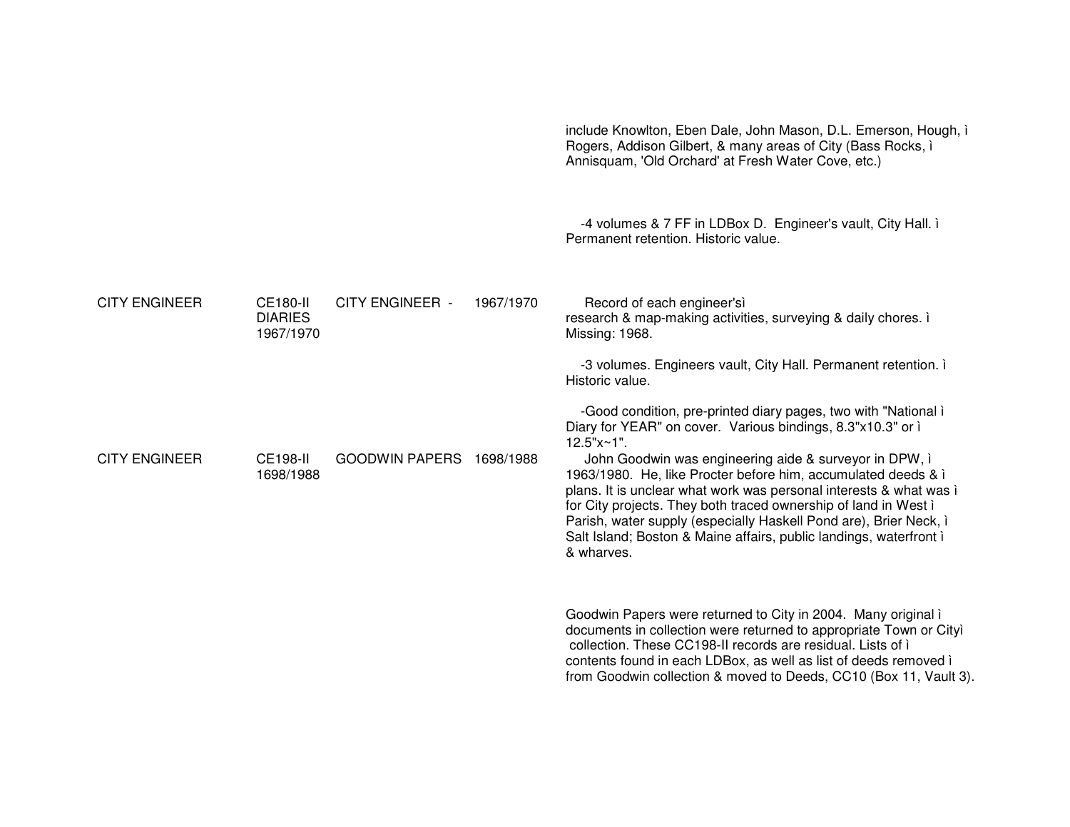| | | | | |
|---|---|---|---|---|
| | | | | include Knowlton, Eben Dale, John Mason, D.L. Emerson, Hough, ì Rogers, Addison Gilbert, & many areas of City (Bass Rocks, ì Annisquam, 'Old Orchard' at Fresh Water Cove, etc.)<br><br>-4 volumes & 7 FF in LDBox D. Engineer's vault, City Hall. ì Permanent retention. Historic value. |
| CITY ENGINEER | CE180-II DIARIES 1967/1970 | CITY ENGINEER - | 1967/1970 | Record of each engineer'sì research & map-making activities, surveying & daily chores. ì Missing: 1968.<br><br>-3 volumes. Engineers vault, City Hall. Permanent retention. ì Historic value.<br><br>-Good condition, pre-printed diary pages, two with "National ì Diary for YEAR" on cover. Various bindings, 8.3"x10.3" or ì 12.5"x~1". |
| CITY ENGINEER | CE198-II 1698/1988 | GOODWIN PAPERS | 1698/1988 | John Goodwin was engineering aide & surveyor in DPW, ì 1963/1980. He, like Procter before him, accumulated deeds & ì plans. It is unclear what work was personal interests & what was ì for City projects. They both traced ownership of land in West ì Parish, water supply (especially Haskell Pond are), Brier Neck, ì Salt Island; Boston & Maine affairs, public landings, waterfront ì & wharves.<br><br>Goodwin Papers were returned to City in 2004. Many original ì documents in collection were returned to appropriate Town or Cityì collection. These CC198-II records are residual. Lists of ì contents found in each LDBox, as well as list of deeds removed ì from Goodwin collection & moved to Deeds, CC10 (Box 11, Vault 3). |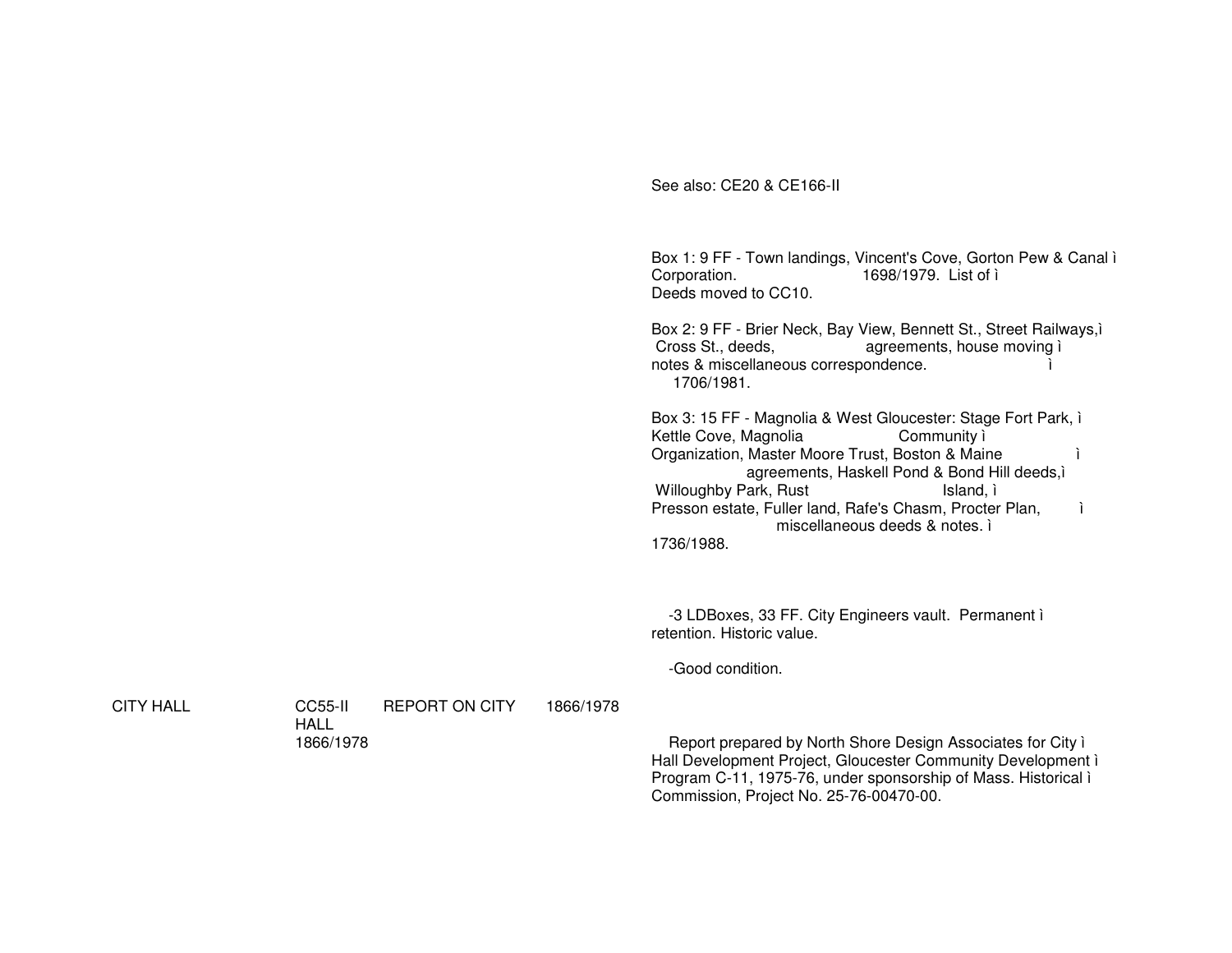See also: CE20 & CE166-II

Box 1: 9 FF - Town landings, Vincent's Cove, Gorton Pew & Canal ì
Corporation. 1698/1979. List of ì
Deeds moved to CC10.

Box 2: 9 FF - Brier Neck, Bay View, Bennett St., Street Railways,ì
Cross St., deeds, agreements, house moving ì
notes & miscellaneous correspondence. ì
1706/1981.

Box 3: 15 FF - Magnolia & West Gloucester: Stage Fort Park, ì
Kettle Cove, Magnolia Community ì
Organization, Master Moore Trust, Boston & Maine ì
agreements, Haskell Pond & Bond Hill deeds,ì
Willoughby Park, Rust Island, ì
Presson estate, Fuller land, Rafe's Chasm, Procter Plan, ì
miscellaneous deeds & notes. ì
1736/1988.

-3 LDBoxes, 33 FF. City Engineers vault. Permanent ì
retention. Historic value.

-Good condition.

| CITY HALL | CC55-II HALL 1866/1978 | REPORT ON CITY | 1866/1978 | Report prepared by North Shore Design Associates for City ì Hall Development Project, Gloucester Community Development ì Program C-11, 1975-76, under sponsorship of Mass. Historical ì Commission, Project No. 25-76-00470-00. |
|---|---|---|---|---|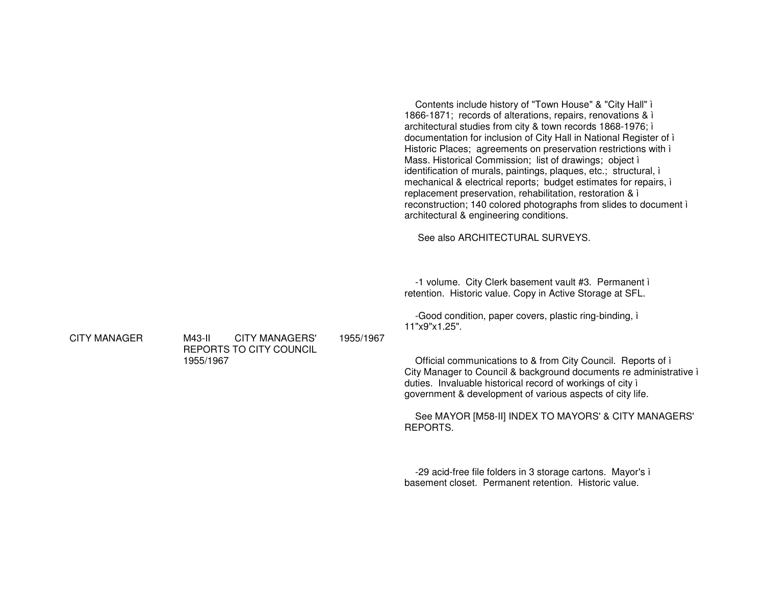Contents include history of "Town House" & "City Hall" ì 1866-1871; records of alterations, repairs, renovations & ì architectural studies from city & town records 1868-1976; ì documentation for inclusion of City Hall in National Register of ì Historic Places; agreements on preservation restrictions with ì Mass. Historical Commission; list of drawings; object ì identification of murals, paintings, plaques, etc.; structural, ì mechanical & electrical reports; budget estimates for repairs, ì replacement preservation, rehabilitation, restoration & ì reconstruction; 140 colored photographs from slides to document ì architectural & engineering conditions.

See also ARCHITECTURAL SURVEYS.

-1 volume. City Clerk basement vault #3. Permanent ì retention. Historic value. Copy in Active Storage at SFL.

-Good condition, paper covers, plastic ring-binding, ì 11"x9"x1.25".

| | | | | |
|---|---|---|---|---|
| CITY MANAGER | M43-II | CITY MANAGERS' REPORTS TO CITY COUNCIL 1955/1967 | 1955/1967 | Official communications to & from City Council. Reports of ì City Manager to Council & background documents re administrative ì duties. Invaluable historical record of workings of city ì government & development of various aspects of city life.<br><br>See MAYOR [M58-II] INDEX TO MAYORS' & CITY MANAGERS' REPORTS.<br><br>-29 acid-free file folders in 3 storage cartons. Mayor's ì basement closet. Permanent retention. Historic value. |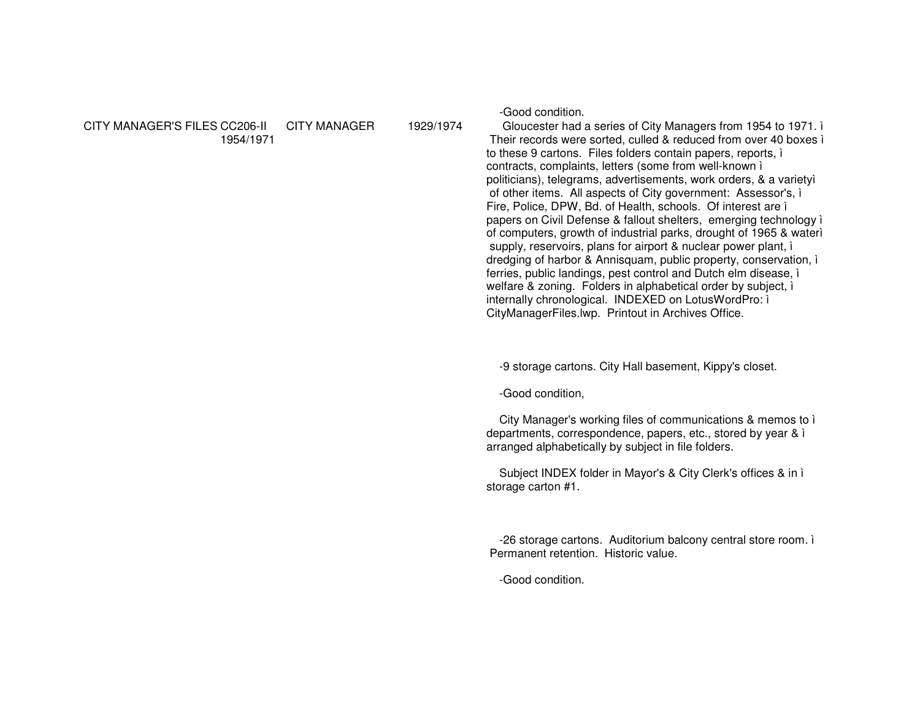-Good condition.

| | | | |
|---|---|---|---|
| CITY MANAGER'S FILES CC206-II 1954/1971 | CITY MANAGER | 1929/1974 | Gloucester had a series of City Managers from 1954 to 1971. ì Their records were sorted, culled & reduced from over 40 boxes ì to these 9 cartons. Files folders contain papers, reports, ì contracts, complaints, letters (some from well-known ì politicians), telegrams, advertisements, work orders, & a varietyì of other items. All aspects of City government: Assessor's, ì Fire, Police, DPW, Bd. of Health, schools. Of interest are ì papers on Civil Defense & fallout shelters, emerging technology ì of computers, growth of industrial parks, drought of 1965 & waterì supply, reservoirs, plans for airport & nuclear power plant, ì dredging of harbor & Annisquam, public property, conservation, ì ferries, public landings, pest control and Dutch elm disease, ì welfare & zoning. Folders in alphabetical order by subject, ì internally chronological. INDEXED on LotusWordPro: ì CityManagerFiles.lwp. Printout in Archives Office. |

-9 storage cartons. City Hall basement, Kippy's closet.

-Good condition,

City Manager's working files of communications & memos to ì departments, correspondence, papers, etc., stored by year & ì arranged alphabetically by subject in file folders.

Subject INDEX folder in Mayor's & City Clerk's offices & in ì storage carton #1.

-26 storage cartons. Auditorium balcony central store room. ì Permanent retention. Historic value.

-Good condition.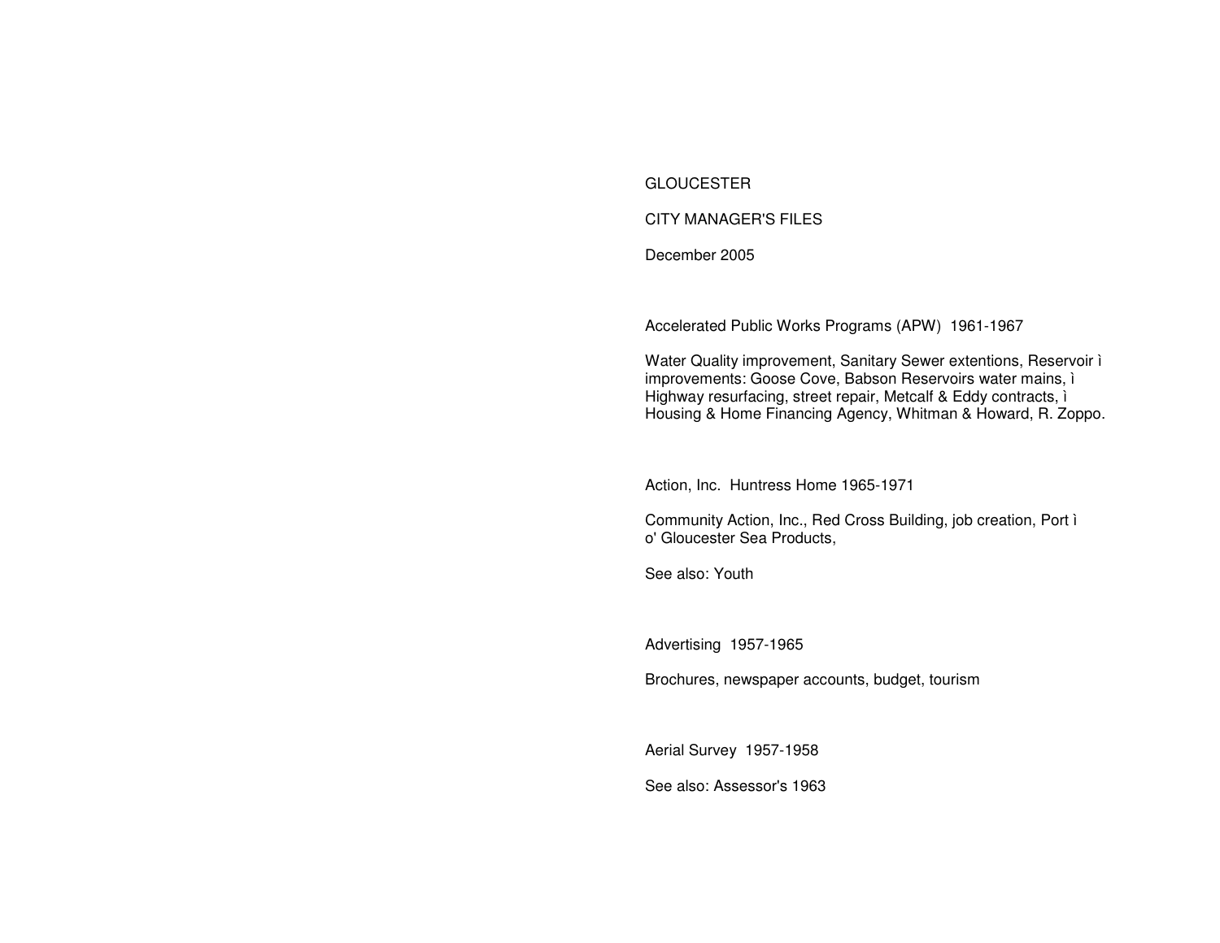GLOUCESTER

CITY MANAGER'S FILES

December 2005

Accelerated Public Works Programs (APW)  1961-1967

Water Quality improvement, Sanitary Sewer extentions, Reservoir ì
improvements: Goose Cove, Babson Reservoirs water mains, ì
Highway resurfacing, street repair, Metcalf & Eddy contracts, ì
Housing & Home Financing Agency, Whitman & Howard, R. Zoppo.

Action, Inc.  Huntress Home 1965-1971

Community Action, Inc., Red Cross Building, job creation, Port ì
o' Gloucester Sea Products,

See also: Youth

Advertising  1957-1965

Brochures, newspaper accounts, budget, tourism

Aerial Survey  1957-1958

See also: Assessor's 1963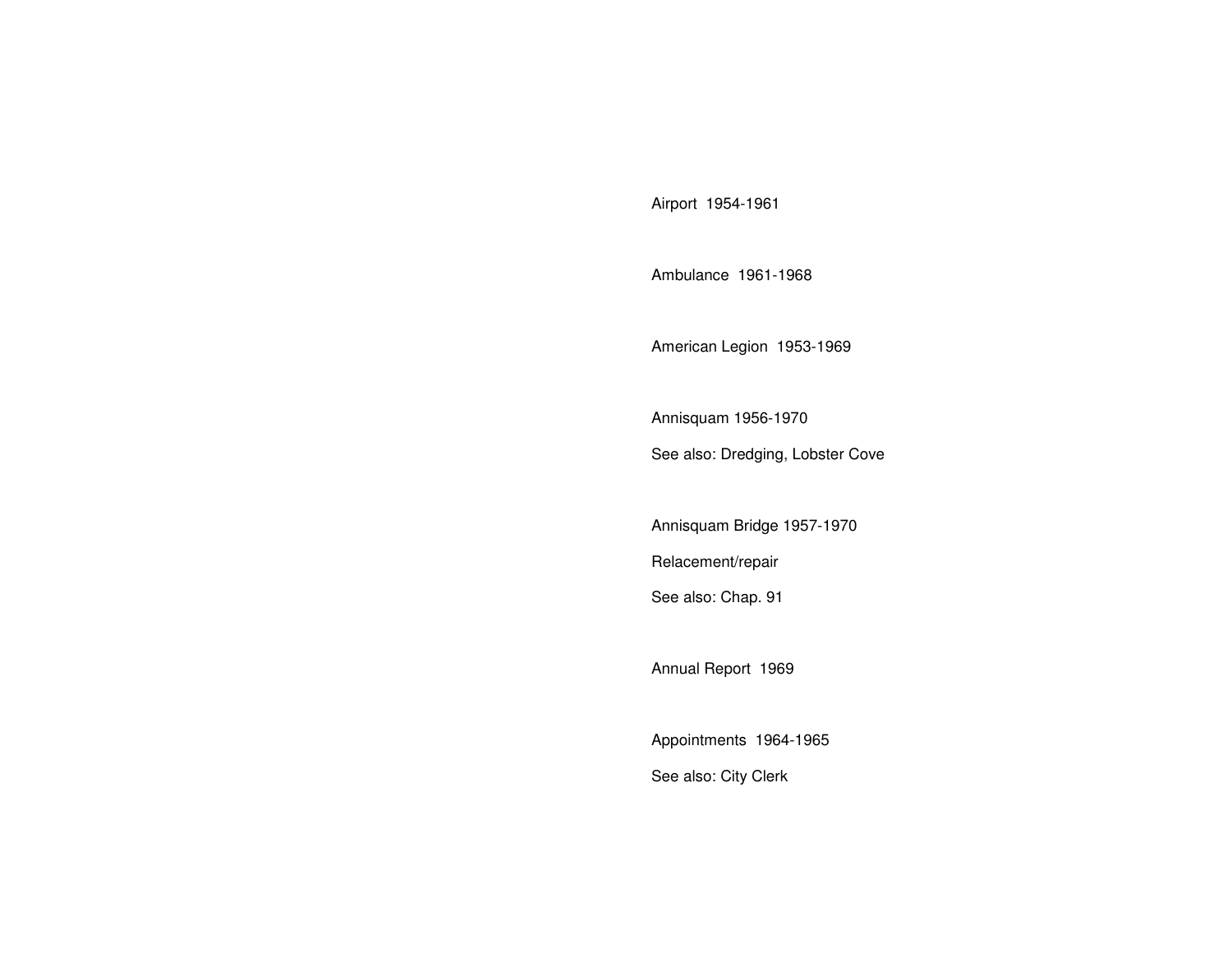Airport  1954-1961

Ambulance  1961-1968

American Legion  1953-1969

Annisquam 1956-1970

See also: Dredging, Lobster Cove

Annisquam Bridge 1957-1970

Relacement/repair

See also: Chap. 91

Annual Report  1969

Appointments  1964-1965

See also: City Clerk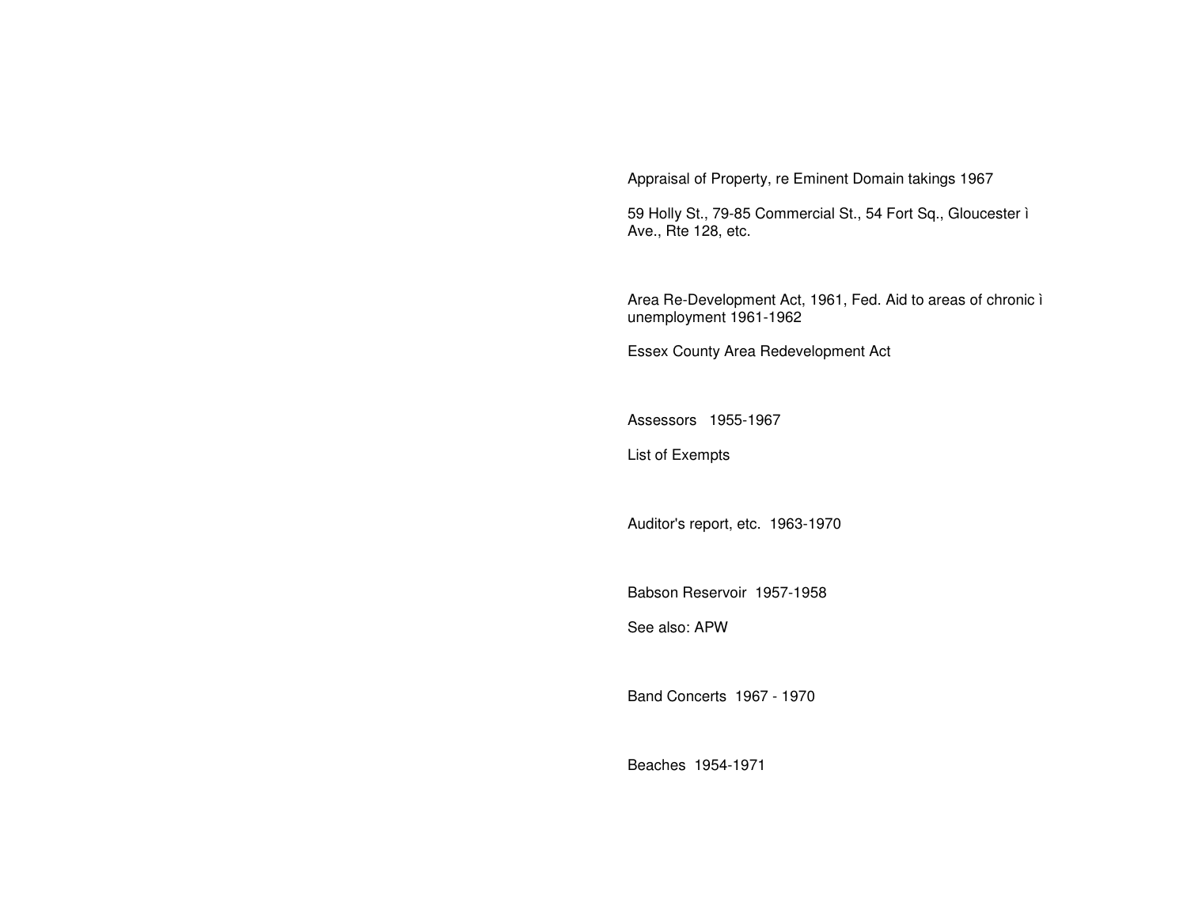Appraisal of Property, re Eminent Domain takings 1967

59 Holly St., 79-85 Commercial St., 54 Fort Sq., Gloucester ì Ave., Rte 128, etc.

Area Re-Development Act, 1961, Fed. Aid to areas of chronic ì unemployment 1961-1962

Essex County Area Redevelopment Act

Assessors 1955-1967

List of Exempts

Auditor's report, etc. 1963-1970

Babson Reservoir 1957-1958

See also: APW

Band Concerts 1967 - 1970

Beaches 1954-1971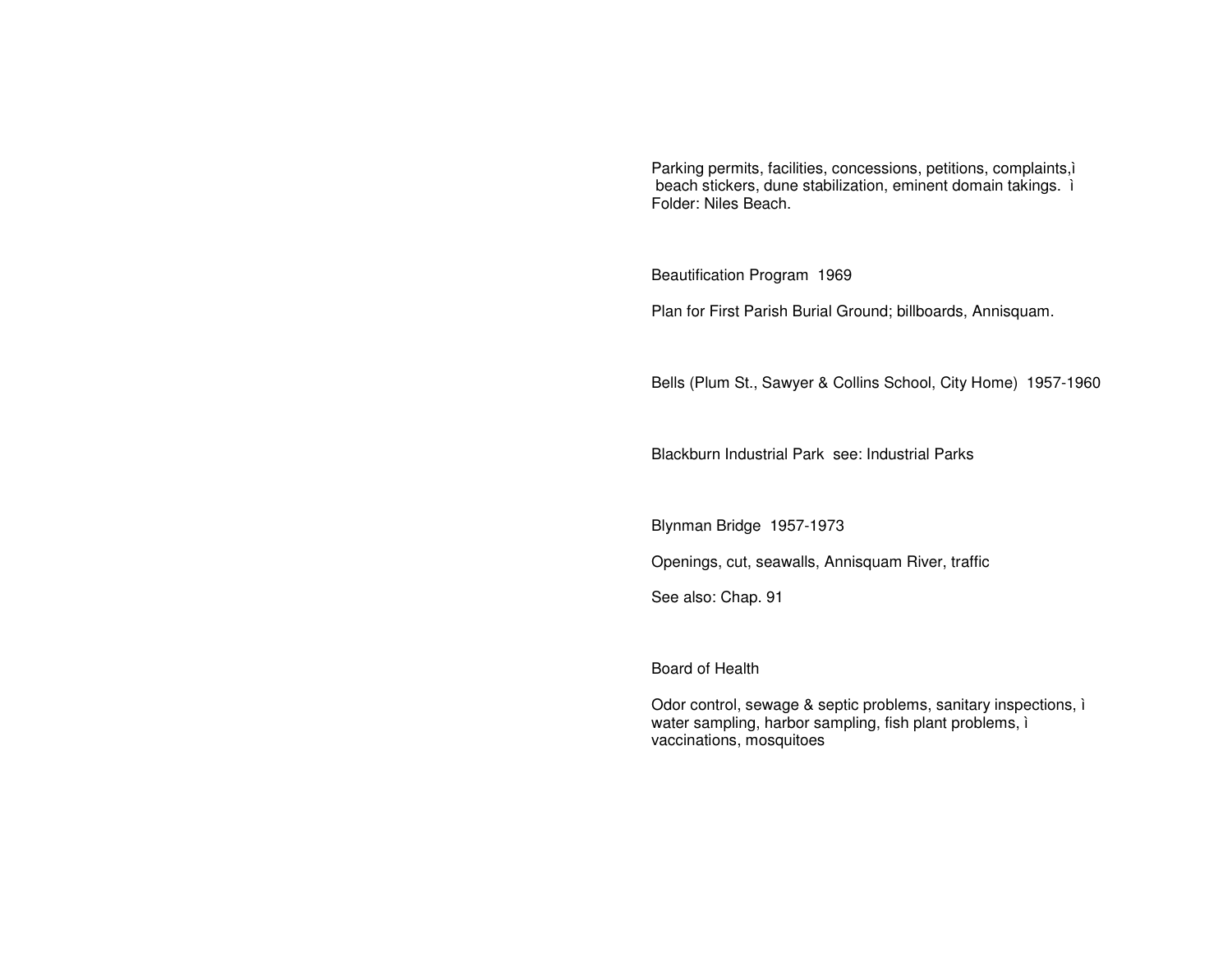Parking permits, facilities, concessions, petitions, complaints,ì
beach stickers, dune stabilization, eminent domain takings. ì
Folder: Niles Beach.

Beautification Program 1969

Plan for First Parish Burial Ground; billboards, Annisquam.

Bells (Plum St., Sawyer & Collins School, City Home) 1957-1960

Blackburn Industrial Park see: Industrial Parks

Blynman Bridge 1957-1973

Openings, cut, seawalls, Annisquam River, traffic

See also: Chap. 91

Board of Health

Odor control, sewage & septic problems, sanitary inspections, ì
water sampling, harbor sampling, fish plant problems, ì
vaccinations, mosquitoes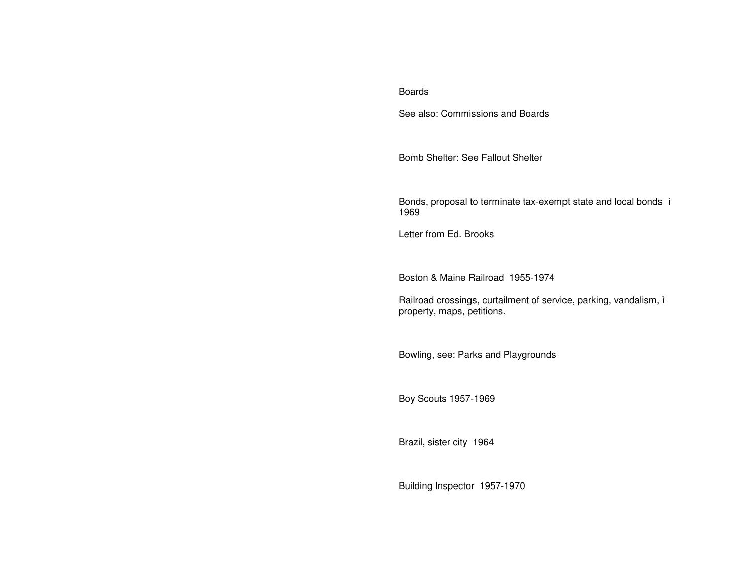Boards

See also: Commissions and Boards

Bomb Shelter: See Fallout Shelter

Bonds, proposal to terminate tax-exempt state and local bonds ì 1969

Letter from Ed. Brooks

Boston & Maine Railroad 1955-1974

Railroad crossings, curtailment of service, parking, vandalism, ì property, maps, petitions.

Bowling, see: Parks and Playgrounds

Boy Scouts 1957-1969

Brazil, sister city 1964

Building Inspector 1957-1970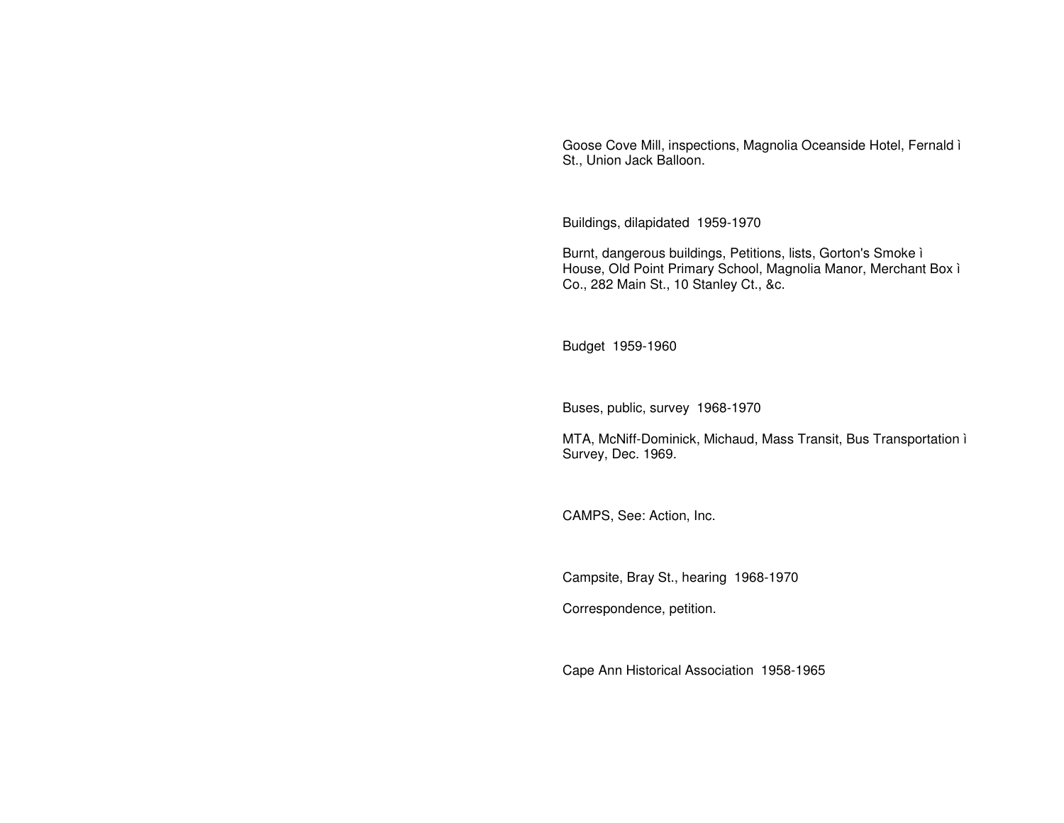Goose Cove Mill, inspections, Magnolia Oceanside Hotel, Fernald ì St., Union Jack Balloon.

Buildings, dilapidated  1959-1970

Burnt, dangerous buildings, Petitions, lists, Gorton's Smoke ì House, Old Point Primary School, Magnolia Manor, Merchant Box ì Co., 282 Main St., 10 Stanley Ct., &c.

Budget  1959-1960

Buses, public, survey  1968-1970

MTA, McNiff-Dominick, Michaud, Mass Transit, Bus Transportation ì Survey, Dec. 1969.

CAMPS, See: Action, Inc.

Campsite, Bray St., hearing  1968-1970

Correspondence, petition.

Cape Ann Historical Association  1958-1965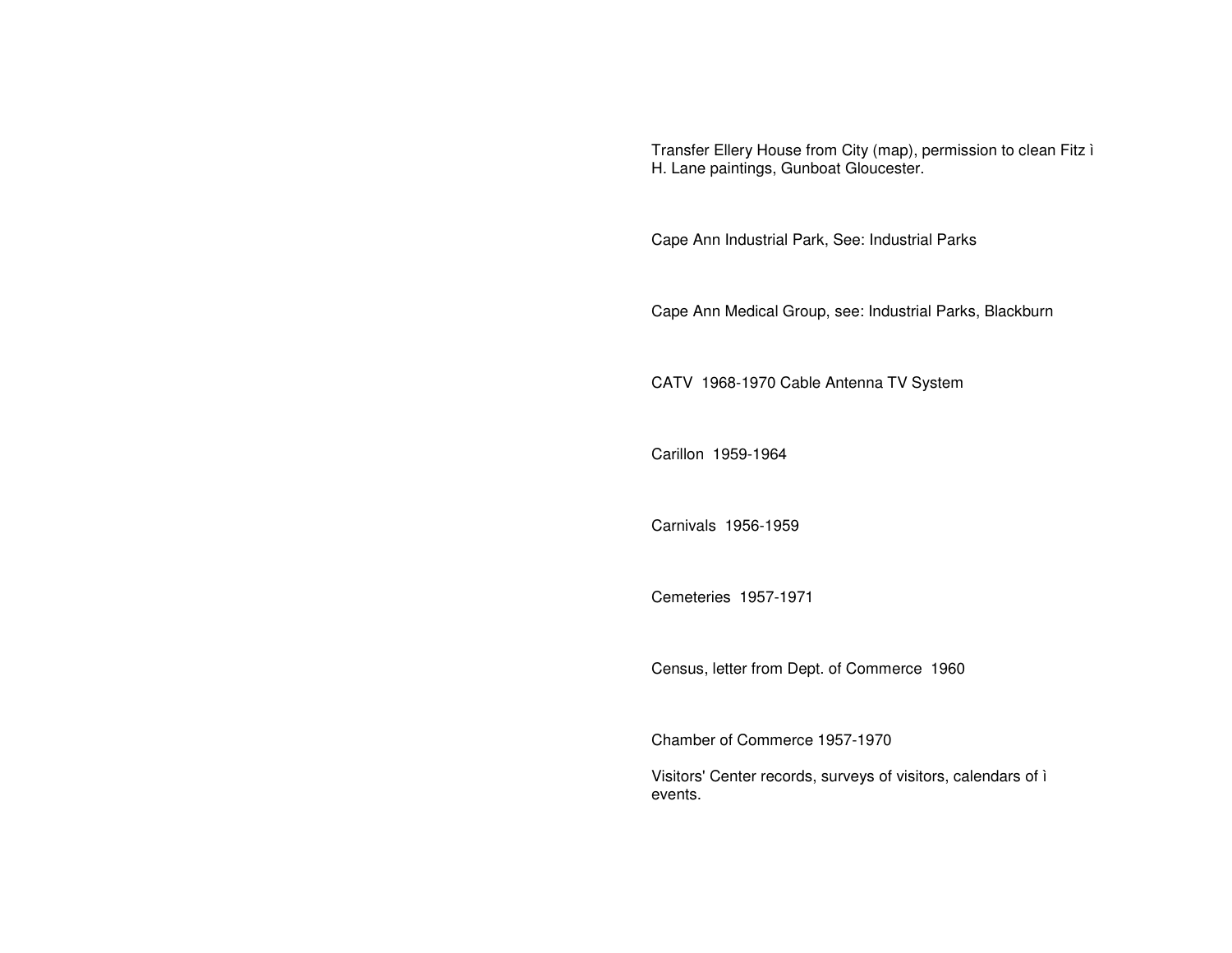Transfer Ellery House from City (map), permission to clean Fitz ì H. Lane paintings, Gunboat Gloucester.

Cape Ann Industrial Park, See: Industrial Parks

Cape Ann Medical Group, see: Industrial Parks, Blackburn

CATV  1968-1970 Cable Antenna TV System

Carillon  1959-1964

Carnivals  1956-1959

Cemeteries  1957-1971

Census, letter from Dept. of Commerce  1960

Chamber of Commerce 1957-1970

Visitors' Center records, surveys of visitors, calendars of ì events.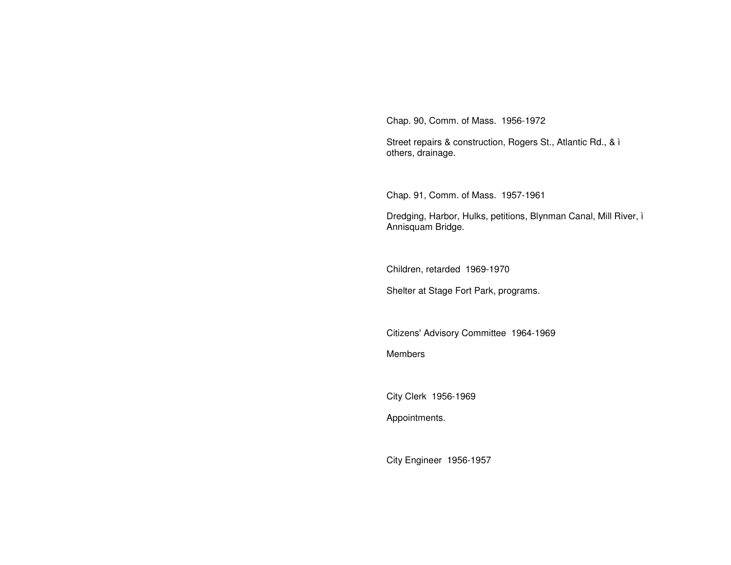Chap. 90, Comm. of Mass.  1956-1972

Street repairs & construction, Rogers St., Atlantic Rd., & ì
others, drainage.

Chap. 91, Comm. of Mass.  1957-1961

Dredging, Harbor, Hulks, petitions, Blynman Canal, Mill River, ì
Annisquam Bridge.

Children, retarded  1969-1970

Shelter at Stage Fort Park, programs.

Citizens' Advisory Committee  1964-1969

Members

City Clerk  1956-1969

Appointments.

City Engineer  1956-1957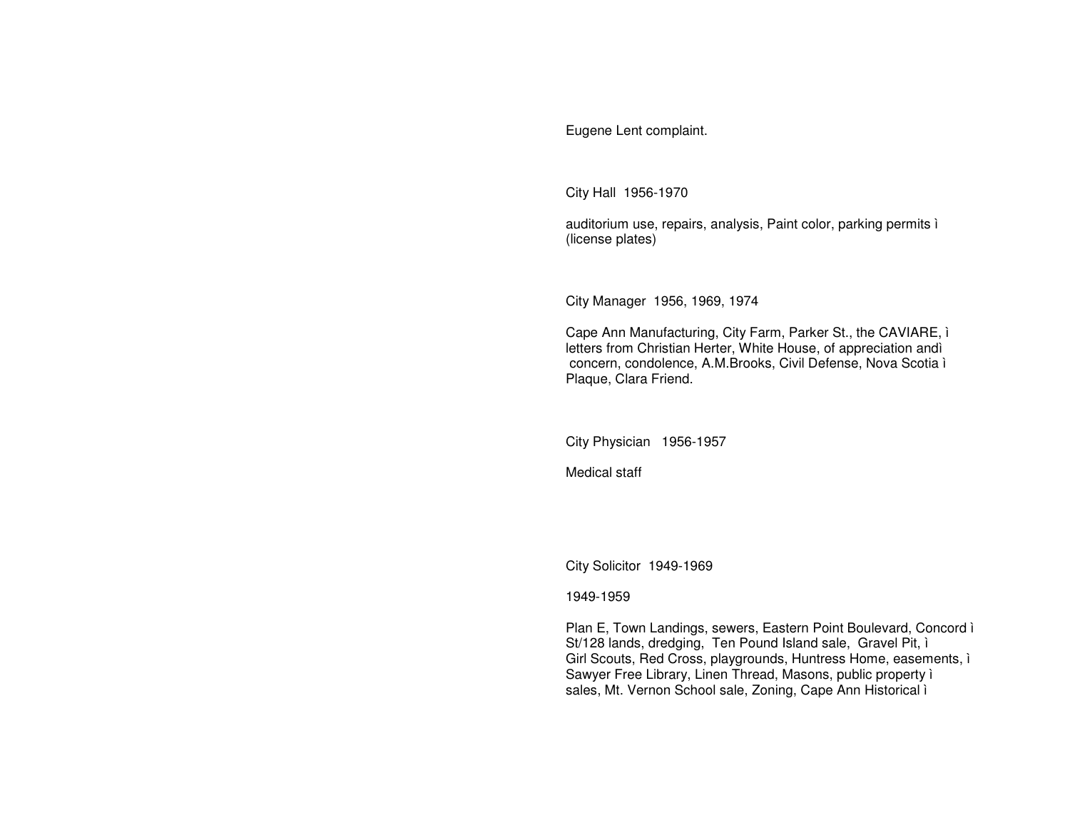Eugene Lent complaint.

City Hall 1956-1970

auditorium use, repairs, analysis, Paint color, parking permits ì
(license plates)

City Manager 1956, 1969, 1974

Cape Ann Manufacturing, City Farm, Parker St., the CAVIARE, ì
letters from Christian Herter, White House, of appreciation andì
concern, condolence, A.M.Brooks, Civil Defense, Nova Scotia ì
Plaque, Clara Friend.

City Physician 1956-1957

Medical staff

City Solicitor 1949-1969

1949-1959

Plan E, Town Landings, sewers, Eastern Point Boulevard, Concord ì
St/128 lands, dredging, Ten Pound Island sale, Gravel Pit, ì
Girl Scouts, Red Cross, playgrounds, Huntress Home, easements, ì
Sawyer Free Library, Linen Thread, Masons, public property ì
sales, Mt. Vernon School sale, Zoning, Cape Ann Historical ì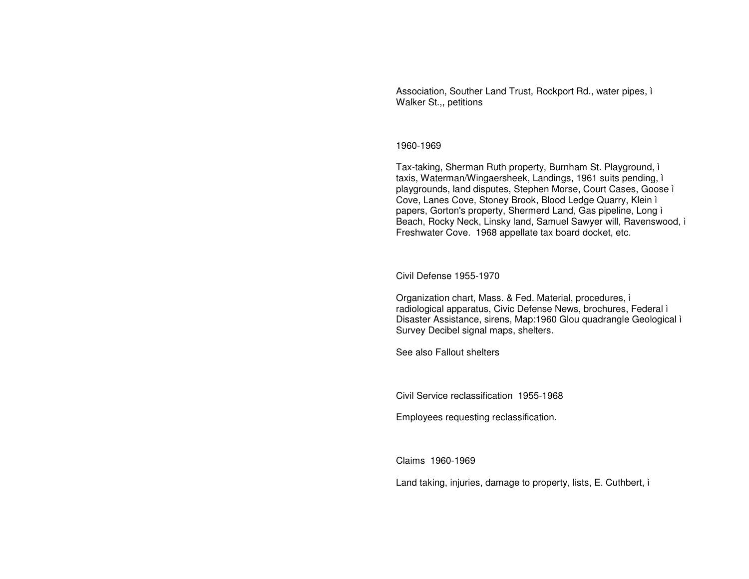Association, Souther Land Trust, Rockport Rd., water pipes, ì
Walker St.,, petitions

1960-1969

Tax-taking, Sherman Ruth property, Burnham St. Playground, ì
taxis, Waterman/Wingaersheek, Landings, 1961 suits pending, ì
playgrounds, land disputes, Stephen Morse, Court Cases, Goose ì
Cove, Lanes Cove, Stoney Brook, Blood Ledge Quarry, Klein ì
papers, Gorton's property, Shermerd Land, Gas pipeline, Long ì
Beach, Rocky Neck, Linsky land, Samuel Sawyer will, Ravenswood, ì
Freshwater Cove. 1968 appellate tax board docket, etc.

Civil Defense 1955-1970

Organization chart, Mass. & Fed. Material, procedures, ì
radiological apparatus, Civic Defense News, brochures, Federal ì
Disaster Assistance, sirens, Map:1960 Glou quadrangle Geological ì
Survey Decibel signal maps, shelters.

See also Fallout shelters

Civil Service reclassification 1955-1968

Employees requesting reclassification.

Claims 1960-1969

Land taking, injuries, damage to property, lists, E. Cuthbert, ì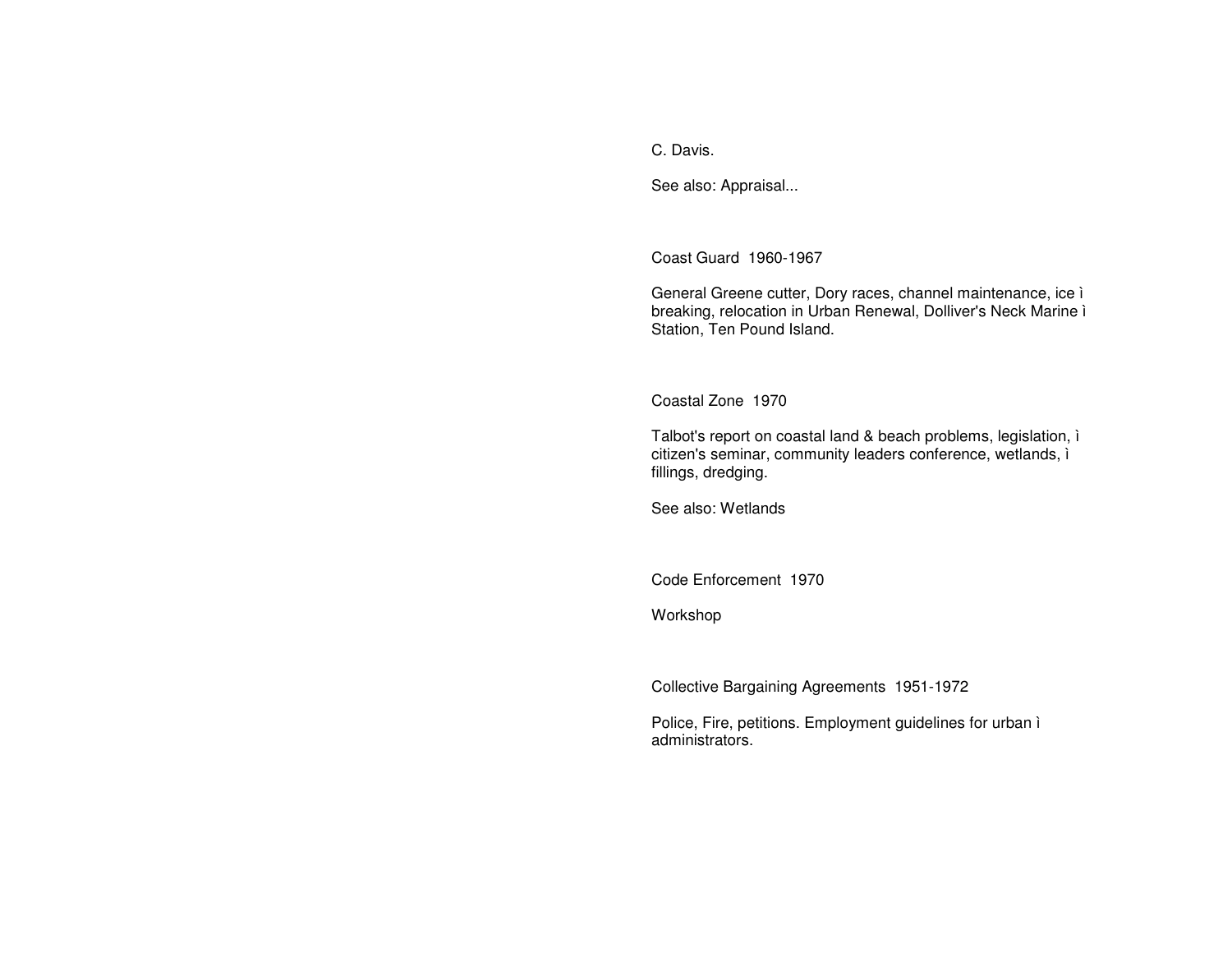C. Davis.

See also: Appraisal...

Coast Guard 1960-1967

General Greene cutter, Dory races, channel maintenance, ice ì breaking, relocation in Urban Renewal, Dolliver's Neck Marine ì Station, Ten Pound Island.

Coastal Zone 1970

Talbot's report on coastal land & beach problems, legislation, ì citizen's seminar, community leaders conference, wetlands, ì fillings, dredging.

See also: Wetlands

Code Enforcement 1970

Workshop

Collective Bargaining Agreements 1951-1972

Police, Fire, petitions. Employment guidelines for urban ì administrators.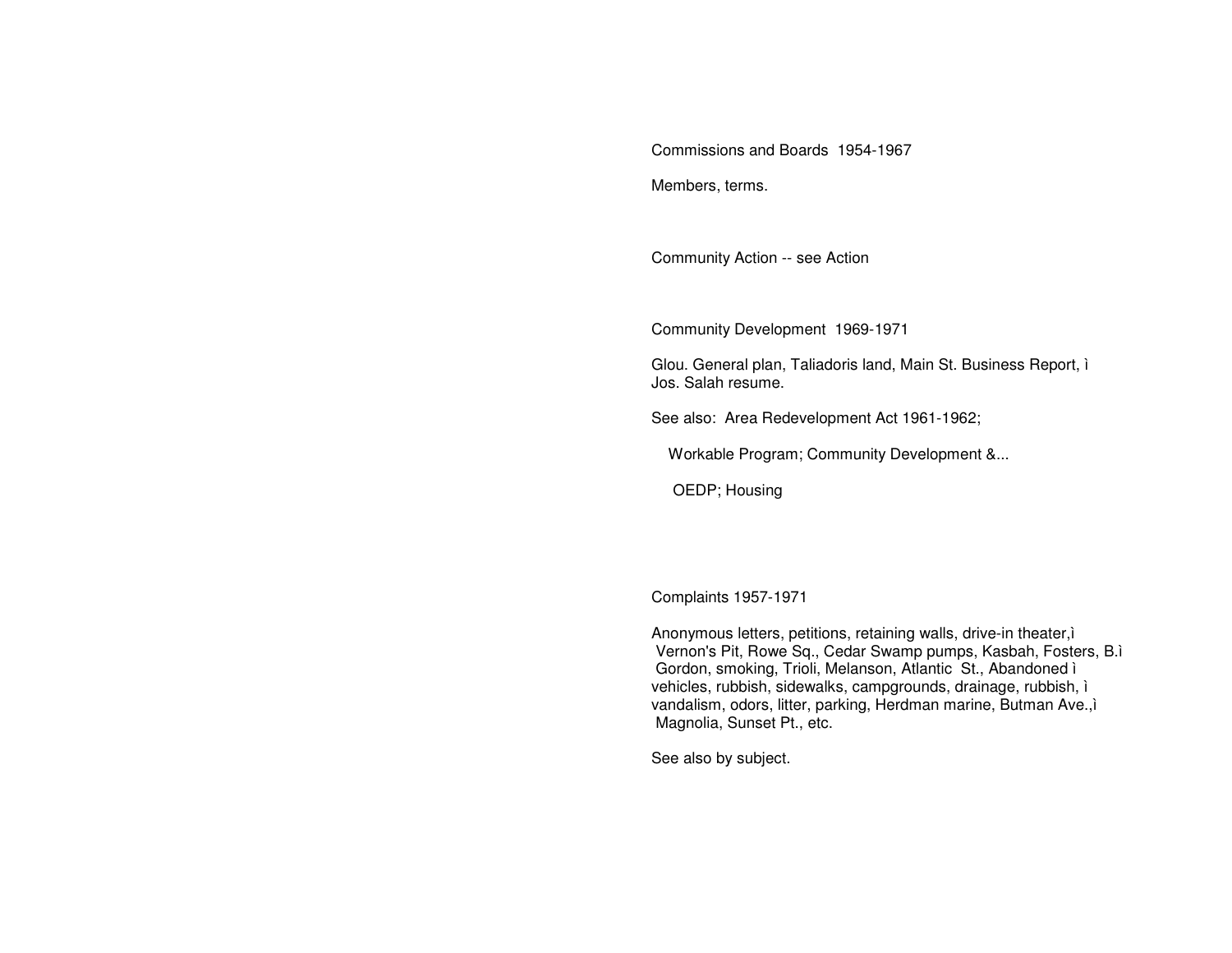Commissions and Boards 1954-1967

Members, terms.

Community Action -- see Action

Community Development 1969-1971

Glou. General plan, Taliadoris land, Main St. Business Report, ì
Jos. Salah resume.

See also: Area Redevelopment Act 1961-1962;

Workable Program; Community Development &...

OEDP; Housing

Complaints 1957-1971

Anonymous letters, petitions, retaining walls, drive-in theater,ì
Vernon's Pit, Rowe Sq., Cedar Swamp pumps, Kasbah, Fosters, B.ì
Gordon, smoking, Trioli, Melanson, Atlantic St., Abandoned ì
vehicles, rubbish, sidewalks, campgrounds, drainage, rubbish, ì
vandalism, odors, litter, parking, Herdman marine, Butman Ave.,ì
Magnolia, Sunset Pt., etc.

See also by subject.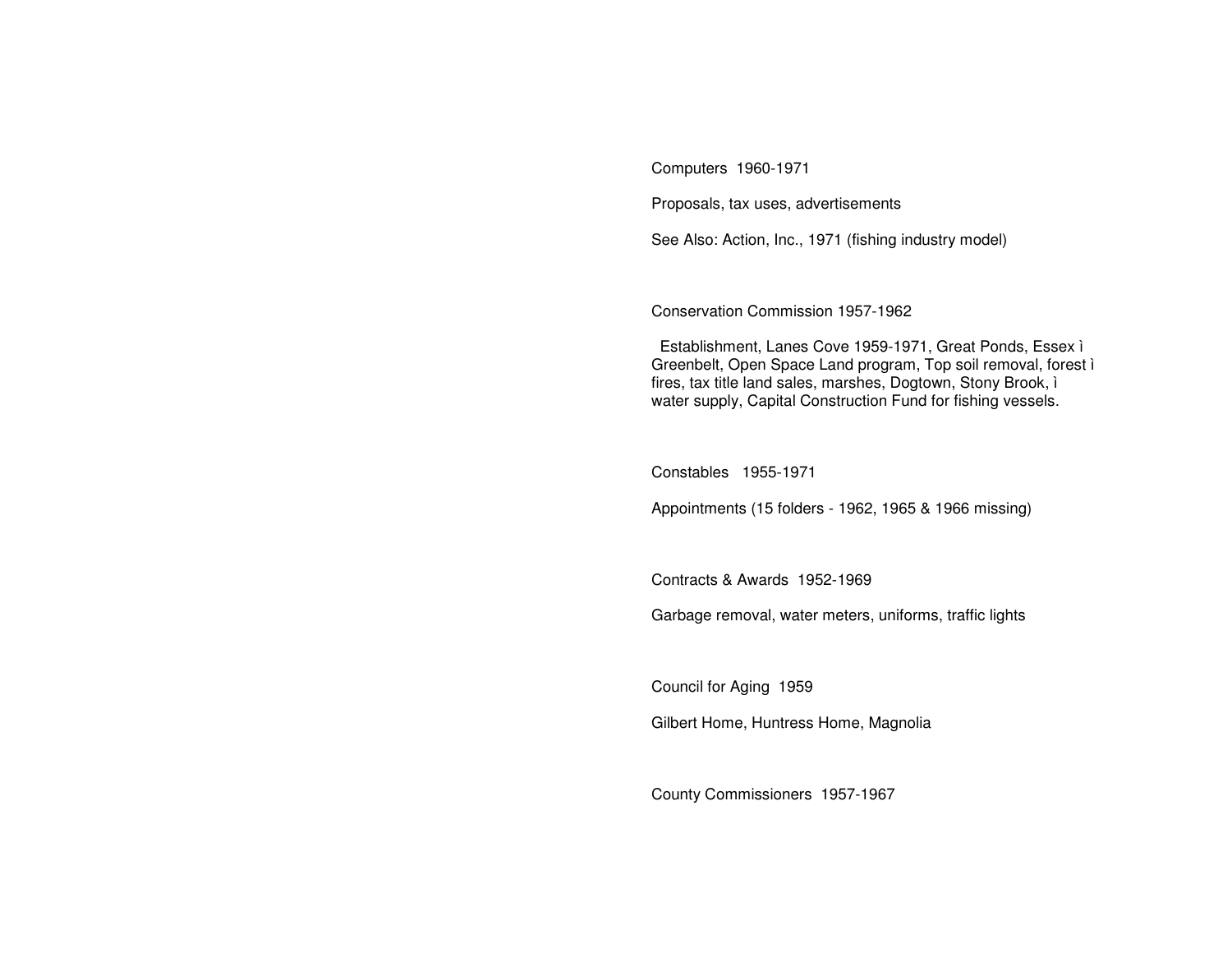Computers 1960-1971

Proposals, tax uses, advertisements

See Also: Action, Inc., 1971 (fishing industry model)

Conservation Commission 1957-1962

Establishment, Lanes Cove 1959-1971, Great Ponds, Essex ì Greenbelt, Open Space Land program, Top soil removal, forest ì fires, tax title land sales, marshes, Dogtown, Stony Brook, ì water supply, Capital Construction Fund for fishing vessels.

Constables 1955-1971

Appointments (15 folders - 1962, 1965 & 1966 missing)

Contracts & Awards 1952-1969

Garbage removal, water meters, uniforms, traffic lights

Council for Aging 1959

Gilbert Home, Huntress Home, Magnolia

County Commissioners 1957-1967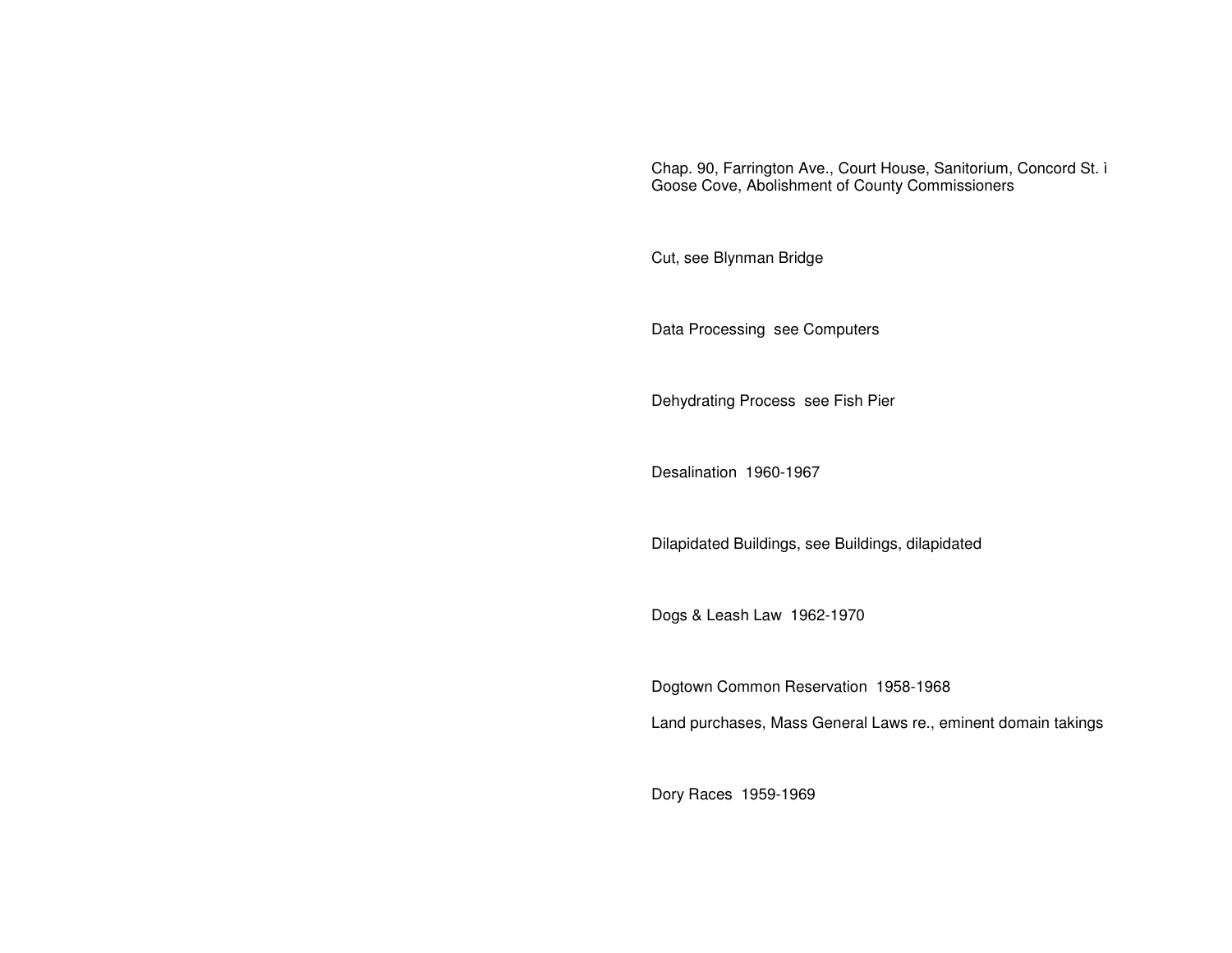Chap. 90, Farrington Ave., Court House, Sanitorium, Concord St. ì Goose Cove, Abolishment of County Commissioners

Cut, see Blynman Bridge

Data Processing  see Computers

Dehydrating Process  see Fish Pier

Desalination  1960-1967

Dilapidated Buildings, see Buildings, dilapidated

Dogs & Leash Law  1962-1970

Dogtown Common Reservation  1958-1968

Land purchases, Mass General Laws re., eminent domain takings

Dory Races  1959-1969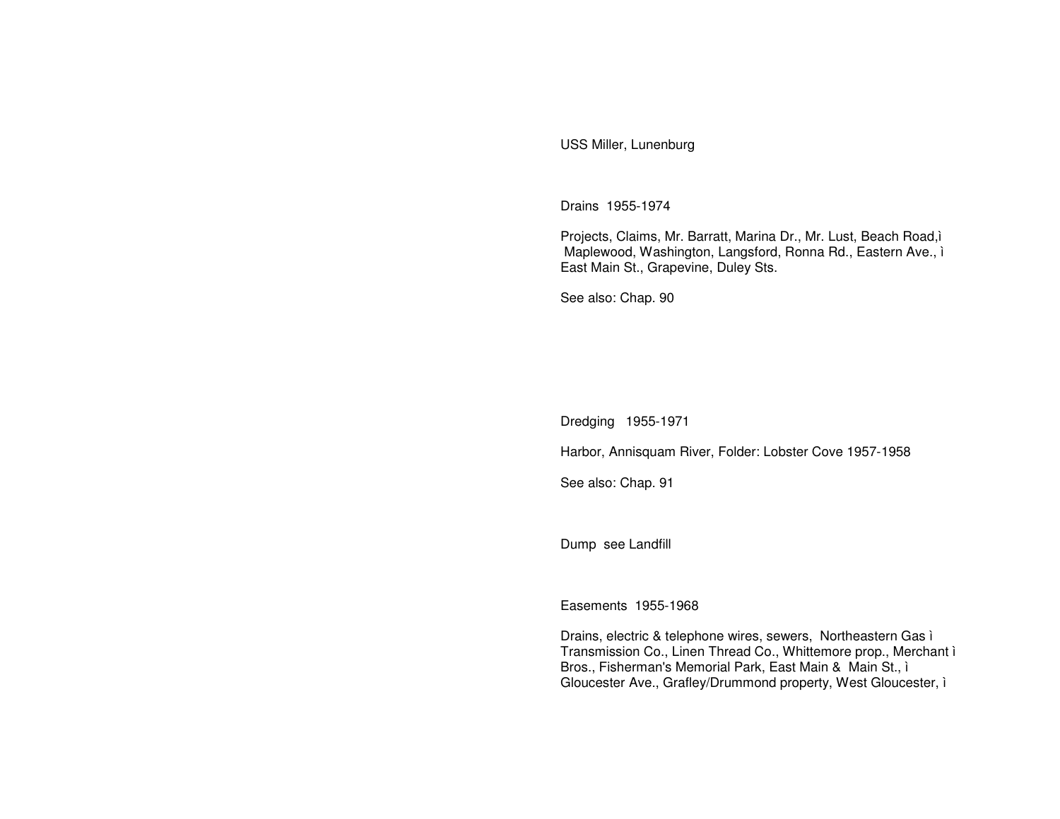USS Miller, Lunenburg

Drains 1955-1974

Projects, Claims, Mr. Barratt, Marina Dr., Mr. Lust, Beach Road,ì
Maplewood, Washington, Langsford, Ronna Rd., Eastern Ave., ì
East Main St., Grapevine, Duley Sts.

See also: Chap. 90

Dredging 1955-1971

Harbor, Annisquam River, Folder: Lobster Cove 1957-1958

See also: Chap. 91

Dump see Landfill

Easements 1955-1968

Drains, electric & telephone wires, sewers, Northeastern Gas ì
Transmission Co., Linen Thread Co., Whittemore prop., Merchant ì
Bros., Fisherman's Memorial Park, East Main & Main St., ì
Gloucester Ave., Grafley/Drummond property, West Gloucester, ì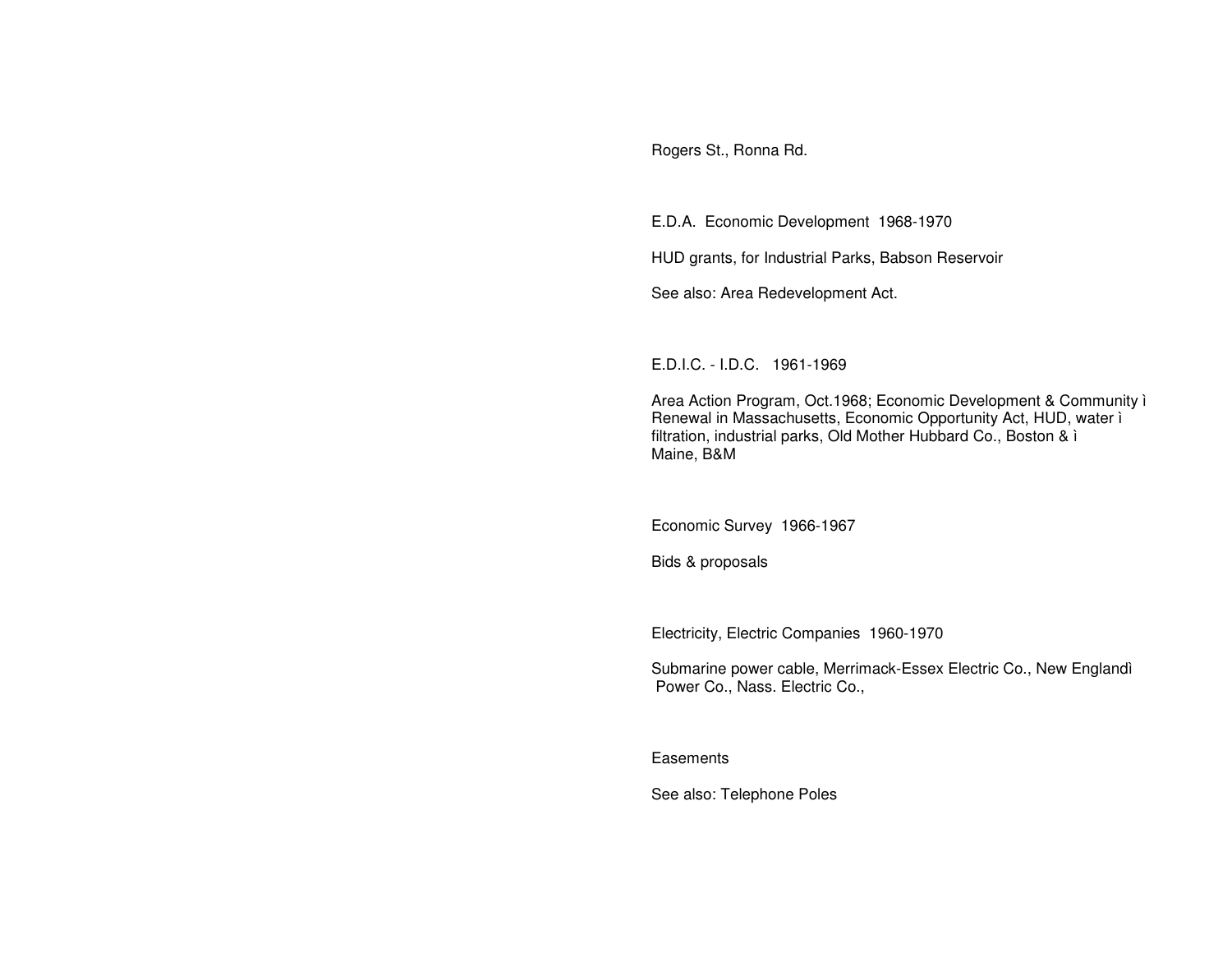Rogers St., Ronna Rd.

E.D.A. Economic Development 1968-1970

HUD grants, for Industrial Parks, Babson Reservoir

See also: Area Redevelopment Act.

E.D.I.C. - I.D.C. 1961-1969

Area Action Program, Oct.1968; Economic Development & Community ì
Renewal in Massachusetts, Economic Opportunity Act, HUD, water ì
filtration, industrial parks, Old Mother Hubbard Co., Boston & ì
Maine, B&M

Economic Survey 1966-1967

Bids & proposals

Electricity, Electric Companies 1960-1970

Submarine power cable, Merrimack-Essex Electric Co., New Englandì
Power Co., Nass. Electric Co.,

Easements

See also: Telephone Poles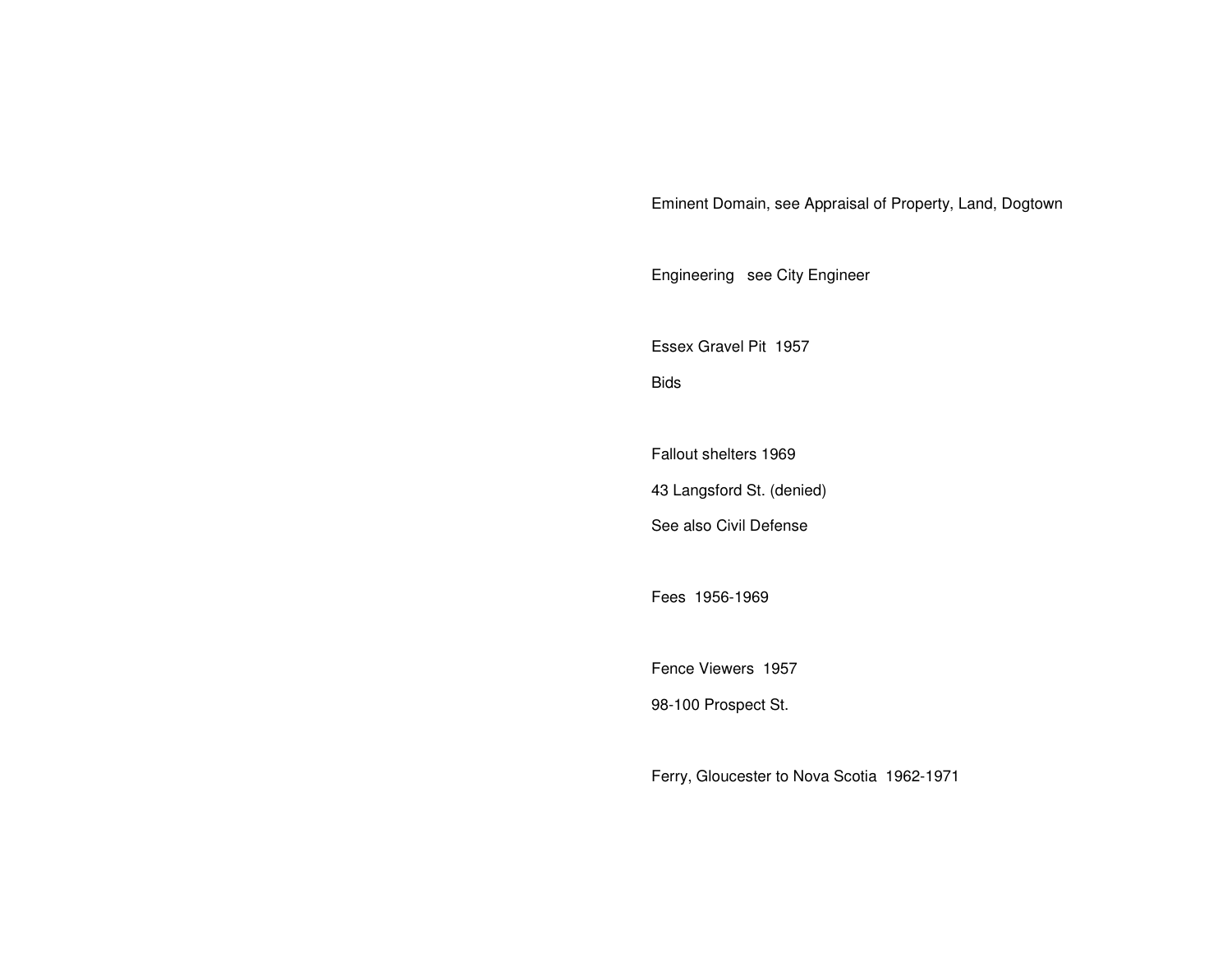Eminent Domain, see Appraisal of Property, Land, Dogtown

Engineering   see City Engineer

Essex Gravel Pit  1957

Bids

Fallout shelters 1969

43 Langsford St. (denied)

See also Civil Defense

Fees  1956-1969

Fence Viewers  1957

98-100 Prospect St.

Ferry, Gloucester to Nova Scotia  1962-1971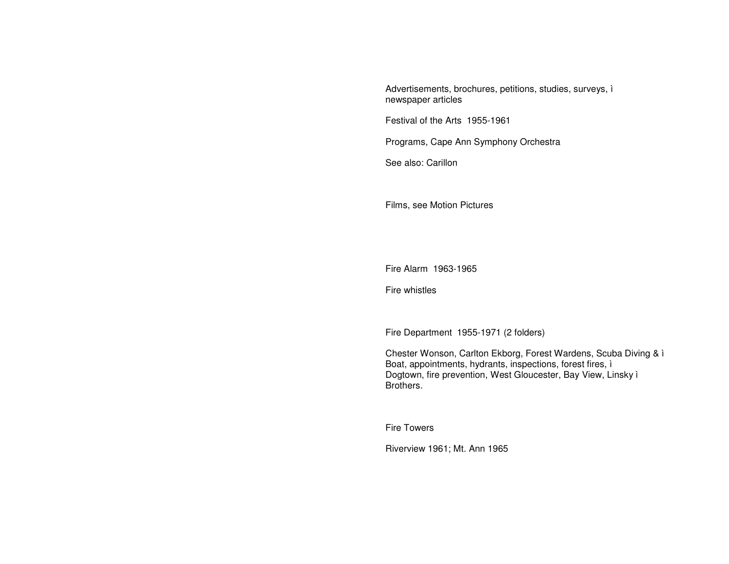Advertisements, brochures, petitions, studies, surveys, ì
newspaper articles

Festival of the Arts  1955-1961

Programs, Cape Ann Symphony Orchestra

See also: Carillon

Films, see Motion Pictures

Fire Alarm  1963-1965

Fire whistles

Fire Department  1955-1971 (2 folders)

Chester Wonson, Carlton Ekborg, Forest Wardens, Scuba Diving & ì
Boat, appointments, hydrants, inspections, forest fires, ì
Dogtown, fire prevention, West Gloucester, Bay View, Linsky ì
Brothers.

Fire Towers

Riverview 1961; Mt. Ann 1965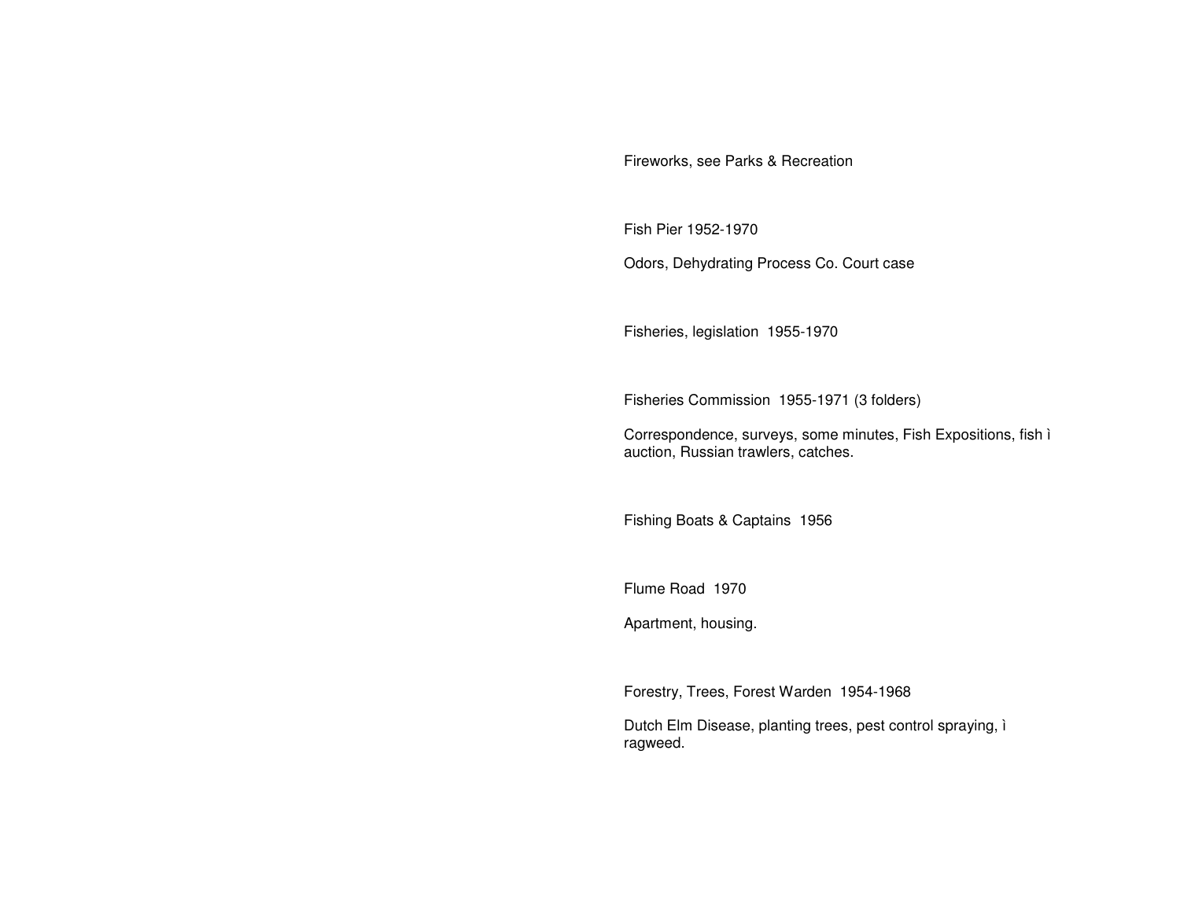Fireworks, see Parks & Recreation

Fish Pier 1952-1970

Odors, Dehydrating Process Co. Court case

Fisheries, legislation  1955-1970

Fisheries Commission  1955-1971 (3 folders)

Correspondence, surveys, some minutes, Fish Expositions, fish ì auction, Russian trawlers, catches.

Fishing Boats & Captains  1956

Flume Road  1970

Apartment, housing.

Forestry, Trees, Forest Warden  1954-1968

Dutch Elm Disease, planting trees, pest control spraying, ì ragweed.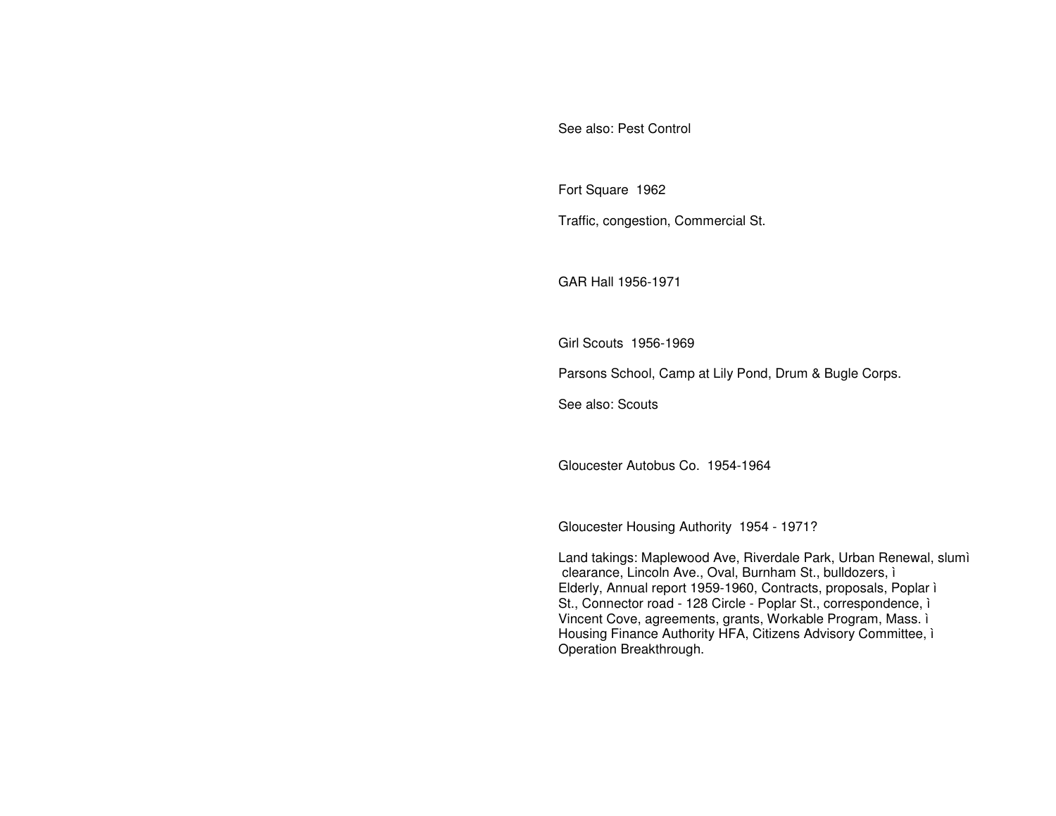See also: Pest Control

Fort Square  1962

Traffic, congestion, Commercial St.

GAR Hall 1956-1971

Girl Scouts  1956-1969

Parsons School, Camp at Lily Pond, Drum & Bugle Corps.

See also: Scouts

Gloucester Autobus Co.  1954-1964

Gloucester Housing Authority  1954 - 1971?

Land takings: Maplewood Ave, Riverdale Park, Urban Renewal, slumì clearance, Lincoln Ave., Oval, Burnham St., bulldozers, ì Elderly, Annual report 1959-1960, Contracts, proposals, Poplar ì St., Connector road - 128 Circle - Poplar St., correspondence, ì Vincent Cove, agreements, grants, Workable Program, Mass. ì Housing Finance Authority HFA, Citizens Advisory Committee, ì Operation Breakthrough.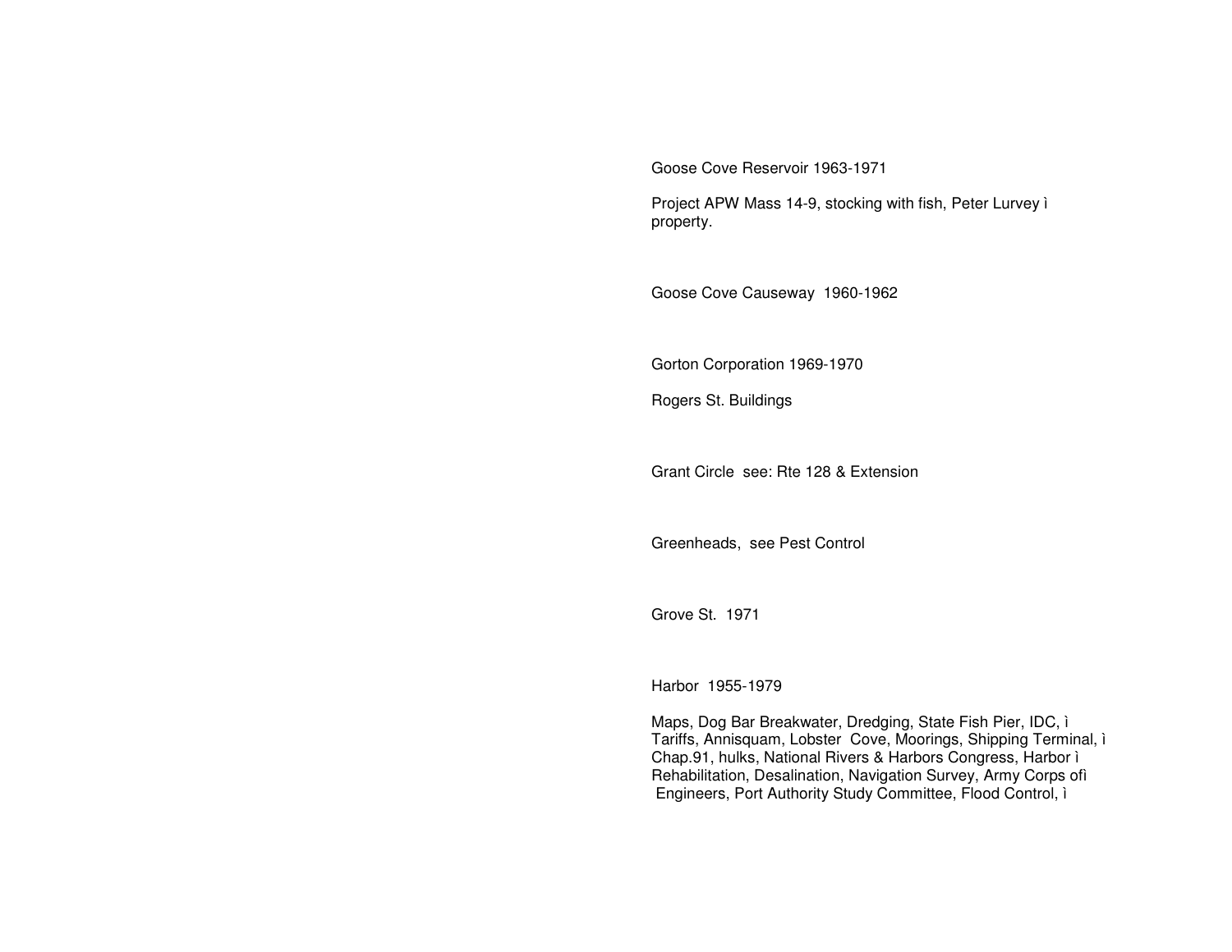Goose Cove Reservoir 1963-1971

Project APW Mass 14-9, stocking with fish, Peter Lurvey ì property.

Goose Cove Causeway 1960-1962

Gorton Corporation 1969-1970

Rogers St. Buildings

Grant Circle see: Rte 128 & Extension

Greenheads, see Pest Control

Grove St. 1971

Harbor 1955-1979

Maps, Dog Bar Breakwater, Dredging, State Fish Pier, IDC, ì Tariffs, Annisquam, Lobster Cove, Moorings, Shipping Terminal, ì Chap.91, hulks, National Rivers & Harbors Congress, Harbor ì Rehabilitation, Desalination, Navigation Survey, Army Corps ofì Engineers, Port Authority Study Committee, Flood Control, ì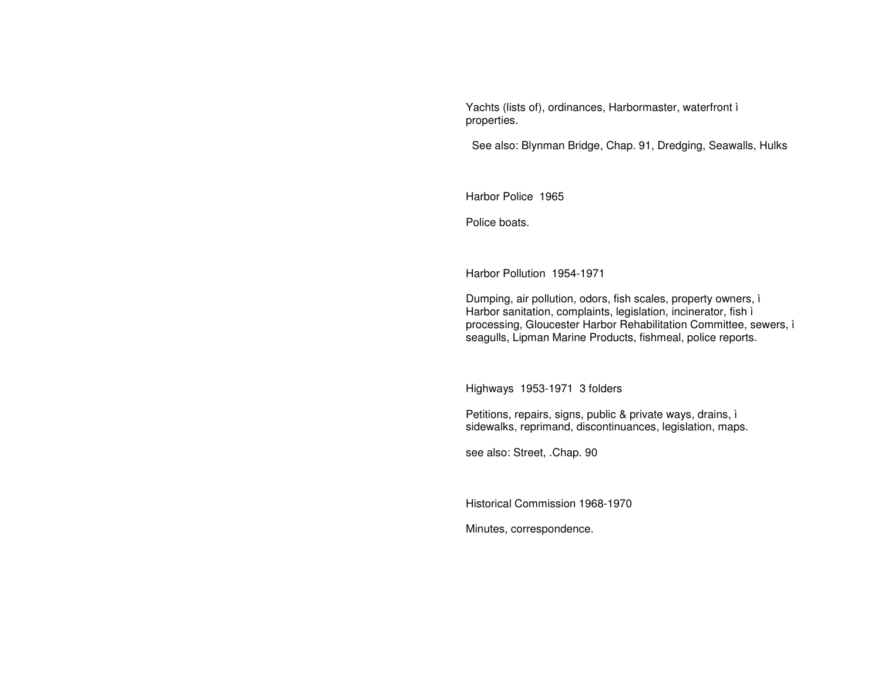Yachts (lists of), ordinances, Harbormaster, waterfront ì properties.

See also: Blynman Bridge, Chap. 91, Dredging, Seawalls, Hulks

Harbor Police 1965

Police boats.

Harbor Pollution 1954-1971

Dumping, air pollution, odors, fish scales, property owners, ì Harbor sanitation, complaints, legislation, incinerator, fish ì processing, Gloucester Harbor Rehabilitation Committee, sewers, ì seagulls, Lipman Marine Products, fishmeal, police reports.

Highways 1953-1971 3 folders

Petitions, repairs, signs, public & private ways, drains, ì sidewalks, reprimand, discontinuances, legislation, maps.

see also: Street, .Chap. 90

Historical Commission 1968-1970

Minutes, correspondence.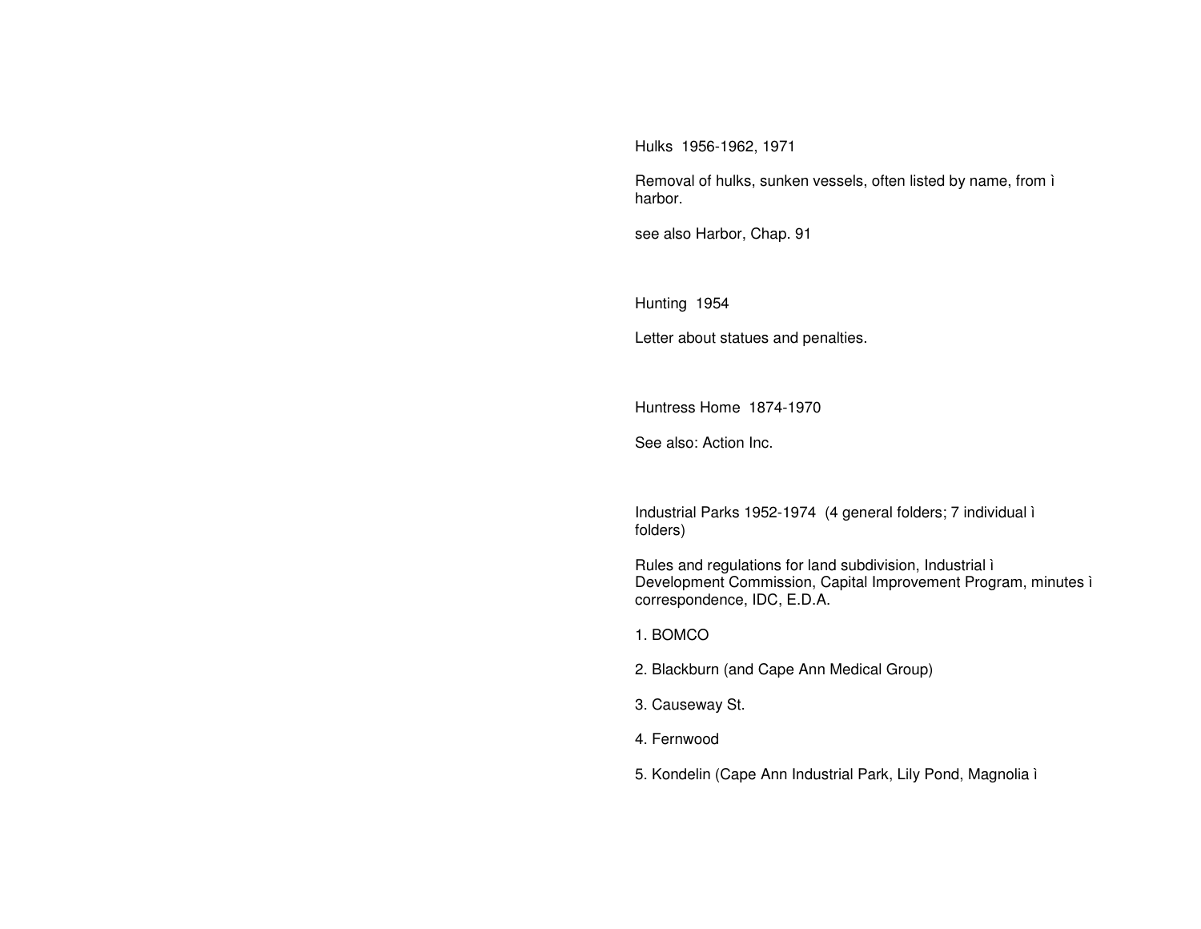Hulks 1956-1962, 1971

Removal of hulks, sunken vessels, often listed by name, from ì harbor.

see also Harbor, Chap. 91

Hunting 1954

Letter about statues and penalties.

Huntress Home 1874-1970

See also: Action Inc.

Industrial Parks 1952-1974 (4 general folders; 7 individual ì folders)

Rules and regulations for land subdivision, Industrial ì Development Commission, Capital Improvement Program, minutes ì correspondence, IDC, E.D.A.

1. BOMCO

2. Blackburn (and Cape Ann Medical Group)

3. Causeway St.

4. Fernwood

5. Kondelin (Cape Ann Industrial Park, Lily Pond, Magnolia ì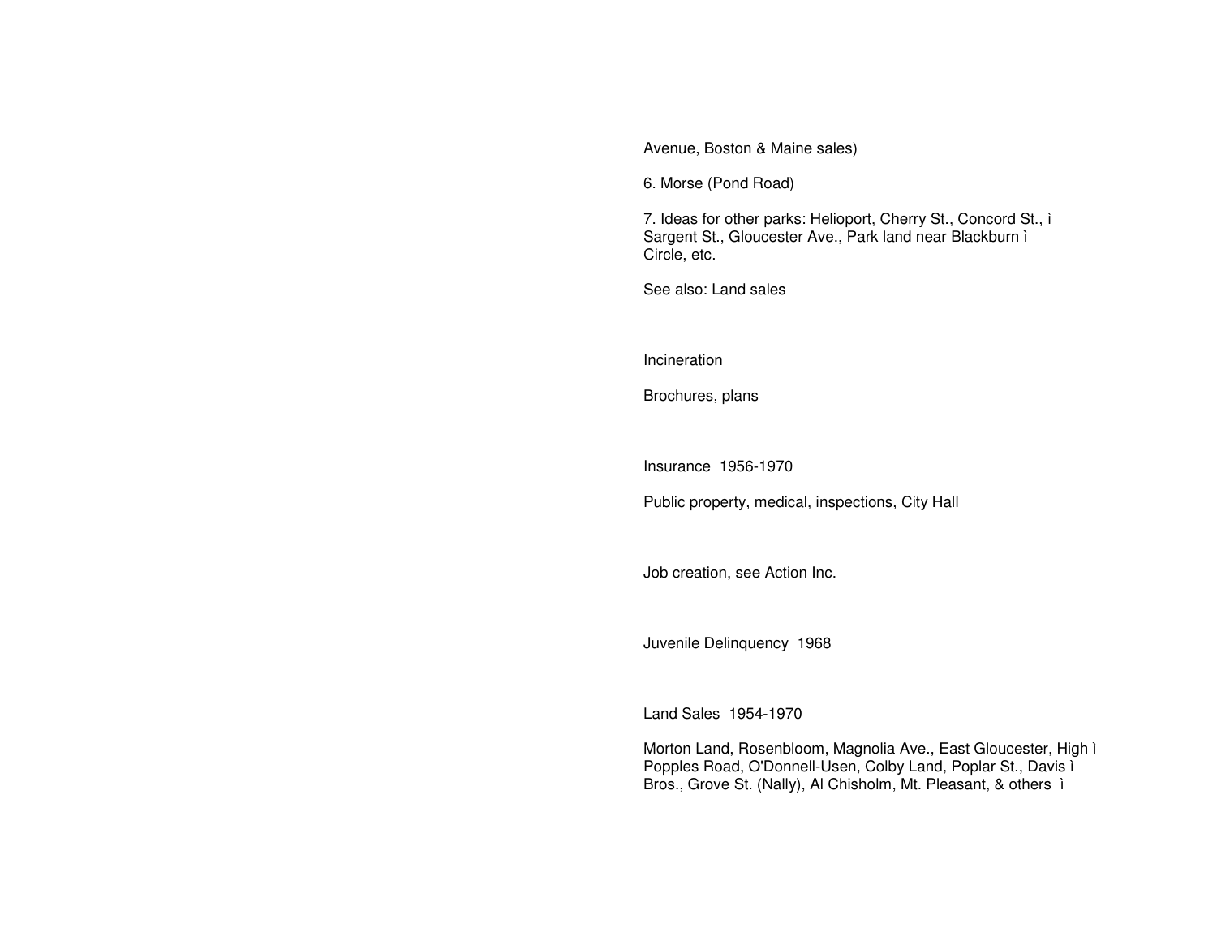Avenue, Boston & Maine sales)

6. Morse (Pond Road)

7. Ideas for other parks: Helioport, Cherry St., Concord St., ì
Sargent St., Gloucester Ave., Park land near Blackburn ì
Circle, etc.

See also: Land sales

Incineration

Brochures, plans

Insurance  1956-1970

Public property, medical, inspections, City Hall

Job creation, see Action Inc.

Juvenile Delinquency  1968

Land Sales  1954-1970

Morton Land, Rosenbloom, Magnolia Ave., East Gloucester, High ì
Popples Road, O'Donnell-Usen, Colby Land, Poplar St., Davis ì
Bros., Grove St. (Nally), Al Chisholm, Mt. Pleasant, & others  ì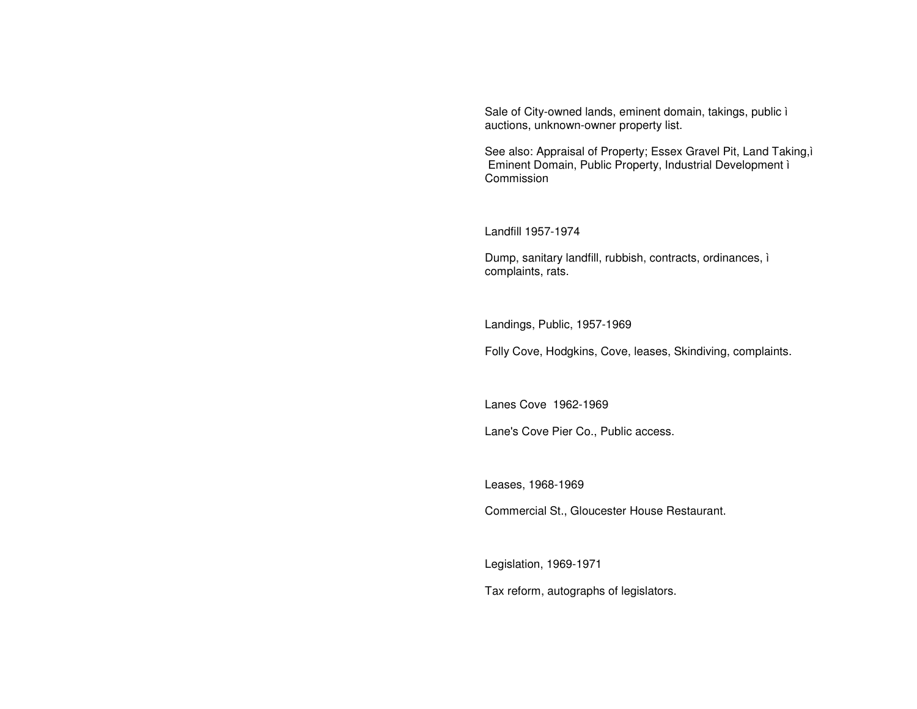Sale of City-owned lands, eminent domain, takings, public ì auctions, unknown-owner property list.

See also: Appraisal of Property; Essex Gravel Pit, Land Taking,ì Eminent Domain, Public Property, Industrial Development ì Commission

Landfill 1957-1974

Dump, sanitary landfill, rubbish, contracts, ordinances, ì complaints, rats.

Landings, Public, 1957-1969

Folly Cove, Hodgkins, Cove, leases, Skindiving, complaints.

Lanes Cove 1962-1969

Lane's Cove Pier Co., Public access.

Leases, 1968-1969

Commercial St., Gloucester House Restaurant.

Legislation, 1969-1971

Tax reform, autographs of legislators.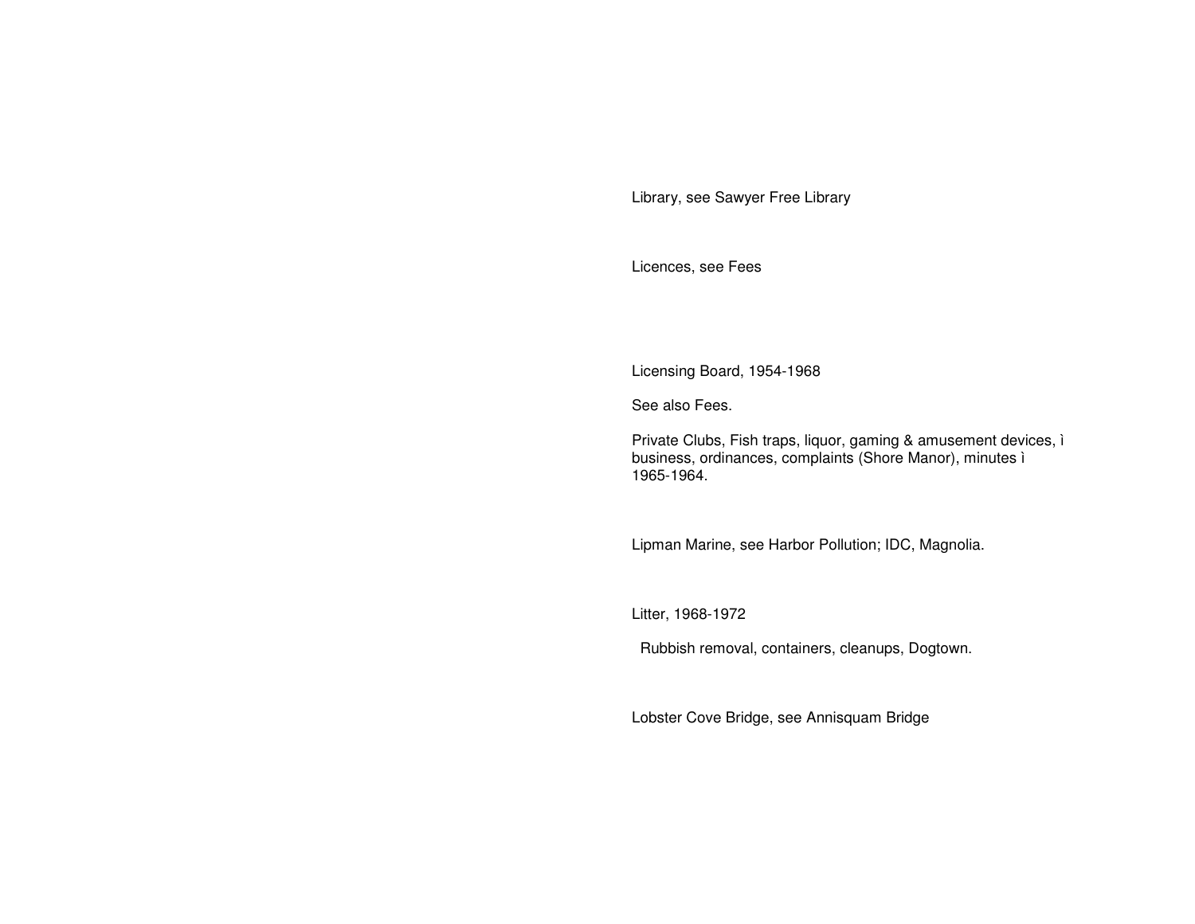Library, see Sawyer Free Library

Licences, see Fees

Licensing Board, 1954-1968

See also Fees.

Private Clubs, Fish traps, liquor, gaming & amusement devices, ì business, ordinances, complaints (Shore Manor), minutes ì 1965-1964.

Lipman Marine, see Harbor Pollution; IDC, Magnolia.

Litter, 1968-1972

Rubbish removal, containers, cleanups, Dogtown.

Lobster Cove Bridge, see Annisquam Bridge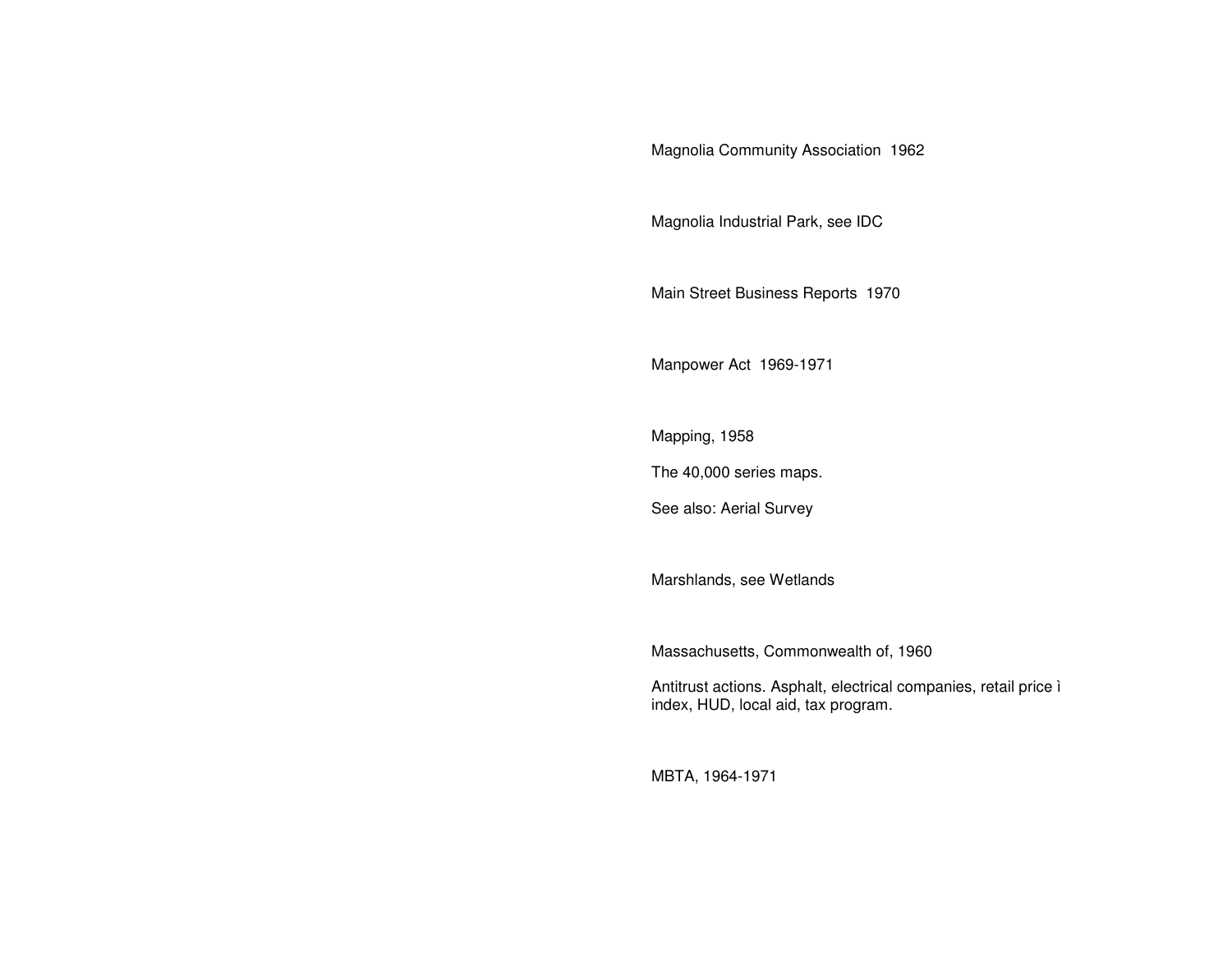Magnolia Community Association  1962

Magnolia Industrial Park, see IDC

Main Street Business Reports  1970

Manpower Act  1969-1971

Mapping, 1958

The 40,000 series maps.

See also: Aerial Survey

Marshlands, see Wetlands

Massachusetts, Commonwealth of, 1960

Antitrust actions. Asphalt, electrical companies, retail price ì index, HUD, local aid, tax program.

MBTA, 1964-1971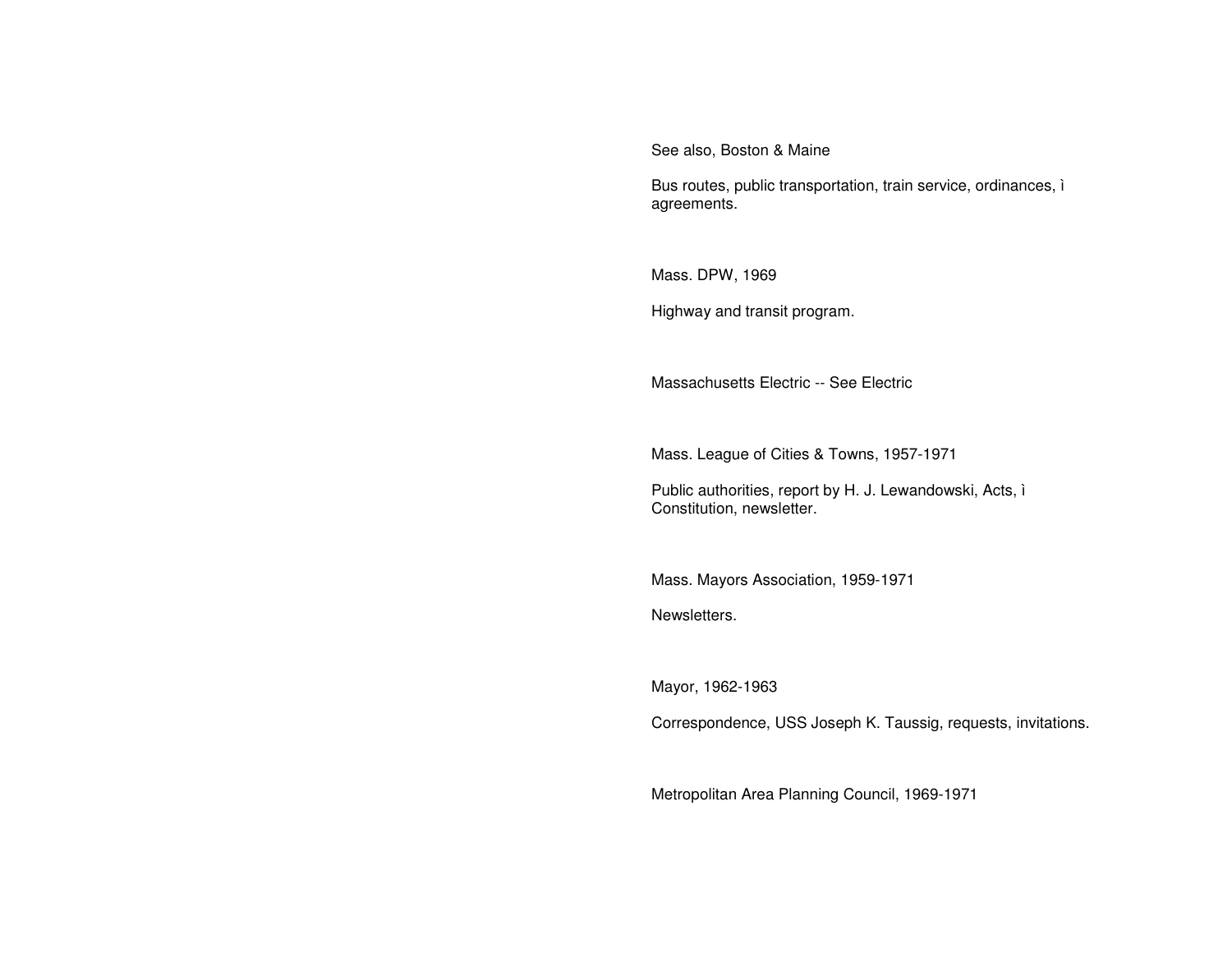See also, Boston & Maine

Bus routes, public transportation, train service, ordinances, ì agreements.

Mass. DPW, 1969

Highway and transit program.

Massachusetts Electric -- See Electric

Mass. League of Cities & Towns, 1957-1971

Public authorities, report by H. J. Lewandowski, Acts, ì Constitution, newsletter.

Mass. Mayors Association, 1959-1971

Newsletters.

Mayor, 1962-1963

Correspondence, USS Joseph K. Taussig, requests, invitations.

Metropolitan Area Planning Council, 1969-1971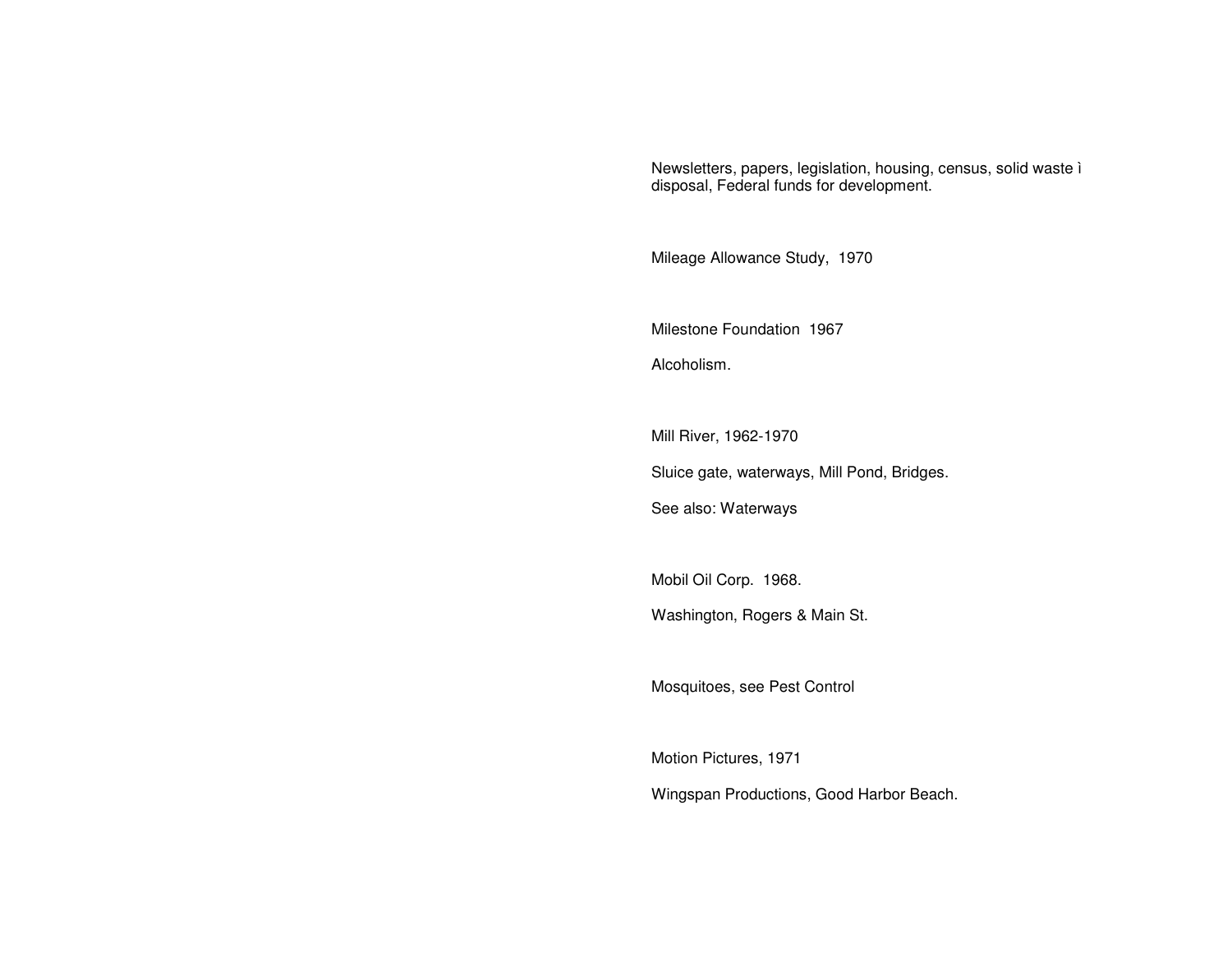Newsletters, papers, legislation, housing, census, solid waste ì disposal, Federal funds for development.

Mileage Allowance Study,  1970

Milestone Foundation  1967

Alcoholism.

Mill River, 1962-1970

Sluice gate, waterways, Mill Pond, Bridges.

See also: Waterways

Mobil Oil Corp.  1968.

Washington, Rogers & Main St.

Mosquitoes, see Pest Control

Motion Pictures, 1971

Wingspan Productions, Good Harbor Beach.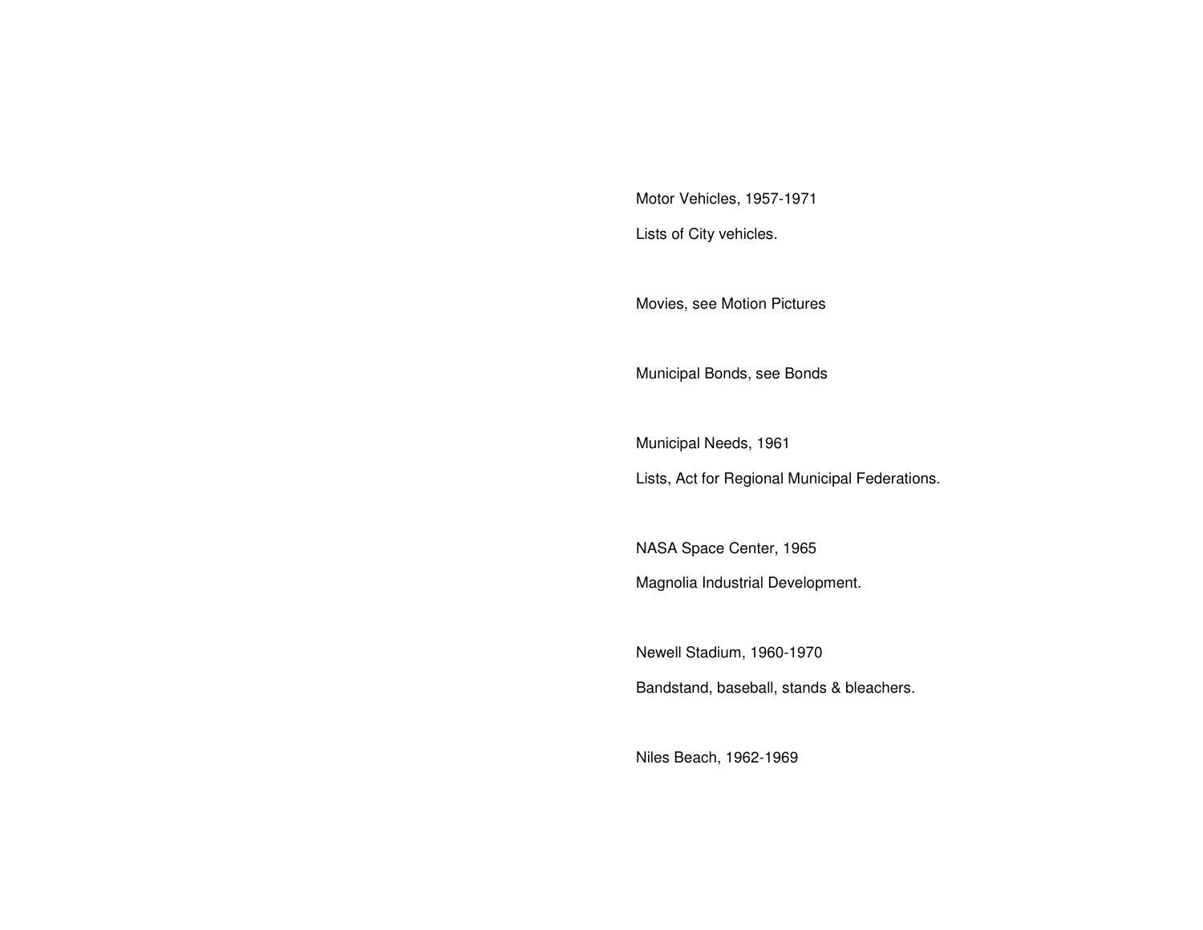Motor Vehicles, 1957-1971

Lists of City vehicles.

Movies, see Motion Pictures

Municipal Bonds, see Bonds

Municipal Needs, 1961

Lists, Act for Regional Municipal Federations.

NASA Space Center, 1965

Magnolia Industrial Development.

Newell Stadium, 1960-1970

Bandstand, baseball, stands & bleachers.

Niles Beach, 1962-1969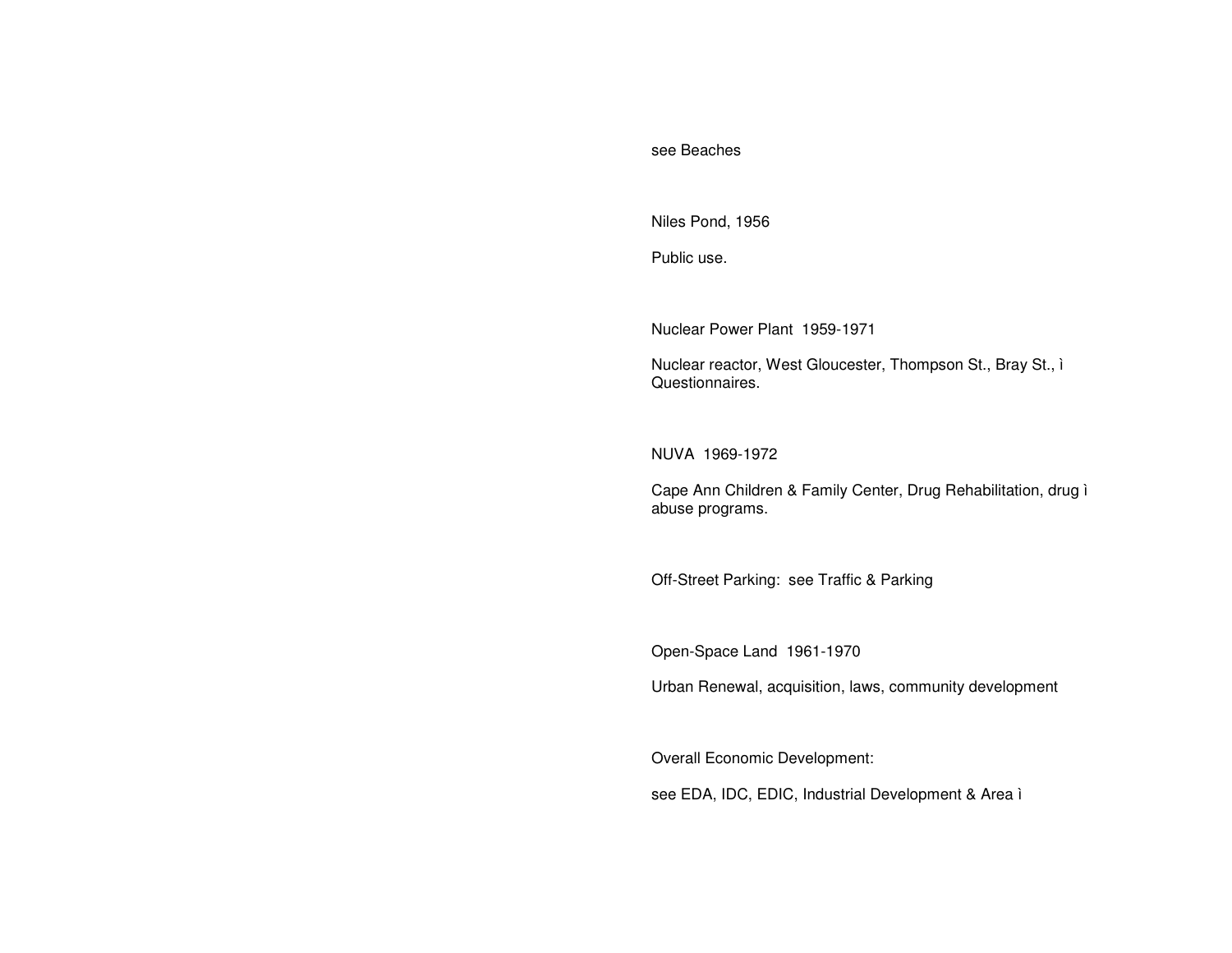see Beaches

Niles Pond, 1956

Public use.

Nuclear Power Plant 1959-1971

Nuclear reactor, West Gloucester, Thompson St., Bray St., ì Questionnaires.

NUVA 1969-1972

Cape Ann Children & Family Center, Drug Rehabilitation, drug ì abuse programs.

Off-Street Parking: see Traffic & Parking

Open-Space Land 1961-1970

Urban Renewal, acquisition, laws, community development

Overall Economic Development:

see EDA, IDC, EDIC, Industrial Development & Area ì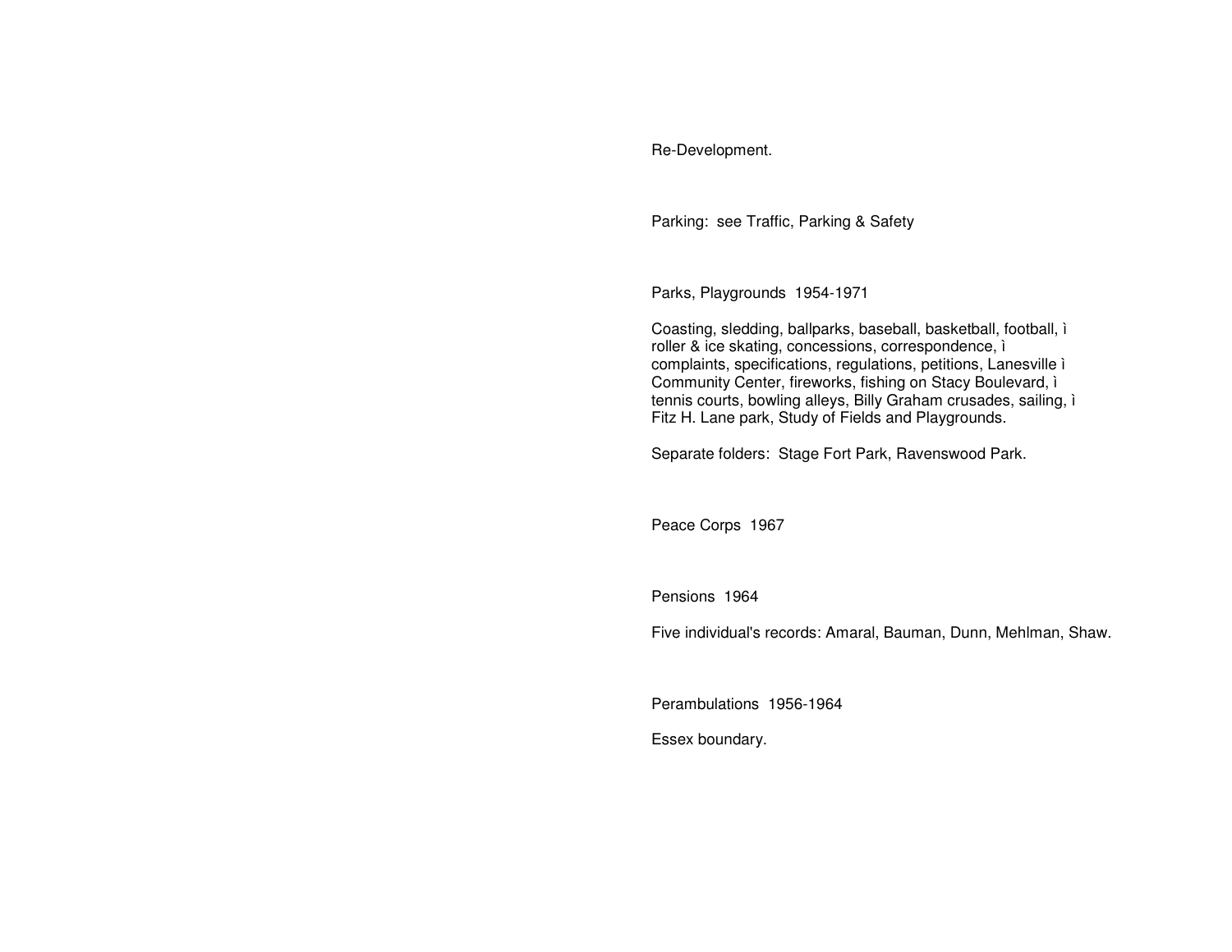Re-Development.

Parking:  see Traffic, Parking & Safety

Parks, Playgrounds  1954-1971

Coasting, sledding, ballparks, baseball, basketball, football, ì
roller & ice skating, concessions, correspondence, ì
complaints, specifications, regulations, petitions, Lanesville ì
Community Center, fireworks, fishing on Stacy Boulevard, ì
tennis courts, bowling alleys, Billy Graham crusades, sailing, ì
Fitz H. Lane park, Study of Fields and Playgrounds.

Separate folders:  Stage Fort Park, Ravenswood Park.

Peace Corps  1967

Pensions  1964

Five individual's records: Amaral, Bauman, Dunn, Mehlman, Shaw.

Perambulations  1956-1964

Essex boundary.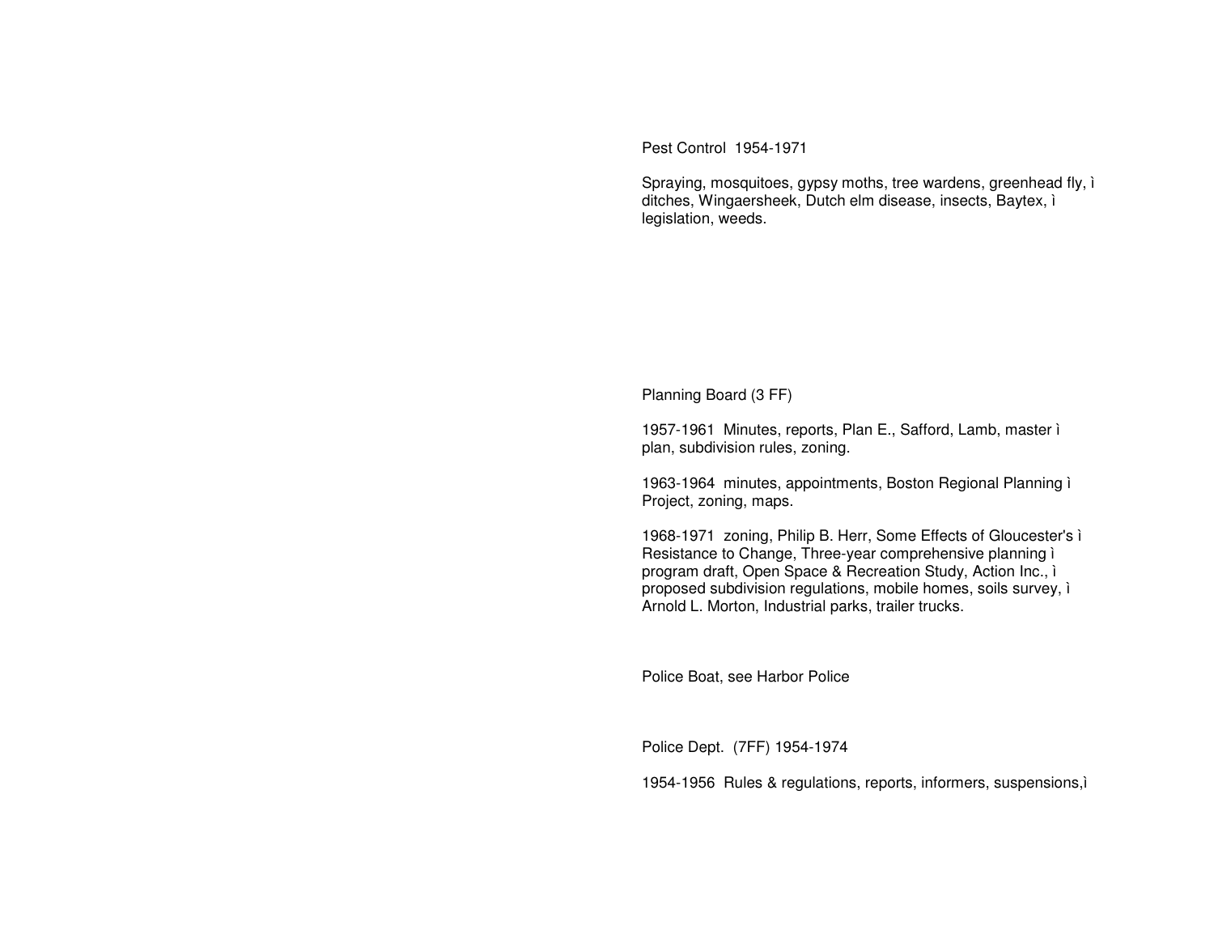Pest Control  1954-1971

Spraying, mosquitoes, gypsy moths, tree wardens, greenhead fly, ì ditches, Wingaersheek, Dutch elm disease, insects, Baytex, ì legislation, weeds.

Planning Board (3 FF)

1957-1961  Minutes, reports, Plan E., Safford, Lamb, master ì plan, subdivision rules, zoning.

1963-1964  minutes, appointments, Boston Regional Planning ì Project, zoning, maps.

1968-1971  zoning, Philip B. Herr, Some Effects of Gloucester's ì Resistance to Change, Three-year comprehensive planning ì program draft, Open Space & Recreation Study, Action Inc., ì proposed subdivision regulations, mobile homes, soils survey, ì Arnold L. Morton, Industrial parks, trailer trucks.

Police Boat, see Harbor Police

Police Dept.  (7FF) 1954-1974

1954-1956  Rules & regulations, reports, informers, suspensions,ì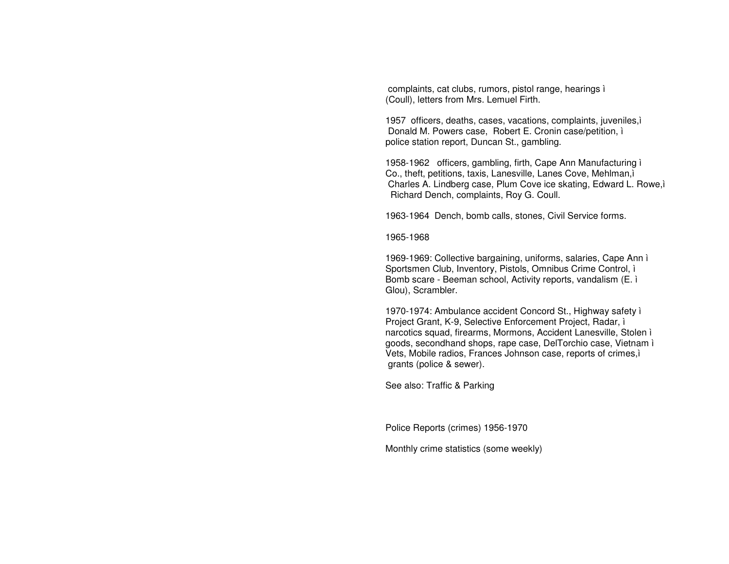complaints, cat clubs, rumors, pistol range, hearings ì
(Coull), letters from Mrs. Lemuel Firth.

1957 officers, deaths, cases, vacations, complaints, juveniles,ì
Donald M. Powers case, Robert E. Cronin case/petition, ì
police station report, Duncan St., gambling.

1958-1962 officers, gambling, firth, Cape Ann Manufacturing ì
Co., theft, petitions, taxis, Lanesville, Lanes Cove, Mehlman,ì
Charles A. Lindberg case, Plum Cove ice skating, Edward L. Rowe,ì
Richard Dench, complaints, Roy G. Coull.

1963-1964 Dench, bomb calls, stones, Civil Service forms.

1965-1968

1969-1969: Collective bargaining, uniforms, salaries, Cape Ann ì
Sportsmen Club, Inventory, Pistols, Omnibus Crime Control, ì
Bomb scare - Beeman school, Activity reports, vandalism (E. ì
Glou), Scrambler.

1970-1974: Ambulance accident Concord St., Highway safety ì
Project Grant, K-9, Selective Enforcement Project, Radar, ì
narcotics squad, firearms, Mormons, Accident Lanesville, Stolen ì
goods, secondhand shops, rape case, DelTorchio case, Vietnam ì
Vets, Mobile radios, Frances Johnson case, reports of crimes,ì
grants (police & sewer).

See also: Traffic & Parking

Police Reports (crimes) 1956-1970

Monthly crime statistics (some weekly)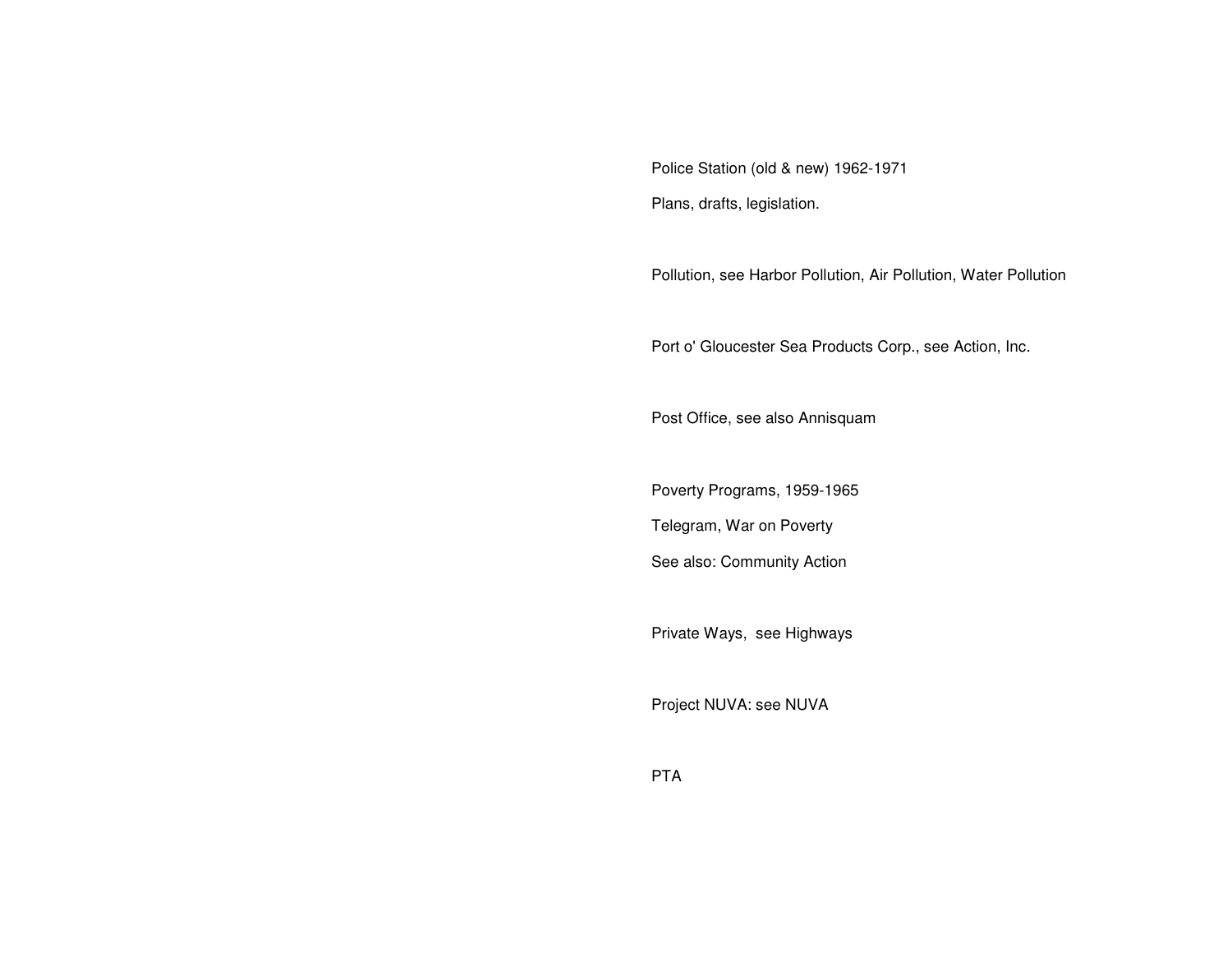Police Station (old & new) 1962-1971

Plans, drafts, legislation.

Pollution, see Harbor Pollution, Air Pollution, Water Pollution

Port o' Gloucester Sea Products Corp., see Action, Inc.

Post Office, see also Annisquam

Poverty Programs, 1959-1965

Telegram, War on Poverty

See also: Community Action

Private Ways, see Highways

Project NUVA: see NUVA

PTA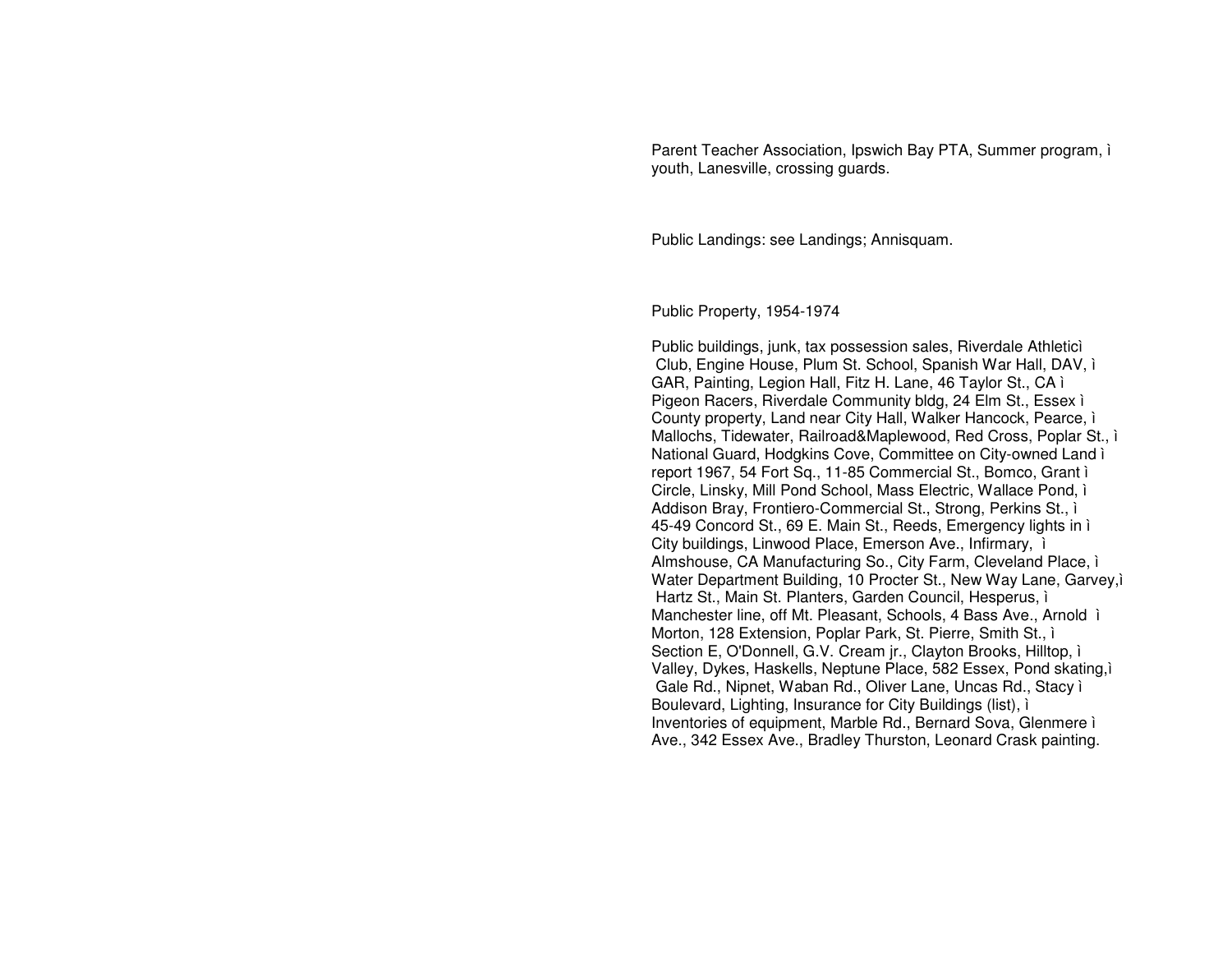Parent Teacher Association, Ipswich Bay PTA, Summer program, ì youth, Lanesville, crossing guards.

Public Landings: see Landings; Annisquam.

Public Property, 1954-1974

Public buildings, junk, tax possession sales, Riverdale Athleticì Club, Engine House, Plum St. School, Spanish War Hall, DAV, ì GAR, Painting, Legion Hall, Fitz H. Lane, 46 Taylor St., CA ì Pigeon Racers, Riverdale Community bldg, 24 Elm St., Essex ì County property, Land near City Hall, Walker Hancock, Pearce, ì Mallochs, Tidewater, Railroad&Maplewood, Red Cross, Poplar St., ì National Guard, Hodgkins Cove, Committee on City-owned Land ì report 1967, 54 Fort Sq., 11-85 Commercial St., Bomco, Grant ì Circle, Linsky, Mill Pond School, Mass Electric, Wallace Pond, ì Addison Bray, Frontiero-Commercial St., Strong, Perkins St., ì 45-49 Concord St., 69 E. Main St., Reeds, Emergency lights in ì City buildings, Linwood Place, Emerson Ave., Infirmary, ì Almshouse, CA Manufacturing So., City Farm, Cleveland Place, ì Water Department Building, 10 Procter St., New Way Lane, Garvey,ì Hartz St., Main St. Planters, Garden Council, Hesperus, ì Manchester line, off Mt. Pleasant, Schools, 4 Bass Ave., Arnold ì Morton, 128 Extension, Poplar Park, St. Pierre, Smith St., ì Section E, O'Donnell, G.V. Cream jr., Clayton Brooks, Hilltop, ì Valley, Dykes, Haskells, Neptune Place, 582 Essex, Pond skating,ì Gale Rd., Nipnet, Waban Rd., Oliver Lane, Uncas Rd., Stacy ì Boulevard, Lighting, Insurance for City Buildings (list), ì Inventories of equipment, Marble Rd., Bernard Sova, Glenmere ì Ave., 342 Essex Ave., Bradley Thurston, Leonard Crask painting.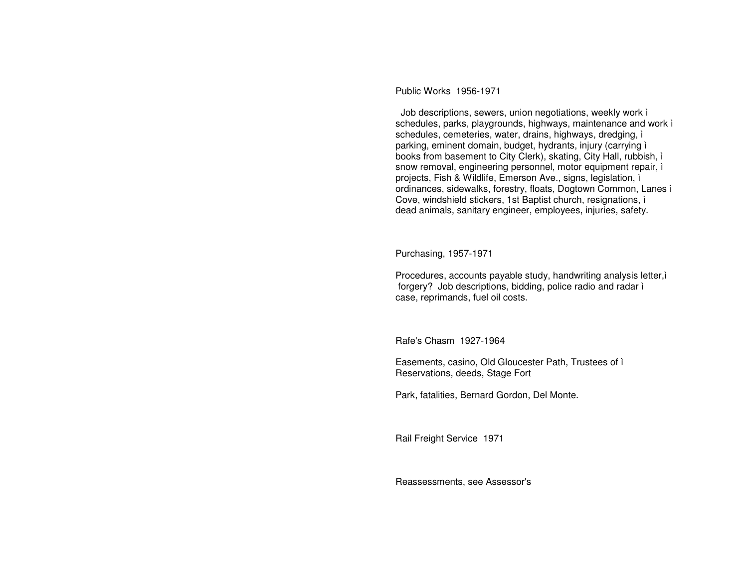Public Works 1956-1971

Job descriptions, sewers, union negotiations, weekly work ì schedules, parks, playgrounds, highways, maintenance and work ì schedules, cemeteries, water, drains, highways, dredging, ì parking, eminent domain, budget, hydrants, injury (carrying ì books from basement to City Clerk), skating, City Hall, rubbish, ì snow removal, engineering personnel, motor equipment repair, ì projects, Fish & Wildlife, Emerson Ave., signs, legislation, ì ordinances, sidewalks, forestry, floats, Dogtown Common, Lanes ì Cove, windshield stickers, 1st Baptist church, resignations, ì dead animals, sanitary engineer, employees, injuries, safety.

Purchasing, 1957-1971

Procedures, accounts payable study, handwriting analysis letter,ì forgery? Job descriptions, bidding, police radio and radar ì case, reprimands, fuel oil costs.

Rafe's Chasm 1927-1964

Easements, casino, Old Gloucester Path, Trustees of ì Reservations, deeds, Stage Fort

Park, fatalities, Bernard Gordon, Del Monte.

Rail Freight Service 1971

Reassessments, see Assessor's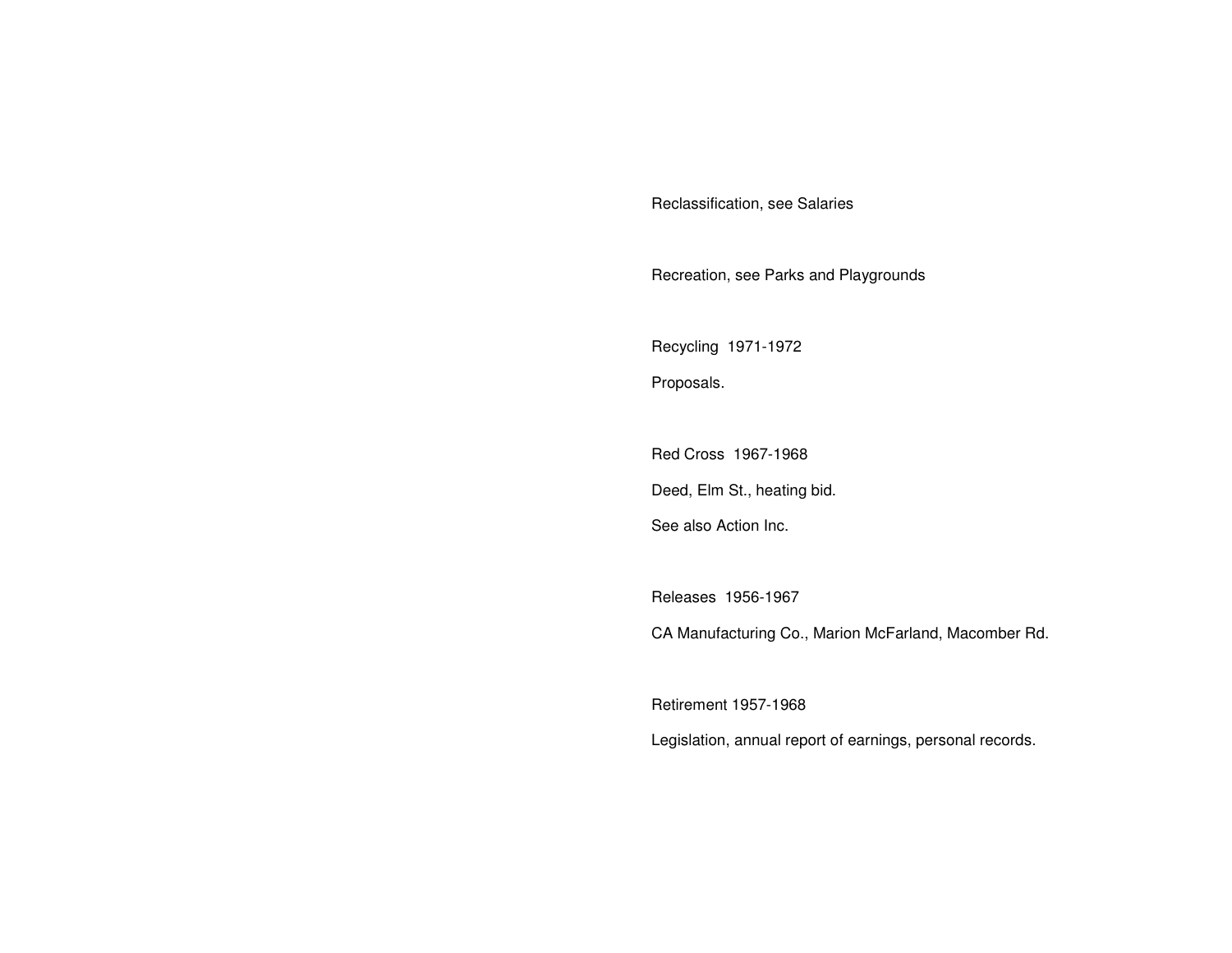Reclassification, see Salaries

Recreation, see Parks and Playgrounds

Recycling 1971-1972

Proposals.

Red Cross 1967-1968

Deed, Elm St., heating bid.

See also Action Inc.

Releases 1956-1967

CA Manufacturing Co., Marion McFarland, Macomber Rd.

Retirement 1957-1968

Legislation, annual report of earnings, personal records.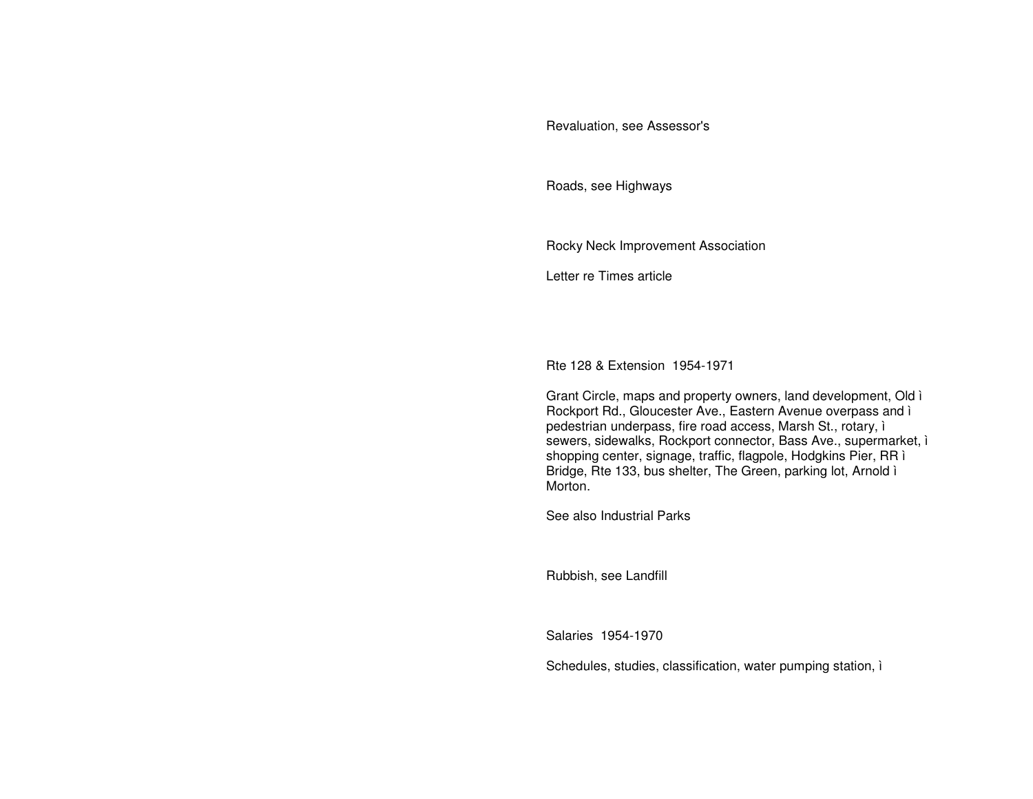Revaluation, see Assessor's

Roads, see Highways

Rocky Neck Improvement Association

Letter re Times article

Rte 128 & Extension  1954-1971

Grant Circle, maps and property owners, land development, Old ì Rockport Rd., Gloucester Ave., Eastern Avenue overpass and ì pedestrian underpass, fire road access, Marsh St., rotary, ì sewers, sidewalks, Rockport connector, Bass Ave., supermarket, ì shopping center, signage, traffic, flagpole, Hodgkins Pier, RR ì Bridge, Rte 133, bus shelter, The Green, parking lot, Arnold ì Morton.

See also Industrial Parks

Rubbish, see Landfill

Salaries  1954-1970

Schedules, studies, classification, water pumping station, ì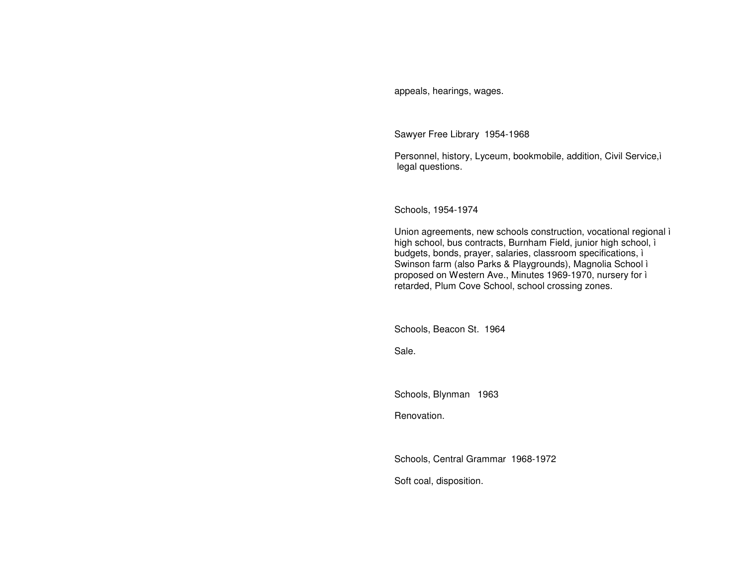appeals, hearings, wages.

Sawyer Free Library 1954-1968

Personnel, history, Lyceum, bookmobile, addition, Civil Service,ì legal questions.

Schools, 1954-1974

Union agreements, new schools construction, vocational regional ì high school, bus contracts, Burnham Field, junior high school, ì budgets, bonds, prayer, salaries, classroom specifications, ì Swinson farm (also Parks & Playgrounds), Magnolia School ì proposed on Western Ave., Minutes 1969-1970, nursery for ì retarded, Plum Cove School, school crossing zones.

Schools, Beacon St. 1964

Sale.

Schools, Blynman 1963

Renovation.

Schools, Central Grammar 1968-1972

Soft coal, disposition.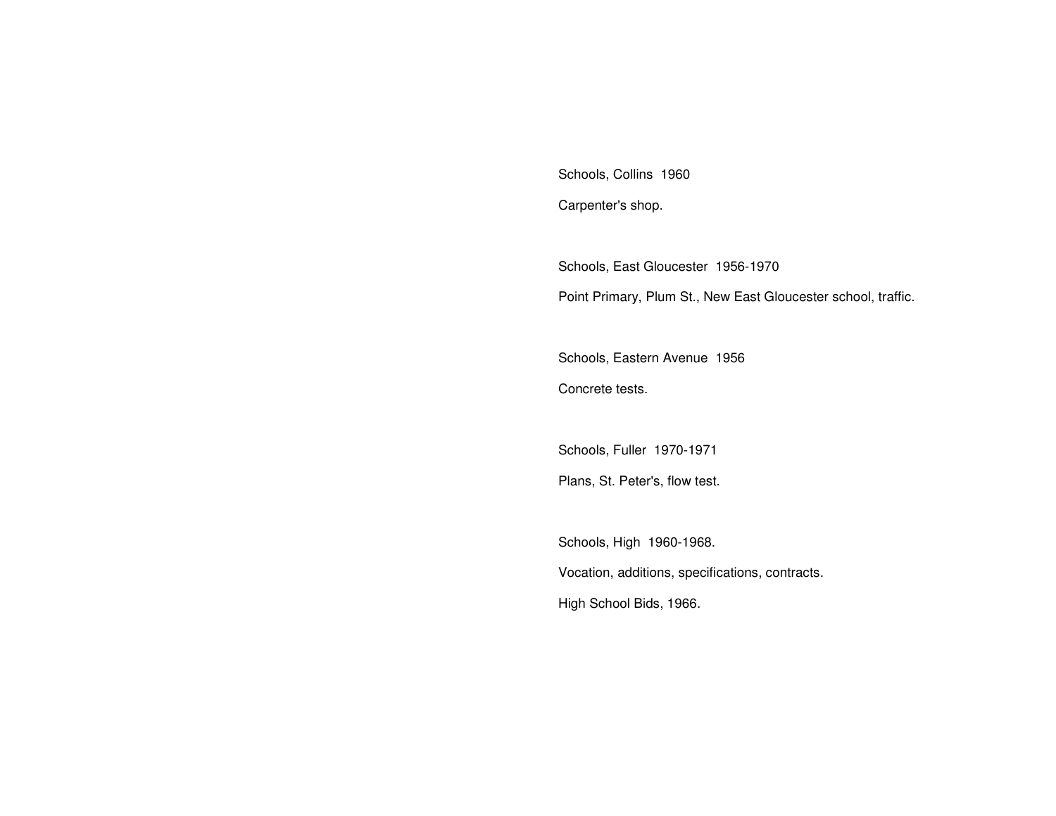Schools, Collins  1960

Carpenter's shop.

Schools, East Gloucester  1956-1970

Point Primary, Plum St., New East Gloucester school, traffic.

Schools, Eastern Avenue  1956

Concrete tests.

Schools, Fuller  1970-1971

Plans, St. Peter's, flow test.

Schools, High  1960-1968.

Vocation, additions, specifications, contracts.

High School Bids, 1966.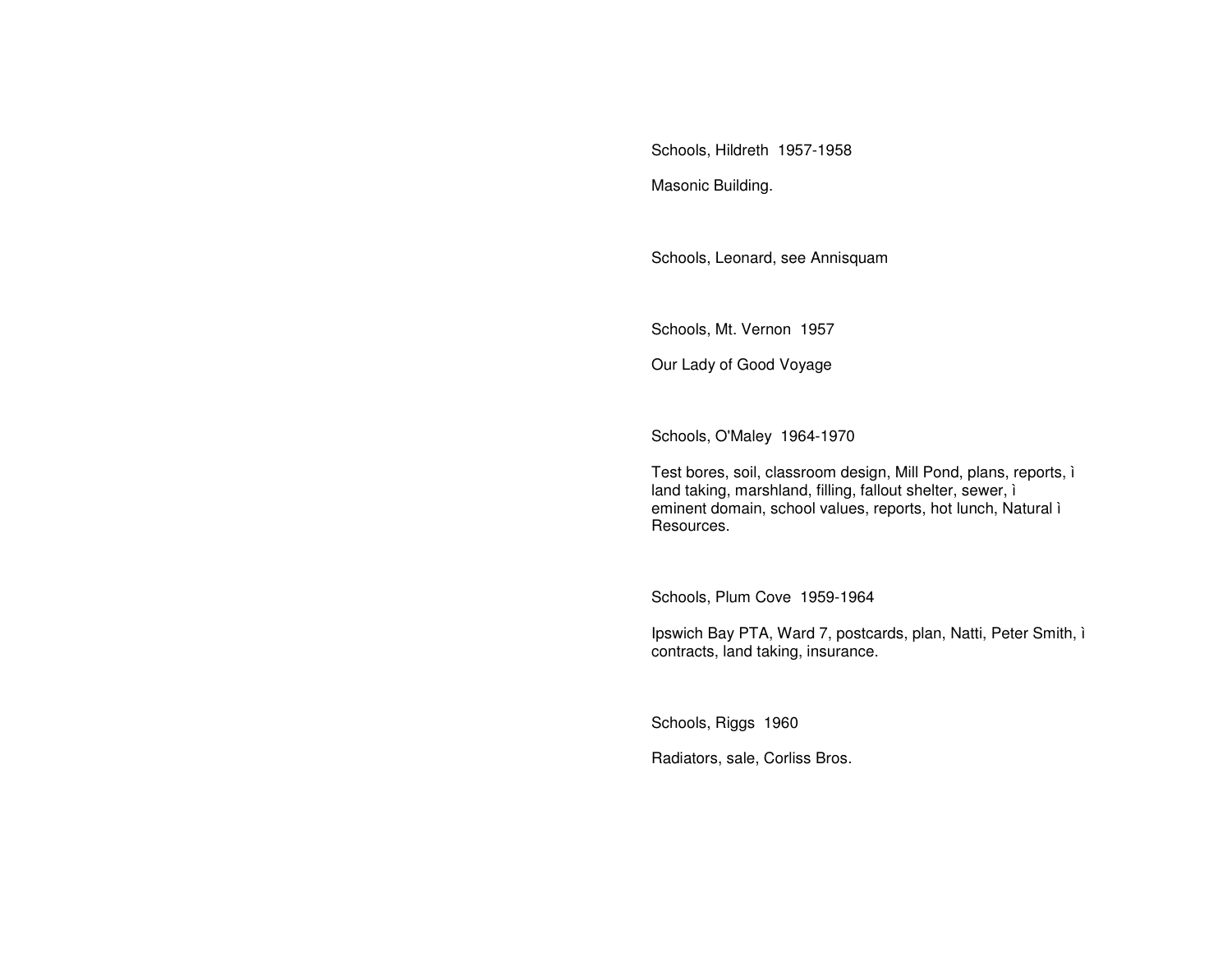Schools, Hildreth 1957-1958

Masonic Building.

Schools, Leonard, see Annisquam

Schools, Mt. Vernon 1957

Our Lady of Good Voyage

Schools, O'Maley 1964-1970

Test bores, soil, classroom design, Mill Pond, plans, reports, ì
land taking, marshland, filling, fallout shelter, sewer, ì
eminent domain, school values, reports, hot lunch, Natural ì
Resources.

Schools, Plum Cove 1959-1964

Ipswich Bay PTA, Ward 7, postcards, plan, Natti, Peter Smith, ì
contracts, land taking, insurance.

Schools, Riggs 1960

Radiators, sale, Corliss Bros.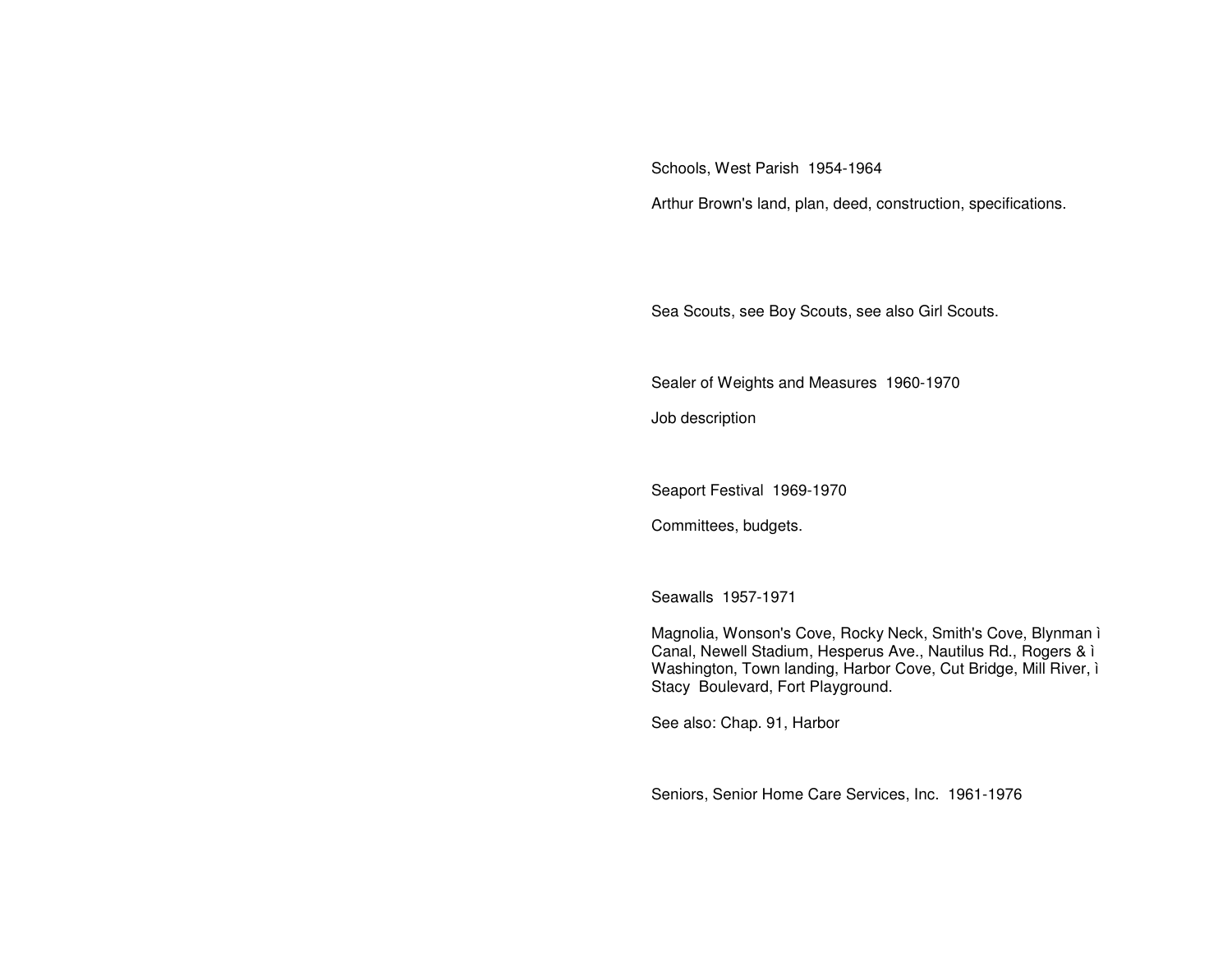Schools, West Parish  1954-1964

Arthur Brown's land, plan, deed, construction, specifications.

Sea Scouts, see Boy Scouts, see also Girl Scouts.

Sealer of Weights and Measures  1960-1970

Job description

Seaport Festival  1969-1970

Committees, budgets.

Seawalls  1957-1971

Magnolia, Wonson's Cove, Rocky Neck, Smith's Cove, Blynman ì Canal, Newell Stadium, Hesperus Ave., Nautilus Rd., Rogers & ì Washington, Town landing, Harbor Cove, Cut Bridge, Mill River, ì Stacy  Boulevard, Fort Playground.

See also: Chap. 91, Harbor

Seniors, Senior Home Care Services, Inc.  1961-1976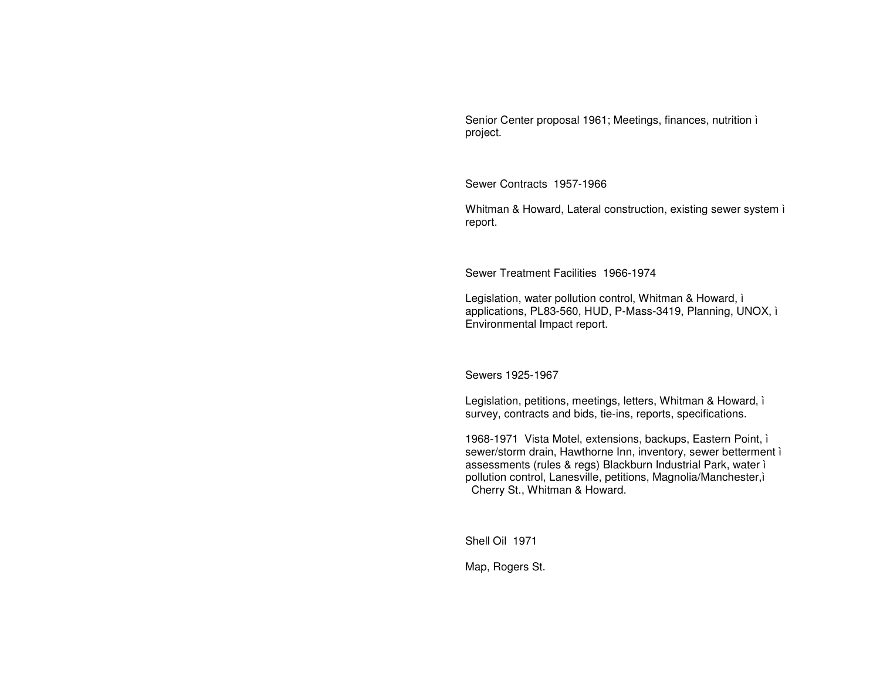Senior Center proposal 1961; Meetings, finances, nutrition ì project.

Sewer Contracts 1957-1966

Whitman & Howard, Lateral construction, existing sewer system ì report.

Sewer Treatment Facilities 1966-1974

Legislation, water pollution control, Whitman & Howard, ì applications, PL83-560, HUD, P-Mass-3419, Planning, UNOX, ì Environmental Impact report.

Sewers 1925-1967

Legislation, petitions, meetings, letters, Whitman & Howard, ì survey, contracts and bids, tie-ins, reports, specifications.

1968-1971 Vista Motel, extensions, backups, Eastern Point, ì sewer/storm drain, Hawthorne Inn, inventory, sewer betterment ì assessments (rules & regs) Blackburn Industrial Park, water ì pollution control, Lanesville, petitions, Magnolia/Manchester,ì Cherry St., Whitman & Howard.

Shell Oil 1971

Map, Rogers St.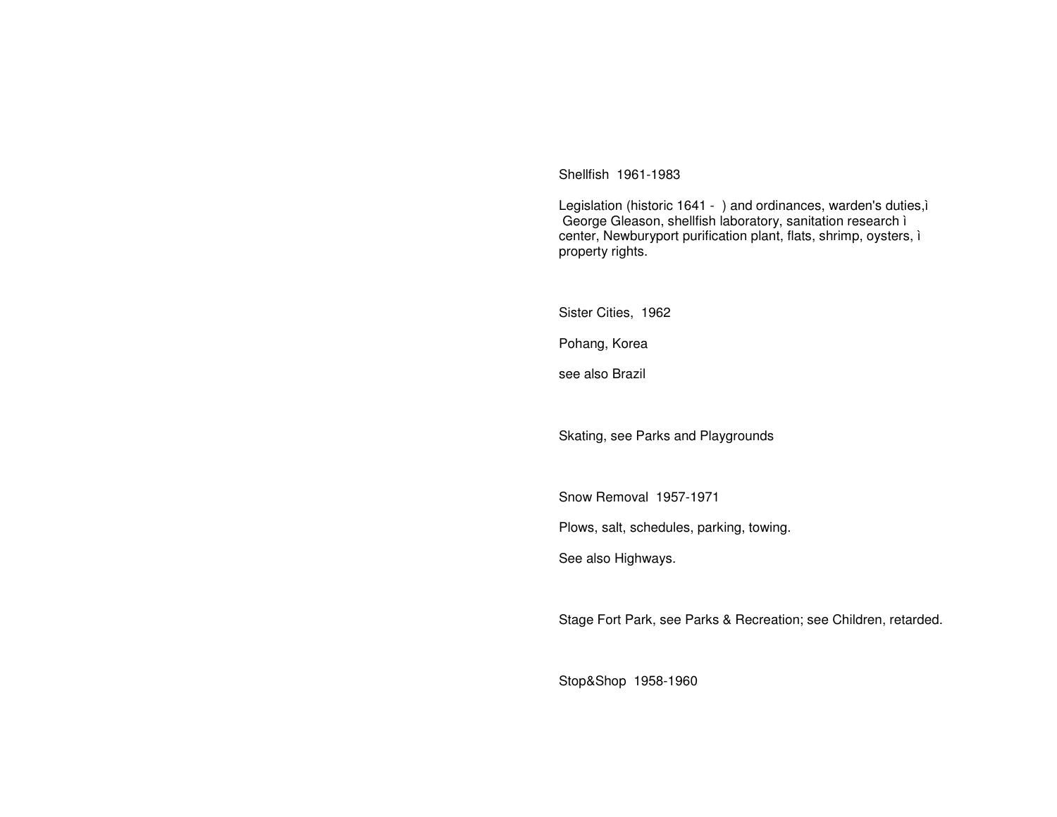Shellfish 1961-1983

Legislation (historic 1641 - ) and ordinances, warden's duties,ì
George Gleason, shellfish laboratory, sanitation research ì
center, Newburyport purification plant, flats, shrimp, oysters, ì
property rights.

Sister Cities, 1962

Pohang, Korea

see also Brazil

Skating, see Parks and Playgrounds

Snow Removal 1957-1971

Plows, salt, schedules, parking, towing.

See also Highways.

Stage Fort Park, see Parks & Recreation; see Children, retarded.

Stop&Shop 1958-1960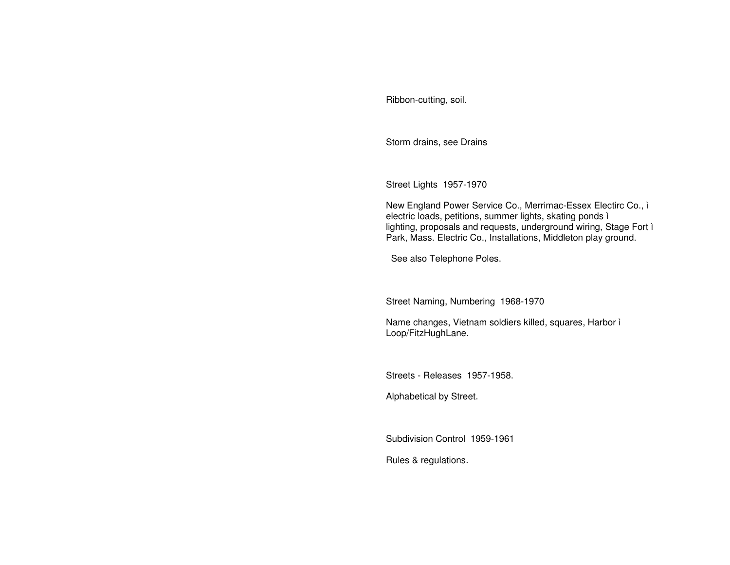Ribbon-cutting, soil.

Storm drains, see Drains

Street Lights  1957-1970

New England Power Service Co., Merrimac-Essex Electirc Co., ì electric loads, petitions, summer lights, skating ponds ì lighting, proposals and requests, underground wiring, Stage Fort ì Park, Mass. Electric Co., Installations, Middleton play ground.

See also Telephone Poles.

Street Naming, Numbering  1968-1970

Name changes, Vietnam soldiers killed, squares, Harbor ì Loop/FitzHughLane.

Streets - Releases  1957-1958.

Alphabetical by Street.

Subdivision Control  1959-1961

Rules & regulations.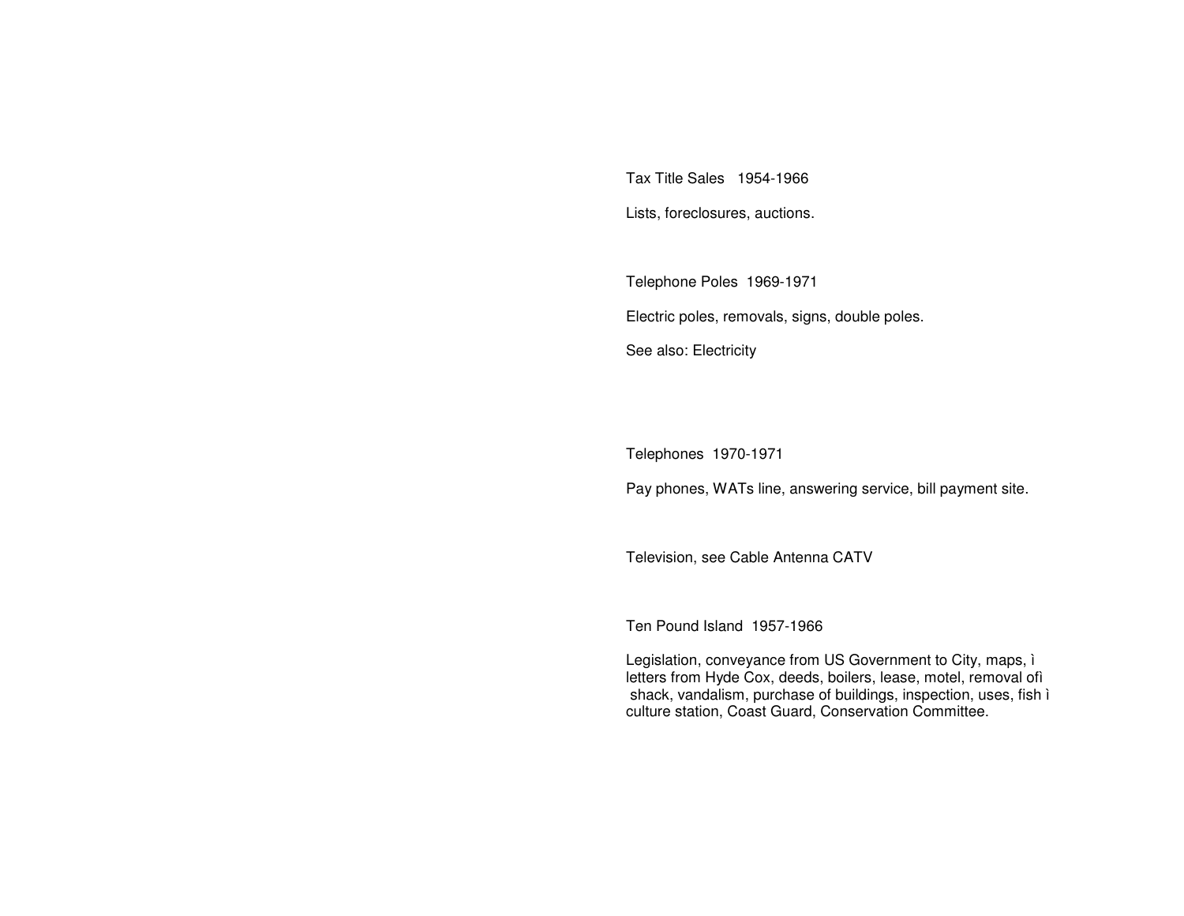Tax Title Sales   1954-1966

Lists, foreclosures, auctions.

Telephone Poles  1969-1971

Electric poles, removals, signs, double poles.

See also: Electricity

Telephones  1970-1971

Pay phones, WATs line, answering service, bill payment site.

Television, see Cable Antenna CATV

Ten Pound Island  1957-1966

Legislation, conveyance from US Government to City, maps, ì letters from Hyde Cox, deeds, boilers, lease, motel, removal ofì shack, vandalism, purchase of buildings, inspection, uses, fish ì culture station, Coast Guard, Conservation Committee.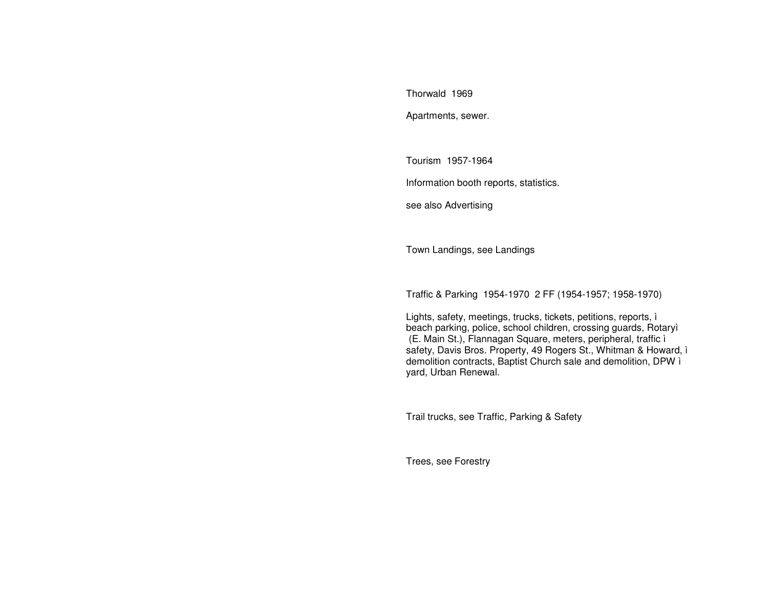Thorwald 1969

Apartments, sewer.

Tourism 1957-1964

Information booth reports, statistics.

see also Advertising

Town Landings, see Landings

Traffic & Parking 1954-1970 2 FF (1954-1957; 1958-1970)

Lights, safety, meetings, trucks, tickets, petitions, reports, ì
beach parking, police, school children, crossing guards, Rotaryì
(E. Main St.), Flannagan Square, meters, peripheral, traffic ì
safety, Davis Bros. Property, 49 Rogers St., Whitman & Howard, ì
demolition contracts, Baptist Church sale and demolition, DPW ì
yard, Urban Renewal.

Trail trucks, see Traffic, Parking & Safety

Trees, see Forestry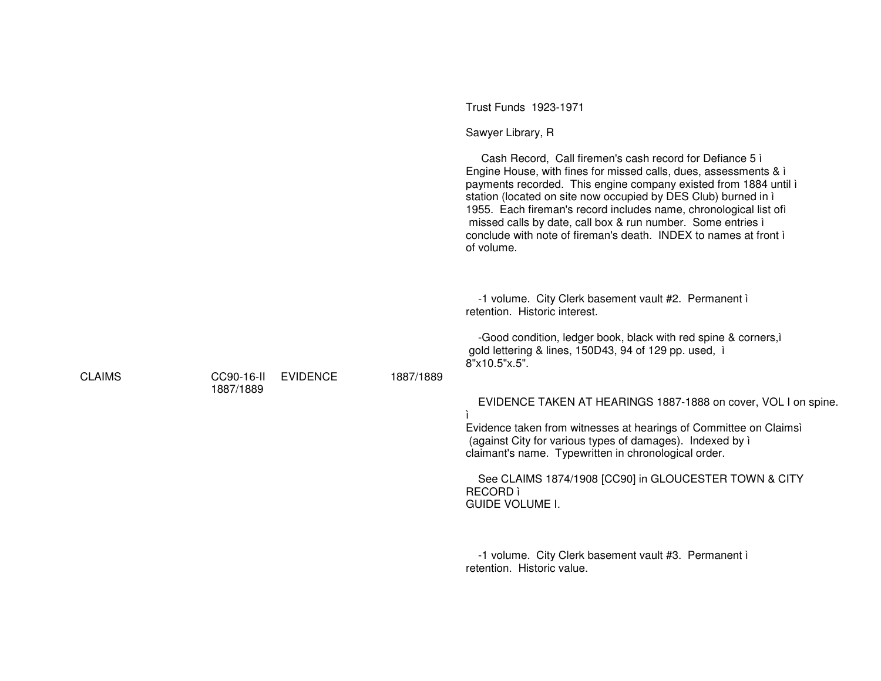Trust Funds 1923-1971

Sawyer Library, R

Cash Record, Call firemen's cash record for Defiance 5 ì Engine House, with fines for missed calls, dues, assessments & ì payments recorded. This engine company existed from 1884 until ì station (located on site now occupied by DES Club) burned in ì 1955. Each fireman's record includes name, chronological list ofì missed calls by date, call box & run number. Some entries ì conclude with note of fireman's death. INDEX to names at front ì of volume.

-1 volume. City Clerk basement vault #2. Permanent ì retention. Historic interest.

-Good condition, ledger book, black with red spine & corners,ì gold lettering & lines, 150D43, 94 of 129 pp. used, ì 8"x10.5"x.5".

| | | | | |
|---|---|---|---|---|
| CLAIMS | CC90-16-II 1887/1889 | EVIDENCE | 1887/1889 | EVIDENCE TAKEN AT HEARINGS 1887-1888 on cover, VOL I on spine. ì Evidence taken from witnesses at hearings of Committee on Claimsì (against City for various types of damages). Indexed by ì claimant's name. Typewritten in chronological order. |

See CLAIMS 1874/1908 [CC90] in GLOUCESTER TOWN & CITY RECORD ì GUIDE VOLUME I.

-1 volume. City Clerk basement vault #3. Permanent ì retention. Historic value.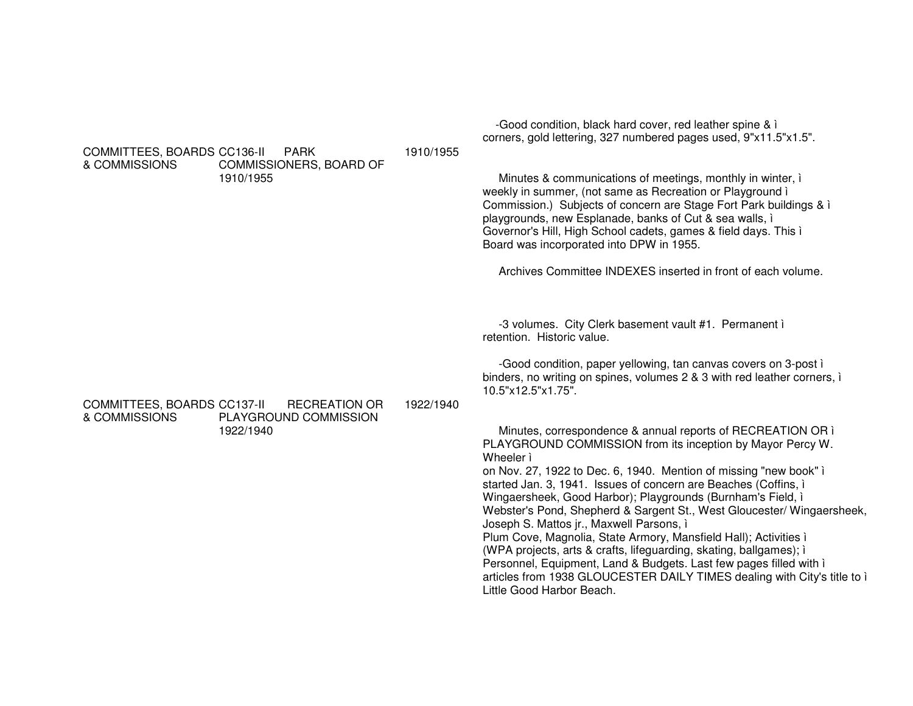| | | | | |
|---|---|---|---|---|
| | | | | -Good condition, black hard cover, red leather spine & ì corners, gold lettering, 327 numbered pages used, 9"x11.5"x1.5". |
| COMMITTEES, BOARDS & COMMISSIONS | CC136-II | PARK COMMISSIONERS, BOARD OF 1910/1955 | 1910/1955 | Minutes & communications of meetings, monthly in winter, ì weekly in summer, (not same as Recreation or Playground ì Commission.) Subjects of concern are Stage Fort Park buildings & ì playgrounds, new Esplanade, banks of Cut & sea walls, ì Governor's Hill, High School cadets, games & field days. This ì Board was incorporated into DPW in 1955.<br><br>Archives Committee INDEXES inserted in front of each volume. |
| | | | | -3 volumes. City Clerk basement vault #1. Permanent ì retention. Historic value.<br><br>-Good condition, paper yellowing, tan canvas covers on 3-post ì binders, no writing on spines, volumes 2 & 3 with red leather corners, ì 10.5"x12.5"x1.75". |
| COMMITTEES, BOARDS & COMMISSIONS | CC137-II | RECREATION OR PLAYGROUND COMMISSION 1922/1940 | 1922/1940 | Minutes, correspondence & annual reports of RECREATION OR ì PLAYGROUND COMMISSION from its inception by Mayor Percy W. Wheeler ì on Nov. 27, 1922 to Dec. 6, 1940. Mention of missing "new book" ì started Jan. 3, 1941. Issues of concern are Beaches (Coffins, ì Wingaersheek, Good Harbor); Playgrounds (Burnham's Field, ì Webster's Pond, Shepherd & Sargent St., West Gloucester/ Wingaersheek, Joseph S. Mattos jr., Maxwell Parsons, ì Plum Cove, Magnolia, State Armory, Mansfield Hall); Activities ì (WPA projects, arts & crafts, lifeguarding, skating, ballgames); ì Personnel, Equipment, Land & Budgets. Last few pages filled with ì articles from 1938 GLOUCESTER DAILY TIMES dealing with City's title to ì Little Good Harbor Beach. |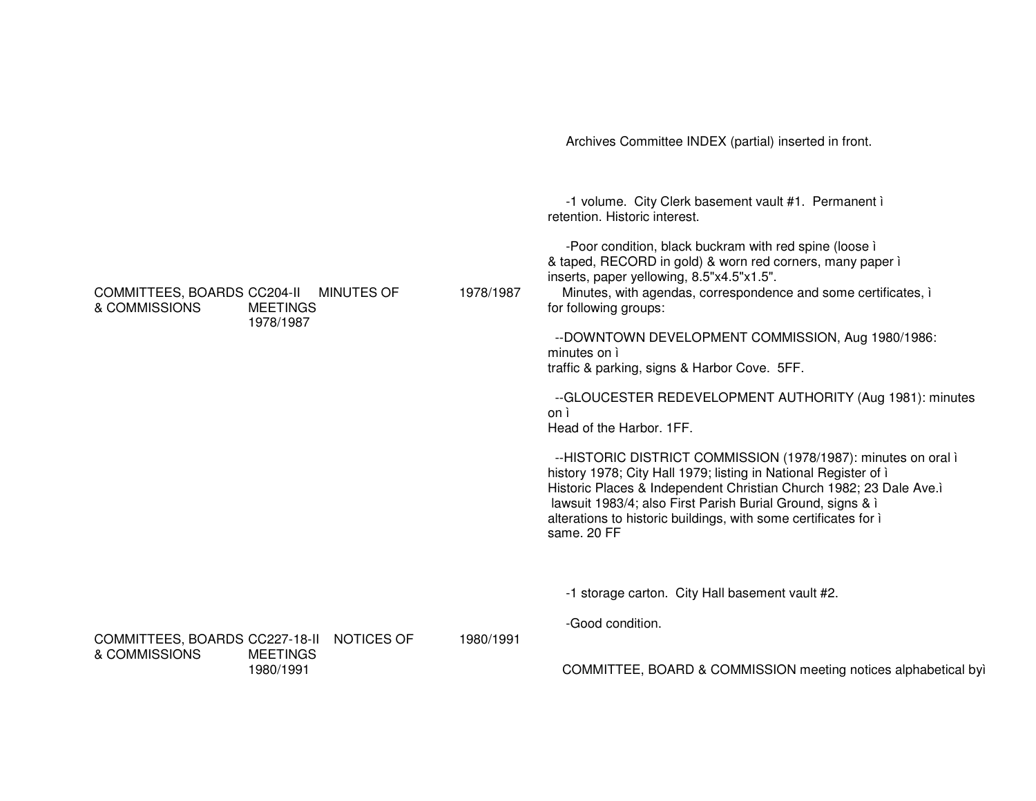Archives Committee INDEX (partial) inserted in front.

| | | | | |
|---|---|---|---|---|
| COMMITTEES, BOARDS & COMMISSIONS | CC204-II | MINUTES OF MEETINGS 1978/1987 | 1978/1987 | -1 volume. City Clerk basement vault #1. Permanent ì retention. Historic interest.<br><br>-Poor condition, black buckram with red spine (loose ì & taped, RECORD in gold) & worn red corners, many paper ì inserts, paper yellowing, 8.5"x4.5"x1.5".<br>Minutes, with agendas, correspondence and some certificates, ì for following groups:<br><br>--DOWNTOWN DEVELOPMENT COMMISSION, Aug 1980/1986: minutes on ì traffic & parking, signs & Harbor Cove. 5FF.<br><br>--GLOUCESTER REDEVELOPMENT AUTHORITY (Aug 1981): minutes on ì Head of the Harbor. 1FF.<br><br>--HISTORIC DISTRICT COMMISSION (1978/1987): minutes on oral ì history 1978; City Hall 1979; listing in National Register of ì Historic Places & Independent Christian Church 1982; 23 Dale Ave.ì lawsuit 1983/4; also First Parish Burial Ground, signs & ì alterations to historic buildings, with some certificates for ì same. 20 FF |
| COMMITTEES, BOARDS & COMMISSIONS | CC227-18-II | NOTICES OF MEETINGS 1980/1991 | 1980/1991 | -1 storage carton. City Hall basement vault #2.<br><br>-Good condition.<br><br>COMMITTEE, BOARD & COMMISSION meeting notices alphabetical byì |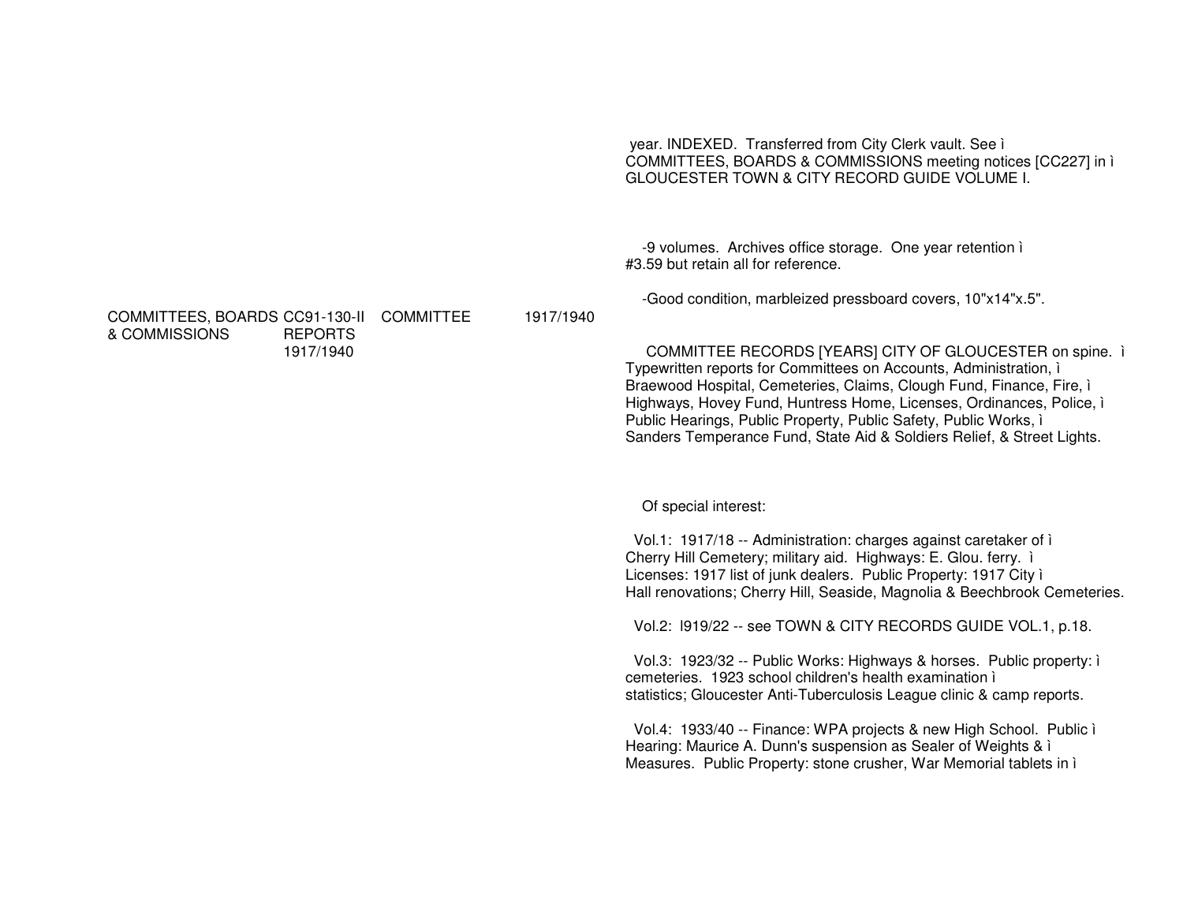year. INDEXED. Transferred from City Clerk vault. See ì
COMMITTEES, BOARDS & COMMISSIONS meeting notices [CC227] in ì
GLOUCESTER TOWN & CITY RECORD GUIDE VOLUME I.

-9 volumes. Archives office storage. One year retention ì
#3.59 but retain all for reference.

-Good condition, marbleized pressboard covers, 10"x14"x.5".

| COMMITTEES, BOARDS & COMMISSIONS | CC91-130-II REPORTS 1917/1940 | COMMITTEE | 1917/1940 |
|---|---|---|---|

COMMITTEE RECORDS [YEARS] CITY OF GLOUCESTER on spine. ì
Typewritten reports for Committees on Accounts, Administration, ì
Braewood Hospital, Cemeteries, Claims, Clough Fund, Finance, Fire, ì
Highways, Hovey Fund, Huntress Home, Licenses, Ordinances, Police, ì
Public Hearings, Public Property, Public Safety, Public Works, ì
Sanders Temperance Fund, State Aid & Soldiers Relief, & Street Lights.

Of special interest:

Vol.1: 1917/18 -- Administration: charges against caretaker of ì
Cherry Hill Cemetery; military aid. Highways: E. Glou. ferry. ì
Licenses: 1917 list of junk dealers. Public Property: 1917 City ì
Hall renovations; Cherry Hill, Seaside, Magnolia & Beechbrook Cemeteries.

Vol.2: l919/22 -- see TOWN & CITY RECORDS GUIDE VOL.1, p.18.

Vol.3: 1923/32 -- Public Works: Highways & horses. Public property: ì
cemeteries. 1923 school children's health examination ì
statistics; Gloucester Anti-Tuberculosis League clinic & camp reports.

Vol.4: 1933/40 -- Finance: WPA projects & new High School. Public ì
Hearing: Maurice A. Dunn's suspension as Sealer of Weights & ì
Measures. Public Property: stone crusher, War Memorial tablets in ì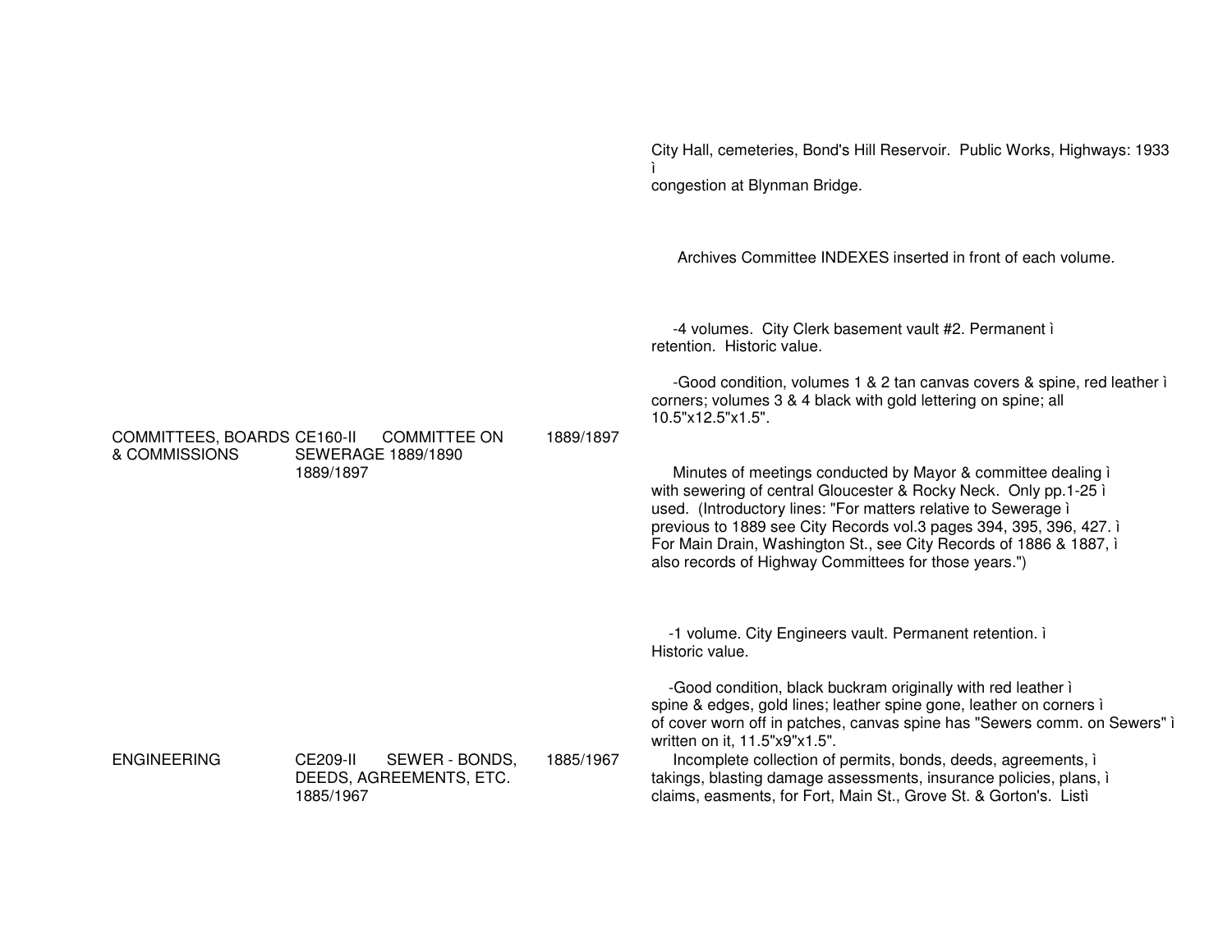City Hall, cemeteries, Bond's Hill Reservoir. Public Works, Highways: 1933 ì
congestion at Blynman Bridge.

Archives Committee INDEXES inserted in front of each volume.

-4 volumes. City Clerk basement vault #2. Permanent ì
retention. Historic value.

-Good condition, volumes 1 & 2 tan canvas covers & spine, red leather ì
corners; volumes 3 & 4 black with gold lettering on spine; all
10.5"x12.5"x1.5".

| | | | | |
|---|---|---|---|---|
| COMMITTEES, BOARDS & COMMISSIONS | CE160-II | COMMITTEE ON SEWERAGE 1889/1890 1889/1897 | 1889/1897 | Minutes of meetings conducted by Mayor & committee dealing ì with sewering of central Gloucester & Rocky Neck. Only pp.1-25 ì used. (Introductory lines: "For matters relative to Sewerage ì previous to 1889 see City Records vol.3 pages 394, 395, 396, 427. ì For Main Drain, Washington St., see City Records of 1886 & 1887, ì also records of Highway Committees for those years.") |

-1 volume. City Engineers vault. Permanent retention. ì
Historic value.

-Good condition, black buckram originally with red leather ì
spine & edges, gold lines; leather spine gone, leather on corners ì
of cover worn off in patches, canvas spine has "Sewers comm. on Sewers" ì
written on it, 11.5"x9"x1.5".

| | | | | |
|---|---|---|---|---|
| ENGINEERING | CE209-II | SEWER - BONDS, DEEDS, AGREEMENTS, ETC. 1885/1967 | 1885/1967 | Incomplete collection of permits, bonds, deeds, agreements, ì takings, blasting damage assessments, insurance policies, plans, ì claims, easments, for Fort, Main St., Grove St. & Gorton's. Listì |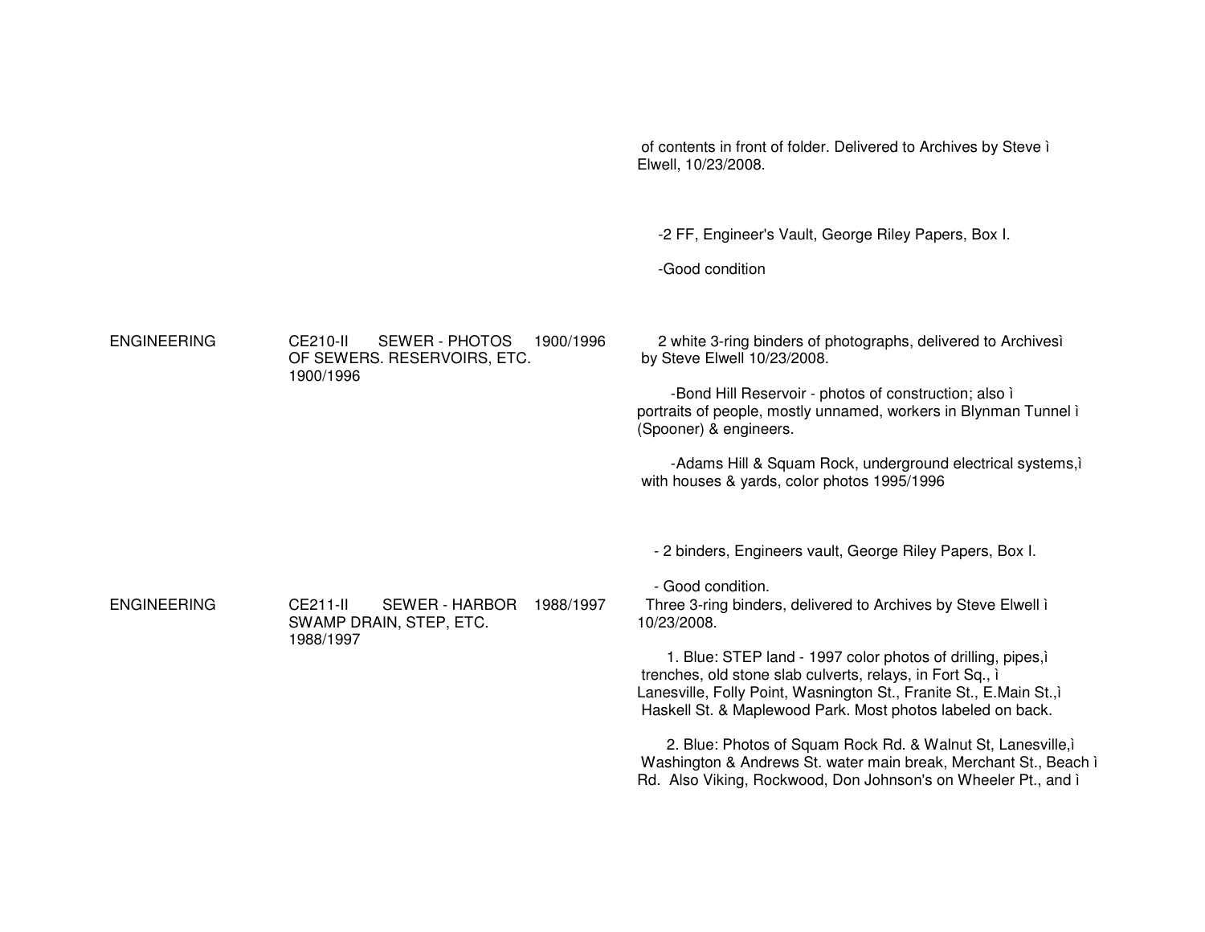| | | |
|---|---|---|
| | | of contents in front of folder. Delivered to Archives by Steve ì Elwell, 10/23/2008.<br><br>-2 FF, Engineer's Vault, George Riley Papers, Box I.<br><br>-Good condition |
| ENGINEERING | CE210-II SEWER - PHOTOS 1900/1996 OF SEWERS. RESERVOIRS, ETC. 1900/1996 | 2 white 3-ring binders of photographs, delivered to Archivesì by Steve Elwell 10/23/2008.<br><br>-Bond Hill Reservoir - photos of construction; also ì portraits of people, mostly unnamed, workers in Blynman Tunnel ì (Spooner) & engineers.<br><br>-Adams Hill & Squam Rock, underground electrical systems,ì with houses & yards, color photos 1995/1996<br><br>- 2 binders, Engineers vault, George Riley Papers, Box I.<br><br>- Good condition. |
| ENGINEERING | CE211-II SEWER - HARBOR 1988/1997 SWAMP DRAIN, STEP, ETC. 1988/1997 | Three 3-ring binders, delivered to Archives by Steve Elwell ì 10/23/2008.<br><br>1. Blue: STEP land - 1997 color photos of drilling, pipes,ì trenches, old stone slab culverts, relays, in Fort Sq., ì Lanesville, Folly Point, Wasnington St., Franite St., E.Main St.,ì Haskell St. & Maplewood Park. Most photos labeled on back.<br><br>2. Blue: Photos of Squam Rock Rd. & Walnut St, Lanesville,ì Washington & Andrews St. water main break, Merchant St., Beach ì Rd. Also Viking, Rockwood, Don Johnson's on Wheeler Pt., and ì |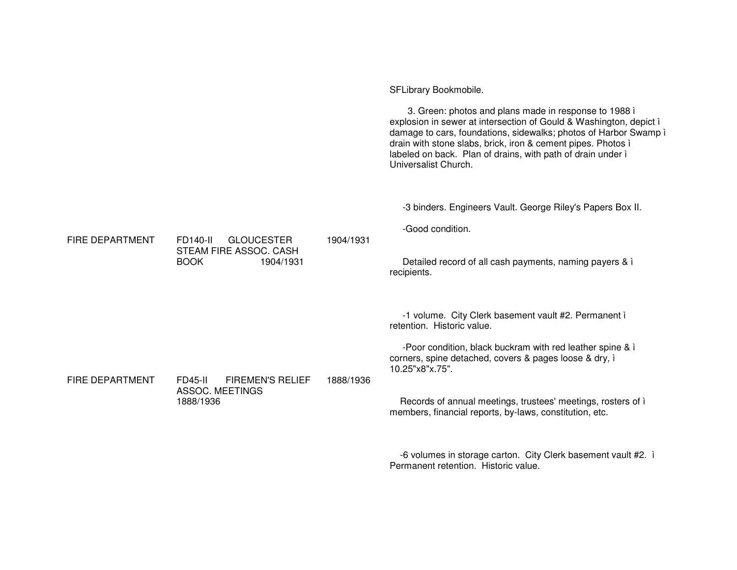SFLibrary Bookmobile.

3. Green: photos and plans made in response to 1988 ì explosion in sewer at intersection of Gould & Washington, depict ì damage to cars, foundations, sidewalks; photos of Harbor Swamp ì drain with stone slabs, brick, iron & cement pipes. Photos ì labeled on back. Plan of drains, with path of drain under ì Universalist Church.

-3 binders. Engineers Vault. George Riley's Papers Box II.

-Good condition.

| | | | |
|---|---|---|---|
| FIRE DEPARTMENT | FD140-II GLOUCESTER STEAM FIRE ASSOC. CASH BOOK 1904/1931 | 1904/1931 | Detailed record of all cash payments, naming payers & ì recipients.<br><br>-1 volume. City Clerk basement vault #2. Permanent ì retention. Historic value.<br><br>-Poor condition, black buckram with red leather spine & ì corners, spine detached, covers & pages loose & dry, ì 10.25"x8"x.75". |
| FIRE DEPARTMENT | FD45-II FIREMEN'S RELIEF ASSOC. MEETINGS 1888/1936 | 1888/1936 | Records of annual meetings, trustees' meetings, rosters of ì members, financial reports, by-laws, constitution, etc.<br><br>-6 volumes in storage carton. City Clerk basement vault #2. ì Permanent retention. Historic value. |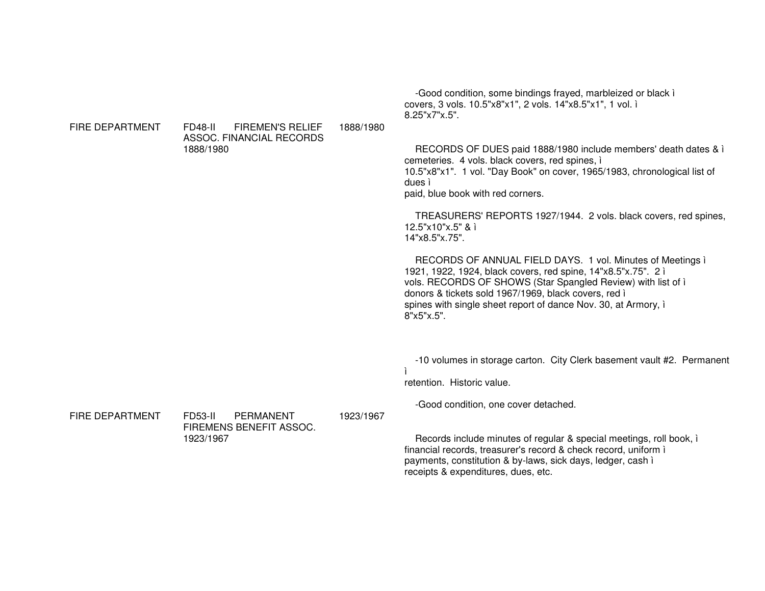| | | | |
|---|---|---|---|
| | | | -Good condition, some bindings frayed, marbleized or black ì covers, 3 vols. 10.5"x8"x1", 2 vols. 14"x8.5"x1", 1 vol. ì 8.25"x7"x.5". |
| FIRE DEPARTMENT | FD48-II FIREMEN'S RELIEF ASSOC. FINANCIAL RECORDS 1888/1980 | 1888/1980 | RECORDS OF DUES paid 1888/1980 include members' death dates & ì cemeteries. 4 vols. black covers, red spines, ì 10.5"x8"x1". 1 vol. "Day Book" on cover, 1965/1983, chronological list of dues ì paid, blue book with red corners.<br><br>TREASURERS' REPORTS 1927/1944. 2 vols. black covers, red spines, 12.5"x10"x.5" & ì 14"x8.5"x.75".<br><br>RECORDS OF ANNUAL FIELD DAYS. 1 vol. Minutes of Meetings ì 1921, 1922, 1924, black covers, red spine, 14"x8.5"x.75". 2 ì vols. RECORDS OF SHOWS (Star Spangled Review) with list of ì donors & tickets sold 1967/1969, black covers, red ì spines with single sheet report of dance Nov. 30, at Armory, ì 8"x5"x.5". |
| | | | -10 volumes in storage carton. City Clerk basement vault #2. Permanent ì retention. Historic value.<br><br>-Good condition, one cover detached. |
| FIRE DEPARTMENT | FD53-II PERMANENT FIREMENS BENEFIT ASSOC. 1923/1967 | 1923/1967 | Records include minutes of regular & special meetings, roll book, ì financial records, treasurer's record & check record, uniform ì payments, constitution & by-laws, sick days, ledger, cash ì receipts & expenditures, dues, etc. |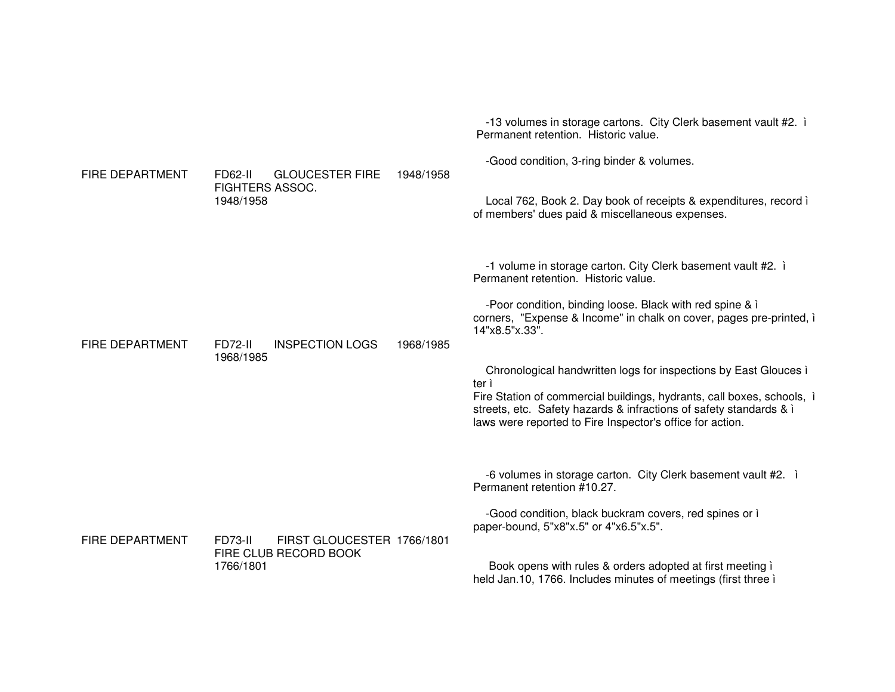-13 volumes in storage cartons. City Clerk basement vault #2. ì Permanent retention. Historic value.

-Good condition, 3-ring binder & volumes.

FIRE DEPARTMENT FD62-II GLOUCESTER FIRE FIGHTERS ASSOC. 1948/1958 1948/1958

Local 762, Book 2. Day book of receipts & expenditures, record ì of members' dues paid & miscellaneous expenses.

-1 volume in storage carton. City Clerk basement vault #2. ì Permanent retention. Historic value.

-Poor condition, binding loose. Black with red spine & ì corners, "Expense & Income" in chalk on cover, pages pre-printed, ì 14"x8.5"x.33".

FIRE DEPARTMENT FD72-II INSPECTION LOGS 1968/1985 1968/1985

Chronological handwritten logs for inspections by East Glouces ì ter ì
Fire Station of commercial buildings, hydrants, call boxes, schools, ì streets, etc. Safety hazards & infractions of safety standards & ì laws were reported to Fire Inspector's office for action.

-6 volumes in storage carton. City Clerk basement vault #2. ì Permanent retention #10.27.

-Good condition, black buckram covers, red spines or ì paper-bound, 5"x8"x.5" or 4"x6.5"x.5".

FIRE DEPARTMENT FD73-II FIRST GLOUCESTER FIRE CLUB RECORD BOOK 1766/1801 1766/1801

Book opens with rules & orders adopted at first meeting ì held Jan.10, 1766. Includes minutes of meetings (first three ì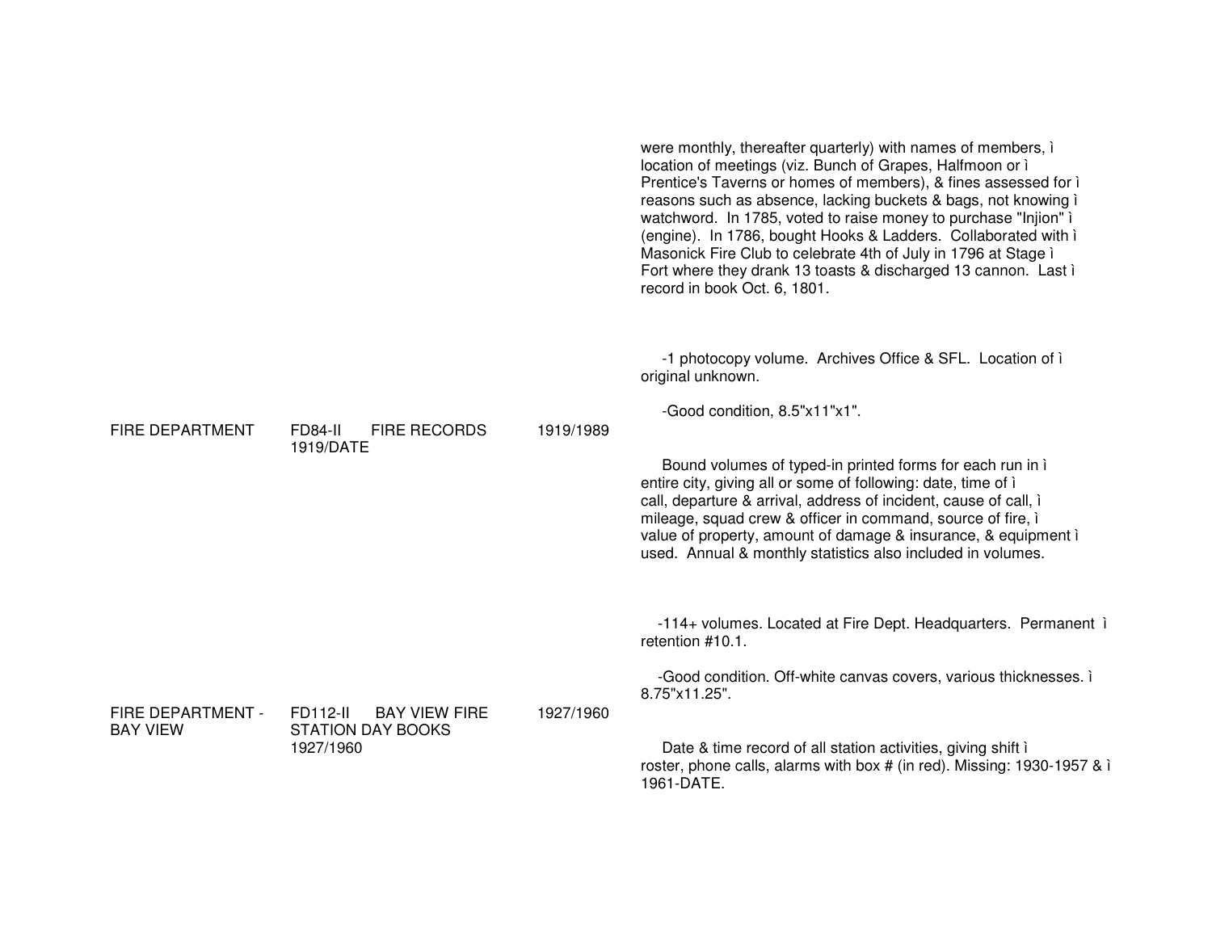were monthly, thereafter quarterly) with names of members, ì location of meetings (viz. Bunch of Grapes, Halfmoon or ì Prentice's Taverns or homes of members), & fines assessed for ì reasons such as absence, lacking buckets & bags, not knowing ì watchword. In 1785, voted to raise money to purchase "Injion" ì (engine). In 1786, bought Hooks & Ladders. Collaborated with ì Masonick Fire Club to celebrate 4th of July in 1796 at Stage ì Fort where they drank 13 toasts & discharged 13 cannon. Last ì record in book Oct. 6, 1801.

-1 photocopy volume. Archives Office & SFL. Location of ì original unknown.

-Good condition, 8.5"x11"x1".

| | | | |
|---|---|---|---|
| FIRE DEPARTMENT | FD84-II FIRE RECORDS 1919/DATE | 1919/1989 | Bound volumes of typed-in printed forms for each run in ì entire city, giving all or some of following: date, time of ì call, departure & arrival, address of incident, cause of call, ì mileage, squad crew & officer in command, source of fire, ì value of property, amount of damage & insurance, & equipment ì used. Annual & monthly statistics also included in volumes.<br><br>-114+ volumes. Located at Fire Dept. Headquarters. Permanent ì retention #10.1.<br><br>-Good condition. Off-white canvas covers, various thicknesses. ì 8.75"x11.25". |
| FIRE DEPARTMENT - BAY VIEW | FD112-II BAY VIEW FIRE STATION DAY BOOKS 1927/1960 | 1927/1960 | Date & time record of all station activities, giving shift ì roster, phone calls, alarms with box # (in red). Missing: 1930-1957 & ì 1961-DATE. |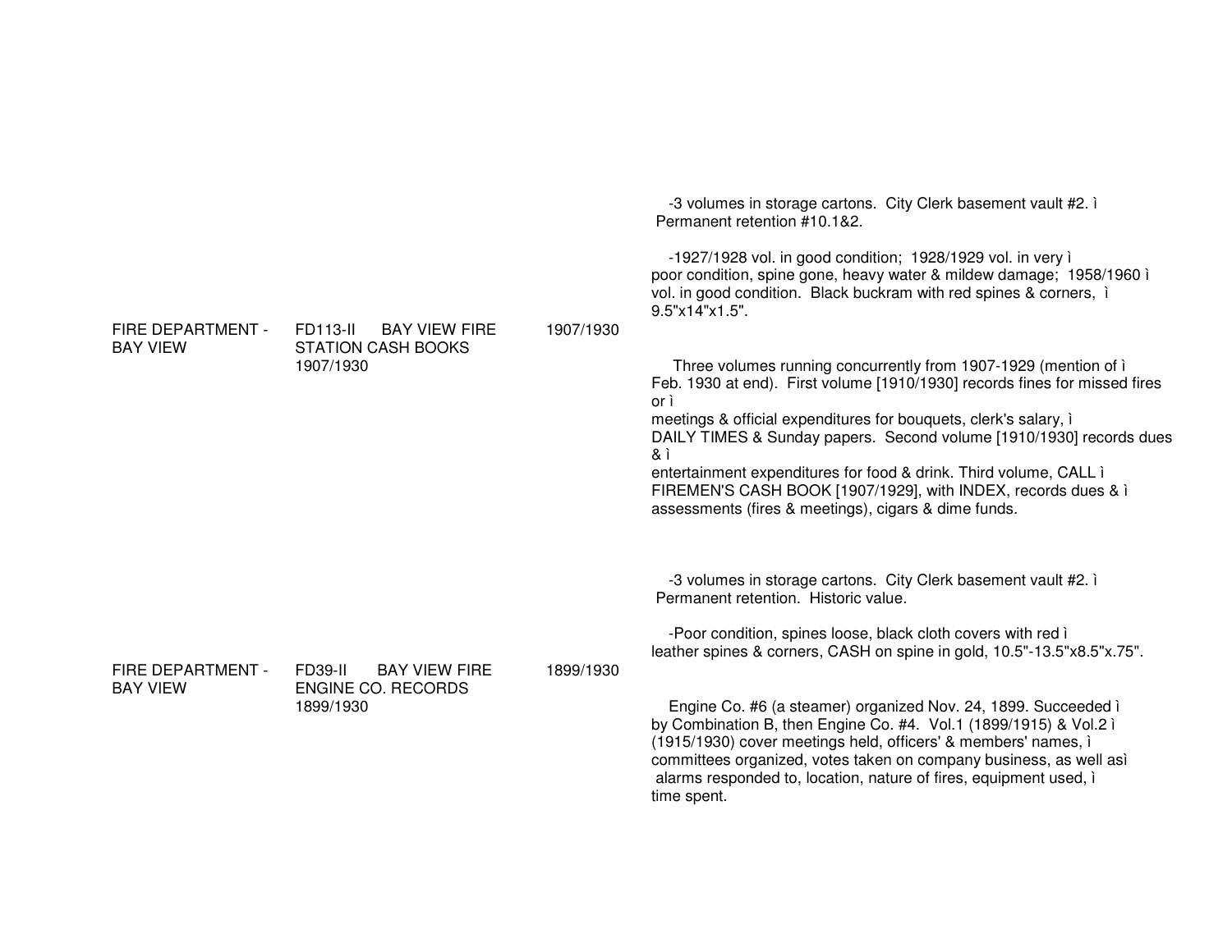| | | | |
|---|---|---|---|
| FIRE DEPARTMENT - BAY VIEW | FD113-II BAY VIEW FIRE STATION CASH BOOKS 1907/1930 | 1907/1930 | -3 volumes in storage cartons. City Clerk basement vault #2. ì Permanent retention #10.1&2.<br><br>-1927/1928 vol. in good condition; 1928/1929 vol. in very ì poor condition, spine gone, heavy water & mildew damage; 1958/1960 ì vol. in good condition. Black buckram with red spines & corners, ì 9.5"x14"x1.5".<br><br>Three volumes running concurrently from 1907-1929 (mention of ì Feb. 1930 at end). First volume [1910/1930] records fines for missed fires or ì meetings & official expenditures for bouquets, clerk's salary, ì DAILY TIMES & Sunday papers. Second volume [1910/1930] records dues & ì entertainment expenditures for food & drink. Third volume, CALL ì FIREMEN'S CASH BOOK [1907/1929], with INDEX, records dues & ì assessments (fires & meetings), cigars & dime funds. |
| FIRE DEPARTMENT - BAY VIEW | FD39-II BAY VIEW FIRE ENGINE CO. RECORDS 1899/1930 | 1899/1930 | -3 volumes in storage cartons. City Clerk basement vault #2. ì Permanent retention. Historic value.<br><br>-Poor condition, spines loose, black cloth covers with red ì leather spines & corners, CASH on spine in gold, 10.5"-13.5"x8.5"x.75".<br><br>Engine Co. #6 (a steamer) organized Nov. 24, 1899. Succeeded ì by Combination B, then Engine Co. #4. Vol.1 (1899/1915) & Vol.2 ì (1915/1930) cover meetings held, officers' & members' names, ì committees organized, votes taken on company business, as well asì alarms responded to, location, nature of fires, equipment used, ì time spent. |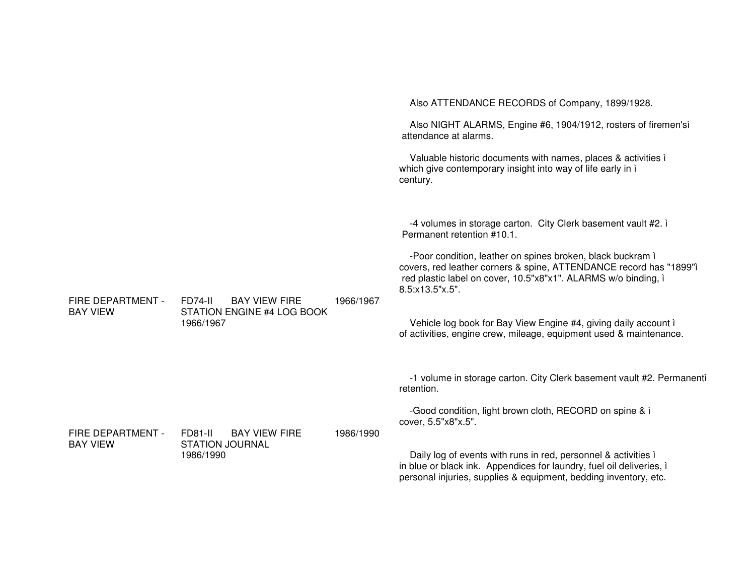Also ATTENDANCE RECORDS of Company, 1899/1928.

Also NIGHT ALARMS, Engine #6, 1904/1912, rosters of firemen'sì attendance at alarms.

Valuable historic documents with names, places & activities ì which give contemporary insight into way of life early in ì century.

-4 volumes in storage carton. City Clerk basement vault #2. ì Permanent retention #10.1.

-Poor condition, leather on spines broken, black buckram ì covers, red leather corners & spine, ATTENDANCE record has "1899"ì red plastic label on cover, 10.5"x8"x1". ALARMS w/o binding, ì 8.5:x13.5"x.5".

| | | | | |
|---|---|---|---|---|
| FIRE DEPARTMENT - BAY VIEW | FD74-II | BAY VIEW FIRE STATION ENGINE #4 LOG BOOK 1966/1967 | 1966/1967 | Vehicle log book for Bay View Engine #4, giving daily account ì of activities, engine crew, mileage, equipment used & maintenance.<br><br>-1 volume in storage carton. City Clerk basement vault #2. Permanentì retention.<br><br>-Good condition, light brown cloth, RECORD on spine & ì cover, 5.5"x8"x.5". |
| FIRE DEPARTMENT - BAY VIEW | FD81-II | BAY VIEW FIRE STATION JOURNAL 1986/1990 | 1986/1990 | Daily log of events with runs in red, personnel & activities ì in blue or black ink. Appendices for laundry, fuel oil deliveries, ì personal injuries, supplies & equipment, bedding inventory, etc. |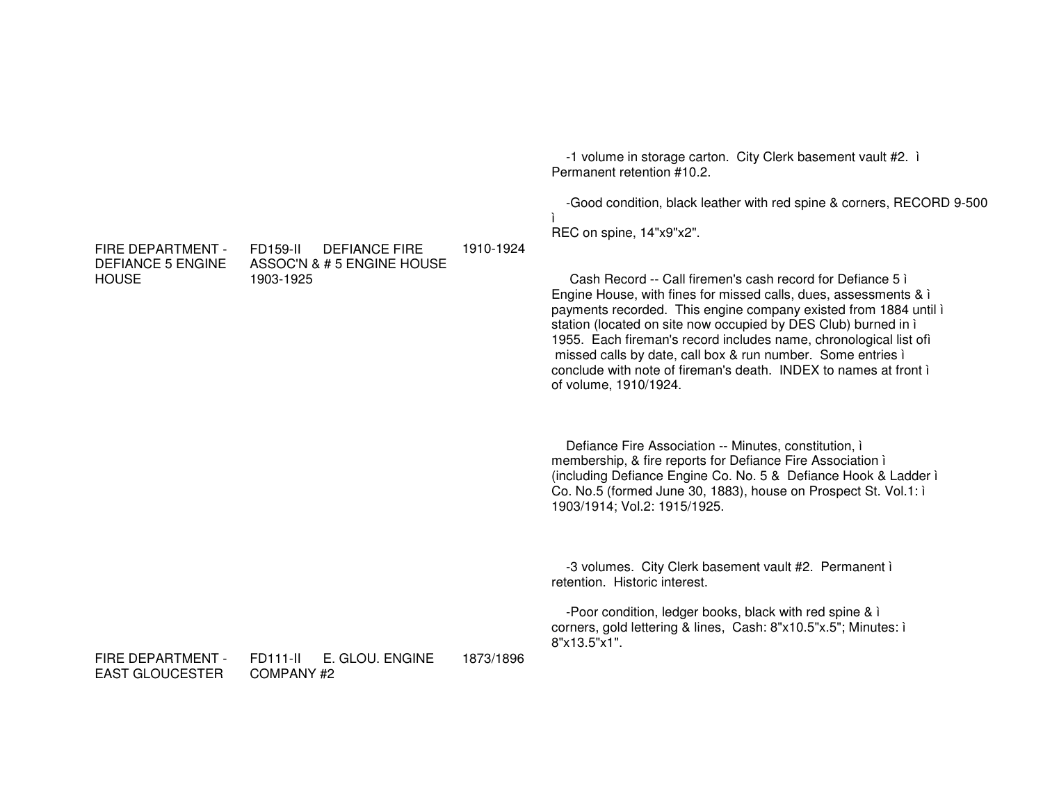-1 volume in storage carton. City Clerk basement vault #2. ì
Permanent retention #10.2.

-Good condition, black leather with red spine & corners, RECORD 9-500 ì
REC on spine, 14"x9"x2".

| | | | |
|---|---|---|---|
| FIRE DEPARTMENT - DEFIANCE 5 ENGINE HOUSE | FD159-II DEFIANCE FIRE ASSOC'N & # 5 ENGINE HOUSE 1903-1925 | 1910-1924 | |

Cash Record -- Call firemen's cash record for Defiance 5 ì
Engine House, with fines for missed calls, dues, assessments & ì
payments recorded. This engine company existed from 1884 until ì
station (located on site now occupied by DES Club) burned in ì
1955. Each fireman's record includes name, chronological list ofì
missed calls by date, call box & run number. Some entries ì
conclude with note of fireman's death. INDEX to names at front ì
of volume, 1910/1924.

Defiance Fire Association -- Minutes, constitution, ì
membership, & fire reports for Defiance Fire Association ì
(including Defiance Engine Co. No. 5 & Defiance Hook & Ladder ì
Co. No.5 (formed June 30, 1883), house on Prospect St. Vol.1: ì
1903/1914; Vol.2: 1915/1925.

-3 volumes. City Clerk basement vault #2. Permanent ì
retention. Historic interest.

-Poor condition, ledger books, black with red spine & ì
corners, gold lettering & lines, Cash: 8"x10.5"x.5"; Minutes: ì
8"x13.5"x1".

| | | | |
|---|---|---|---|
| FIRE DEPARTMENT - EAST GLOUCESTER | FD111-II E. GLOU. ENGINE COMPANY #2 | 1873/1896 | |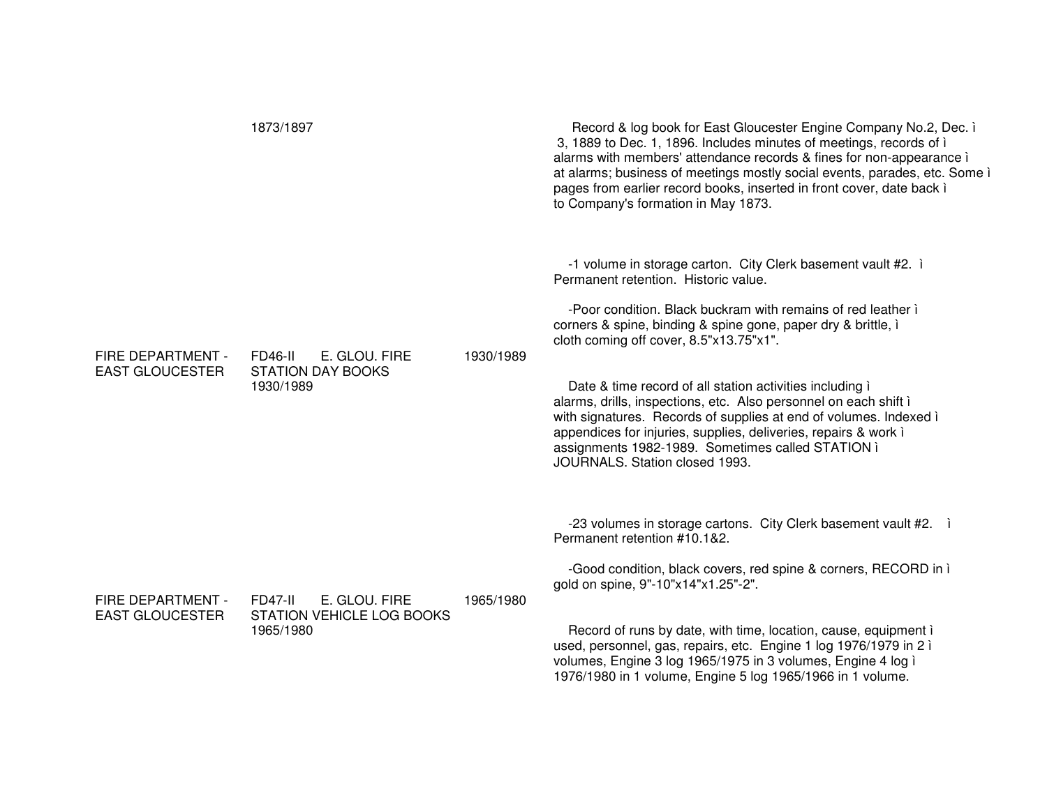| | | | |
|---|---|---|---|
| | 1873/1897 | | Record & log book for East Gloucester Engine Company No.2, Dec. ì 3, 1889 to Dec. 1, 1896. Includes minutes of meetings, records of ì alarms with members' attendance records & fines for non-appearance ì at alarms; business of meetings mostly social events, parades, etc. Some ì pages from earlier record books, inserted in front cover, date back ì to Company's formation in May 1873.<br><br>-1 volume in storage carton. City Clerk basement vault #2. ì Permanent retention. Historic value.<br><br>-Poor condition. Black buckram with remains of red leather ì corners & spine, binding & spine gone, paper dry & brittle, ì cloth coming off cover, 8.5"x13.75"x1". |
| FIRE DEPARTMENT - EAST GLOUCESTER | FD46-II E. GLOU. FIRE STATION DAY BOOKS 1930/1989 | 1930/1989 | Date & time record of all station activities including ì alarms, drills, inspections, etc. Also personnel on each shift ì with signatures. Records of supplies at end of volumes. Indexed ì appendices for injuries, supplies, deliveries, repairs & work ì assignments 1982-1989. Sometimes called STATION ì JOURNALS. Station closed 1993.<br><br>-23 volumes in storage cartons. City Clerk basement vault #2. ì Permanent retention #10.1&2.<br><br>-Good condition, black covers, red spine & corners, RECORD in ì gold on spine, 9"-10"x14"x1.25"-2". |
| FIRE DEPARTMENT - EAST GLOUCESTER | FD47-II E. GLOU. FIRE STATION VEHICLE LOG BOOKS 1965/1980 | 1965/1980 | Record of runs by date, with time, location, cause, equipment ì used, personnel, gas, repairs, etc. Engine 1 log 1976/1979 in 2 ì volumes, Engine 3 log 1965/1975 in 3 volumes, Engine 4 log ì 1976/1980 in 1 volume, Engine 5 log 1965/1966 in 1 volume. |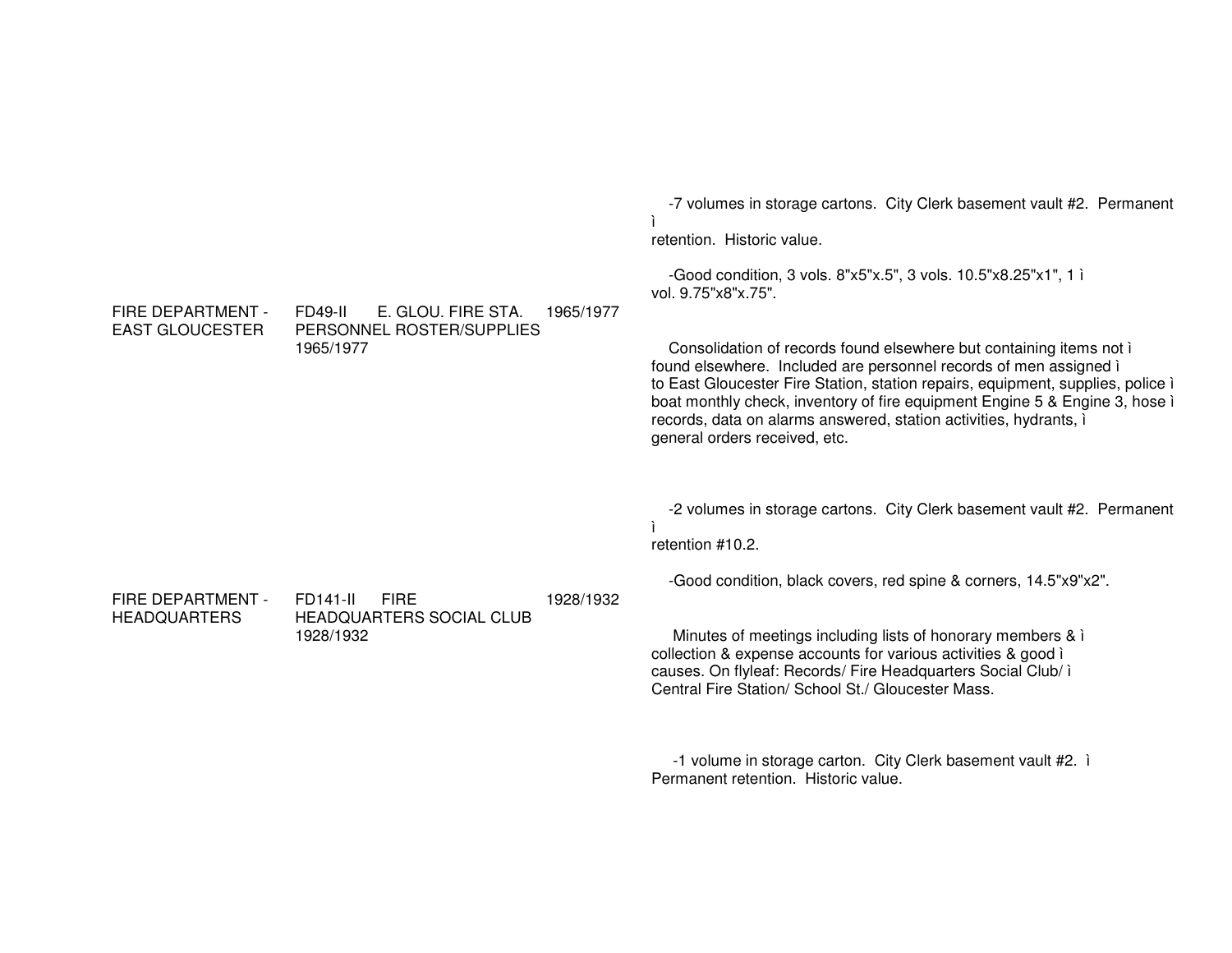-7 volumes in storage cartons. City Clerk basement vault #2. Permanent ì
retention. Historic value.

-Good condition, 3 vols. 8"x5"x.5", 3 vols. 10.5"x8.25"x1", 1 ì
vol. 9.75"x8"x.75".

FIRE DEPARTMENT - EAST GLOUCESTER | FD49-II | E. GLOU. FIRE STA. PERSONNEL ROSTER/SUPPLIES 1965/1977 | 1965/1977

Consolidation of records found elsewhere but containing items not ì
found elsewhere. Included are personnel records of men assigned ì
to East Gloucester Fire Station, station repairs, equipment, supplies, police ì
boat monthly check, inventory of fire equipment Engine 5 & Engine 3, hose ì
records, data on alarms answered, station activities, hydrants, ì
general orders received, etc.

-2 volumes in storage cartons. City Clerk basement vault #2. Permanent ì
retention #10.2.

-Good condition, black covers, red spine & corners, 14.5"x9"x2".

FIRE DEPARTMENT - HEADQUARTERS | FD141-II | FIRE HEADQUARTERS SOCIAL CLUB 1928/1932 | 1928/1932

Minutes of meetings including lists of honorary members & ì
collection & expense accounts for various activities & good ì
causes. On flyleaf: Records/ Fire Headquarters Social Club/ ì
Central Fire Station/ School St./ Gloucester Mass.

-1 volume in storage carton. City Clerk basement vault #2. ì
Permanent retention. Historic value.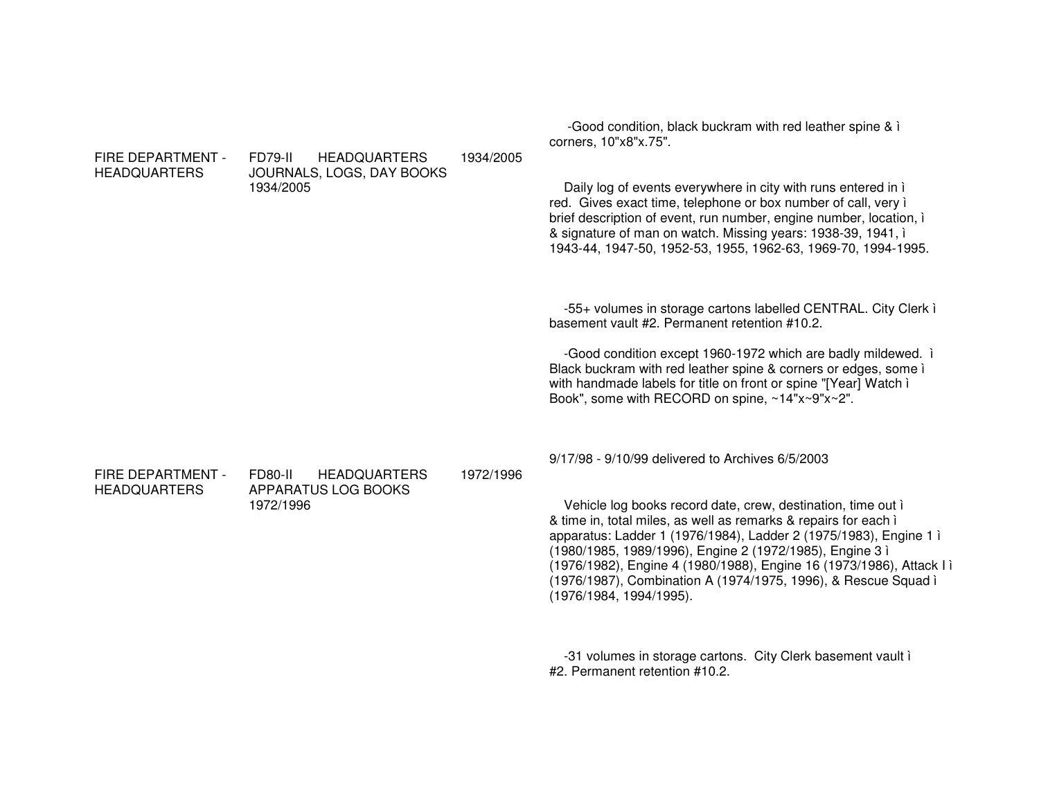-Good condition, black buckram with red leather spine & ì corners, 10"x8"x.75".

| | | | |
|---|---|---|---|
| FIRE DEPARTMENT - HEADQUARTERS | FD79-II HEADQUARTERS JOURNALS, LOGS, DAY BOOKS 1934/2005 | 1934/2005 | Daily log of events everywhere in city with runs entered in ì red. Gives exact time, telephone or box number of call, very ì brief description of event, run number, engine number, location, ì & signature of man on watch. Missing years: 1938-39, 1941, ì 1943-44, 1947-50, 1952-53, 1955, 1962-63, 1969-70, 1994-1995.<br><br>-55+ volumes in storage cartons labelled CENTRAL. City Clerk ì basement vault #2. Permanent retention #10.2.<br><br>-Good condition except 1960-1972 which are badly mildewed. ì Black buckram with red leather spine & corners or edges, some ì with handmade labels for title on front or spine "[Year] Watch ì Book", some with RECORD on spine, ~14"x~9"x~2".<br><br>9/17/98 - 9/10/99 delivered to Archives 6/5/2003 |
| FIRE DEPARTMENT - HEADQUARTERS | FD80-II HEADQUARTERS APPARATUS LOG BOOKS 1972/1996 | 1972/1996 | Vehicle log books record date, crew, destination, time out ì & time in, total miles, as well as remarks & repairs for each ì apparatus: Ladder 1 (1976/1984), Ladder 2 (1975/1983), Engine 1 ì (1980/1985, 1989/1996), Engine 2 (1972/1985), Engine 3 ì (1976/1982), Engine 4 (1980/1988), Engine 16 (1973/1986), Attack I ì (1976/1987), Combination A (1974/1975, 1996), & Rescue Squad ì (1976/1984, 1994/1995).<br><br>-31 volumes in storage cartons. City Clerk basement vault ì #2. Permanent retention #10.2. |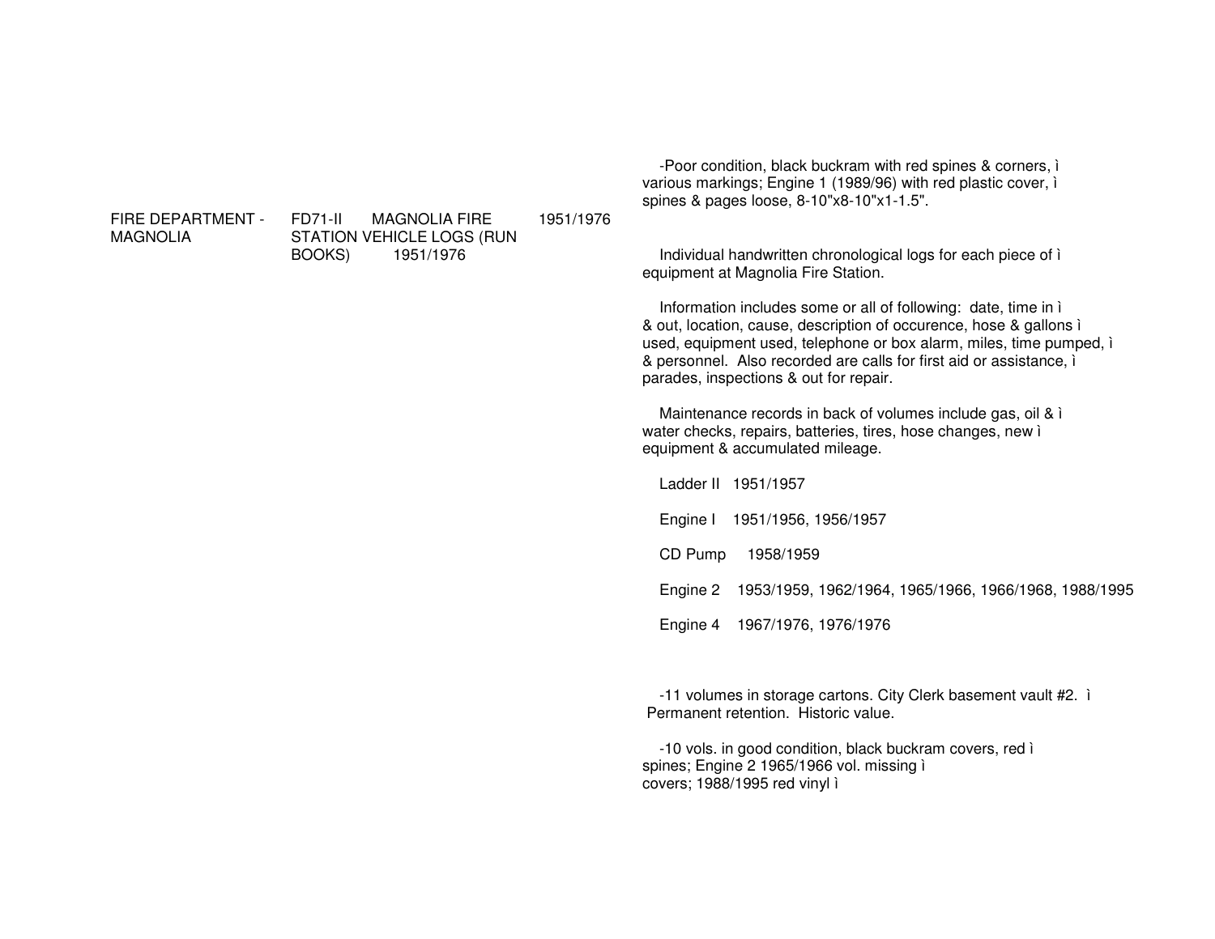| | | | |
|---|---|---|---|
| FIRE DEPARTMENT - MAGNOLIA | FD71-II MAGNOLIA FIRE STATION VEHICLE LOGS (RUN BOOKS) 1951/1976 | 1951/1976 | -Poor condition, black buckram with red spines & corners, ì various markings; Engine 1 (1989/96) with red plastic cover, ì spines & pages loose, 8-10"x8-10"x1-1.5". |

Individual handwritten chronological logs for each piece of ì equipment at Magnolia Fire Station.

Information includes some or all of following: date, time in ì & out, location, cause, description of occurence, hose & gallons ì used, equipment used, telephone or box alarm, miles, time pumped, ì & personnel. Also recorded are calls for first aid or assistance, ì parades, inspections & out for repair.

Maintenance records in back of volumes include gas, oil & ì water checks, repairs, batteries, tires, hose changes, new ì equipment & accumulated mileage.

Ladder II 1951/1957

Engine I 1951/1956, 1956/1957

CD Pump 1958/1959

Engine 2 1953/1959, 1962/1964, 1965/1966, 1966/1968, 1988/1995

Engine 4 1967/1976, 1976/1976

-11 volumes in storage cartons. City Clerk basement vault #2. ì Permanent retention. Historic value.

-10 vols. in good condition, black buckram covers, red ì spines; Engine 2 1965/1966 vol. missing ì covers; 1988/1995 red vinyl ì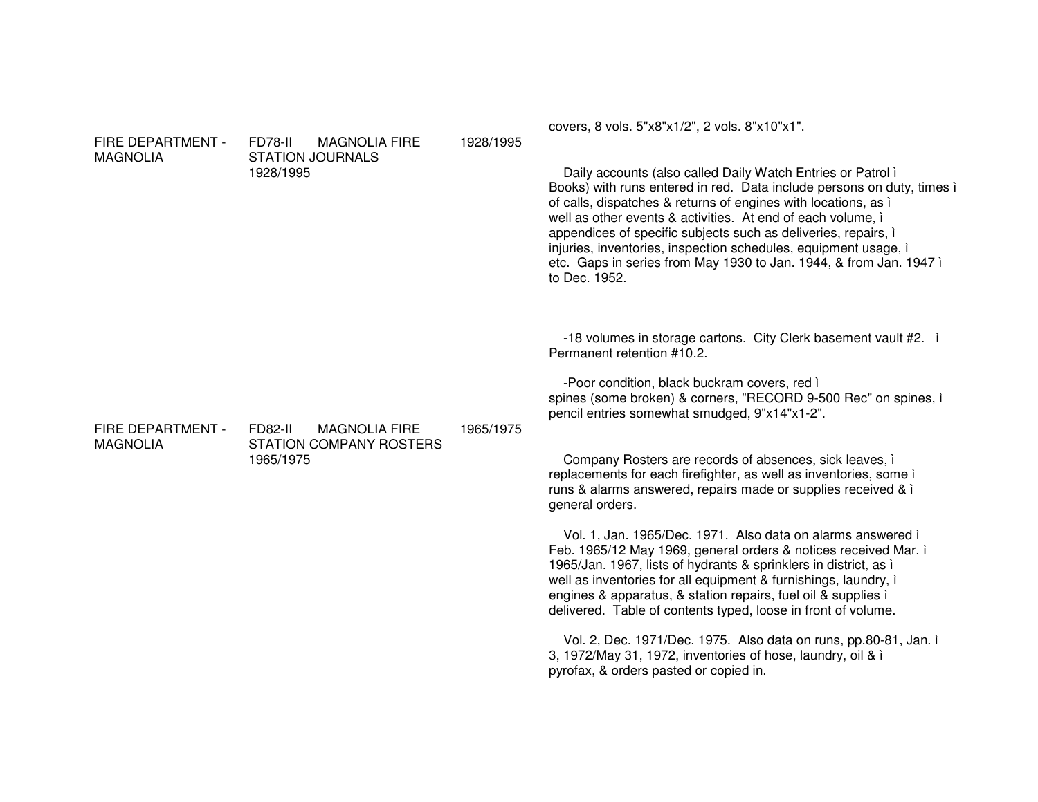| | | | covers, 8 vols. 5"x8"x1/2", 2 vols. 8"x10"x1". |
|---|---|---|---|
| FIRE DEPARTMENT - MAGNOLIA | FD78-II MAGNOLIA FIRE STATION JOURNALS 1928/1995 | 1928/1995 | Daily accounts (also called Daily Watch Entries or Patrol ì Books) with runs entered in red. Data include persons on duty, times ì of calls, dispatches & returns of engines with locations, as ì well as other events & activities. At end of each volume, ì appendices of specific subjects such as deliveries, repairs, ì injuries, inventories, inspection schedules, equipment usage, ì etc. Gaps in series from May 1930 to Jan. 1944, & from Jan. 1947 ì to Dec. 1952.<br><br>-18 volumes in storage cartons. City Clerk basement vault #2. ì Permanent retention #10.2.<br><br>-Poor condition, black buckram covers, red ì spines (some broken) & corners, "RECORD 9-500 Rec" on spines, ì pencil entries somewhat smudged, 9"x14"x1-2". |
| FIRE DEPARTMENT - MAGNOLIA | FD82-II MAGNOLIA FIRE STATION COMPANY ROSTERS 1965/1975 | 1965/1975 | Company Rosters are records of absences, sick leaves, ì replacements for each firefighter, as well as inventories, some ì runs & alarms answered, repairs made or supplies received & ì general orders.<br><br>Vol. 1, Jan. 1965/Dec. 1971. Also data on alarms answered ì Feb. 1965/12 May 1969, general orders & notices received Mar. ì 1965/Jan. 1967, lists of hydrants & sprinklers in district, as ì well as inventories for all equipment & furnishings, laundry, ì engines & apparatus, & station repairs, fuel oil & supplies ì delivered. Table of contents typed, loose in front of volume.<br><br>Vol. 2, Dec. 1971/Dec. 1975. Also data on runs, pp.80-81, Jan. ì 3, 1972/May 31, 1972, inventories of hose, laundry, oil & ì pyrofax, & orders pasted or copied in. |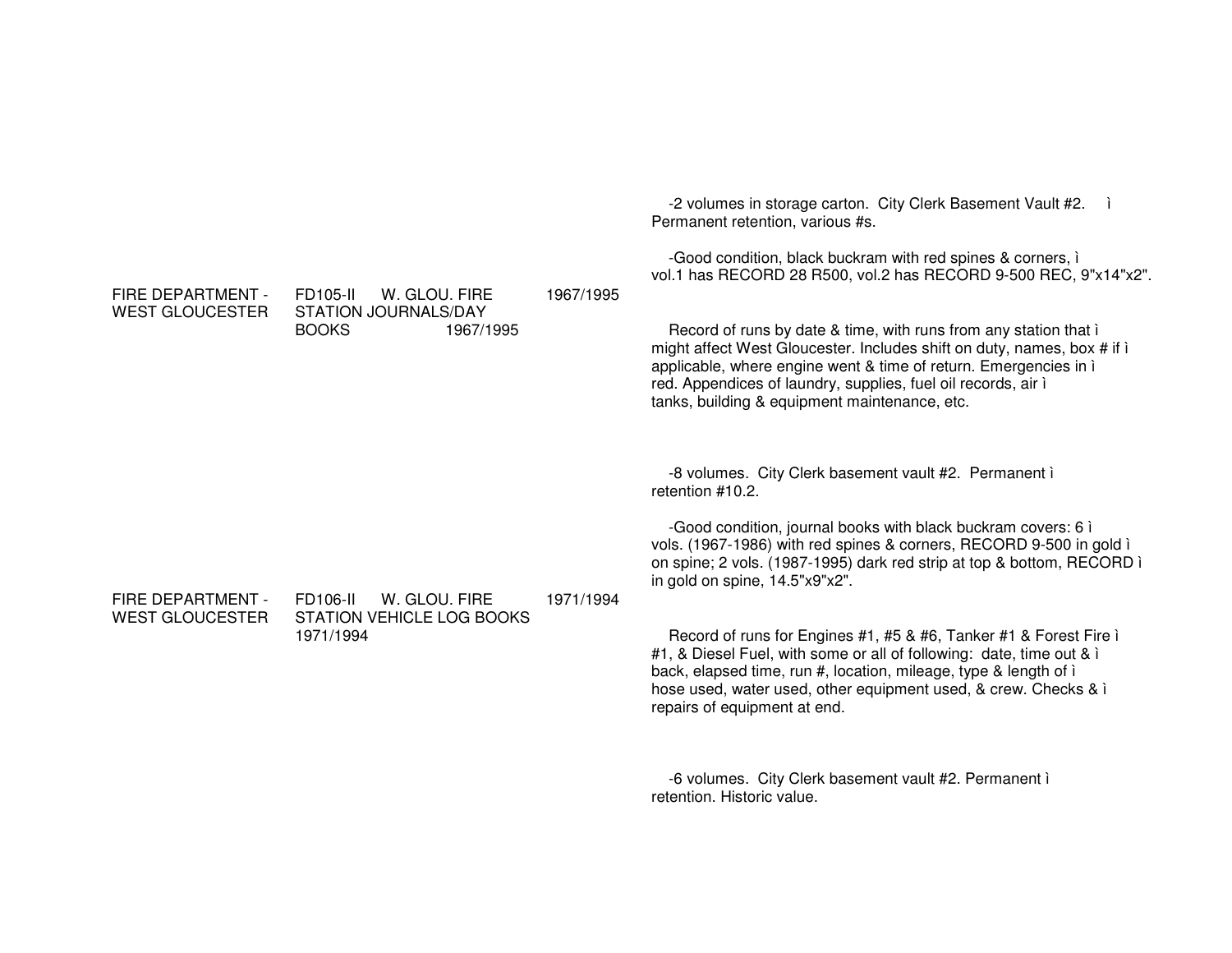-2 volumes in storage carton. City Clerk Basement Vault #2. ì
Permanent retention, various #s.

| | | | |
|---|---|---|---|
| FIRE DEPARTMENT - WEST GLOUCESTER | FD105-II W. GLOU. FIRE STATION JOURNALS/DAY BOOKS 1967/1995 | 1967/1995 | -Good condition, black buckram with red spines & corners, ì vol.1 has RECORD 28 R500, vol.2 has RECORD 9-500 REC, 9"x14"x2".<br><br>Record of runs by date & time, with runs from any station that ì might affect West Gloucester. Includes shift on duty, names, box # if ì applicable, where engine went & time of return. Emergencies in ì red. Appendices of laundry, supplies, fuel oil records, air ì tanks, building & equipment maintenance, etc.<br><br>-8 volumes. City Clerk basement vault #2. Permanent ì retention #10.2. |
| FIRE DEPARTMENT - WEST GLOUCESTER | FD106-II W. GLOU. FIRE STATION VEHICLE LOG BOOKS 1971/1994 | 1971/1994 | -Good condition, journal books with black buckram covers: 6 ì vols. (1967-1986) with red spines & corners, RECORD 9-500 in gold ì on spine; 2 vols. (1987-1995) dark red strip at top & bottom, RECORD ì in gold on spine, 14.5"x9"x2".<br><br>Record of runs for Engines #1, #5 & #6, Tanker #1 & Forest Fire ì #1, & Diesel Fuel, with some or all of following: date, time out & ì back, elapsed time, run #, location, mileage, type & length of ì hose used, water used, other equipment used, & crew. Checks & ì repairs of equipment at end.<br><br>-6 volumes. City Clerk basement vault #2. Permanent ì retention. Historic value. |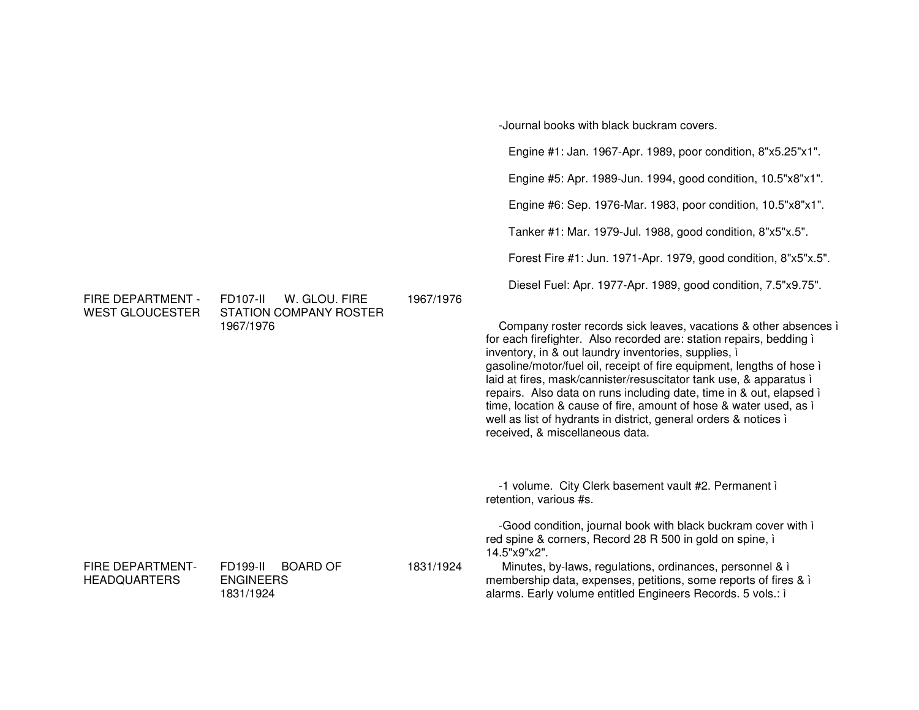| Department | Record | Dates | Description |
| --- | --- | --- | --- |
| | | | -Journal books with black buckram covers.<br><br>Engine #1: Jan. 1967-Apr. 1989, poor condition, 8"x5.25"x1".<br><br>Engine #5: Apr. 1989-Jun. 1994, good condition, 10.5"x8"x1".<br><br>Engine #6: Sep. 1976-Mar. 1983, poor condition, 10.5"x8"x1".<br><br>Tanker #1: Mar. 1979-Jul. 1988, good condition, 8"x5"x.5".<br><br>Forest Fire #1: Jun. 1971-Apr. 1979, good condition, 8"x5"x.5".<br><br>Diesel Fuel: Apr. 1977-Apr. 1989, good condition, 7.5"x9.75". |
| FIRE DEPARTMENT - WEST GLOUCESTER | FD107-II W. GLOU. FIRE STATION COMPANY ROSTER 1967/1976 | 1967/1976 | Company roster records sick leaves, vacations & other absences ì for each firefighter. Also recorded are: station repairs, bedding ì inventory, in & out laundry inventories, supplies, ì gasoline/motor/fuel oil, receipt of fire equipment, lengths of hose ì laid at fires, mask/cannister/resuscitator tank use, & apparatus ì repairs. Also data on runs including date, time in & out, elapsed ì time, location & cause of fire, amount of hose & water used, as ì well as list of hydrants in district, general orders & notices ì received, & miscellaneous data.<br><br>-1 volume. City Clerk basement vault #2. Permanent ì retention, various #s.<br><br>-Good condition, journal book with black buckram cover with ì red spine & corners, Record 28 R 500 in gold on spine, ì 14.5"x9"x2". |
| FIRE DEPARTMENT-HEADQUARTERS | FD199-II BOARD OF ENGINEERS 1831/1924 | 1831/1924 | Minutes, by-laws, regulations, ordinances, personnel & ì membership data, expenses, petitions, some reports of fires & ì alarms. Early volume entitled Engineers Records. 5 vols.: ì |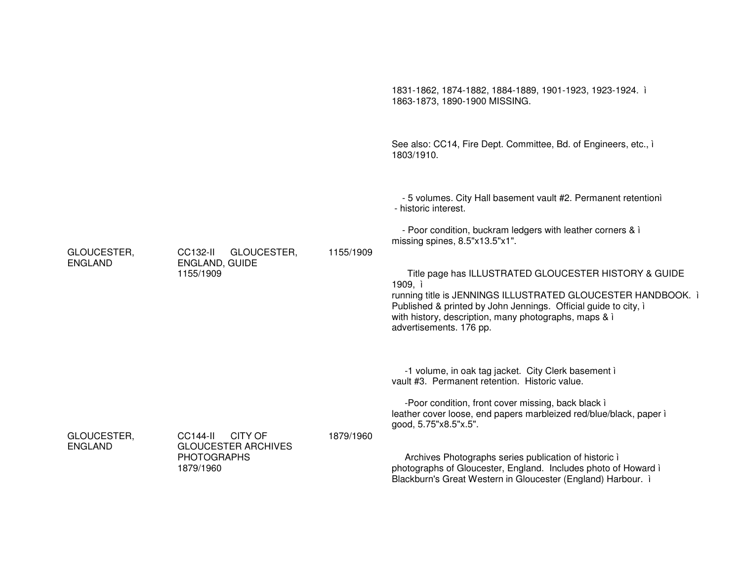1831-1862, 1874-1882, 1884-1889, 1901-1923, 1923-1924. ì
1863-1873, 1890-1900 MISSING.

See also: CC14, Fire Dept. Committee, Bd. of Engineers, etc., ì
1803/1910.

- 5 volumes. City Hall basement vault #2. Permanent retentionì
- historic interest.

- Poor condition, buckram ledgers with leather corners & ì
missing spines, 8.5"x13.5"x1".

| | | | |
|---|---|---|---|
| GLOUCESTER, ENGLAND | CC132-II GLOUCESTER, ENGLAND, GUIDE 1155/1909 | 1155/1909 | |

Title page has ILLUSTRATED GLOUCESTER HISTORY & GUIDE 1909, ì
running title is JENNINGS ILLUSTRATED GLOUCESTER HANDBOOK. ì
Published & printed by John Jennings. Official guide to city, ì
with history, description, many photographs, maps & ì
advertisements. 176 pp.

-1 volume, in oak tag jacket. City Clerk basement ì
vault #3. Permanent retention. Historic value.

-Poor condition, front cover missing, back black ì
leather cover loose, end papers marbleized red/blue/black, paper ì
good, 5.75"x8.5"x.5".

| | | | |
|---|---|---|---|
| GLOUCESTER, ENGLAND | CC144-II CITY OF GLOUCESTER ARCHIVES PHOTOGRAPHS 1879/1960 | 1879/1960 | |

Archives Photographs series publication of historic ì
photographs of Gloucester, England. Includes photo of Howard ì
Blackburn's Great Western in Gloucester (England) Harbour. ì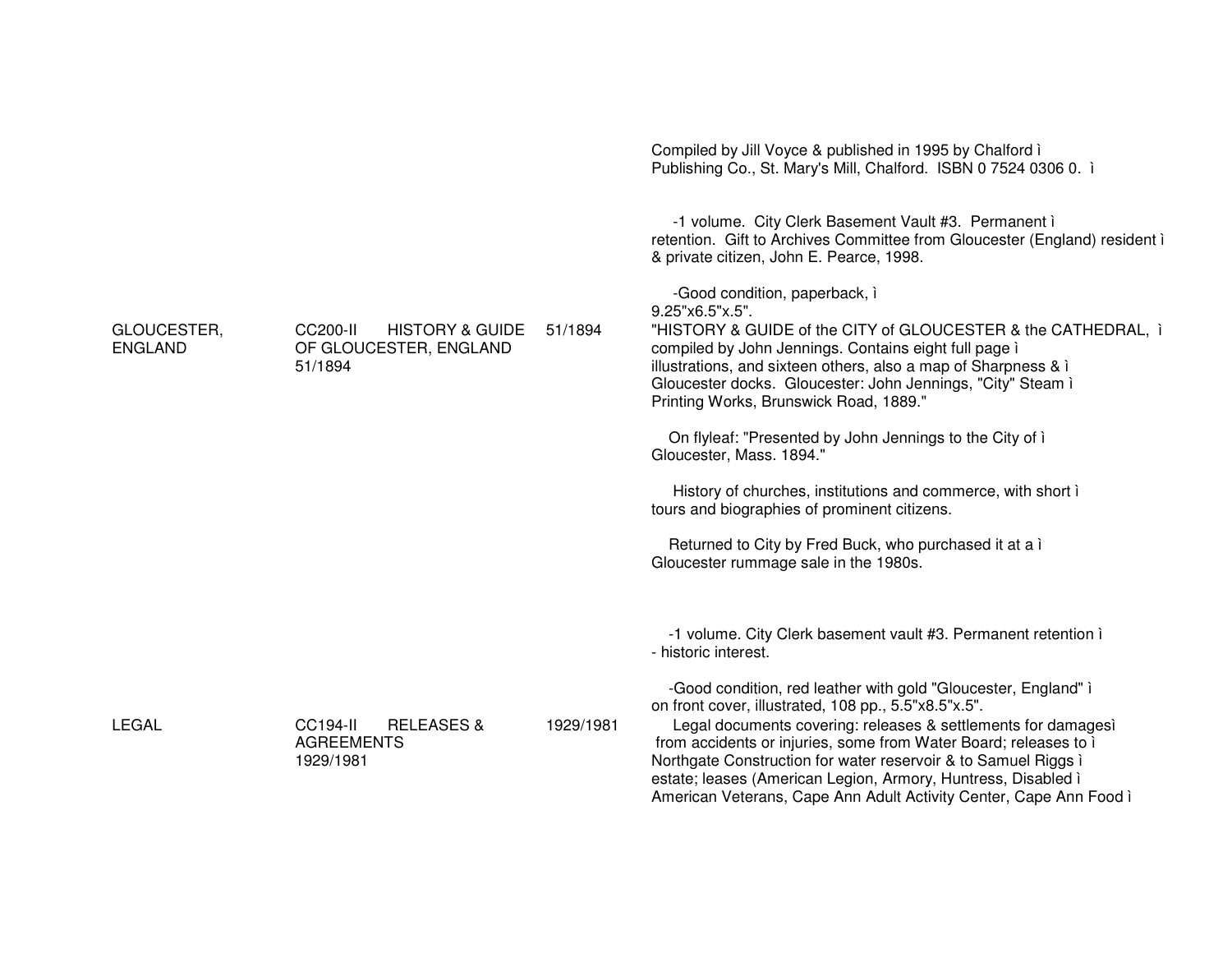Compiled by Jill Voyce & published in 1995 by Chalford ì
Publishing Co., St. Mary's Mill, Chalford. ISBN 0 7524 0306 0. ì

-1 volume. City Clerk Basement Vault #3. Permanent ì
retention. Gift to Archives Committee from Gloucester (England) resident ì
& private citizen, John E. Pearce, 1998.

-Good condition, paperback, ì
9.25"x6.5"x.5".

| | | | |
|---|---|---|---|
| GLOUCESTER, ENGLAND | CC200-II HISTORY & GUIDE OF GLOUCESTER, ENGLAND 51/1894 | 51/1894 | "HISTORY & GUIDE of the CITY of GLOUCESTER & the CATHEDRAL, ì compiled by John Jennings. Contains eight full page ì illustrations, and sixteen others, also a map of Sharpness & ì Gloucester docks. Gloucester: John Jennings, "City" Steam ì Printing Works, Brunswick Road, 1889."<br><br>On flyleaf: "Presented by John Jennings to the City of ì Gloucester, Mass. 1894."<br><br>History of churches, institutions and commerce, with short ì tours and biographies of prominent citizens.<br><br>Returned to City by Fred Buck, who purchased it at a ì Gloucester rummage sale in the 1980s.<br><br>-1 volume. City Clerk basement vault #3. Permanent retention ì - historic interest.<br><br>-Good condition, red leather with gold "Gloucester, England" ì on front cover, illustrated, 108 pp., 5.5"x8.5"x.5". |
| LEGAL | CC194-II RELEASES & AGREEMENTS 1929/1981 | 1929/1981 | Legal documents covering: releases & settlements for damagesì from accidents or injuries, some from Water Board; releases to ì Northgate Construction for water reservoir & to Samuel Riggs ì estate; leases (American Legion, Armory, Huntress, Disabled ì American Veterans, Cape Ann Adult Activity Center, Cape Ann Food ì |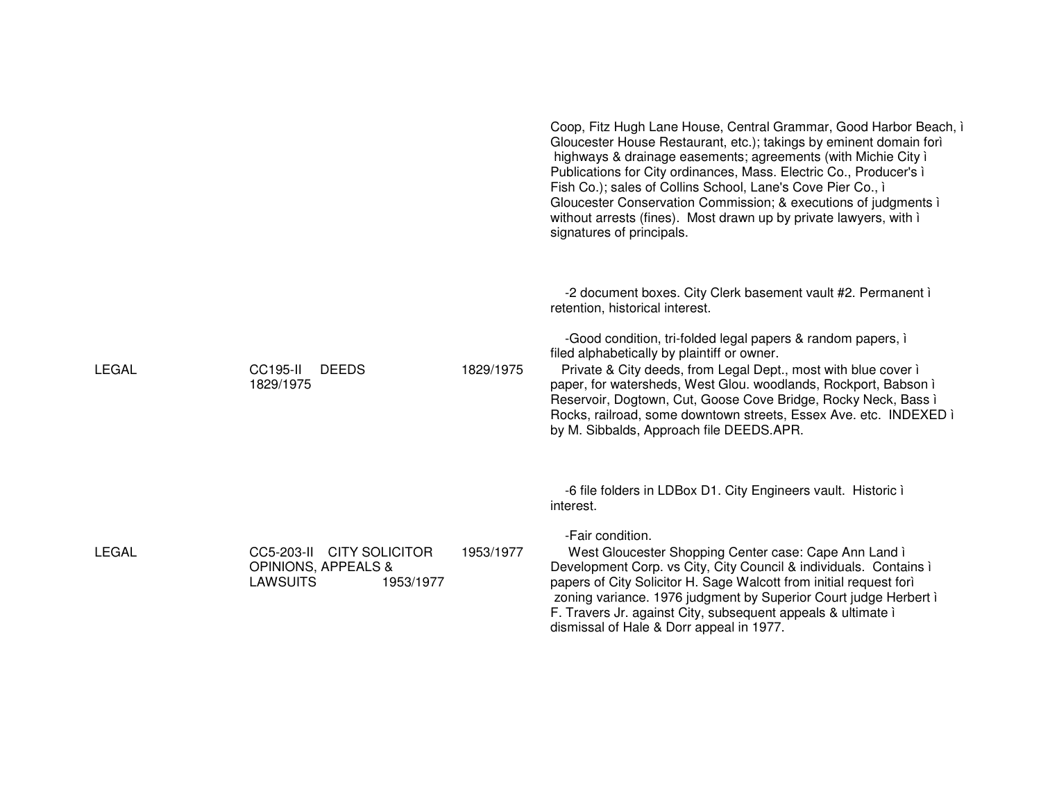| | | | |
|---|---|---|---|
| | | | Coop, Fitz Hugh Lane House, Central Grammar, Good Harbor Beach, ì Gloucester House Restaurant, etc.); takings by eminent domain forì highways & drainage easements; agreements (with Michie City ì Publications for City ordinances, Mass. Electric Co., Producer's ì Fish Co.); sales of Collins School, Lane's Cove Pier Co., ì Gloucester Conservation Commission; & executions of judgments ì without arrests (fines). Most drawn up by private lawyers, with ì signatures of principals. |
| | | | -2 document boxes. City Clerk basement vault #2. Permanent ì retention, historical interest.<br><br>-Good condition, tri-folded legal papers & random papers, ì filed alphabetically by plaintiff or owner. |
| LEGAL | CC195-II DEEDS 1829/1975 | 1829/1975 | Private & City deeds, from Legal Dept., most with blue cover ì paper, for watersheds, West Glou. woodlands, Rockport, Babson ì Reservoir, Dogtown, Cut, Goose Cove Bridge, Rocky Neck, Bass ì Rocks, railroad, some downtown streets, Essex Ave. etc. INDEXED ì by M. Sibbalds, Approach file DEEDS.APR. |
| | | | -6 file folders in LDBox D1. City Engineers vault. Historic ì interest.<br><br>-Fair condition. |
| LEGAL | CC5-203-II CITY SOLICITOR OPINIONS, APPEALS & LAWSUITS 1953/1977 | 1953/1977 | West Gloucester Shopping Center case: Cape Ann Land ì Development Corp. vs City, City Council & individuals. Contains ì papers of City Solicitor H. Sage Walcott from initial request forì zoning variance. 1976 judgment by Superior Court judge Herbert ì F. Travers Jr. against City, subsequent appeals & ultimate ì dismissal of Hale & Dorr appeal in 1977. |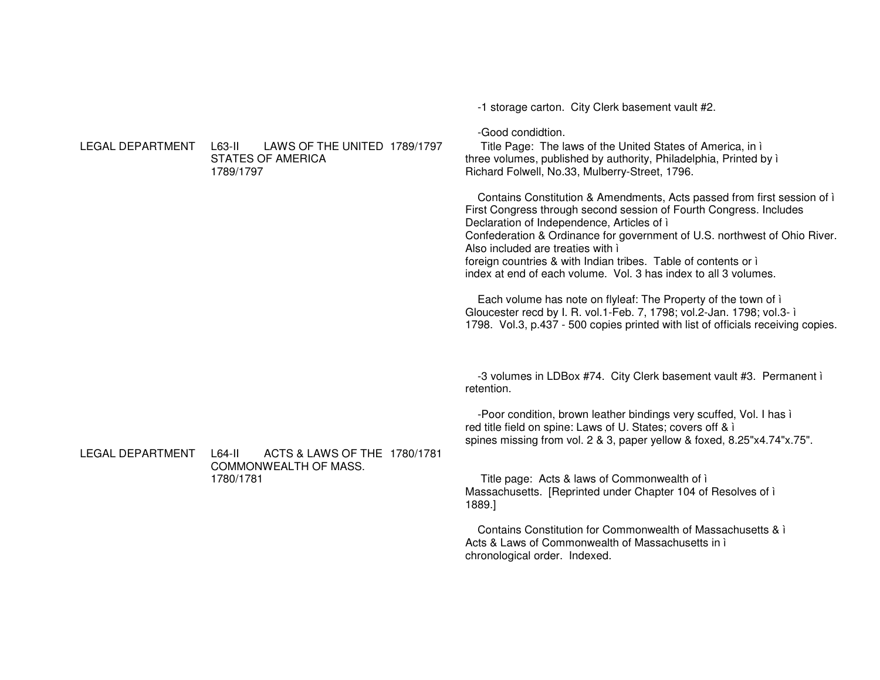-1 storage carton. City Clerk basement vault #2.

-Good condidtion.

LEGAL DEPARTMENT L63-II LAWS OF THE UNITED STATES OF AMERICA 1789/1797 1789/1797

Title Page: The laws of the United States of America, in ì three volumes, published by authority, Philadelphia, Printed by ì Richard Folwell, No.33, Mulberry-Street, 1796.

Contains Constitution & Amendments, Acts passed from first session of ì First Congress through second session of Fourth Congress. Includes Declaration of Independence, Articles of ì Confederation & Ordinance for government of U.S. northwest of Ohio River. Also included are treaties with ì foreign countries & with Indian tribes. Table of contents or ì index at end of each volume. Vol. 3 has index to all 3 volumes.

Each volume has note on flyleaf: The Property of the town of ì Gloucester recd by I. R. vol.1-Feb. 7, 1798; vol.2-Jan. 1798; vol.3- ì 1798. Vol.3, p.437 - 500 copies printed with list of officials receiving copies.

-3 volumes in LDBox #74. City Clerk basement vault #3. Permanent ì retention.

-Poor condition, brown leather bindings very scuffed, Vol. I has ì red title field on spine: Laws of U. States; covers off & ì spines missing from vol. 2 & 3, paper yellow & foxed, 8.25"x4.74"x.75".

LEGAL DEPARTMENT L64-II ACTS & LAWS OF THE COMMONWEALTH OF MASS. 1780/1781 1780/1781

Title page: Acts & laws of Commonwealth of ì Massachusetts. [Reprinted under Chapter 104 of Resolves of ì 1889.]

Contains Constitution for Commonwealth of Massachusetts & ì Acts & Laws of Commonwealth of Massachusetts in ì chronological order. Indexed.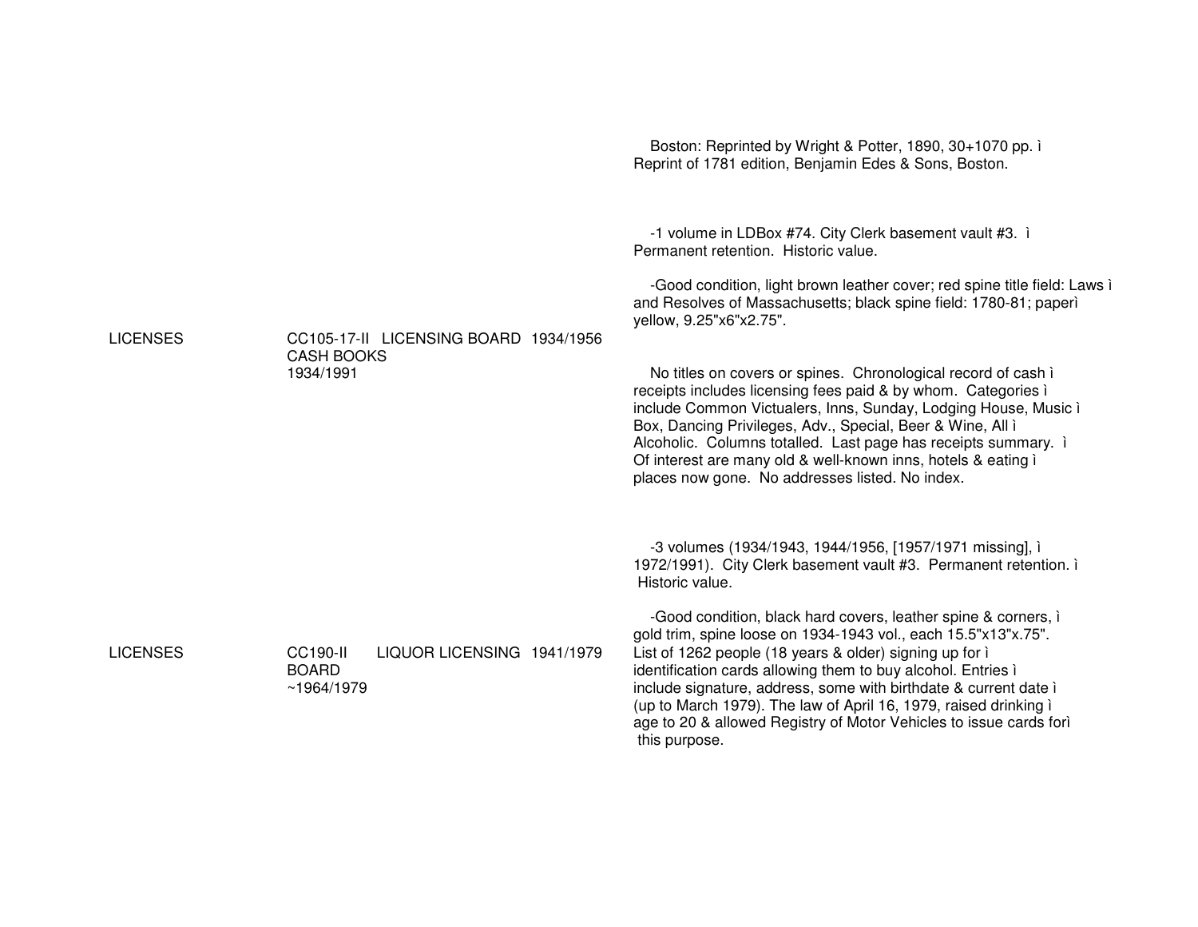Boston: Reprinted by Wright & Potter, 1890, 30+1070 pp. ì
Reprint of 1781 edition, Benjamin Edes & Sons, Boston.

-1 volume in LDBox #74. City Clerk basement vault #3. ì
Permanent retention. Historic value.

-Good condition, light brown leather cover; red spine title field: Laws ì
and Resolves of Massachusetts; black spine field: 1780-81; paperì
yellow, 9.25"x6"x2.75".

| | | | | |
|---|---|---|---|---|
| LICENSES | CC105-17-II CASH BOOKS 1934/1991 | LICENSING BOARD | 1934/1956 | No titles on covers or spines. Chronological record of cash ì receipts includes licensing fees paid & by whom. Categories ì include Common Victualers, Inns, Sunday, Lodging House, Music ì Box, Dancing Privileges, Adv., Special, Beer & Wine, All ì Alcoholic. Columns totalled. Last page has receipts summary. ì Of interest are many old & well-known inns, hotels & eating ì places now gone. No addresses listed. No index. |

-3 volumes (1934/1943, 1944/1956, [1957/1971 missing], ì
1972/1991). City Clerk basement vault #3. Permanent retention. ì
Historic value.

-Good condition, black hard covers, leather spine & corners, ì
gold trim, spine loose on 1934-1943 vol., each 15.5"x13"x.75".

| | | | | |
|---|---|---|---|---|
| LICENSES | CC190-II BOARD ~1964/1979 | LIQUOR LICENSING | 1941/1979 | List of 1262 people (18 years & older) signing up for ì identification cards allowing them to buy alcohol. Entries ì include signature, address, some with birthdate & current date ì (up to March 1979). The law of April 16, 1979, raised drinking ì age to 20 & allowed Registry of Motor Vehicles to issue cards forì this purpose. |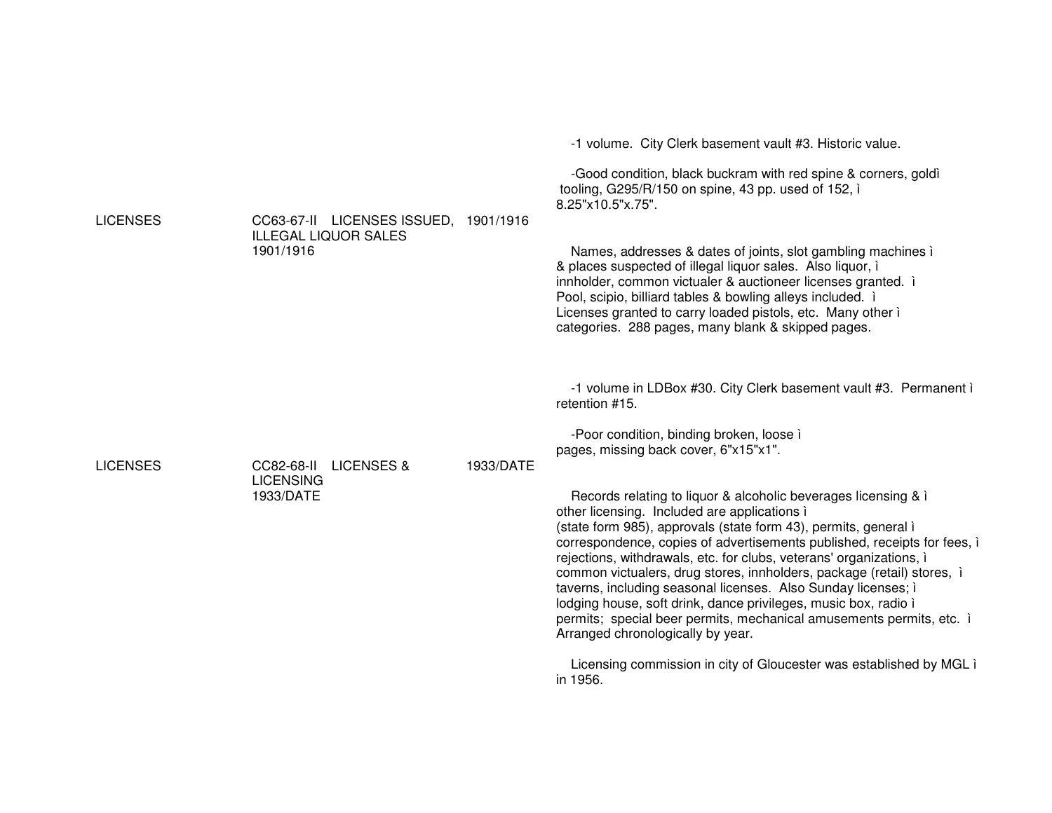| | | | |
|---|---|---|---|
| LICENSES | CC63-67-II LICENSES ISSUED, ILLEGAL LIQUOR SALES 1901/1916 | 1901/1916 | -1 volume. City Clerk basement vault #3. Historic value.<br><br>-Good condition, black buckram with red spine & corners, goldì tooling, G295/R/150 on spine, 43 pp. used of 152, ì 8.25"x10.5"x.75".<br><br>Names, addresses & dates of joints, slot gambling machines ì & places suspected of illegal liquor sales. Also liquor, ì innholder, common victualer & auctioneer licenses granted. ì Pool, scipio, billiard tables & bowling alleys included. ì Licenses granted to carry loaded pistols, etc. Many other ì categories. 288 pages, many blank & skipped pages. |
| LICENSES | CC82-68-II LICENSES & LICENSING 1933/DATE | 1933/DATE | -1 volume in LDBox #30. City Clerk basement vault #3. Permanent ì retention #15.<br><br>-Poor condition, binding broken, loose ì pages, missing back cover, 6"x15"x1".<br><br>Records relating to liquor & alcoholic beverages licensing & ì other licensing. Included are applications ì (state form 985), approvals (state form 43), permits, general ì correspondence, copies of advertisements published, receipts for fees, ì rejections, withdrawals, etc. for clubs, veterans' organizations, ì common victualers, drug stores, innholders, package (retail) stores, ì taverns, including seasonal licenses. Also Sunday licenses; ì lodging house, soft drink, dance privileges, music box, radio ì permits; special beer permits, mechanical amusements permits, etc. ì Arranged chronologically by year.<br><br>Licensing commission in city of Gloucester was established by MGL ì in 1956. |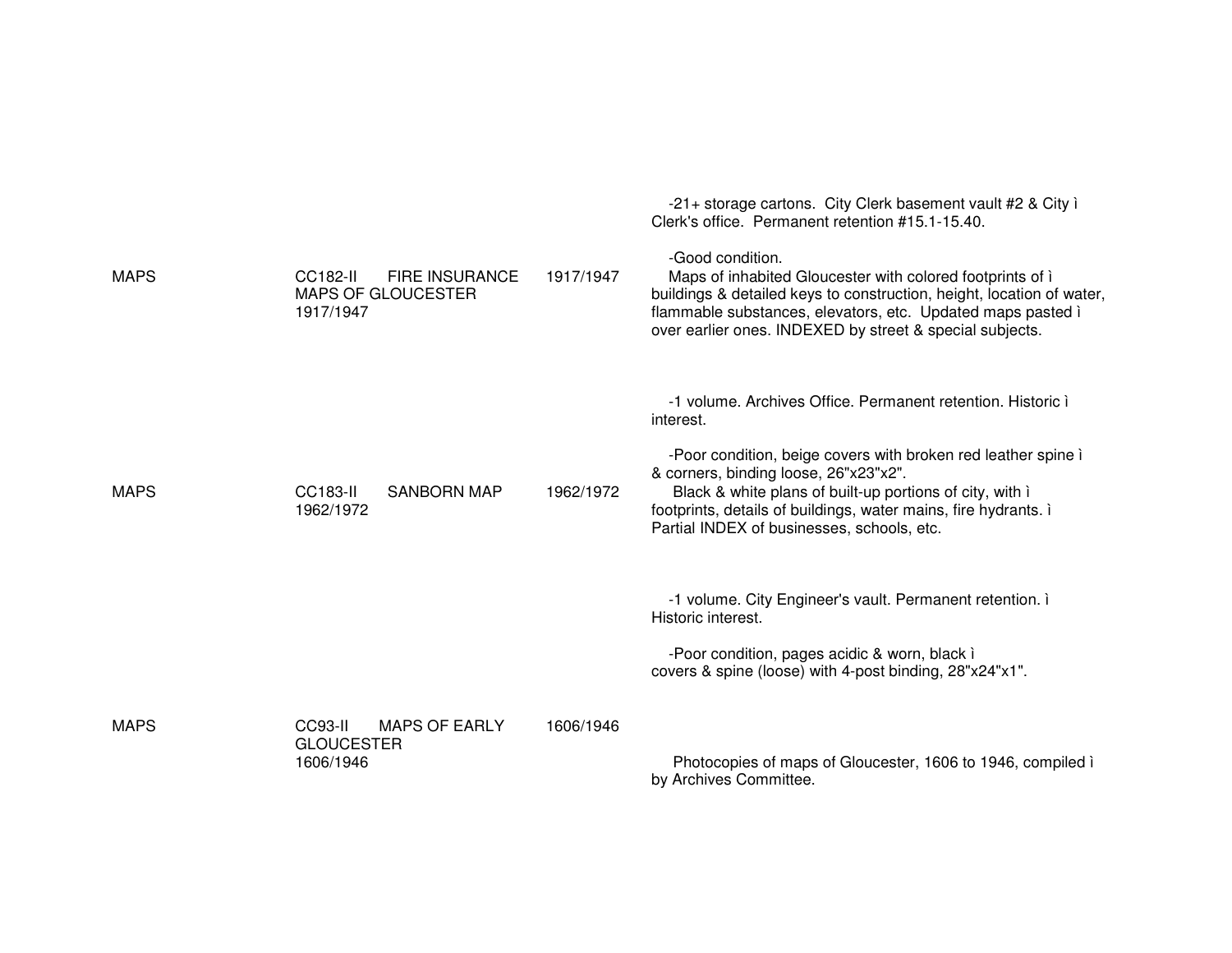| | | | |
|---|---|---|---|
| MAPS | CC182-II FIRE INSURANCE MAPS OF GLOUCESTER 1917/1947 | 1917/1947 | -21+ storage cartons. City Clerk basement vault #2 & City ì Clerk's office. Permanent retention #15.1-15.40.<br><br>-Good condition.<br>Maps of inhabited Gloucester with colored footprints of ì buildings & detailed keys to construction, height, location of water, flammable substances, elevators, etc. Updated maps pasted ì over earlier ones. INDEXED by street & special subjects. |
| MAPS | CC183-II SANBORN MAP 1962/1972 | 1962/1972 | -1 volume. Archives Office. Permanent retention. Historic ì interest.<br><br>-Poor condition, beige covers with broken red leather spine ì & corners, binding loose, 26"x23"x2".<br>Black & white plans of built-up portions of city, with ì footprints, details of buildings, water mains, fire hydrants. ì Partial INDEX of businesses, schools, etc. |
| MAPS | CC93-II MAPS OF EARLY GLOUCESTER 1606/1946 | 1606/1946 | -1 volume. City Engineer's vault. Permanent retention. ì Historic interest.<br><br>-Poor condition, pages acidic & worn, black ì covers & spine (loose) with 4-post binding, 28"x24"x1".<br><br>Photocopies of maps of Gloucester, 1606 to 1946, compiled ì by Archives Committee. |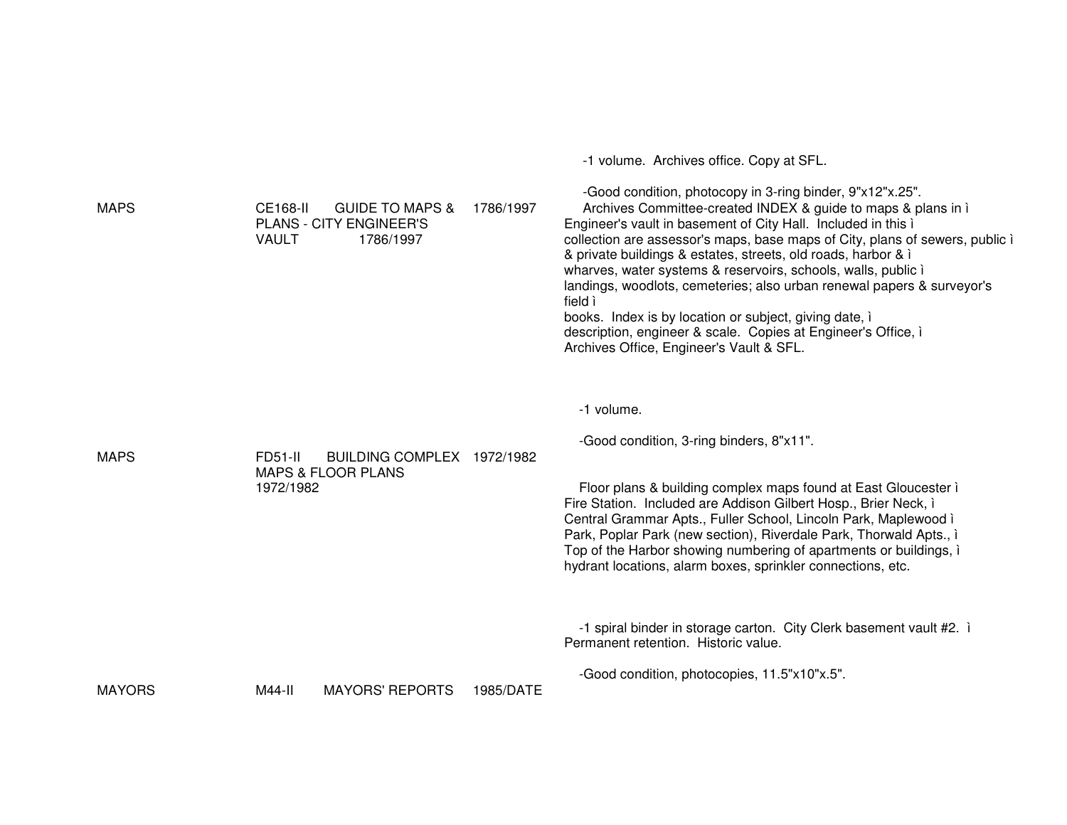| Subject | ID | Title | Dates | Description |
|---|---|---|---|---|
| MAPS | CE168-II | GUIDE TO MAPS & PLANS - CITY ENGINEER'S VAULT 1786/1997 | 1786/1997 | -1 volume. Archives office. Copy at SFL.<br><br>-Good condition, photocopy in 3-ring binder, 9"x12"x.25".<br>Archives Committee-created INDEX & guide to maps & plans in ì Engineer's vault in basement of City Hall. Included in this ì collection are assessor's maps, base maps of City, plans of sewers, public ì & private buildings & estates, streets, old roads, harbor & ì wharves, water systems & reservoirs, schools, walls, public ì landings, woodlots, cemeteries; also urban renewal papers & surveyor's field ì books. Index is by location or subject, giving date, ì description, engineer & scale. Copies at Engineer's Office, ì Archives Office, Engineer's Vault & SFL. |
| MAPS | FD51-II | BUILDING COMPLEX MAPS & FLOOR PLANS 1972/1982 | 1972/1982 | -1 volume.<br><br>-Good condition, 3-ring binders, 8"x11".<br><br>Floor plans & building complex maps found at East Gloucester ì Fire Station. Included are Addison Gilbert Hosp., Brier Neck, ì Central Grammar Apts., Fuller School, Lincoln Park, Maplewood ì Park, Poplar Park (new section), Riverdale Park, Thorwald Apts., ì Top of the Harbor showing numbering of apartments or buildings, ì hydrant locations, alarm boxes, sprinkler connections, etc. |
| MAYORS | M44-II | MAYORS' REPORTS | 1985/DATE | -1 spiral binder in storage carton. City Clerk basement vault #2. ì Permanent retention. Historic value.<br><br>-Good condition, photocopies, 11.5"x10"x.5". |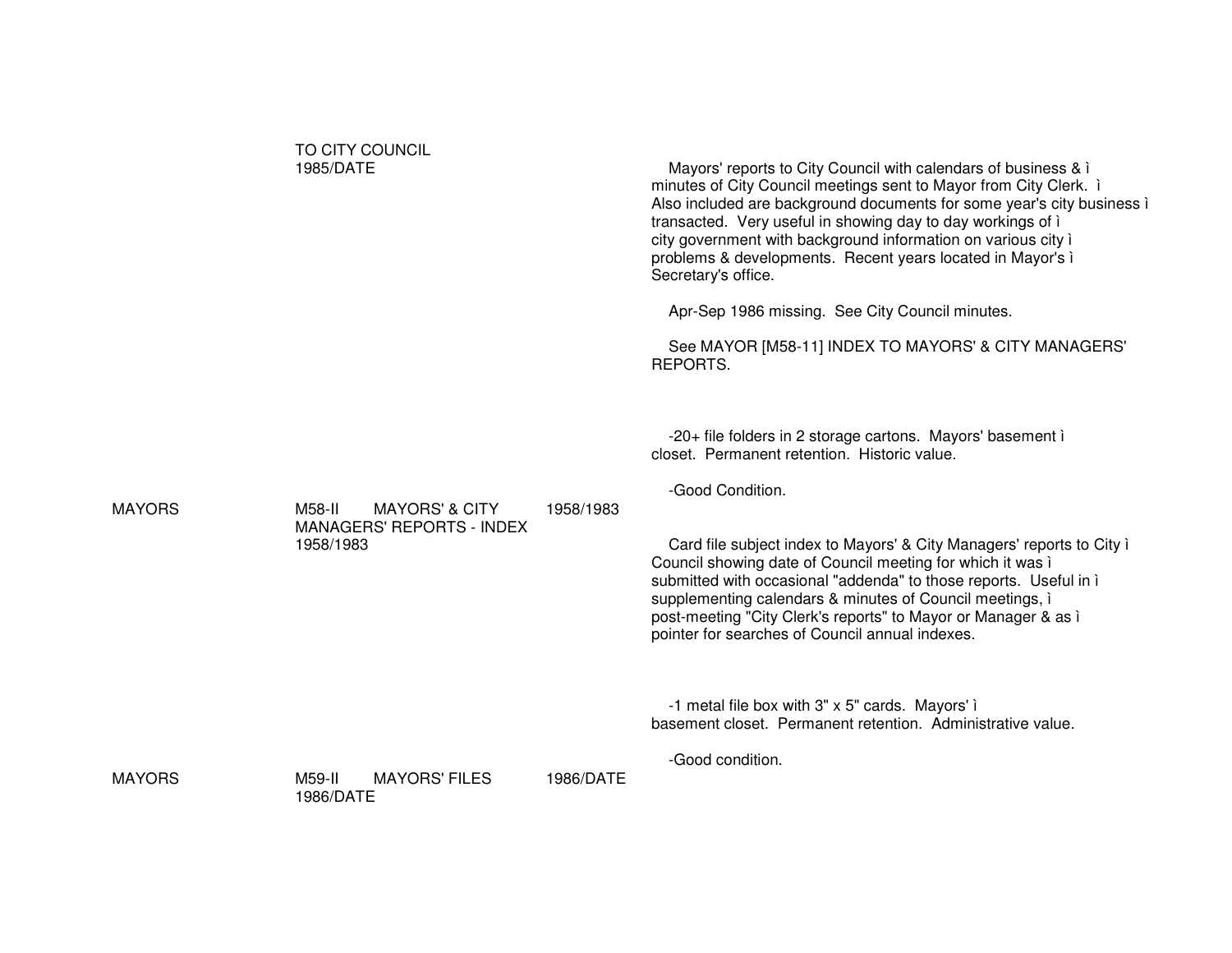TO CITY COUNCIL
1985/DATE

Mayors' reports to City Council with calendars of business & ì minutes of City Council meetings sent to Mayor from City Clerk. ì Also included are background documents for some year's city business ì transacted. Very useful in showing day to day workings of ì city government with background information on various city ì problems & developments. Recent years located in Mayor's ì Secretary's office.

Apr-Sep 1986 missing. See City Council minutes.

See MAYOR [M58-11] INDEX TO MAYORS' & CITY MANAGERS' REPORTS.

-20+ file folders in 2 storage cartons. Mayors' basement ì closet. Permanent retention. Historic value.

-Good Condition.

MAYORS | M58-II | MAYORS' & CITY MANAGERS' REPORTS - INDEX 1958/1983 | 1958/1983

Card file subject index to Mayors' & City Managers' reports to City ì Council showing date of Council meeting for which it was ì submitted with occasional "addenda" to those reports. Useful in ì supplementing calendars & minutes of Council meetings, ì post-meeting "City Clerk's reports" to Mayor or Manager & as ì pointer for searches of Council annual indexes.

-1 metal file box with 3" x 5" cards. Mayors' ì basement closet. Permanent retention. Administrative value.

-Good condition.

MAYORS | M59-II | MAYORS' FILES 1986/DATE | 1986/DATE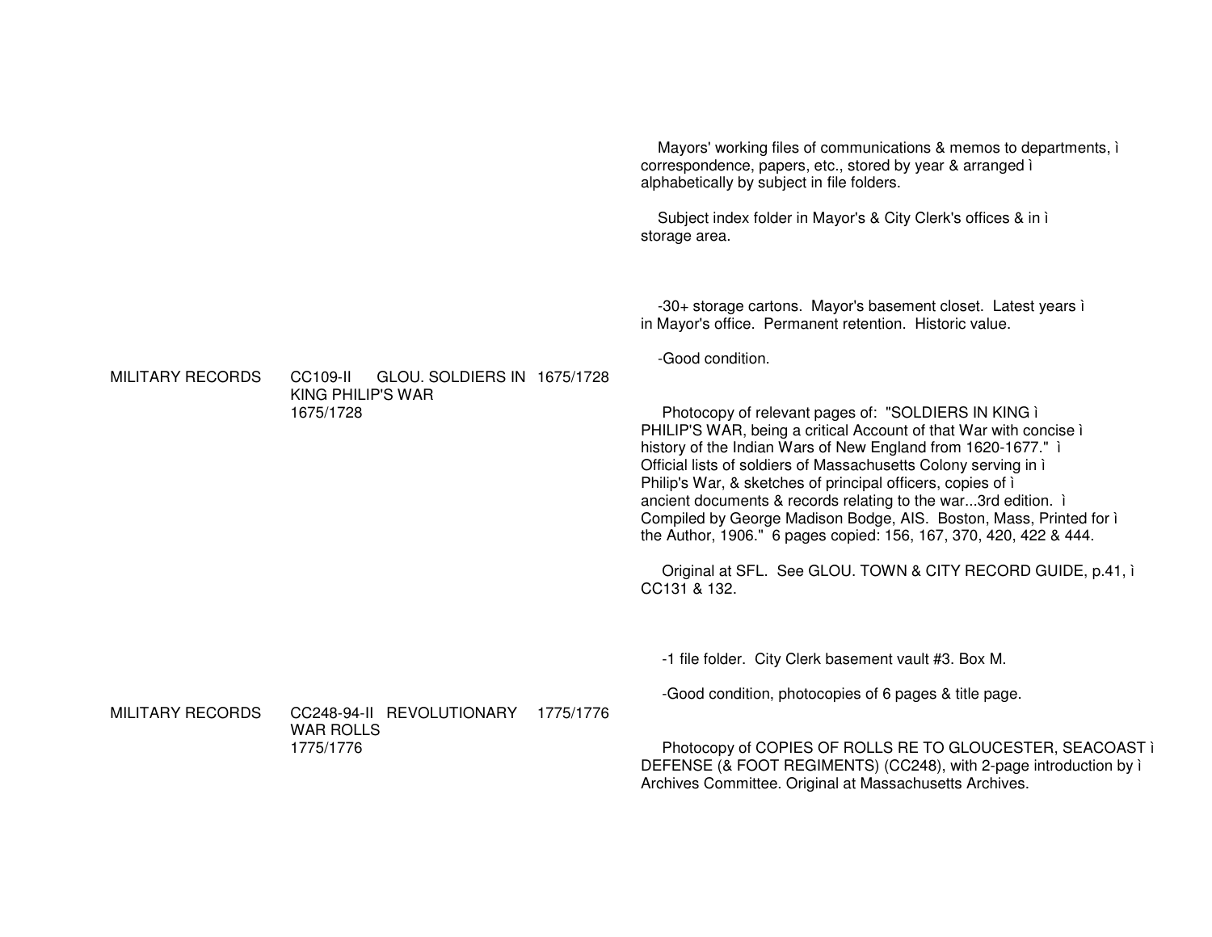Mayors' working files of communications & memos to departments, ì correspondence, papers, etc., stored by year & arranged ì alphabetically by subject in file folders.

Subject index folder in Mayor's & City Clerk's offices & in ì storage area.

-30+ storage cartons. Mayor's basement closet. Latest years ì in Mayor's office. Permanent retention. Historic value.

-Good condition.

MILITARY RECORDS    CC109-II    GLOU. SOLDIERS IN KING PHILIP'S WAR 1675/1728    1675/1728

Photocopy of relevant pages of: "SOLDIERS IN KING ì PHILIP'S WAR, being a critical Account of that War with concise ì history of the Indian Wars of New England from 1620-1677." ì Official lists of soldiers of Massachusetts Colony serving in ì Philip's War, & sketches of principal officers, copies of ì ancient documents & records relating to the war...3rd edition. ì Compiled by George Madison Bodge, AIS. Boston, Mass, Printed for ì the Author, 1906." 6 pages copied: 156, 167, 370, 420, 422 & 444.

Original at SFL. See GLOU. TOWN & CITY RECORD GUIDE, p.41, ì CC131 & 132.

-1 file folder. City Clerk basement vault #3. Box M.

-Good condition, photocopies of 6 pages & title page.

MILITARY RECORDS    CC248-94-II    REVOLUTIONARY WAR ROLLS 1775/1776    1775/1776

Photocopy of COPIES OF ROLLS RE TO GLOUCESTER, SEACOAST ì DEFENSE (& FOOT REGIMENTS) (CC248), with 2-page introduction by ì Archives Committee. Original at Massachusetts Archives.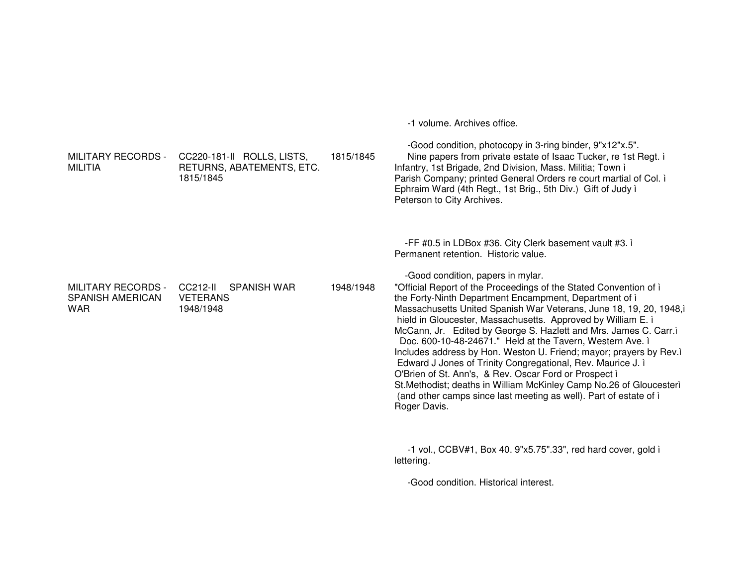-1 volume. Archives office.

-Good condition, photocopy in 3-ring binder, 9"x12"x.5".

| | | | |
|---|---|---|---|
| MILITARY RECORDS - MILITIA | CC220-181-II ROLLS, LISTS, RETURNS, ABATEMENTS, ETC. 1815/1845 | 1815/1845 | Nine papers from private estate of Isaac Tucker, re 1st Regt. ì Infantry, 1st Brigade, 2nd Division, Mass. Militia; Town ì Parish Company; printed General Orders re court martial of Col. ì Ephraim Ward (4th Regt., 1st Brig., 5th Div.) Gift of Judy ì Peterson to City Archives. |

-FF #0.5 in LDBox #36. City Clerk basement vault #3. ì Permanent retention. Historic value.

-Good condition, papers in mylar.

| | | | |
|---|---|---|---|
| MILITARY RECORDS - SPANISH AMERICAN WAR | CC212-II SPANISH WAR VETERANS 1948/1948 | 1948/1948 | "Official Report of the Proceedings of the Stated Convention of ì the Forty-Ninth Department Encampment, Department of ì Massachusetts United Spanish War Veterans, June 18, 19, 20, 1948,ì hield in Gloucester, Massachusetts. Approved by William E. ì McCann, Jr. Edited by George S. Hazlett and Mrs. James C. Carr.ì Doc. 600-10-48-24671." Held at the Tavern, Western Ave. ì Includes address by Hon. Weston U. Friend; mayor; prayers by Rev.ì Edward J Jones of Trinity Congregational, Rev. Maurice J. ì O'Brien of St. Ann's, & Rev. Oscar Ford or Prospect ì St.Methodist; deaths in William McKinley Camp No.26 of Gloucesterì (and other camps since last meeting as well). Part of estate of ì Roger Davis. |

-1 vol., CCBV#1, Box 40. 9"x5.75".33", red hard cover, gold ì lettering.

-Good condition. Historical interest.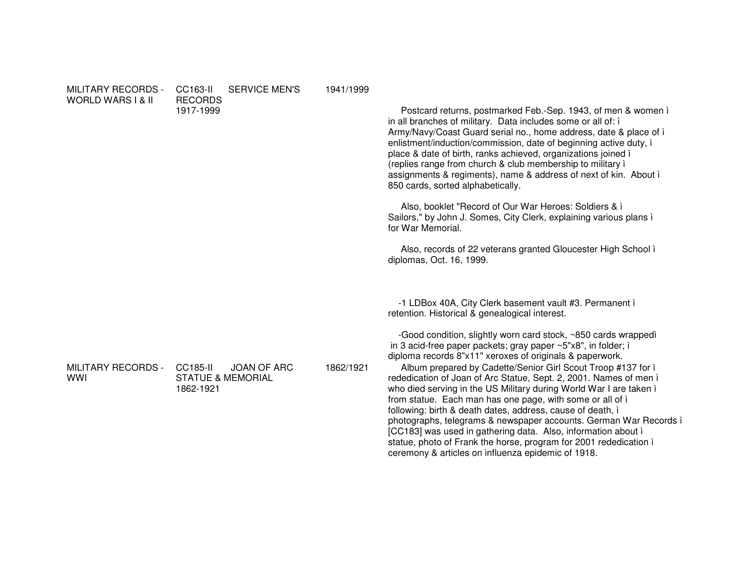| | | | |
|---|---|---|---|
| MILITARY RECORDS - WORLD WARS I & II | CC163-II SERVICE MEN'S RECORDS 1917-1999 | 1941/1999 | Postcard returns, postmarked Feb.-Sep. 1943, of men & women ì in all branches of military. Data includes some or all of: ì Army/Navy/Coast Guard serial no., home address, date & place of ì enlistment/induction/commission, date of beginning active duty, ì place & date of birth, ranks achieved, organizations joined ì (replies range from church & club membership to military ì assignments & regiments), name & address of next of kin. About ì 850 cards, sorted alphabetically.<br><br>Also, booklet "Record of Our War Heroes: Soldiers & ì Sailors," by John J. Somes, City Clerk, explaining various plans ì for War Memorial.<br><br>Also, records of 22 veterans granted Gloucester High School ì diplomas, Oct. 16, 1999.<br><br>-1 LDBox 40A, City Clerk basement vault #3. Permanent ì retention. Historical & genealogical interest.<br><br>-Good condition, slightly worn card stock, ~850 cards wrappedì in 3 acid-free paper packets; gray paper ~5"x8", in folder; ì diploma records 8"x11" xeroxes of originals & paperwork. |
| MILITARY RECORDS - WWI | CC185-II JOAN OF ARC STATUE & MEMORIAL 1862-1921 | 1862/1921 | Album prepared by Cadette/Senior Girl Scout Troop #137 for ì rededication of Joan of Arc Statue, Sept. 2, 2001. Names of men ì who died serving in the US Military during World War I are taken ì from statue. Each man has one page, with some or all of ì following: birth & death dates, address, cause of death, ì photographs, telegrams & newspaper accounts. German War Records ì [CC183] was used in gathering data. Also, information about ì statue, photo of Frank the horse, program for 2001 rededication ì ceremony & articles on influenza epidemic of 1918. |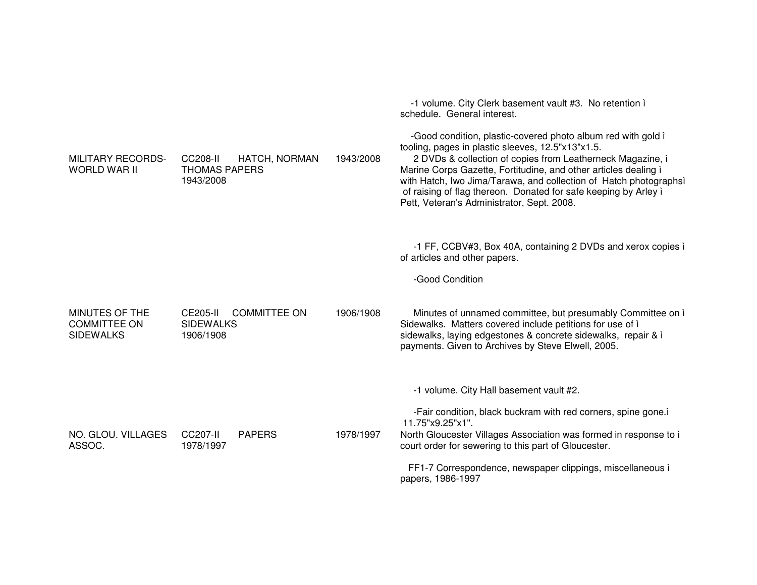| | | | |
|---|---|---|---|
| | | | -1 volume. City Clerk basement vault #3. No retention ì schedule. General interest.<br><br>-Good condition, plastic-covered photo album red with gold ì tooling, pages in plastic sleeves, 12.5"x13"x1.5. |
| MILITARY RECORDS-WORLD WAR II | CC208-II HATCH, NORMAN THOMAS PAPERS 1943/2008 | 1943/2008 | 2 DVDs & collection of copies from Leatherneck Magazine, ì Marine Corps Gazette, Fortitudine, and other articles dealing ì with Hatch, Iwo Jima/Tarawa, and collection of Hatch photographsì of raising of flag thereon. Donated for safe keeping by Arley ì Pett, Veteran's Administrator, Sept. 2008.<br><br>-1 FF, CCBV#3, Box 40A, containing 2 DVDs and xerox copies ì of articles and other papers.<br><br>-Good Condition |
| MINUTES OF THE COMMITTEE ON SIDEWALKS | CE205-II COMMITTEE ON SIDEWALKS 1906/1908 | 1906/1908 | Minutes of unnamed committee, but presumably Committee on ì Sidewalks. Matters covered include petitions for use of ì sidewalks, laying edgestones & concrete sidewalks, repair & ì payments. Given to Archives by Steve Elwell, 2005.<br><br>-1 volume. City Hall basement vault #2.<br><br>-Fair condition, black buckram with red corners, spine gone.ì 11.75"x9.25"x1". |
| NO. GLOU. VILLAGES ASSOC. | CC207-II PAPERS 1978/1997 | 1978/1997 | North Gloucester Villages Association was formed in response to ì court order for sewering to this part of Gloucester.<br><br>FF1-7 Correspondence, newspaper clippings, miscellaneous ì papers, 1986-1997 |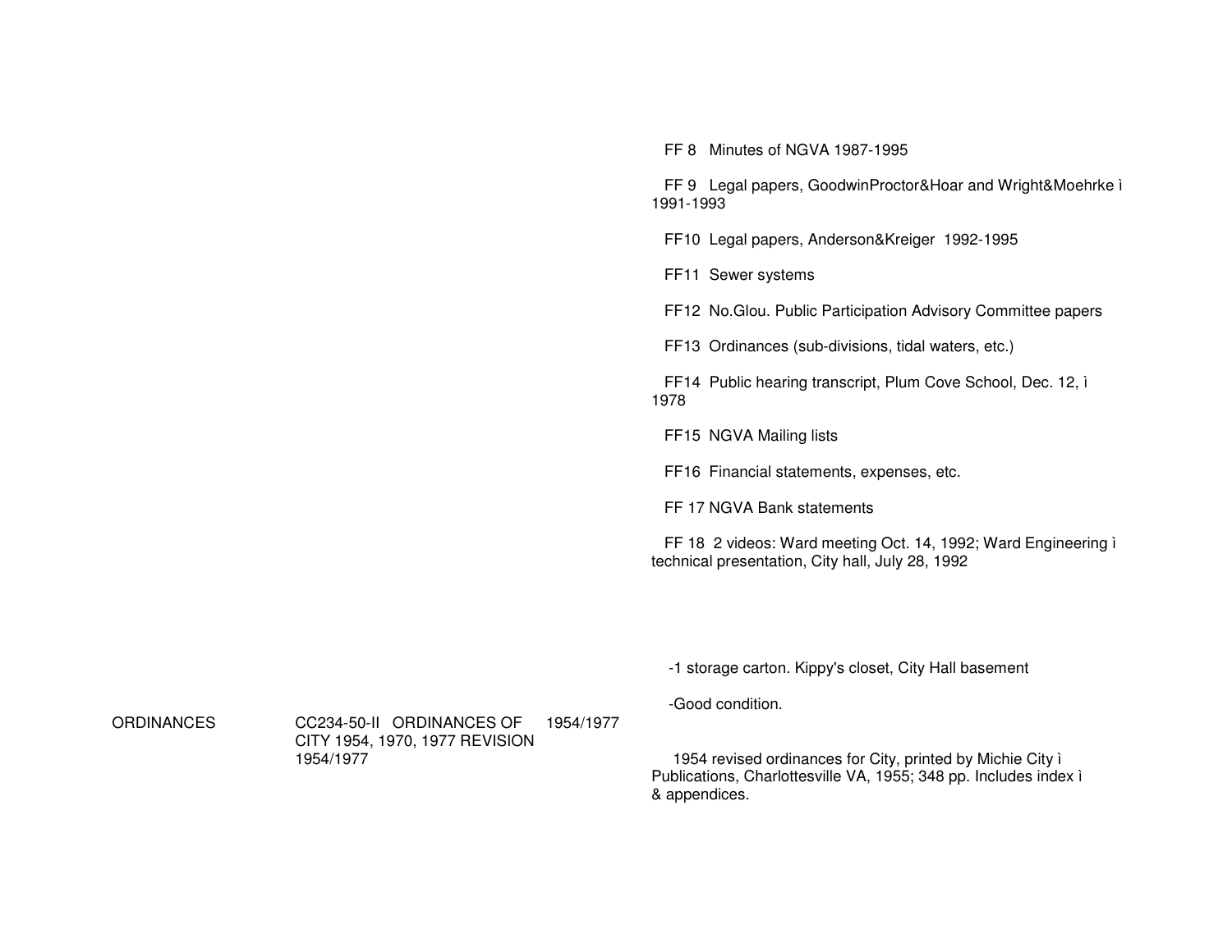FF 8 Minutes of NGVA 1987-1995

FF 9 Legal papers, GoodwinProctor&Hoar and Wright&Moehrke ì 1991-1993

FF10 Legal papers, Anderson&Kreiger 1992-1995

FF11 Sewer systems

FF12 No.Glou. Public Participation Advisory Committee papers

FF13 Ordinances (sub-divisions, tidal waters, etc.)

FF14 Public hearing transcript, Plum Cove School, Dec. 12, ì 1978

FF15 NGVA Mailing lists

FF16 Financial statements, expenses, etc.

FF 17 NGVA Bank statements

FF 18 2 videos: Ward meeting Oct. 14, 1992; Ward Engineering ì technical presentation, City hall, July 28, 1992

-1 storage carton. Kippy's closet, City Hall basement

-Good condition.

| | | | |
|---|---|---|---|
| ORDINANCES | CC234-50-II ORDINANCES OF CITY 1954, 1970, 1977 REVISION 1954/1977 | 1954/1977 | 1954 revised ordinances for City, printed by Michie City ì Publications, Charlottesville VA, 1955; 348 pp. Includes index ì & appendices. |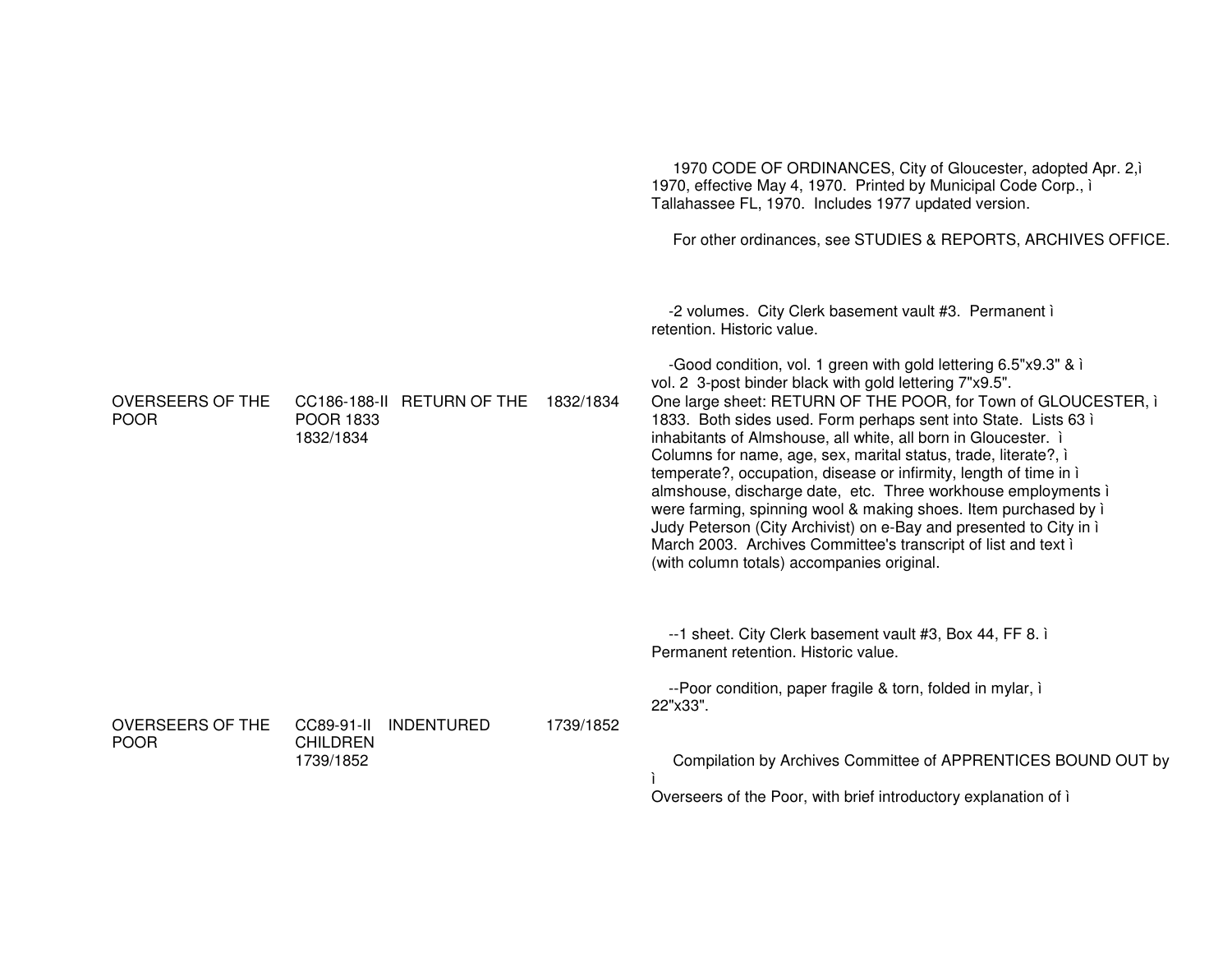1970 CODE OF ORDINANCES, City of Gloucester, adopted Apr. 2,ì
1970, effective May 4, 1970. Printed by Municipal Code Corp., ì
Tallahassee FL, 1970. Includes 1977 updated version.

For other ordinances, see STUDIES & REPORTS, ARCHIVES OFFICE.

-2 volumes. City Clerk basement vault #3. Permanent ì
retention. Historic value.

-Good condition, vol. 1 green with gold lettering 6.5"x9.3" & ì
vol. 2 3-post binder black with gold lettering 7"x9.5".

| | | | | |
|---|---|---|---|---|
| OVERSEERS OF THE POOR | CC186-188-II POOR 1833 1832/1834 | RETURN OF THE | 1832/1834 | One large sheet: RETURN OF THE POOR, for Town of GLOUCESTER, ì 1833. Both sides used. Form perhaps sent into State. Lists 63 ì inhabitants of Almshouse, all white, all born in Gloucester. ì Columns for name, age, sex, marital status, trade, literate?, ì temperate?, occupation, disease or infirmity, length of time in ì almshouse, discharge date, etc. Three workhouse employments ì were farming, spinning wool & making shoes. Item purchased by ì Judy Peterson (City Archivist) on e-Bay and presented to City in ì March 2003. Archives Committee's transcript of list and text ì (with column totals) accompanies original. |

--1 sheet. City Clerk basement vault #3, Box 44, FF 8. ì
Permanent retention. Historic value.

--Poor condition, paper fragile & torn, folded in mylar, ì
22"x33".

| | | | | |
|---|---|---|---|---|
| OVERSEERS OF THE POOR | CC89-91-II CHILDREN 1739/1852 | INDENTURED | 1739/1852 | Compilation by Archives Committee of APPRENTICES BOUND OUT by ì Overseers of the Poor, with brief introductory explanation of ì |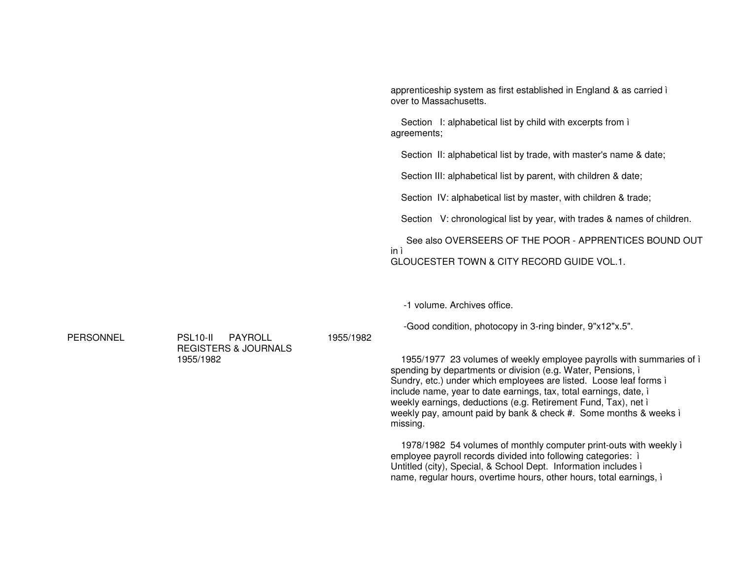apprenticeship system as first established in England & as carried ì
over to Massachusetts.

Section I: alphabetical list by child with excerpts from ì
agreements;

Section II: alphabetical list by trade, with master's name & date;

Section III: alphabetical list by parent, with children & date;

Section IV: alphabetical list by master, with children & trade;

Section V: chronological list by year, with trades & names of children.

See also OVERSEERS OF THE POOR - APPRENTICES BOUND OUT in ì
GLOUCESTER TOWN & CITY RECORD GUIDE VOL.1.

-1 volume. Archives office.

-Good condition, photocopy in 3-ring binder, 9"x12"x.5".

| | | | |
|---|---|---|---|
| PERSONNEL | PSL10-II PAYROLL REGISTERS & JOURNALS 1955/1982 | 1955/1982 | 1955/1977 23 volumes of weekly employee payrolls with summaries of ì spending by departments or division (e.g. Water, Pensions, ì Sundry, etc.) under which employees are listed. Loose leaf forms ì include name, year to date earnings, tax, total earnings, date, ì weekly earnings, deductions (e.g. Retirement Fund, Tax), net ì weekly pay, amount paid by bank & check #. Some months & weeks ì missing.<br><br>1978/1982 54 volumes of monthly computer print-outs with weekly ì employee payroll records divided into following categories: ì Untitled (city), Special, & School Dept. Information includes ì name, regular hours, overtime hours, other hours, total earnings, ì |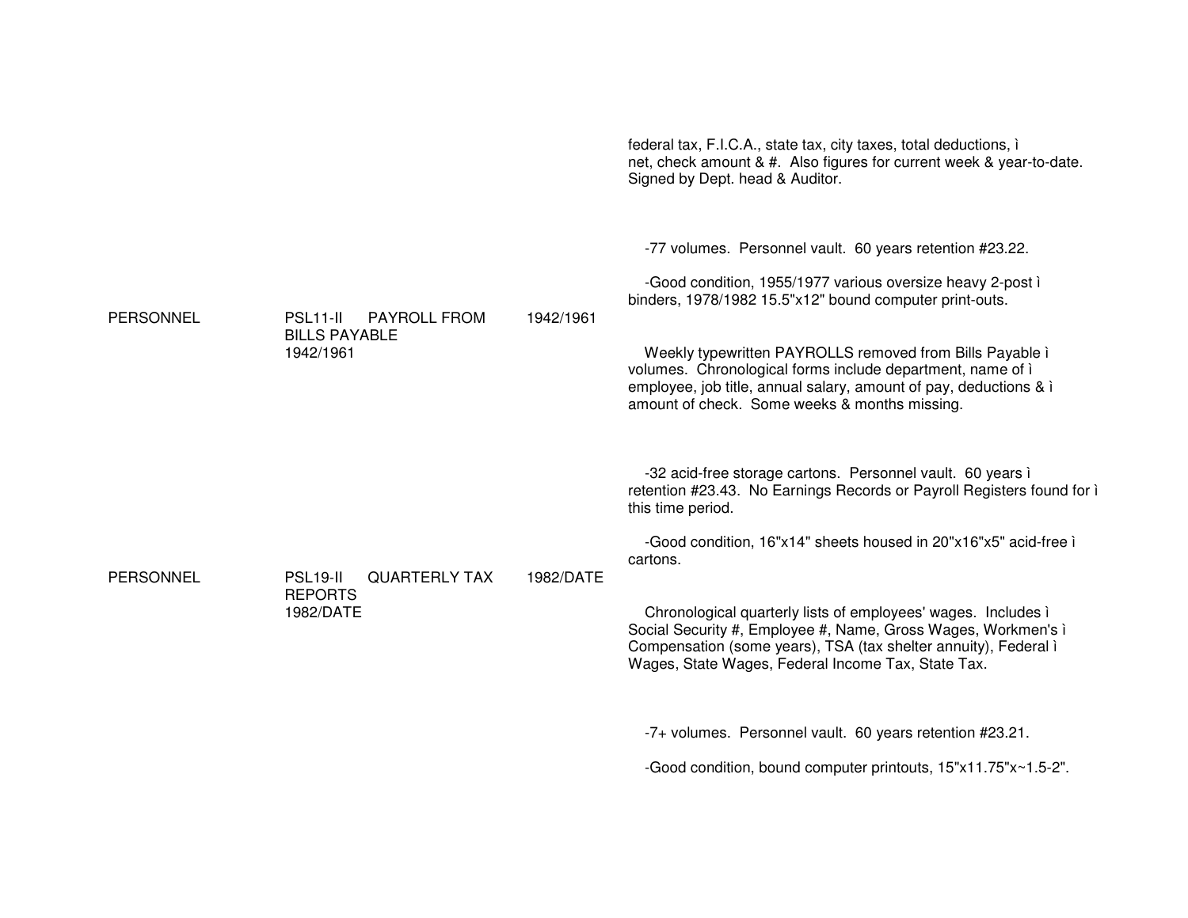federal tax, F.I.C.A., state tax, city taxes, total deductions, ì
net, check amount & #. Also figures for current week & year-to-date. Signed by Dept. head & Auditor.

-77 volumes. Personnel vault. 60 years retention #23.22.

-Good condition, 1955/1977 various oversize heavy 2-post ì
binders, 1978/1982 15.5"x12" bound computer print-outs.

| | | | |
|---|---|---|---|
| PERSONNEL | PSL11-II PAYROLL FROM BILLS PAYABLE 1942/1961 | 1942/1961 | Weekly typewritten PAYROLLS removed from Bills Payable ì volumes. Chronological forms include department, name of ì employee, job title, annual salary, amount of pay, deductions & ì amount of check. Some weeks & months missing. |

-32 acid-free storage cartons. Personnel vault. 60 years ì
retention #23.43. No Earnings Records or Payroll Registers found for ì
this time period.

-Good condition, 16"x14" sheets housed in 20"x16"x5" acid-free ì
cartons.

| | | | |
|---|---|---|---|
| PERSONNEL | PSL19-II QUARTERLY TAX REPORTS 1982/DATE | 1982/DATE | Chronological quarterly lists of employees' wages. Includes ì Social Security #, Employee #, Name, Gross Wages, Workmen's ì Compensation (some years), TSA (tax shelter annuity), Federal ì Wages, State Wages, Federal Income Tax, State Tax. |

-7+ volumes. Personnel vault. 60 years retention #23.21.

-Good condition, bound computer printouts, 15"x11.75"x~1.5-2".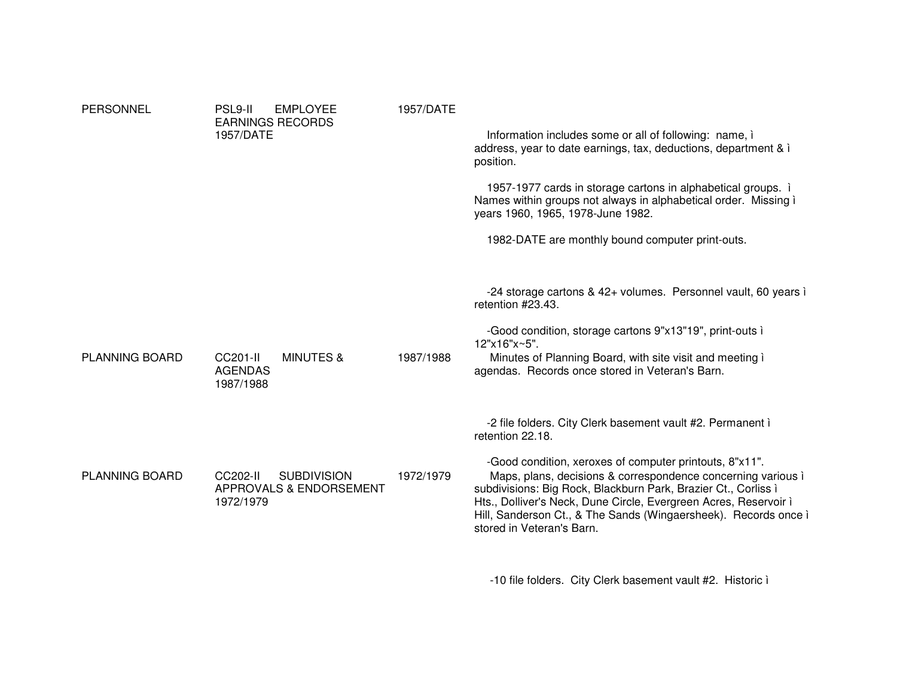| | | | |
|---|---|---|---|
| PERSONNEL | PSL9-II EMPLOYEE EARNINGS RECORDS 1957/DATE | 1957/DATE | Information includes some or all of following: name, ì address, year to date earnings, tax, deductions, department & ì position.<br><br>1957-1977 cards in storage cartons in alphabetical groups. ì Names within groups not always in alphabetical order. Missing ì years 1960, 1965, 1978-June 1982.<br><br>1982-DATE are monthly bound computer print-outs.<br><br>-24 storage cartons & 42+ volumes. Personnel vault, 60 years ì retention #23.43.<br><br>-Good condition, storage cartons 9"x13"19", print-outs ì 12"x16"x~5". |
| PLANNING BOARD | CC201-II MINUTES & AGENDAS 1987/1988 | 1987/1988 | Minutes of Planning Board, with site visit and meeting ì agendas. Records once stored in Veteran's Barn.<br><br>-2 file folders. City Clerk basement vault #2. Permanent ì retention 22.18.<br><br>-Good condition, xeroxes of computer printouts, 8"x11". |
| PLANNING BOARD | CC202-II SUBDIVISION APPROVALS & ENDORSEMENT 1972/1979 | 1972/1979 | Maps, plans, decisions & correspondence concerning various ì subdivisions: Big Rock, Blackburn Park, Brazier Ct., Corliss ì Hts., Dolliver's Neck, Dune Circle, Evergreen Acres, Reservoir ì Hill, Sanderson Ct., & The Sands (Wingaersheek). Records once ì stored in Veteran's Barn.<br><br>-10 file folders. City Clerk basement vault #2. Historic ì |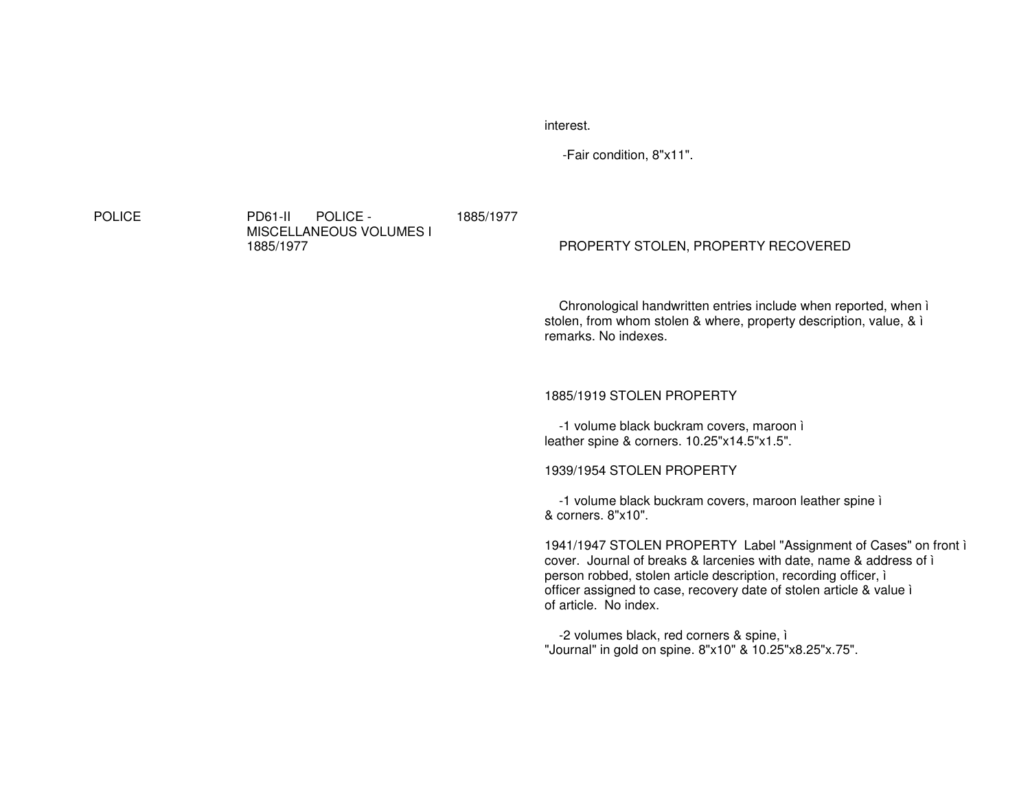interest.

-Fair condition, 8"x11".

POLICE    PD61-II    POLICE - MISCELLANEOUS VOLUMES I 1885/1977    1885/1977

PROPERTY STOLEN, PROPERTY RECOVERED

Chronological handwritten entries include when reported, when ì stolen, from whom stolen & where, property description, value, & ì remarks. No indexes.

1885/1919 STOLEN PROPERTY

-1 volume black buckram covers, maroon ì leather spine & corners. 10.25"x14.5"x1.5".

1939/1954 STOLEN PROPERTY

-1 volume black buckram covers, maroon leather spine ì & corners. 8"x10".

1941/1947 STOLEN PROPERTY Label "Assignment of Cases" on front ì cover. Journal of breaks & larcenies with date, name & address of ì person robbed, stolen article description, recording officer, ì officer assigned to case, recovery date of stolen article & value ì of article. No index.

-2 volumes black, red corners & spine, ì "Journal" in gold on spine. 8"x10" & 10.25"x8.25"x.75".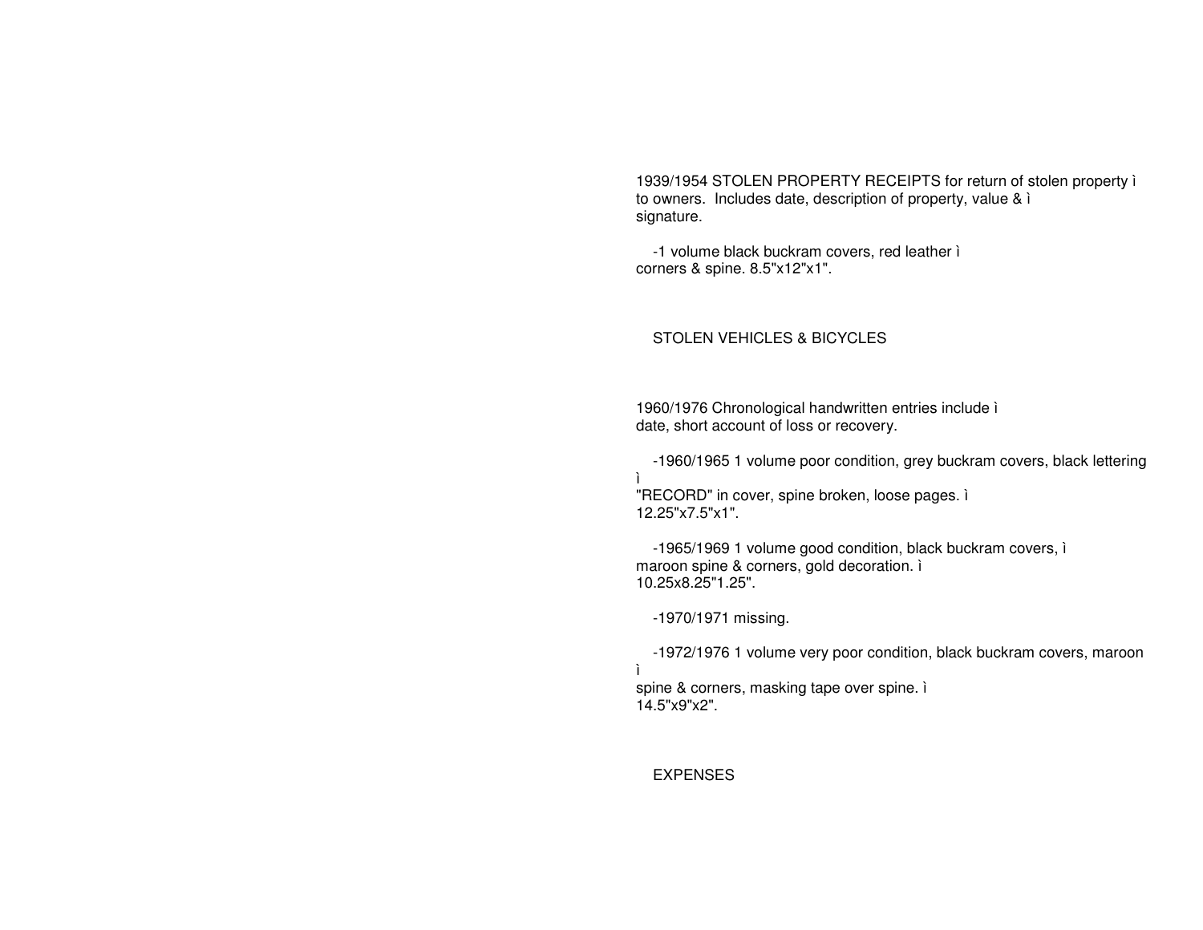1939/1954 STOLEN PROPERTY RECEIPTS for return of stolen property ì
to owners.  Includes date, description of property, value & ì
signature.

-1 volume black buckram covers, red leather ì
corners & spine. 8.5"x12"x1".

STOLEN VEHICLES & BICYCLES

1960/1976 Chronological handwritten entries include ì
date, short account of loss or recovery.

-1960/1965 1 volume poor condition, grey buckram covers, black lettering ì
"RECORD" in cover, spine broken, loose pages. ì
12.25"x7.5"x1".

-1965/1969 1 volume good condition, black buckram covers, ì
maroon spine & corners, gold decoration. ì
10.25x8.25"1.25".

-1970/1971 missing.

-1972/1976 1 volume very poor condition, black buckram covers, maroon ì
spine & corners, masking tape over spine. ì
14.5"x9"x2".

EXPENSES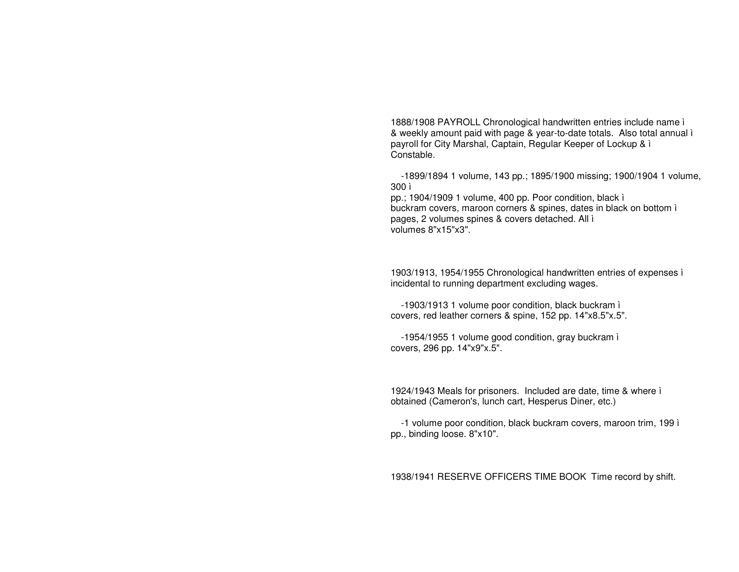1888/1908 PAYROLL Chronological handwritten entries include name ì & weekly amount paid with page & year-to-date totals. Also total annual ì payroll for City Marshal, Captain, Regular Keeper of Lockup & ì Constable.

-1899/1894 1 volume, 143 pp.; 1895/1900 missing; 1900/1904 1 volume, 300 ì pp.; 1904/1909 1 volume, 400 pp. Poor condition, black ì buckram covers, maroon corners & spines, dates in black on bottom ì pages, 2 volumes spines & covers detached. All ì volumes 8"x15"x3".

1903/1913, 1954/1955 Chronological handwritten entries of expenses ì incidental to running department excluding wages.

-1903/1913 1 volume poor condition, black buckram ì covers, red leather corners & spine, 152 pp. 14"x8.5"x.5".

-1954/1955 1 volume good condition, gray buckram ì covers, 296 pp. 14"x9"x.5".

1924/1943 Meals for prisoners. Included are date, time & where ì obtained (Cameron's, lunch cart, Hesperus Diner, etc.)

-1 volume poor condition, black buckram covers, maroon trim, 199 ì pp., binding loose. 8"x10".

1938/1941 RESERVE OFFICERS TIME BOOK Time record by shift.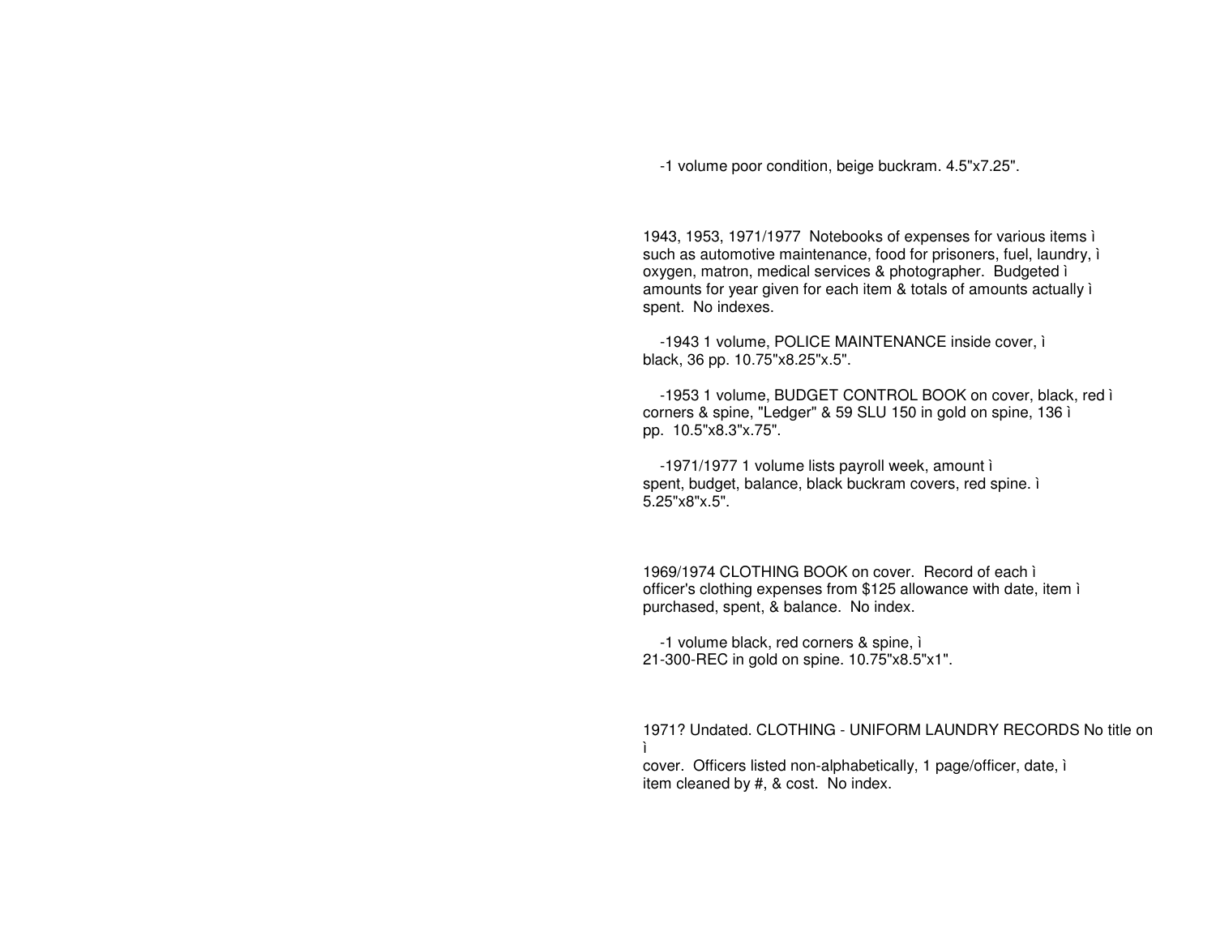-1 volume poor condition, beige buckram. 4.5"x7.25".

1943, 1953, 1971/1977 Notebooks of expenses for various items ì such as automotive maintenance, food for prisoners, fuel, laundry, ì oxygen, matron, medical services & photographer. Budgeted ì amounts for year given for each item & totals of amounts actually ì spent. No indexes.

-1943 1 volume, POLICE MAINTENANCE inside cover, ì black, 36 pp. 10.75"x8.25"x.5".

-1953 1 volume, BUDGET CONTROL BOOK on cover, black, red ì corners & spine, "Ledger" & 59 SLU 150 in gold on spine, 136 ì pp. 10.5"x8.3"x.75".

-1971/1977 1 volume lists payroll week, amount ì spent, budget, balance, black buckram covers, red spine. ì 5.25"x8"x.5".

1969/1974 CLOTHING BOOK on cover. Record of each ì officer's clothing expenses from $125 allowance with date, item ì purchased, spent, & balance. No index.

-1 volume black, red corners & spine, ì 21-300-REC in gold on spine. 10.75"x8.5"x1".

1971? Undated. CLOTHING - UNIFORM LAUNDRY RECORDS No title on ì cover. Officers listed non-alphabetically, 1 page/officer, date, ì item cleaned by #, & cost. No index.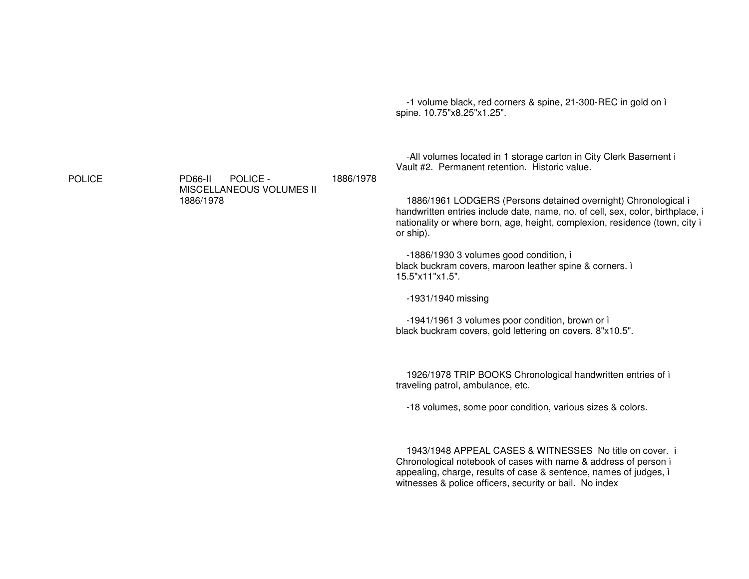| | | | |
|---|---|---|---|
| POLICE | PD66-II POLICE - MISCELLANEOUS VOLUMES II 1886/1978 | 1886/1978 | -1 volume black, red corners & spine, 21-300-REC in gold on ì spine. 10.75"x8.25"x1.25".<br><br>-All volumes located in 1 storage carton in City Clerk Basement ì Vault #2. Permanent retention. Historic value.<br><br>1886/1961 LODGERS (Persons detained overnight) Chronological ì handwritten entries include date, name, no. of cell, sex, color, birthplace, ì nationality or where born, age, height, complexion, residence (town, city ì or ship).<br><br>-1886/1930 3 volumes good condition, ì black buckram covers, maroon leather spine & corners. ì 15.5"x11"x1.5".<br><br>-1931/1940 missing<br><br>-1941/1961 3 volumes poor condition, brown or ì black buckram covers, gold lettering on covers. 8"x10.5".<br><br>1926/1978 TRIP BOOKS Chronological handwritten entries of ì traveling patrol, ambulance, etc.<br><br>-18 volumes, some poor condition, various sizes & colors.<br><br>1943/1948 APPEAL CASES & WITNESSES No title on cover. ì Chronological notebook of cases with name & address of person ì appealing, charge, results of case & sentence, names of judges, ì witnesses & police officers, security or bail. No index |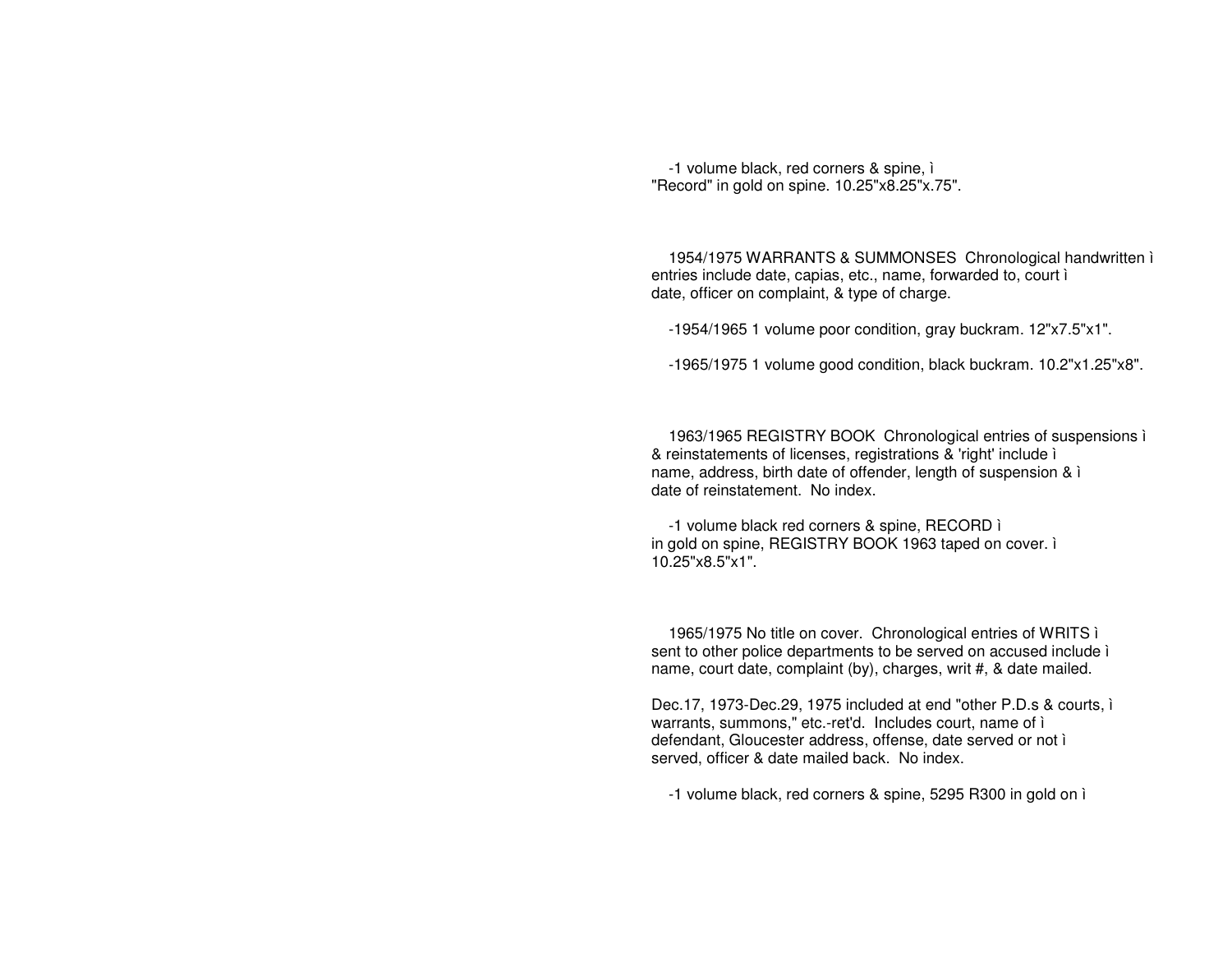-1 volume black, red corners & spine, ì
"Record" in gold on spine. 10.25"x8.25"x.75".

1954/1975 WARRANTS & SUMMONSES  Chronological handwritten ì
entries include date, capias, etc., name, forwarded to, court ì
date, officer on complaint, & type of charge.

-1954/1965 1 volume poor condition, gray buckram. 12"x7.5"x1".

-1965/1975 1 volume good condition, black buckram. 10.2"x1.25"x8".

1963/1965 REGISTRY BOOK  Chronological entries of suspensions ì
& reinstatements of licenses, registrations & 'right' include ì
name, address, birth date of offender, length of suspension & ì
date of reinstatement.  No index.

-1 volume black red corners & spine, RECORD ì
in gold on spine, REGISTRY BOOK 1963 taped on cover. ì
10.25"x8.5"x1".

1965/1975 No title on cover.  Chronological entries of WRITS ì
sent to other police departments to be served on accused include ì
name, court date, complaint (by), charges, writ #, & date mailed.

Dec.17, 1973-Dec.29, 1975 included at end "other P.D.s & courts, ì
warrants, summons," etc.-ret'd.  Includes court, name of ì
defendant, Gloucester address, offense, date served or not ì
served, officer & date mailed back.  No index.

-1 volume black, red corners & spine, 5295 R300 in gold on ì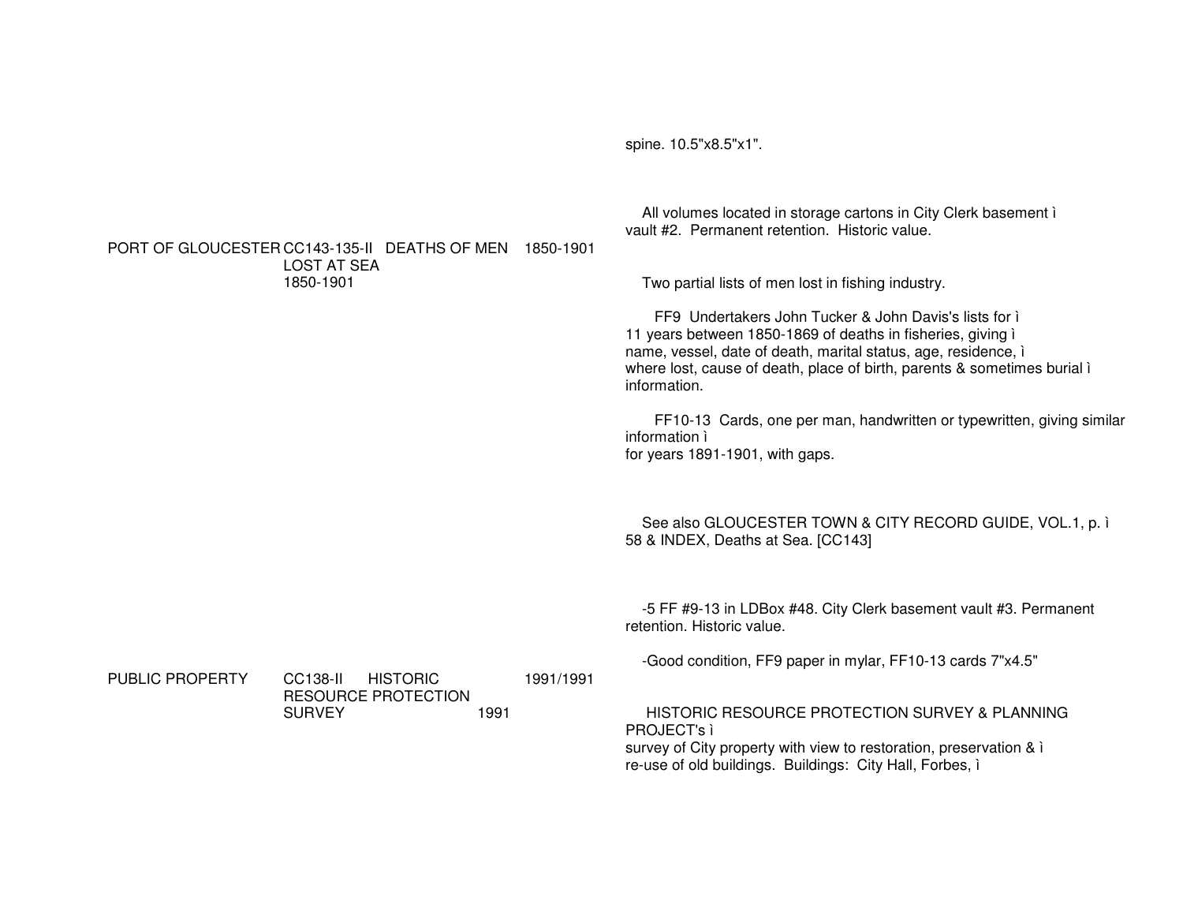spine. 10.5"x8.5"x1".

All volumes located in storage cartons in City Clerk basement ì
vault #2. Permanent retention. Historic value.

| | | | |
|---|---|---|---|
| PORT OF GLOUCESTER | CC143-135-II DEATHS OF MEN LOST AT SEA 1850-1901 | 1850-1901 | Two partial lists of men lost in fishing industry.<br><br>FF9 Undertakers John Tucker & John Davis's lists for ì 11 years between 1850-1869 of deaths in fisheries, giving ì name, vessel, date of death, marital status, age, residence, ì where lost, cause of death, place of birth, parents & sometimes burial ì information.<br><br>FF10-13 Cards, one per man, handwritten or typewritten, giving similar information ì for years 1891-1901, with gaps.<br><br>See also GLOUCESTER TOWN & CITY RECORD GUIDE, VOL.1, p. ì 58 & INDEX, Deaths at Sea. [CC143]<br><br>-5 FF #9-13 in LDBox #48. City Clerk basement vault #3. Permanent retention. Historic value.<br><br>-Good condition, FF9 paper in mylar, FF10-13 cards 7"x4.5" |
| PUBLIC PROPERTY | CC138-II HISTORIC RESOURCE PROTECTION SURVEY 1991 | 1991/1991 | HISTORIC RESOURCE PROTECTION SURVEY & PLANNING PROJECT's ì survey of City property with view to restoration, preservation & ì re-use of old buildings. Buildings: City Hall, Forbes, ì |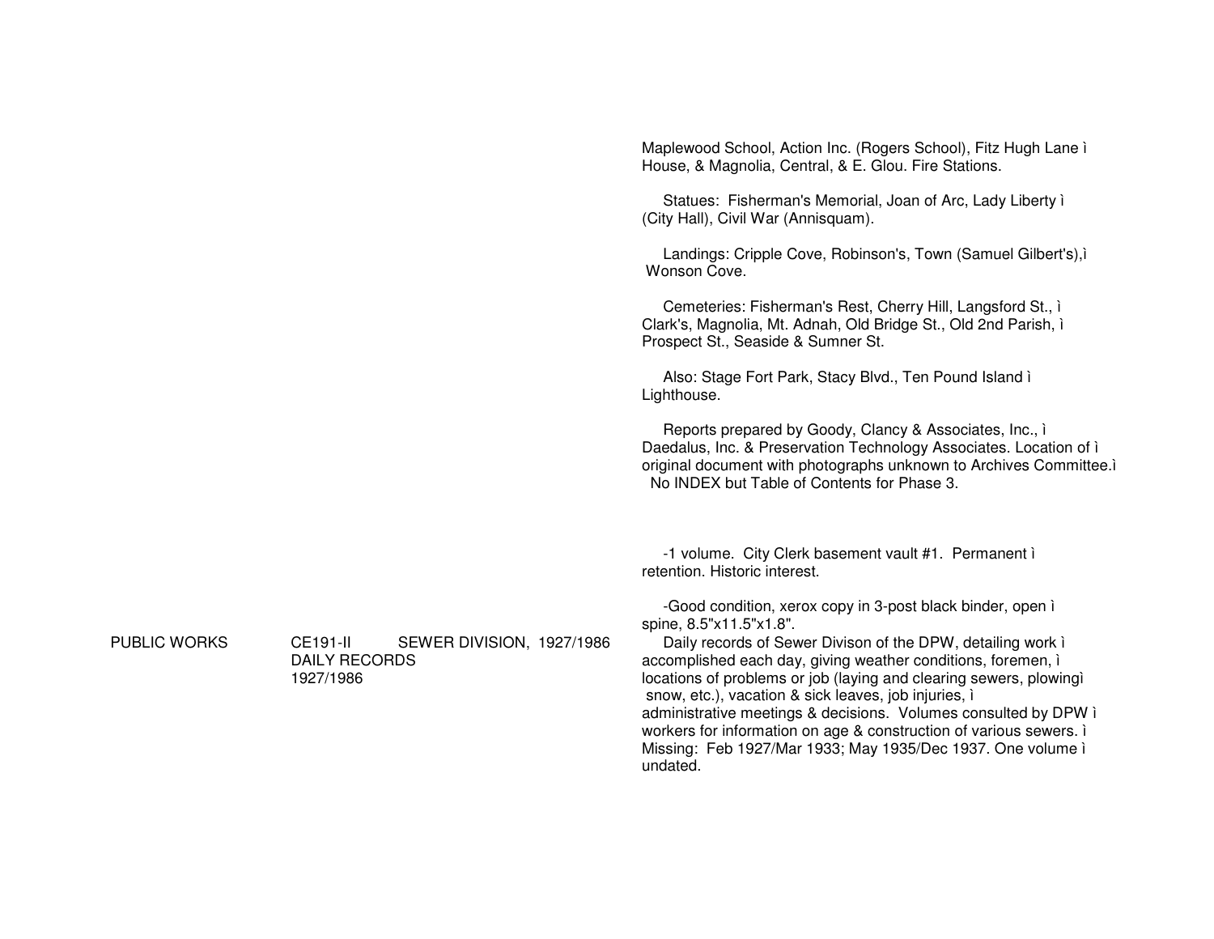Maplewood School, Action Inc. (Rogers School), Fitz Hugh Lane ì House, & Magnolia, Central, & E. Glou. Fire Stations.

Statues: Fisherman's Memorial, Joan of Arc, Lady Liberty ì (City Hall), Civil War (Annisquam).

Landings: Cripple Cove, Robinson's, Town (Samuel Gilbert's),ì Wonson Cove.

Cemeteries: Fisherman's Rest, Cherry Hill, Langsford St., ì Clark's, Magnolia, Mt. Adnah, Old Bridge St., Old 2nd Parish, ì Prospect St., Seaside & Sumner St.

Also: Stage Fort Park, Stacy Blvd., Ten Pound Island ì Lighthouse.

Reports prepared by Goody, Clancy & Associates, Inc., ì Daedalus, Inc. & Preservation Technology Associates. Location of ì original document with photographs unknown to Archives Committee.ì No INDEX but Table of Contents for Phase 3.

-1 volume. City Clerk basement vault #1. Permanent ì retention. Historic interest.

-Good condition, xerox copy in 3-post black binder, open ì spine, 8.5"x11.5"x1.8".

| PUBLIC WORKS | CE191-II | SEWER DIVISION, 1927/1986 DAILY RECORDS 1927/1986 | Daily records of Sewer Divison of the DPW, detailing work ì accomplished each day, giving weather conditions, foremen, ì locations of problems or job (laying and clearing sewers, plowingì snow, etc.), vacation & sick leaves, job injuries, ì administrative meetings & decisions. Volumes consulted by DPW ì workers for information on age & construction of various sewers. ì Missing: Feb 1927/Mar 1933; May 1935/Dec 1937. One volume ì undated. |
|---|---|---|---|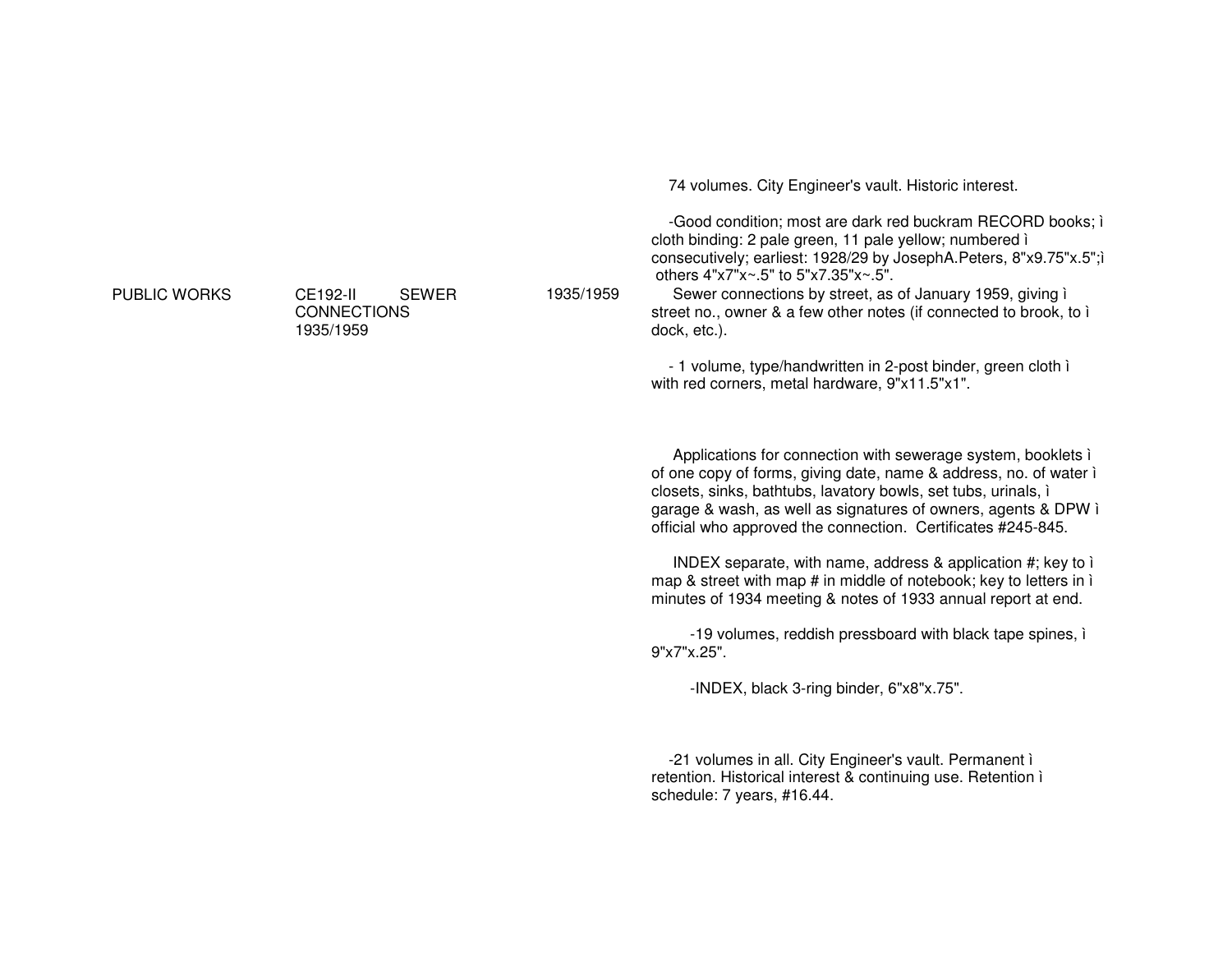| | | | |
|---|---|---|---|
| | | | 74 volumes. City Engineer's vault. Historic interest.<br><br>-Good condition; most are dark red buckram RECORD books; ì cloth binding: 2 pale green, 11 pale yellow; numbered ì consecutively; earliest: 1928/29 by JosephA.Peters, 8"x9.75"x.5";ì others 4"x7"x~.5" to 5"x7.35"x~.5". |
| PUBLIC WORKS | CE192-II SEWER CONNECTIONS 1935/1959 | 1935/1959 | Sewer connections by street, as of January 1959, giving ì street no., owner & a few other notes (if connected to brook, to ì dock, etc.).<br><br>- 1 volume, type/handwritten in 2-post binder, green cloth ì with red corners, metal hardware, 9"x11.5"x1".<br><br>Applications for connection with sewerage system, booklets ì of one copy of forms, giving date, name & address, no. of water ì closets, sinks, bathtubs, lavatory bowls, set tubs, urinals, ì garage & wash, as well as signatures of owners, agents & DPW ì official who approved the connection. Certificates #245-845.<br><br>INDEX separate, with name, address & application #; key to ì map & street with map # in middle of notebook; key to letters in ì minutes of 1934 meeting & notes of 1933 annual report at end.<br><br>-19 volumes, reddish pressboard with black tape spines, ì 9"x7"x.25".<br><br>-INDEX, black 3-ring binder, 6"x8"x.75".<br><br>-21 volumes in all. City Engineer's vault. Permanent ì retention. Historical interest & continuing use. Retention ì schedule: 7 years, #16.44. |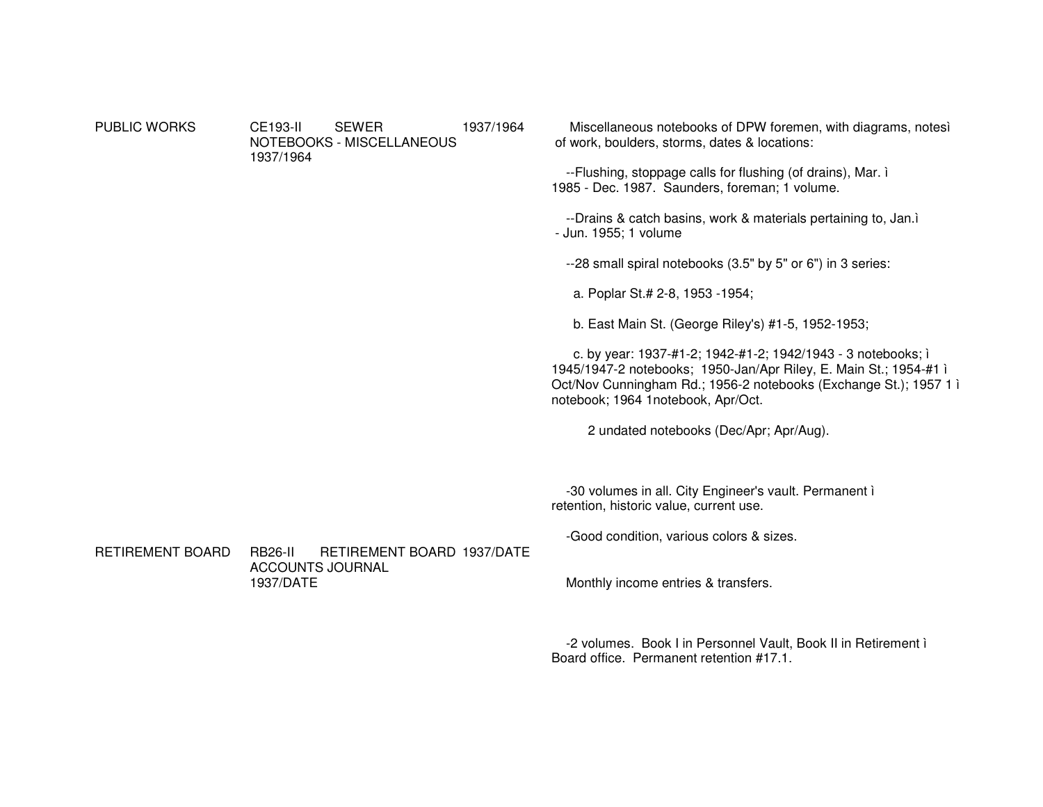PUBLIC WORKS CE193-II SEWER NOTEBOOKS - MISCELLANEOUS 1937/1964 1937/1964

Miscellaneous notebooks of DPW foremen, with diagrams, notesì of work, boulders, storms, dates & locations:

--Flushing, stoppage calls for flushing (of drains), Mar. ì 1985 - Dec. 1987. Saunders, foreman; 1 volume.

--Drains & catch basins, work & materials pertaining to, Jan.ì - Jun. 1955; 1 volume

--28 small spiral notebooks (3.5" by 5" or 6") in 3 series:

a. Poplar St.# 2-8, 1953 -1954;

b. East Main St. (George Riley's) #1-5, 1952-1953;

c. by year: 1937-#1-2; 1942-#1-2; 1942/1943 - 3 notebooks; ì 1945/1947-2 notebooks; 1950-Jan/Apr Riley, E. Main St.; 1954-#1 ì Oct/Nov Cunningham Rd.; 1956-2 notebooks (Exchange St.); 1957 1 ì notebook; 1964 1notebook, Apr/Oct.

2 undated notebooks (Dec/Apr; Apr/Aug).

-30 volumes in all. City Engineer's vault. Permanent ì retention, historic value, current use.

-Good condition, various colors & sizes.

RETIREMENT BOARD RB26-II RETIREMENT BOARD ACCOUNTS JOURNAL 1937/DATE 1937/DATE

Monthly income entries & transfers.

-2 volumes. Book I in Personnel Vault, Book II in Retirement ì Board office. Permanent retention #17.1.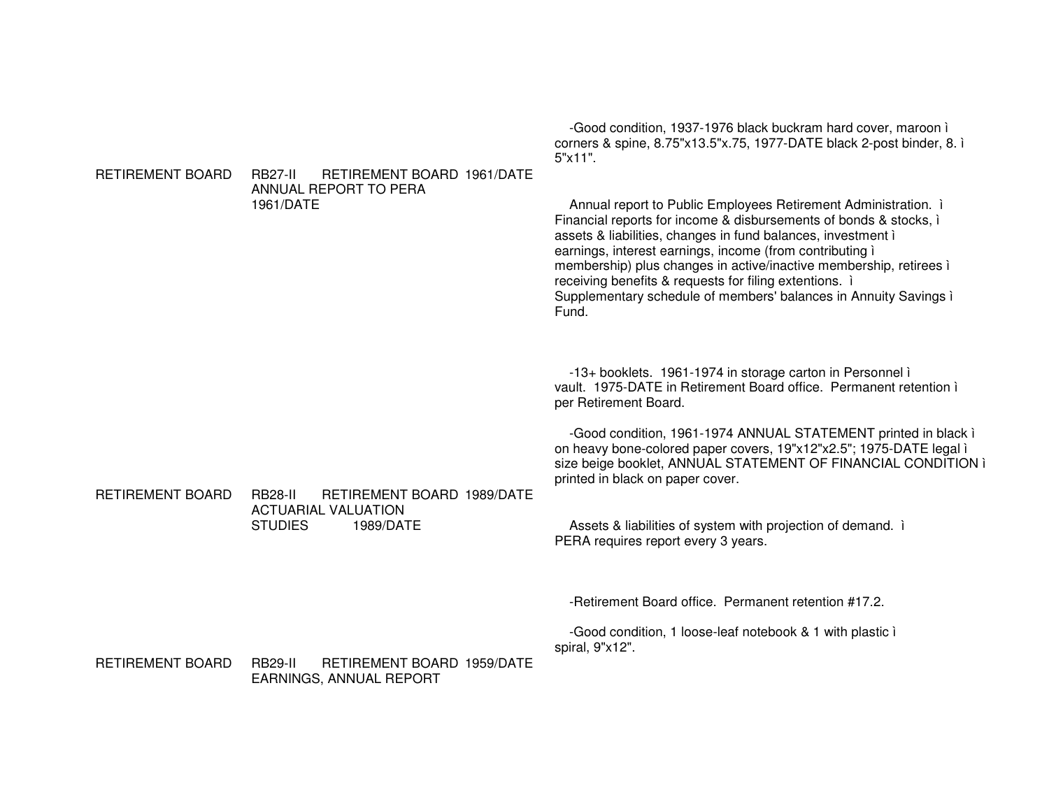-Good condition, 1937-1976 black buckram hard cover, maroon ì corners & spine, 8.75"x13.5"x.75, 1977-DATE black 2-post binder, 8. ì 5"x11".

RETIREMENT BOARD RB27-II RETIREMENT BOARD 1961/DATE ANNUAL REPORT TO PERA 1961/DATE

Annual report to Public Employees Retirement Administration. ì Financial reports for income & disbursements of bonds & stocks, ì assets & liabilities, changes in fund balances, investment ì earnings, interest earnings, income (from contributing ì membership) plus changes in active/inactive membership, retirees ì receiving benefits & requests for filing extentions. ì Supplementary schedule of members' balances in Annuity Savings ì Fund.

-13+ booklets. 1961-1974 in storage carton in Personnel ì vault. 1975-DATE in Retirement Board office. Permanent retention ì per Retirement Board.

-Good condition, 1961-1974 ANNUAL STATEMENT printed in black ì on heavy bone-colored paper covers, 19"x12"x2.5"; 1975-DATE legal ì size beige booklet, ANNUAL STATEMENT OF FINANCIAL CONDITION ì printed in black on paper cover.

RETIREMENT BOARD RB28-II RETIREMENT BOARD 1989/DATE ACTUARIAL VALUATION STUDIES 1989/DATE

Assets & liabilities of system with projection of demand. ì PERA requires report every 3 years.

-Retirement Board office. Permanent retention #17.2.

-Good condition, 1 loose-leaf notebook & 1 with plastic ì spiral, 9"x12".

RETIREMENT BOARD RB29-II RETIREMENT BOARD 1959/DATE EARNINGS, ANNUAL REPORT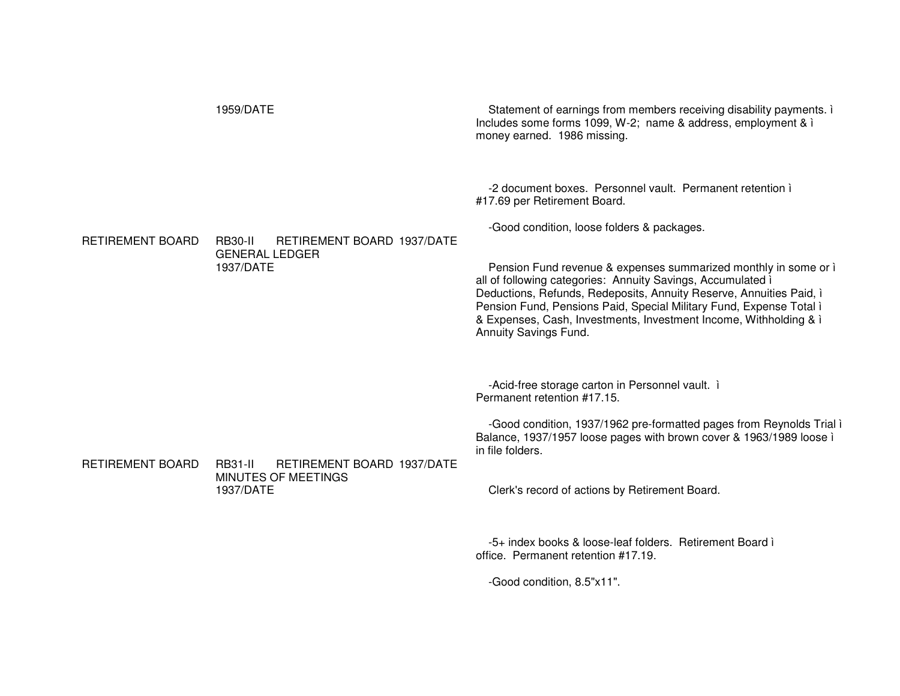1959/DATE

Statement of earnings from members receiving disability payments. ì Includes some forms 1099, W-2; name & address, employment & ì money earned. 1986 missing.

-2 document boxes. Personnel vault. Permanent retention ì #17.69 per Retirement Board.

-Good condition, loose folders & packages.

RETIREMENT BOARD RB30-II RETIREMENT BOARD 1937/DATE
GENERAL LEDGER
1937/DATE

Pension Fund revenue & expenses summarized monthly in some or ì all of following categories: Annuity Savings, Accumulated ì Deductions, Refunds, Redeposits, Annuity Reserve, Annuities Paid, ì Pension Fund, Pensions Paid, Special Military Fund, Expense Total ì & Expenses, Cash, Investments, Investment Income, Withholding & ì Annuity Savings Fund.

-Acid-free storage carton in Personnel vault. ì Permanent retention #17.15.

-Good condition, 1937/1962 pre-formatted pages from Reynolds Trial ì Balance, 1937/1957 loose pages with brown cover & 1963/1989 loose ì in file folders.

RETIREMENT BOARD RB31-II RETIREMENT BOARD 1937/DATE
MINUTES OF MEETINGS
1937/DATE

Clerk's record of actions by Retirement Board.

-5+ index books & loose-leaf folders. Retirement Board ì office. Permanent retention #17.19.

-Good condition, 8.5"x11".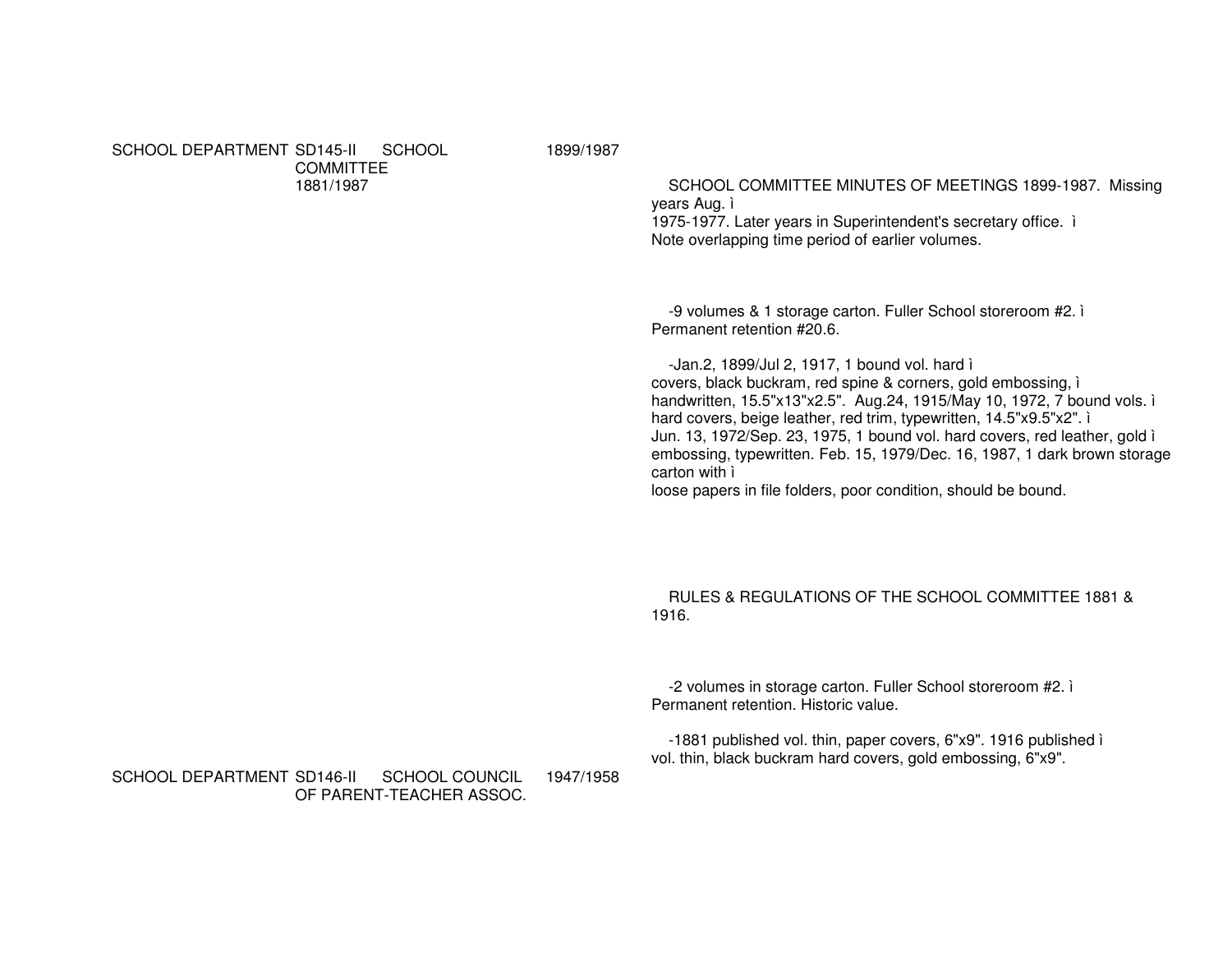SCHOOL DEPARTMENT SD145-II SCHOOL COMMITTEE 1881/1987 1899/1987

SCHOOL COMMITTEE MINUTES OF MEETINGS 1899-1987. Missing years Aug. ì
1975-1977. Later years in Superintendent's secretary office. ì
Note overlapping time period of earlier volumes.

-9 volumes & 1 storage carton. Fuller School storeroom #2. ì
Permanent retention #20.6.

-Jan.2, 1899/Jul 2, 1917, 1 bound vol. hard ì
covers, black buckram, red spine & corners, gold embossing, ì
handwritten, 15.5"x13"x2.5". Aug.24, 1915/May 10, 1972, 7 bound vols. ì
hard covers, beige leather, red trim, typewritten, 14.5"x9.5"x2". ì
Jun. 13, 1972/Sep. 23, 1975, 1 bound vol. hard covers, red leather, gold ì
embossing, typewritten. Feb. 15, 1979/Dec. 16, 1987, 1 dark brown storage carton with ì
loose papers in file folders, poor condition, should be bound.

RULES & REGULATIONS OF THE SCHOOL COMMITTEE 1881 & 1916.

-2 volumes in storage carton. Fuller School storeroom #2. ì
Permanent retention. Historic value.

-1881 published vol. thin, paper covers, 6"x9". 1916 published ì
vol. thin, black buckram hard covers, gold embossing, 6"x9".

SCHOOL DEPARTMENT SD146-II SCHOOL COUNCIL OF PARENT-TEACHER ASSOC. 1947/1958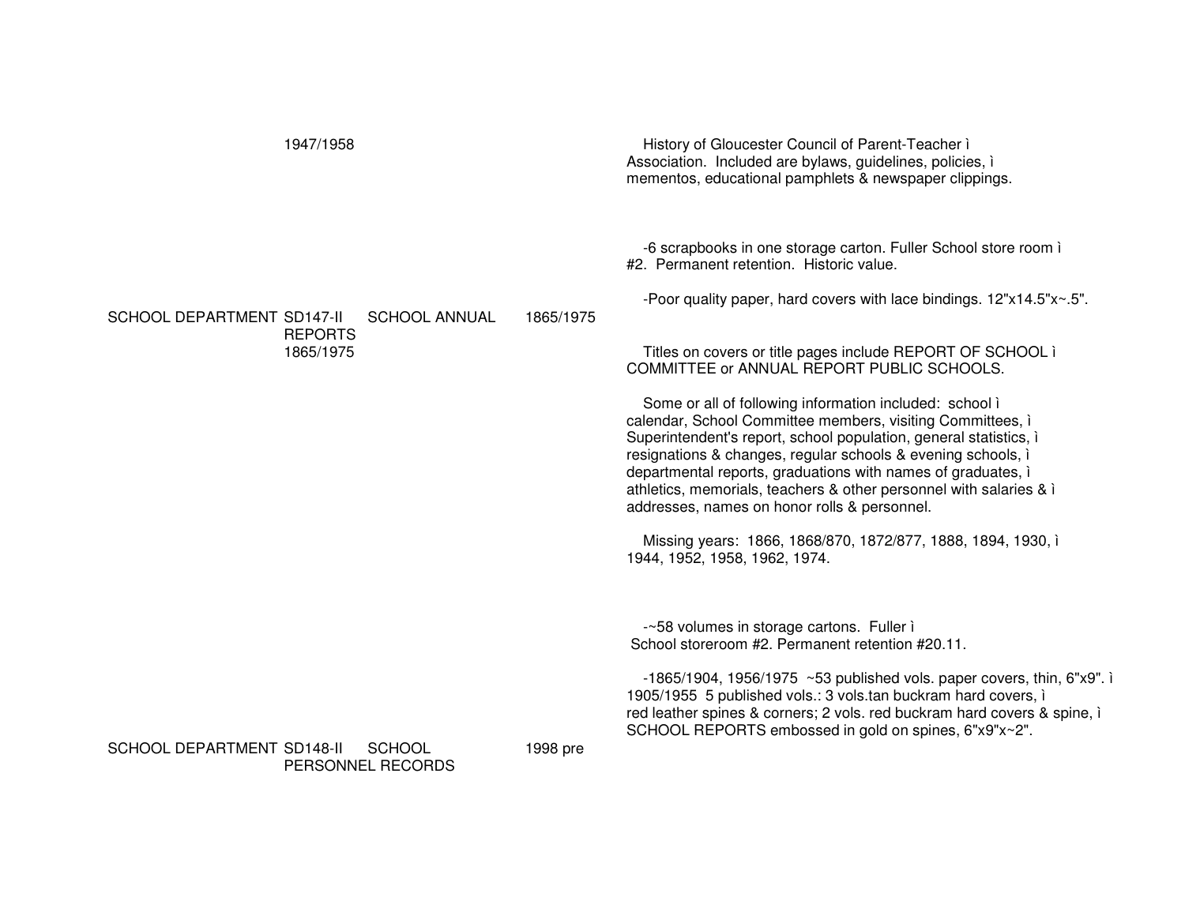| | | | | |
|---|---|---|---|---|
| | 1947/1958 | | | History of Gloucester Council of Parent-Teacher ì Association. Included are bylaws, guidelines, policies, ì mementos, educational pamphlets & newspaper clippings.<br><br>-6 scrapbooks in one storage carton. Fuller School store room ì #2. Permanent retention. Historic value.<br><br>-Poor quality paper, hard covers with lace bindings. 12"x14.5"x~.5". |
| SCHOOL DEPARTMENT | SD147-II REPORTS 1865/1975 | SCHOOL ANNUAL | 1865/1975 | Titles on covers or title pages include REPORT OF SCHOOL ì COMMITTEE or ANNUAL REPORT PUBLIC SCHOOLS.<br><br>Some or all of following information included: school ì calendar, School Committee members, visiting Committees, ì Superintendent's report, school population, general statistics, ì resignations & changes, regular schools & evening schools, ì departmental reports, graduations with names of graduates, ì athletics, memorials, teachers & other personnel with salaries & ì addresses, names on honor rolls & personnel.<br><br>Missing years: 1866, 1868/870, 1872/877, 1888, 1894, 1930, ì 1944, 1952, 1958, 1962, 1974.<br><br>-~58 volumes in storage cartons. Fuller ì School storeroom #2. Permanent retention #20.11.<br><br>-1865/1904, 1956/1975 ~53 published vols. paper covers, thin, 6"x9". ì 1905/1955 5 published vols.: 3 vols.tan buckram hard covers, ì red leather spines & corners; 2 vols. red buckram hard covers & spine, ì SCHOOL REPORTS embossed in gold on spines, 6"x9"x~2". |
| SCHOOL DEPARTMENT | SD148-II PERSONNEL RECORDS | SCHOOL | 1998 pre | |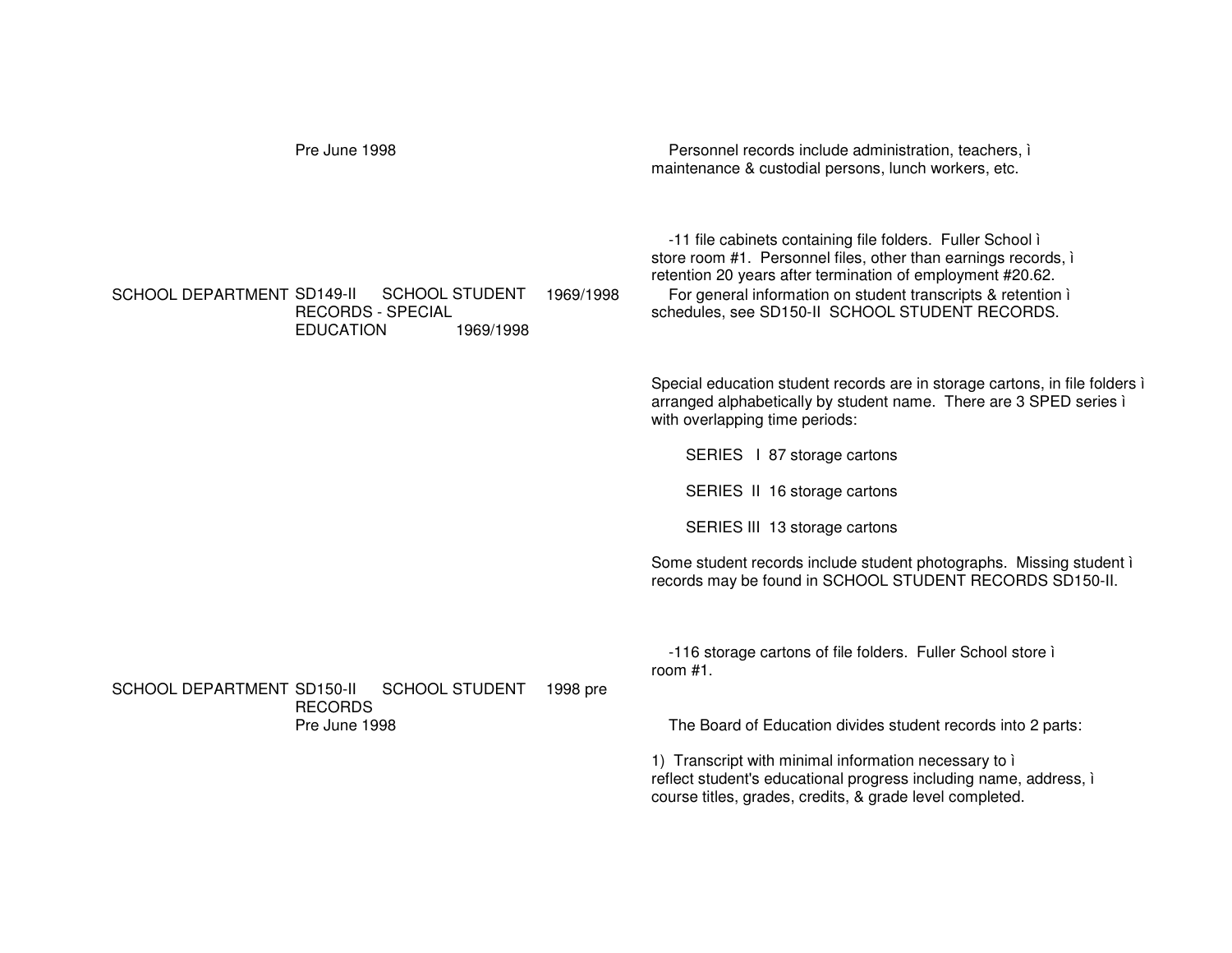| | | | |
|---|---|---|---|
| | Pre June 1998 | | Personnel records include administration, teachers, ì maintenance & custodial persons, lunch workers, etc. |
| | | | -11 file cabinets containing file folders. Fuller School ì store room #1. Personnel files, other than earnings records, ì retention 20 years after termination of employment #20.62. |
| SCHOOL DEPARTMENT | SD149-II SCHOOL STUDENT RECORDS - SPECIAL EDUCATION 1969/1998 | 1969/1998 | For general information on student transcripts & retention ì schedules, see SD150-II SCHOOL STUDENT RECORDS. |
| | | | Special education student records are in storage cartons, in file folders ì arranged alphabetically by student name. There are 3 SPED series ì with overlapping time periods:<br><br>SERIES I 87 storage cartons<br><br>SERIES II 16 storage cartons<br><br>SERIES III 13 storage cartons<br><br>Some student records include student photographs. Missing student ì records may be found in SCHOOL STUDENT RECORDS SD150-II. |
| | | | -116 storage cartons of file folders. Fuller School store ì room #1. |
| SCHOOL DEPARTMENT | SD150-II SCHOOL STUDENT RECORDS Pre June 1998 | 1998 pre | The Board of Education divides student records into 2 parts:<br><br>1) Transcript with minimal information necessary to ì reflect student's educational progress including name, address, ì course titles, grades, credits, & grade level completed. |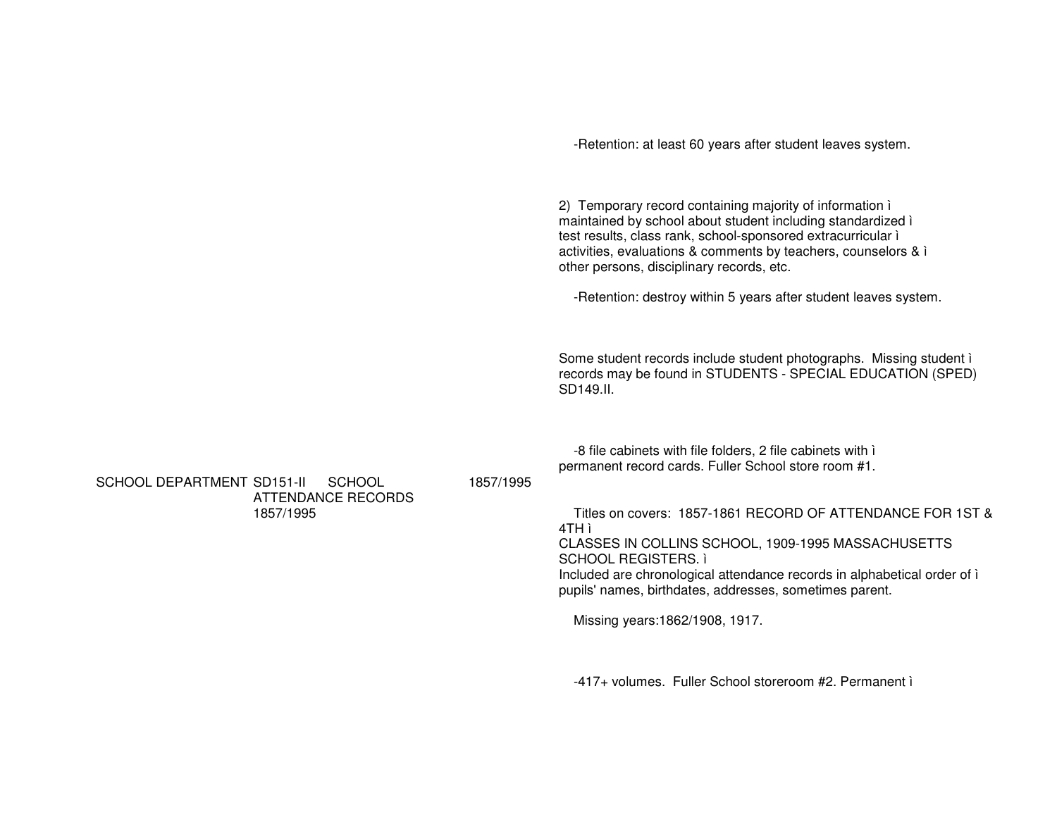-Retention: at least 60 years after student leaves system.

2) Temporary record containing majority of information ì maintained by school about student including standardized ì test results, class rank, school-sponsored extracurricular ì activities, evaluations & comments by teachers, counselors & ì other persons, disciplinary records, etc.

-Retention: destroy within 5 years after student leaves system.

Some student records include student photographs. Missing student ì records may be found in STUDENTS - SPECIAL EDUCATION (SPED) SD149.II.

-8 file cabinets with file folders, 2 file cabinets with ì permanent record cards. Fuller School store room #1.

| | | | |
|---|---|---|---|
| SCHOOL DEPARTMENT | SD151-II SCHOOL ATTENDANCE RECORDS 1857/1995 | 1857/1995 | Titles on covers: 1857-1861 RECORD OF ATTENDANCE FOR 1ST & 4TH ì CLASSES IN COLLINS SCHOOL, 1909-1995 MASSACHUSETTS SCHOOL REGISTERS. ì Included are chronological attendance records in alphabetical order of ì pupils' names, birthdates, addresses, sometimes parent. Missing years:1862/1908, 1917. -417+ volumes. Fuller School storeroom #2. Permanent ì |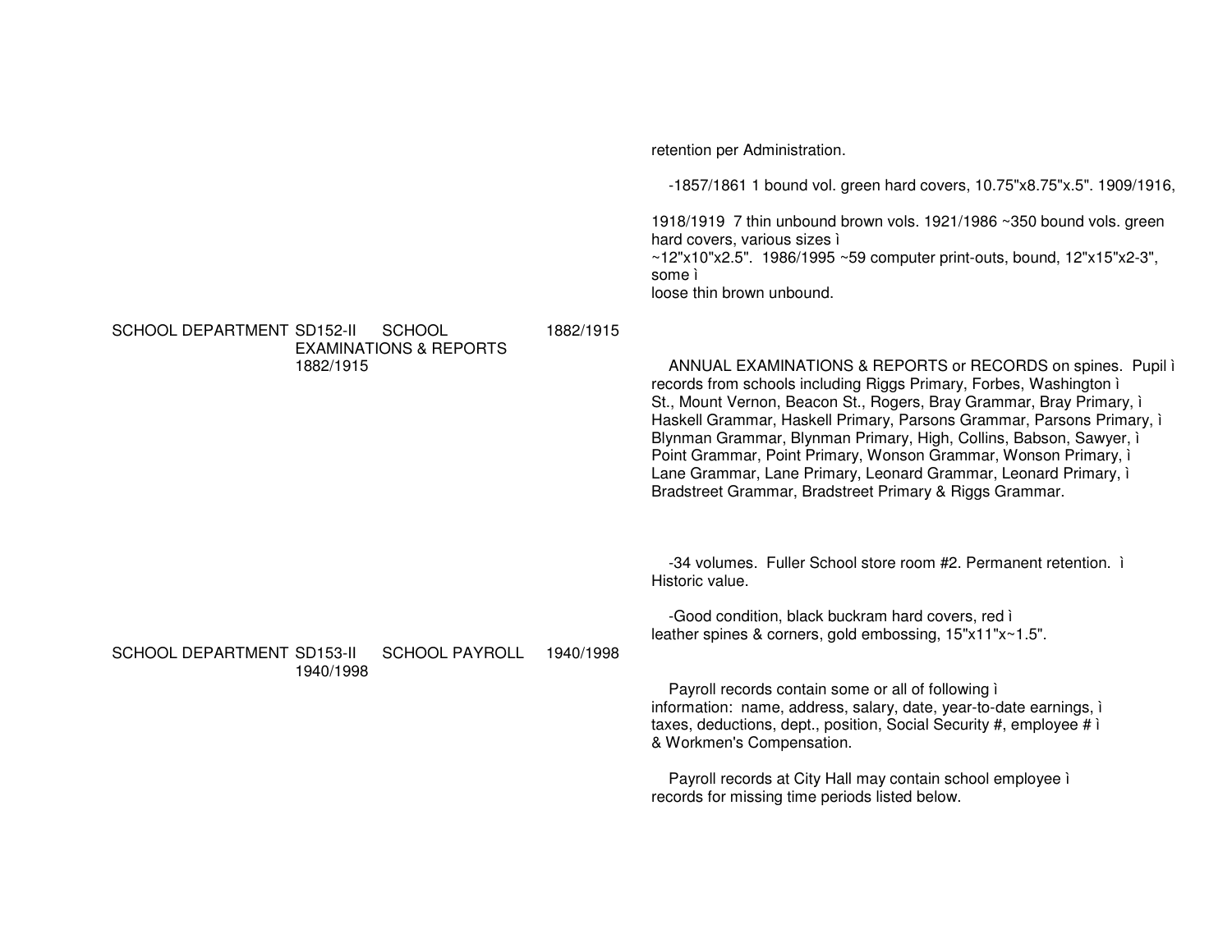retention per Administration.

-1857/1861 1 bound vol. green hard covers, 10.75"x8.75"x.5". 1909/1916,

1918/1919 7 thin unbound brown vols. 1921/1986 ~350 bound vols. green hard covers, various sizes ì
~12"x10"x2.5". 1986/1995 ~59 computer print-outs, bound, 12"x15"x2-3", some ì
loose thin brown unbound.

SCHOOL DEPARTMENT SD152-II SCHOOL EXAMINATIONS & REPORTS 1882/1915 1882/1915

ANNUAL EXAMINATIONS & REPORTS or RECORDS on spines. Pupil ì
records from schools including Riggs Primary, Forbes, Washington ì
St., Mount Vernon, Beacon St., Rogers, Bray Grammar, Bray Primary, ì
Haskell Grammar, Haskell Primary, Parsons Grammar, Parsons Primary, ì
Blynman Grammar, Blynman Primary, High, Collins, Babson, Sawyer, ì
Point Grammar, Point Primary, Wonson Grammar, Wonson Primary, ì
Lane Grammar, Lane Primary, Leonard Grammar, Leonard Primary, ì
Bradstreet Grammar, Bradstreet Primary & Riggs Grammar.

-34 volumes. Fuller School store room #2. Permanent retention. ì
Historic value.

-Good condition, black buckram hard covers, red ì
leather spines & corners, gold embossing, 15"x11"x~1.5".

SCHOOL DEPARTMENT SD153-II SCHOOL PAYROLL 1940/1998 1940/1998

Payroll records contain some or all of following ì
information: name, address, salary, date, year-to-date earnings, ì
taxes, deductions, dept., position, Social Security #, employee # ì
& Workmen's Compensation.

Payroll records at City Hall may contain school employee ì
records for missing time periods listed below.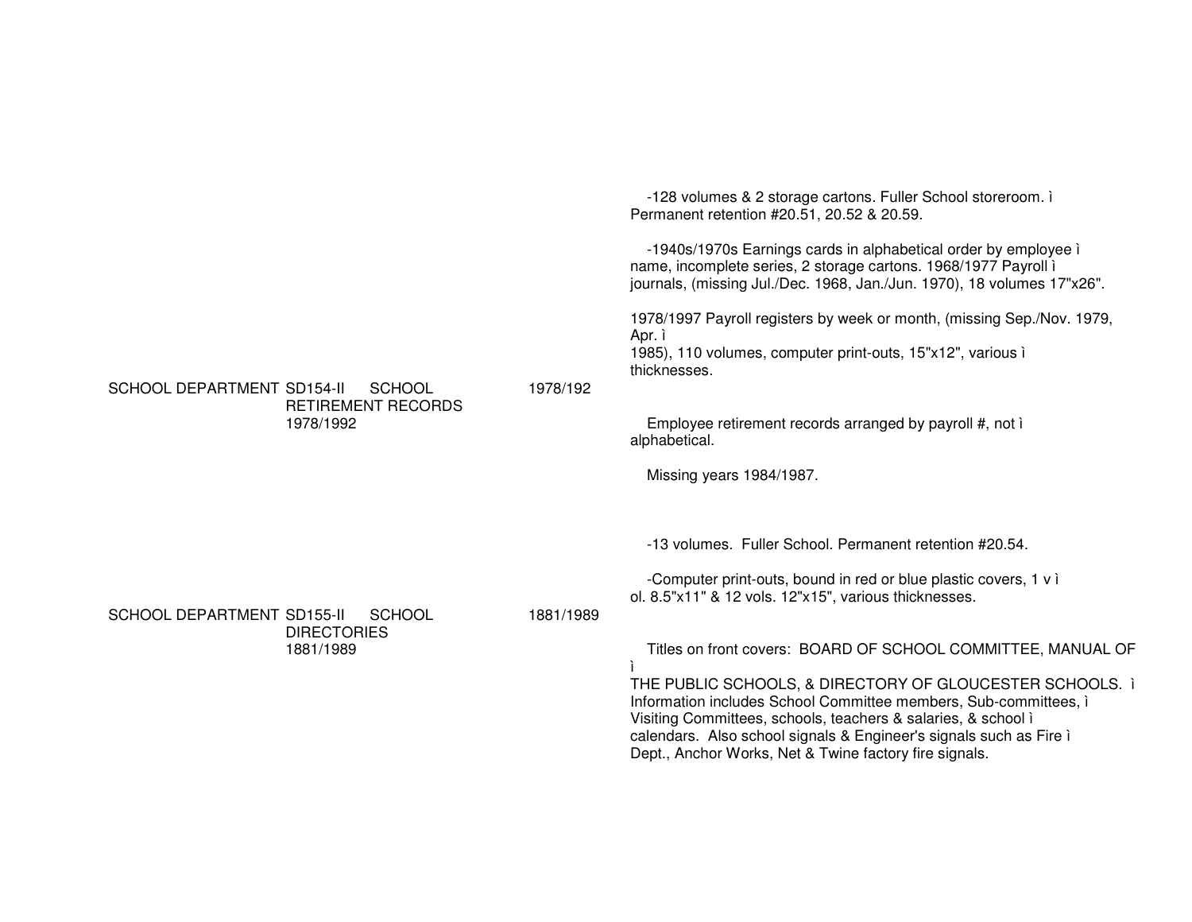-128 volumes & 2 storage cartons. Fuller School storeroom. ì
Permanent retention #20.51, 20.52 & 20.59.

-1940s/1970s Earnings cards in alphabetical order by employee ì
name, incomplete series, 2 storage cartons. 1968/1977 Payroll ì
journals, (missing Jul./Dec. 1968, Jan./Jun. 1970), 18 volumes 17"x26".

1978/1997 Payroll registers by week or month, (missing Sep./Nov. 1979, Apr. ì
1985), 110 volumes, computer print-outs, 15"x12", various ì
thicknesses.

| | | | |
|---|---|---|---|
| SCHOOL DEPARTMENT | SD154-II SCHOOL RETIREMENT RECORDS 1978/1992 | 1978/192 | Employee retirement records arranged by payroll #, not ì alphabetical.<br><br>Missing years 1984/1987.<br><br>-13 volumes. Fuller School. Permanent retention #20.54.<br><br>-Computer print-outs, bound in red or blue plastic covers, 1 v ì ol. 8.5"x11" & 12 vols. 12"x15", various thicknesses. |
| SCHOOL DEPARTMENT | SD155-II SCHOOL DIRECTORIES 1881/1989 | 1881/1989 | Titles on front covers: BOARD OF SCHOOL COMMITTEE, MANUAL OF ì THE PUBLIC SCHOOLS, & DIRECTORY OF GLOUCESTER SCHOOLS. ì Information includes School Committee members, Sub-committees, ì Visiting Committees, schools, teachers & salaries, & school ì calendars. Also school signals & Engineer's signals such as Fire ì Dept., Anchor Works, Net & Twine factory fire signals. |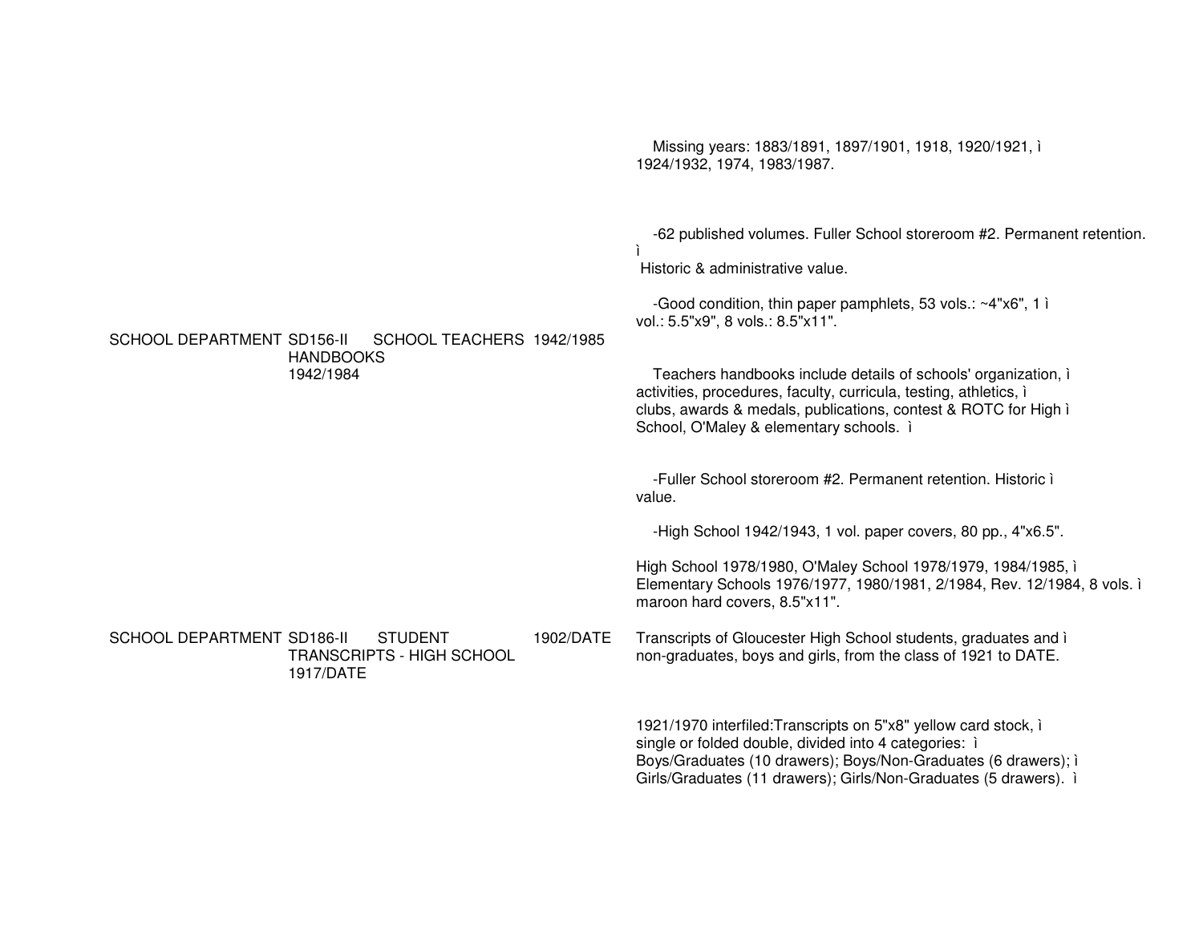| | | | | |
|---|---|---|---|---|
| | | | | Missing years: 1883/1891, 1897/1901, 1918, 1920/1921, ì 1924/1932, 1974, 1983/1987.<br><br>-62 published volumes. Fuller School storeroom #2. Permanent retention. ì Historic & administrative value.<br><br>-Good condition, thin paper pamphlets, 53 vols.: ~4"x6", 1 ì vol.: 5.5"x9", 8 vols.: 8.5"x11". |
| SCHOOL DEPARTMENT | SD156-II | SCHOOL TEACHERS HANDBOOKS 1942/1984 | 1942/1985 | Teachers handbooks include details of schools' organization, ì activities, procedures, faculty, curricula, testing, athletics, ì clubs, awards & medals, publications, contest & ROTC for High ì School, O'Maley & elementary schools. ì<br><br>-Fuller School storeroom #2. Permanent retention. Historic ì value.<br><br>-High School 1942/1943, 1 vol. paper covers, 80 pp., 4"x6.5".<br><br>High School 1978/1980, O'Maley School 1978/1979, 1984/1985, ì Elementary Schools 1976/1977, 1980/1981, 2/1984, Rev. 12/1984, 8 vols. ì maroon hard covers, 8.5"x11". |
| SCHOOL DEPARTMENT | SD186-II | STUDENT TRANSCRIPTS - HIGH SCHOOL 1917/DATE | 1902/DATE | Transcripts of Gloucester High School students, graduates and ì non-graduates, boys and girls, from the class of 1921 to DATE.<br><br>1921/1970 interfiled:Transcripts on 5"x8" yellow card stock, ì single or folded double, divided into 4 categories: ì Boys/Graduates (10 drawers); Boys/Non-Graduates (6 drawers); ì Girls/Graduates (11 drawers); Girls/Non-Graduates (5 drawers). ì |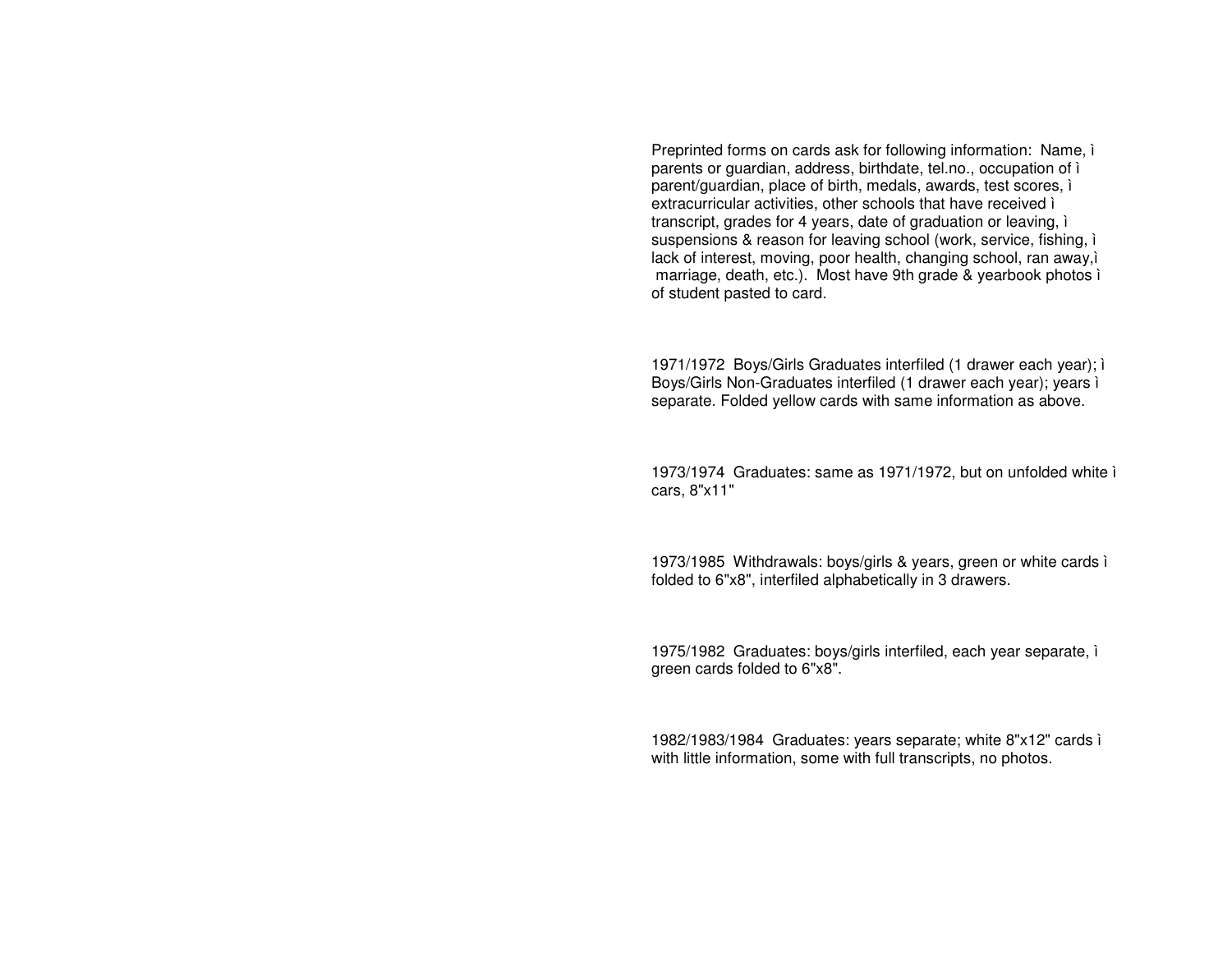Preprinted forms on cards ask for following information: Name, ì parents or guardian, address, birthdate, tel.no., occupation of ì parent/guardian, place of birth, medals, awards, test scores, ì extracurricular activities, other schools that have received ì transcript, grades for 4 years, date of graduation or leaving, ì suspensions & reason for leaving school (work, service, fishing, ì lack of interest, moving, poor health, changing school, ran away,ì marriage, death, etc.). Most have 9th grade & yearbook photos ì of student pasted to card.

1971/1972 Boys/Girls Graduates interfiled (1 drawer each year); ì Boys/Girls Non-Graduates interfiled (1 drawer each year); years ì separate. Folded yellow cards with same information as above.

1973/1974 Graduates: same as 1971/1972, but on unfolded white ì cars, 8"x11"

1973/1985 Withdrawals: boys/girls & years, green or white cards ì folded to 6"x8", interfiled alphabetically in 3 drawers.

1975/1982 Graduates: boys/girls interfiled, each year separate, ì green cards folded to 6"x8".

1982/1983/1984 Graduates: years separate; white 8"x12" cards ì with little information, some with full transcripts, no photos.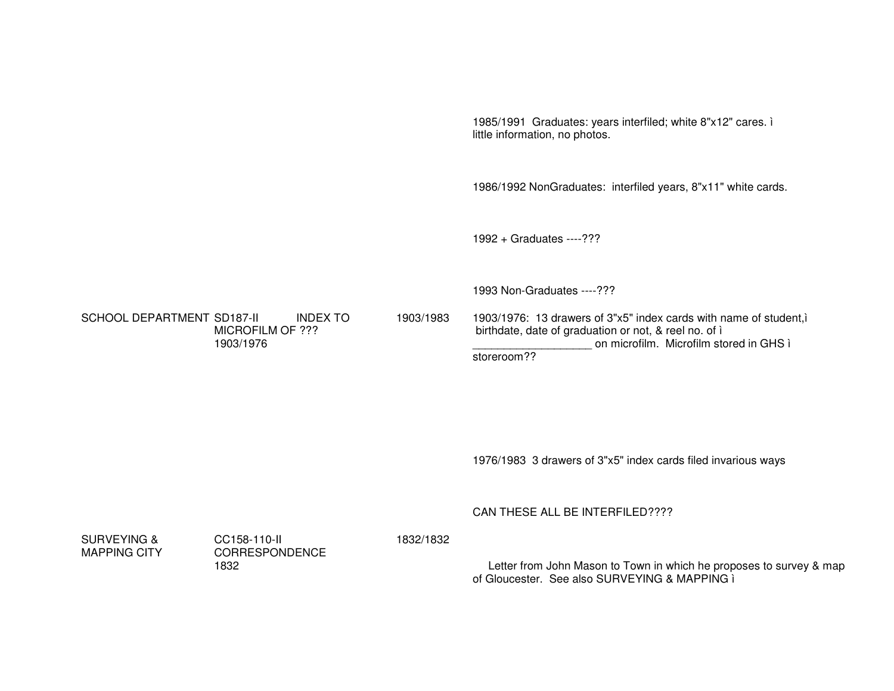| | | | |
|---|---|---|---|
| | | | 1985/1991 Graduates: years interfiled; white 8"x12" cares. ì little information, no photos. |
| | | | 1986/1992 NonGraduates: interfiled years, 8"x11" white cards. |
| | | | 1992 + Graduates ----??? |
| | | | 1993 Non-Graduates ----??? |
| SCHOOL DEPARTMENT | SD187-II INDEX TO MICROFILM OF ??? 1903/1976 | 1903/1983 | 1903/1976: 13 drawers of 3"x5" index cards with name of student,ì birthdate, date of graduation or not, & reel no. of ì __________________ on microfilm. Microfilm stored in GHS ì storeroom?? |
| | | | 1976/1983 3 drawers of 3"x5" index cards filed invarious ways |
| | | | CAN THESE ALL BE INTERFILED???? |
| SURVEYING & MAPPING CITY | CC158-110-II CORRESPONDENCE 1832 | 1832/1832 | Letter from John Mason to Town in which he proposes to survey & map of Gloucester. See also SURVEYING & MAPPING ì |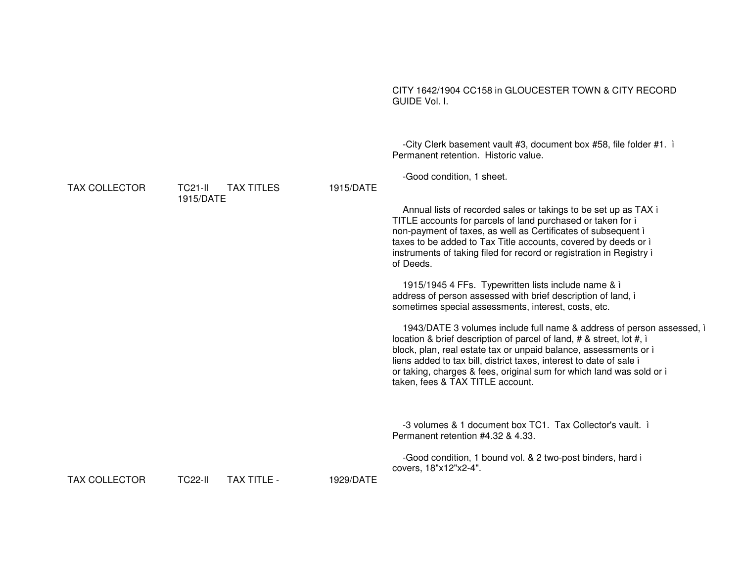CITY 1642/1904 CC158 in GLOUCESTER TOWN & CITY RECORD GUIDE Vol. I.

-City Clerk basement vault #3, document box #58, file folder #1. ì Permanent retention. Historic value.

-Good condition, 1 sheet.

TAX COLLECTOR TC21-II TAX TITLES 1915/DATE
1915/DATE

Annual lists of recorded sales or takings to be set up as TAX ì TITLE accounts for parcels of land purchased or taken for ì non-payment of taxes, as well as Certificates of subsequent ì taxes to be added to Tax Title accounts, covered by deeds or ì instruments of taking filed for record or registration in Registry ì of Deeds.

1915/1945 4 FFs. Typewritten lists include name & ì address of person assessed with brief description of land, ì sometimes special assessments, interest, costs, etc.

1943/DATE 3 volumes include full name & address of person assessed, ì location & brief description of parcel of land, # & street, lot #, ì block, plan, real estate tax or unpaid balance, assessments or ì liens added to tax bill, district taxes, interest to date of sale ì or taking, charges & fees, original sum for which land was sold or ì taken, fees & TAX TITLE account.

-3 volumes & 1 document box TC1. Tax Collector's vault. ì Permanent retention #4.32 & 4.33.

-Good condition, 1 bound vol. & 2 two-post binders, hard ì covers, 18"x12"x2-4".

TAX COLLECTOR TC22-II TAX TITLE - 1929/DATE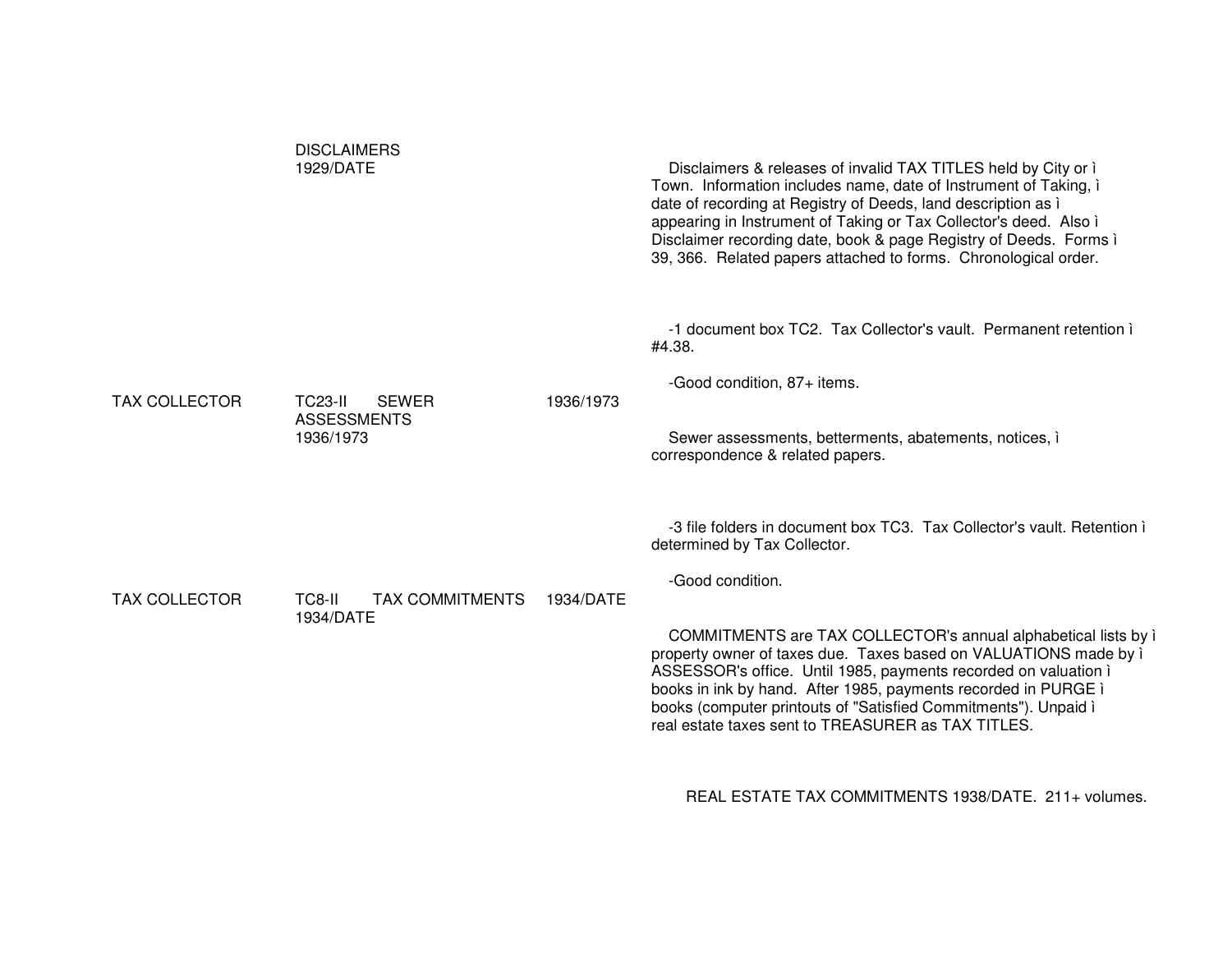DISCLAIMERS
1929/DATE

Disclaimers & releases of invalid TAX TITLES held by City or ì Town. Information includes name, date of Instrument of Taking, ì date of recording at Registry of Deeds, land description as ì appearing in Instrument of Taking or Tax Collector's deed. Also ì Disclaimer recording date, book & page Registry of Deeds. Forms ì 39, 366. Related papers attached to forms. Chronological order.

-1 document box TC2. Tax Collector's vault. Permanent retention ì #4.38.

-Good condition, 87+ items.

TAX COLLECTOR TC23-II SEWER ASSESSMENTS 1936/1973 1936/1973

Sewer assessments, betterments, abatements, notices, ì correspondence & related papers.

-3 file folders in document box TC3. Tax Collector's vault. Retention ì determined by Tax Collector.

-Good condition.

TAX COLLECTOR TC8-II TAX COMMITMENTS 1934/DATE 1934/DATE

COMMITMENTS are TAX COLLECTOR's annual alphabetical lists by ì property owner of taxes due. Taxes based on VALUATIONS made by ì ASSESSOR's office. Until 1985, payments recorded on valuation ì books in ink by hand. After 1985, payments recorded in PURGE ì books (computer printouts of "Satisfied Commitments"). Unpaid ì real estate taxes sent to TREASURER as TAX TITLES.

REAL ESTATE TAX COMMITMENTS 1938/DATE. 211+ volumes.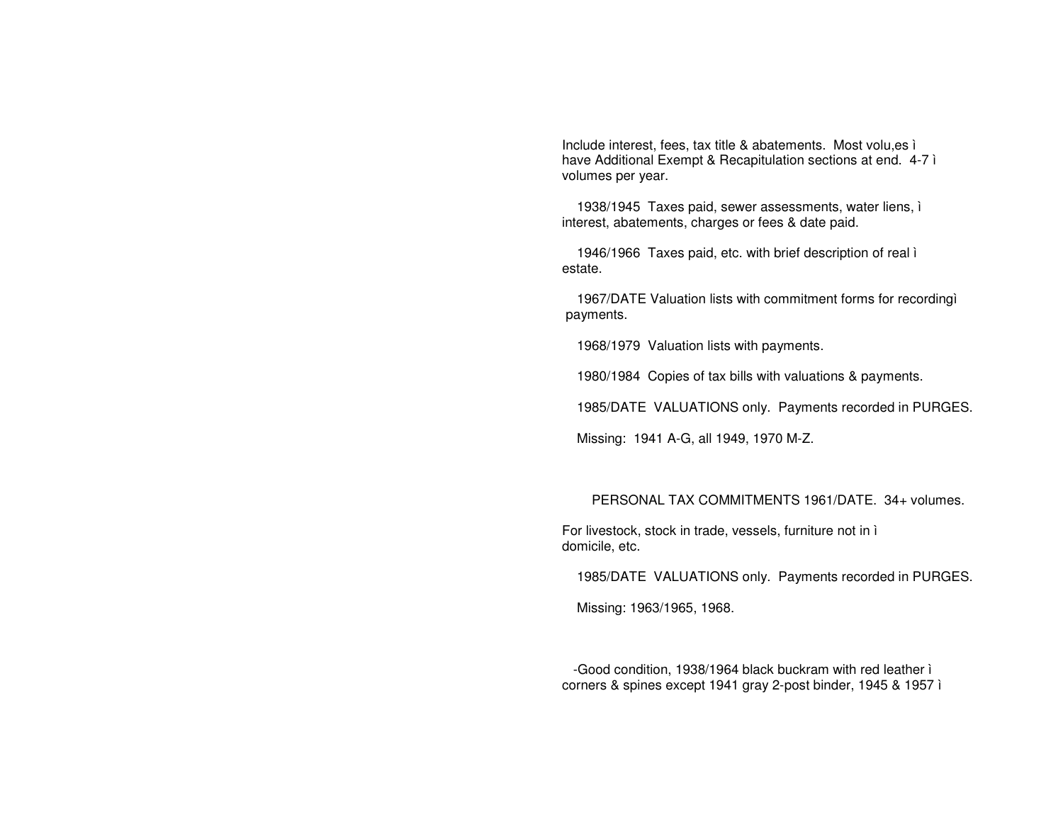Include interest, fees, tax title & abatements. Most volu,es ì have Additional Exempt & Recapitulation sections at end. 4-7 ì volumes per year.

1938/1945 Taxes paid, sewer assessments, water liens, ì interest, abatements, charges or fees & date paid.

1946/1966 Taxes paid, etc. with brief description of real ì estate.

1967/DATE Valuation lists with commitment forms for recordingì payments.

1968/1979 Valuation lists with payments.

1980/1984 Copies of tax bills with valuations & payments.

1985/DATE VALUATIONS only. Payments recorded in PURGES.

Missing: 1941 A-G, all 1949, 1970 M-Z.

PERSONAL TAX COMMITMENTS 1961/DATE. 34+ volumes.

For livestock, stock in trade, vessels, furniture not in ì domicile, etc.

1985/DATE VALUATIONS only. Payments recorded in PURGES.

Missing: 1963/1965, 1968.

-Good condition, 1938/1964 black buckram with red leather ì corners & spines except 1941 gray 2-post binder, 1945 & 1957 ì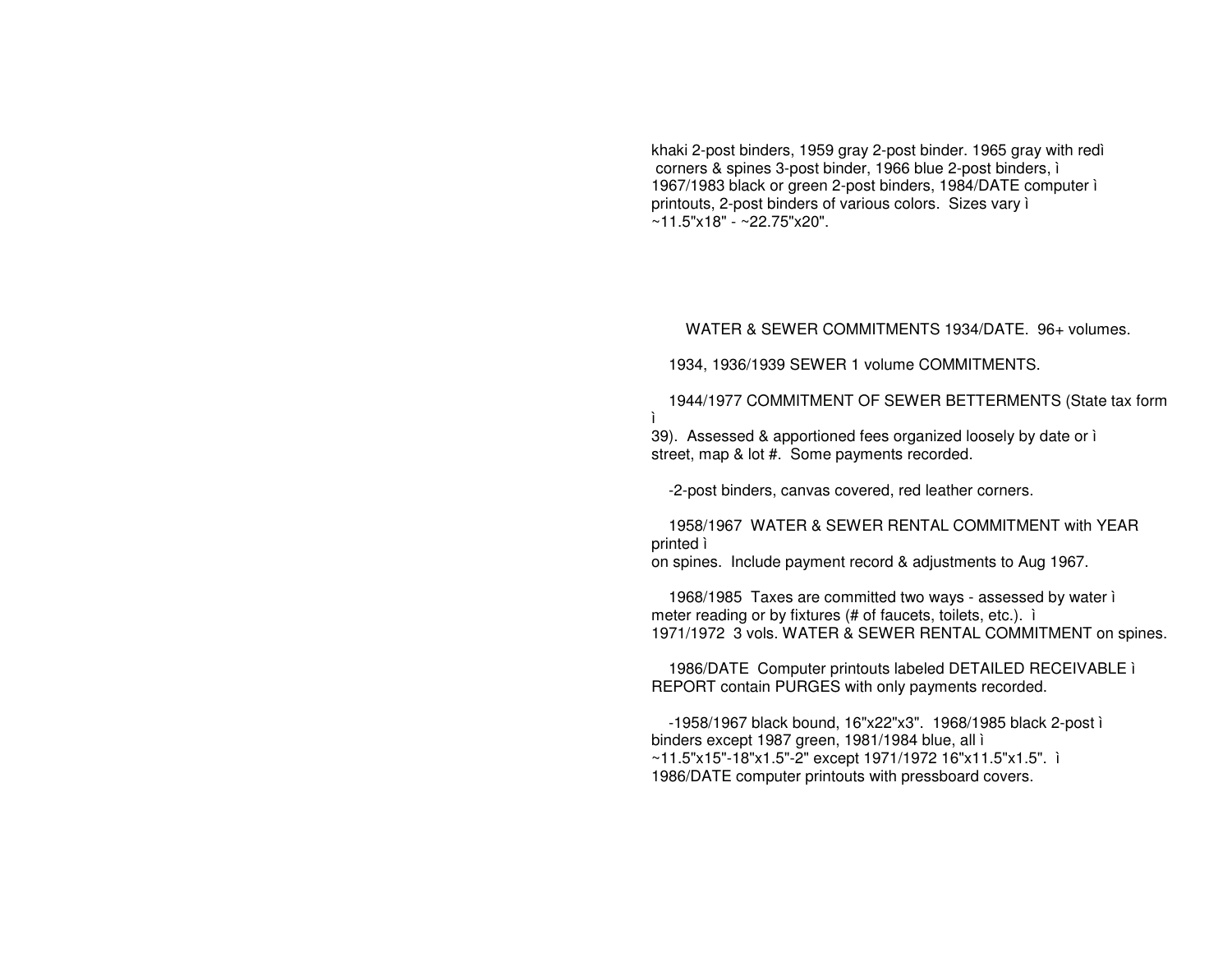khaki 2-post binders, 1959 gray 2-post binder. 1965 gray with redì
corners & spines 3-post binder, 1966 blue 2-post binders, ì
1967/1983 black or green 2-post binders, 1984/DATE computer ì
printouts, 2-post binders of various colors.  Sizes vary ì
~11.5"x18" - ~22.75"x20".

WATER & SEWER COMMITMENTS 1934/DATE.  96+ volumes.

1934, 1936/1939 SEWER 1 volume COMMITMENTS.

1944/1977 COMMITMENT OF SEWER BETTERMENTS (State tax form ì
39).  Assessed & apportioned fees organized loosely by date or ì
street, map & lot #.  Some payments recorded.

-2-post binders, canvas covered, red leather corners.

1958/1967  WATER & SEWER RENTAL COMMITMENT with YEAR printed ì
on spines.  Include payment record & adjustments to Aug 1967.

1968/1985  Taxes are committed two ways - assessed by water ì
meter reading or by fixtures (# of faucets, toilets, etc.).  ì
1971/1972  3 vols. WATER & SEWER RENTAL COMMITMENT on spines.

1986/DATE  Computer printouts labeled DETAILED RECEIVABLE ì
REPORT contain PURGES with only payments recorded.

-1958/1967 black bound, 16"x22"x3".  1968/1985 black 2-post ì
binders except 1987 green, 1981/1984 blue, all ì
~11.5"x15"-18"x1.5"-2" except 1971/1972 16"x11.5"x1.5".  ì
1986/DATE computer printouts with pressboard covers.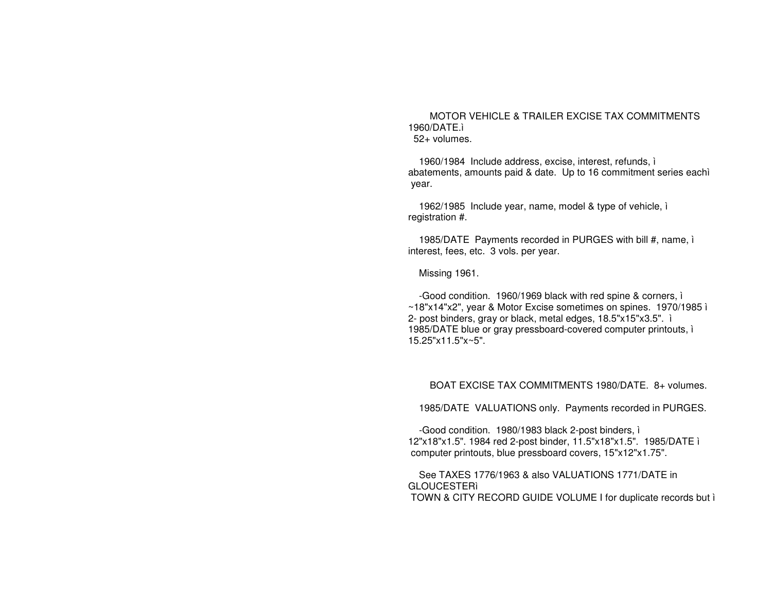MOTOR VEHICLE & TRAILER EXCISE TAX COMMITMENTS 1960/DATE.ì
52+ volumes.

1960/1984 Include address, excise, interest, refunds, ì abatements, amounts paid & date. Up to 16 commitment series eachì year.

1962/1985 Include year, name, model & type of vehicle, ì registration #.

1985/DATE Payments recorded in PURGES with bill #, name, ì interest, fees, etc. 3 vols. per year.

Missing 1961.

-Good condition. 1960/1969 black with red spine & corners, ì ~18"x14"x2", year & Motor Excise sometimes on spines. 1970/1985 ì 2- post binders, gray or black, metal edges, 18.5"x15"x3.5". ì 1985/DATE blue or gray pressboard-covered computer printouts, ì 15.25"x11.5"x~5".

BOAT EXCISE TAX COMMITMENTS 1980/DATE. 8+ volumes.

1985/DATE VALUATIONS only. Payments recorded in PURGES.

-Good condition. 1980/1983 black 2-post binders, ì 12"x18"x1.5". 1984 red 2-post binder, 11.5"x18"x1.5". 1985/DATE ì computer printouts, blue pressboard covers, 15"x12"x1.75".

See TAXES 1776/1963 & also VALUATIONS 1771/DATE in GLOUCESTERì
TOWN & CITY RECORD GUIDE VOLUME I for duplicate records but ì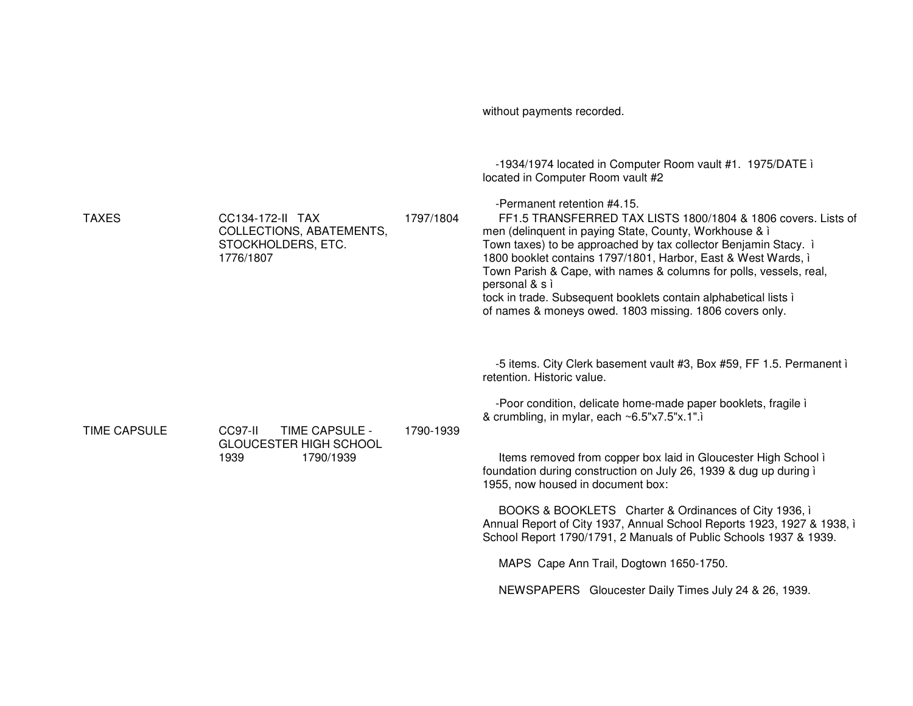| | | | |
|---|---|---|---|
| | | | without payments recorded.<br><br>-1934/1974 located in Computer Room vault #1. 1975/DATE ì located in Computer Room vault #2<br><br>-Permanent retention #4.15. |
| TAXES | CC134-172-II TAX COLLECTIONS, ABATEMENTS, STOCKHOLDERS, ETC. 1776/1807 | 1797/1804 | FF1.5 TRANSFERRED TAX LISTS 1800/1804 & 1806 covers. Lists of men (delinquent in paying State, County, Workhouse & ì Town taxes) to be approached by tax collector Benjamin Stacy. ì 1800 booklet contains 1797/1801, Harbor, East & West Wards, ì Town Parish & Cape, with names & columns for polls, vessels, real, personal & s ì tock in trade. Subsequent booklets contain alphabetical lists ì of names & moneys owed. 1803 missing. 1806 covers only.<br><br>-5 items. City Clerk basement vault #3, Box #59, FF 1.5. Permanent ì retention. Historic value.<br><br>-Poor condition, delicate home-made paper booklets, fragile ì & crumbling, in mylar, each ~6.5"x7.5"x.1".ì |
| TIME CAPSULE | CC97-II TIME CAPSULE - GLOUCESTER HIGH SCHOOL 1939 1790/1939 | 1790-1939 | Items removed from copper box laid in Gloucester High School ì foundation during construction on July 26, 1939 & dug up during ì 1955, now housed in document box:<br><br>BOOKS & BOOKLETS Charter & Ordinances of City 1936, ì Annual Report of City 1937, Annual School Reports 1923, 1927 & 1938, ì School Report 1790/1791, 2 Manuals of Public Schools 1937 & 1939.<br><br>MAPS Cape Ann Trail, Dogtown 1650-1750.<br><br>NEWSPAPERS Gloucester Daily Times July 24 & 26, 1939. |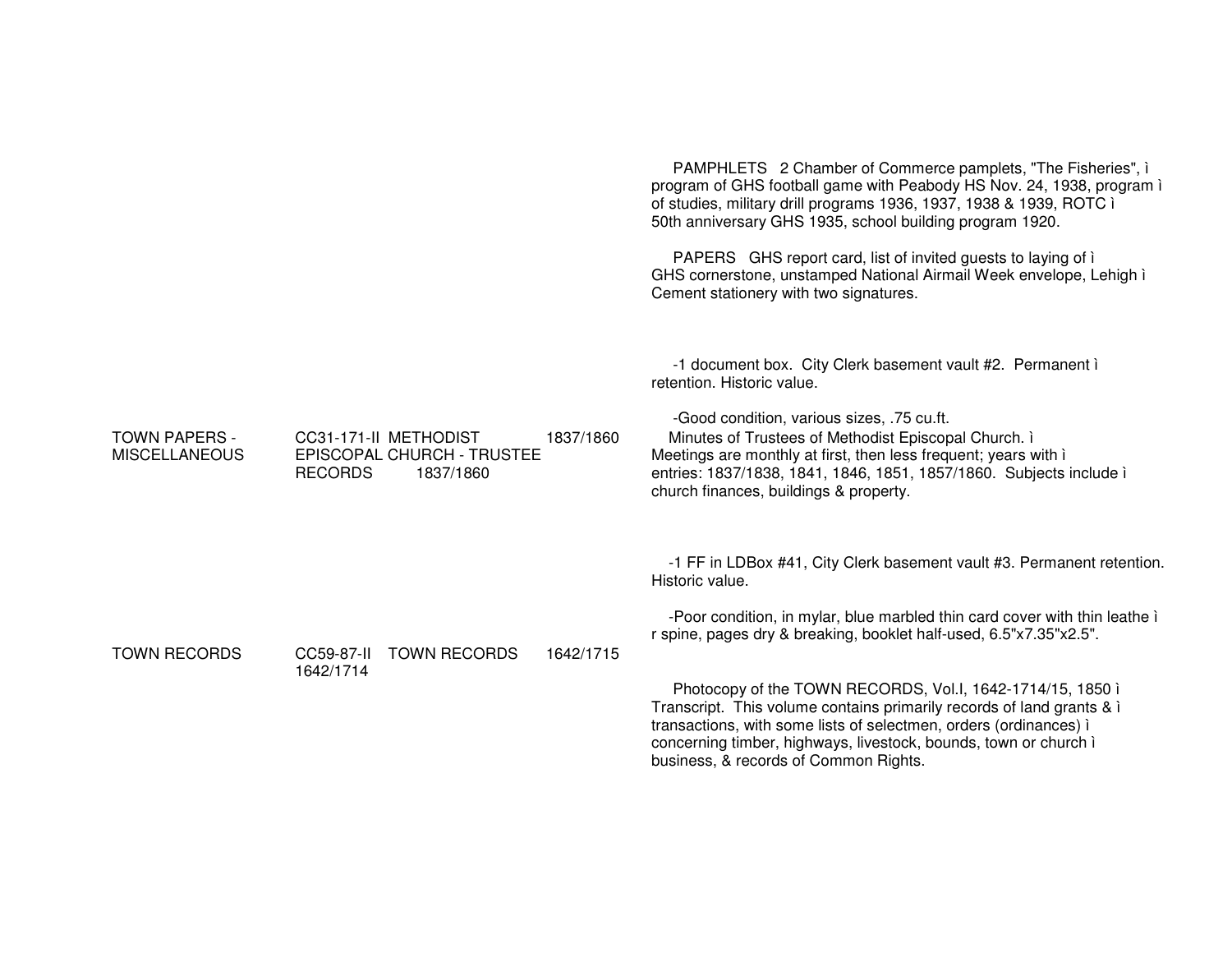PAMPHLETS 2 Chamber of Commerce pamplets, "The Fisheries", ì program of GHS football game with Peabody HS Nov. 24, 1938, program ì of studies, military drill programs 1936, 1937, 1938 & 1939, ROTC ì 50th anniversary GHS 1935, school building program 1920.

PAPERS GHS report card, list of invited guests to laying of ì GHS cornerstone, unstamped National Airmail Week envelope, Lehigh ì Cement stationery with two signatures.

-1 document box. City Clerk basement vault #2. Permanent ì retention. Historic value.

-Good condition, various sizes, .75 cu.ft.

| | | | |
|---|---|---|---|
| TOWN PAPERS - MISCELLANEOUS | CC31-171-II METHODIST EPISCOPAL CHURCH - TRUSTEE RECORDS 1837/1860 | 1837/1860 | Minutes of Trustees of Methodist Episcopal Church. ì Meetings are monthly at first, then less frequent; years with ì entries: 1837/1838, 1841, 1846, 1851, 1857/1860. Subjects include ì church finances, buildings & property.<br><br>-1 FF in LDBox #41, City Clerk basement vault #3. Permanent retention. Historic value.<br><br>-Poor condition, in mylar, blue marbled thin card cover with thin leathe ì r spine, pages dry & breaking, booklet half-used, 6.5"x7.35"x2.5". |
| TOWN RECORDS | CC59-87-II TOWN RECORDS 1642/1714 | 1642/1715 | Photocopy of the TOWN RECORDS, Vol.I, 1642-1714/15, 1850 ì Transcript. This volume contains primarily records of land grants & ì transactions, with some lists of selectmen, orders (ordinances) ì concerning timber, highways, livestock, bounds, town or church ì business, & records of Common Rights. |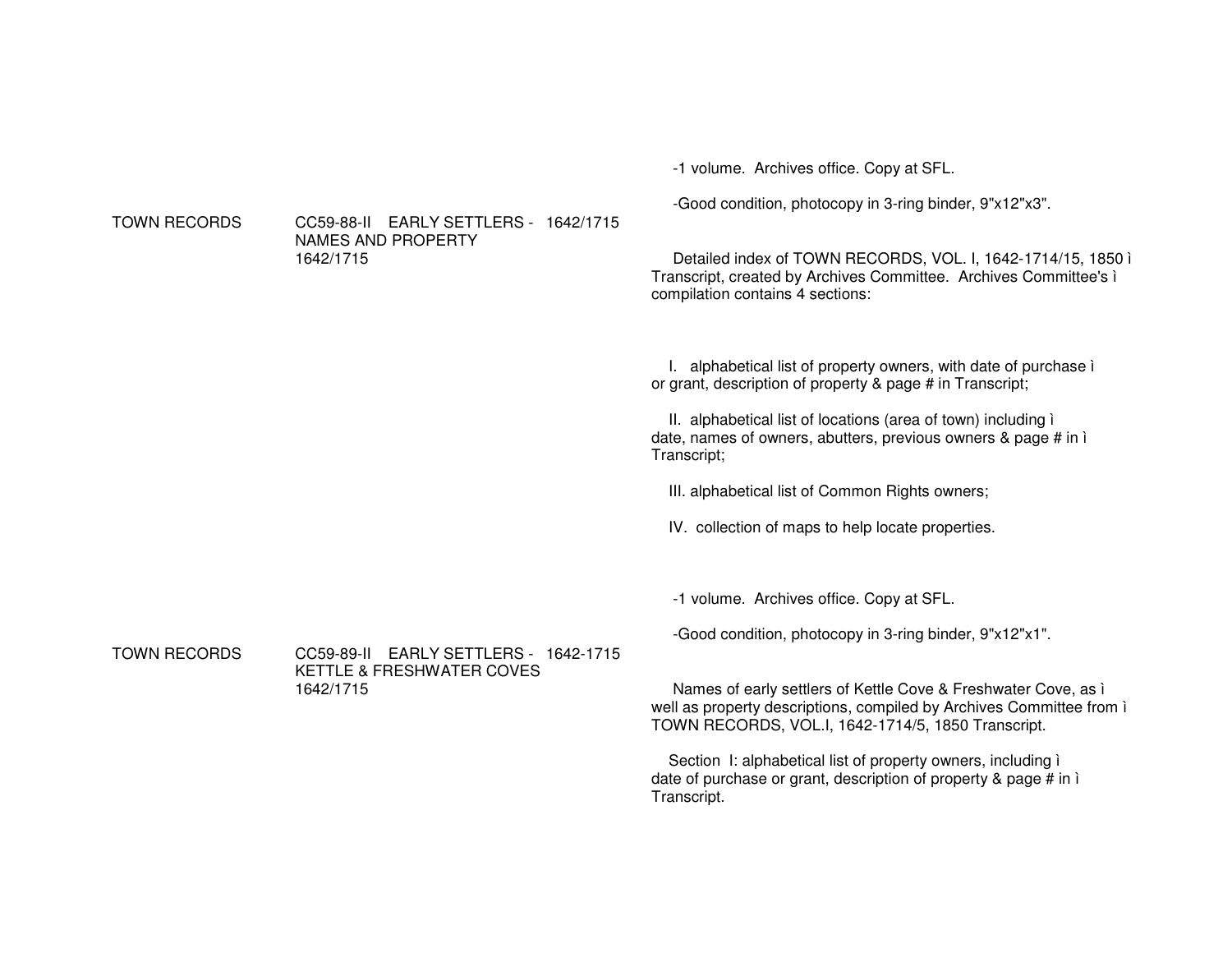TOWN RECORDS

CC59-88-II EARLY SETTLERS - 1642/1715
NAMES AND PROPERTY
1642/1715

-1 volume. Archives office. Copy at SFL.

-Good condition, photocopy in 3-ring binder, 9"x12"x3".

Detailed index of TOWN RECORDS, VOL. I, 1642-1714/15, 1850 ì Transcript, created by Archives Committee. Archives Committee's ì compilation contains 4 sections:

I. alphabetical list of property owners, with date of purchase ì or grant, description of property & page # in Transcript;

II. alphabetical list of locations (area of town) including ì date, names of owners, abutters, previous owners & page # in ì Transcript;

III. alphabetical list of Common Rights owners;

IV. collection of maps to help locate properties.

TOWN RECORDS

CC59-89-II EARLY SETTLERS - 1642-1715
KETTLE & FRESHWATER COVES
1642/1715

-1 volume. Archives office. Copy at SFL.

-Good condition, photocopy in 3-ring binder, 9"x12"x1".

Names of early settlers of Kettle Cove & Freshwater Cove, as ì well as property descriptions, compiled by Archives Committee from ì TOWN RECORDS, VOL.I, 1642-1714/5, 1850 Transcript.

Section I: alphabetical list of property owners, including ì date of purchase or grant, description of property & page # in ì Transcript.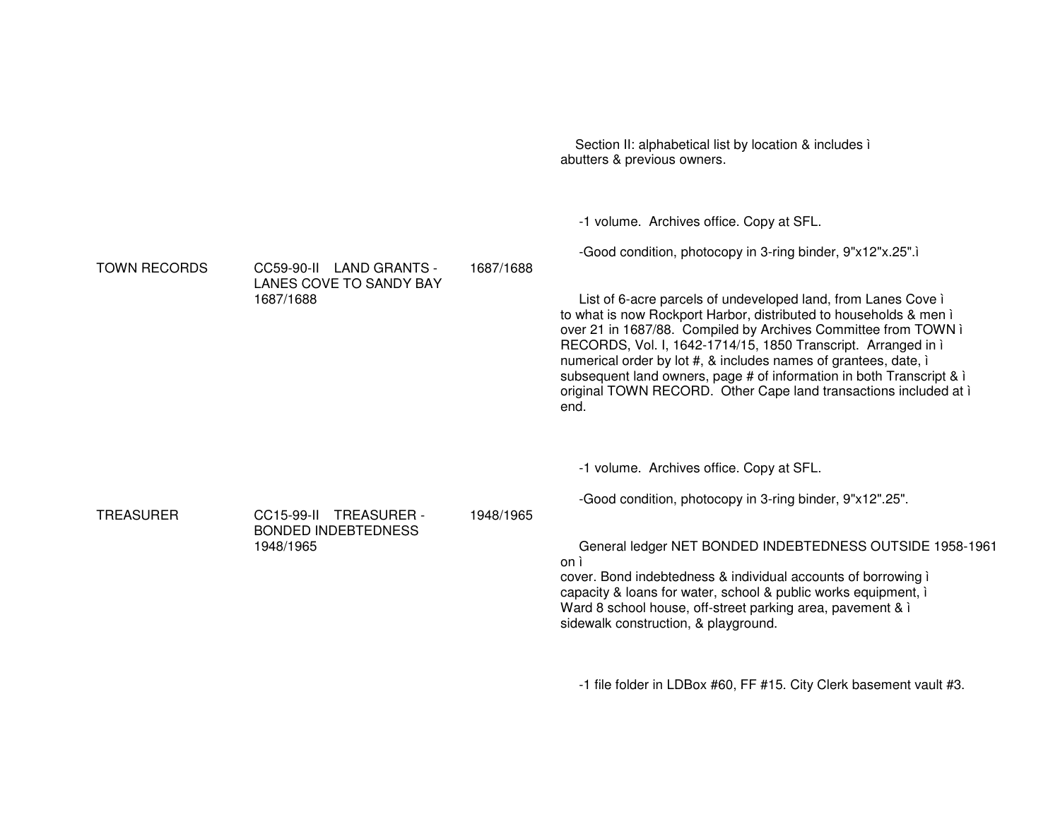Section II: alphabetical list by location & includes ì abutters & previous owners.

-1 volume. Archives office. Copy at SFL.

-Good condition, photocopy in 3-ring binder, 9"x12"x.25".ì

| | | | |
|---|---|---|---|
| TOWN RECORDS | CC59-90-II LAND GRANTS - LANES COVE TO SANDY BAY 1687/1688 | 1687/1688 | List of 6-acre parcels of undeveloped land, from Lanes Cove ì to what is now Rockport Harbor, distributed to households & men ì over 21 in 1687/88. Compiled by Archives Committee from TOWN ì RECORDS, Vol. I, 1642-1714/15, 1850 Transcript. Arranged in ì numerical order by lot #, & includes names of grantees, date, ì subsequent land owners, page # of information in both Transcript & ì original TOWN RECORD. Other Cape land transactions included at ì end.<br><br>-1 volume. Archives office. Copy at SFL.<br><br>-Good condition, photocopy in 3-ring binder, 9"x12".25". |
| TREASURER | CC15-99-II TREASURER - BONDED INDEBTEDNESS 1948/1965 | 1948/1965 | General ledger NET BONDED INDEBTEDNESS OUTSIDE 1958-1961 on ì cover. Bond indebtedness & individual accounts of borrowing ì capacity & loans for water, school & public works equipment, ì Ward 8 school house, off-street parking area, pavement & ì sidewalk construction, & playground.<br><br>-1 file folder in LDBox #60, FF #15. City Clerk basement vault #3. |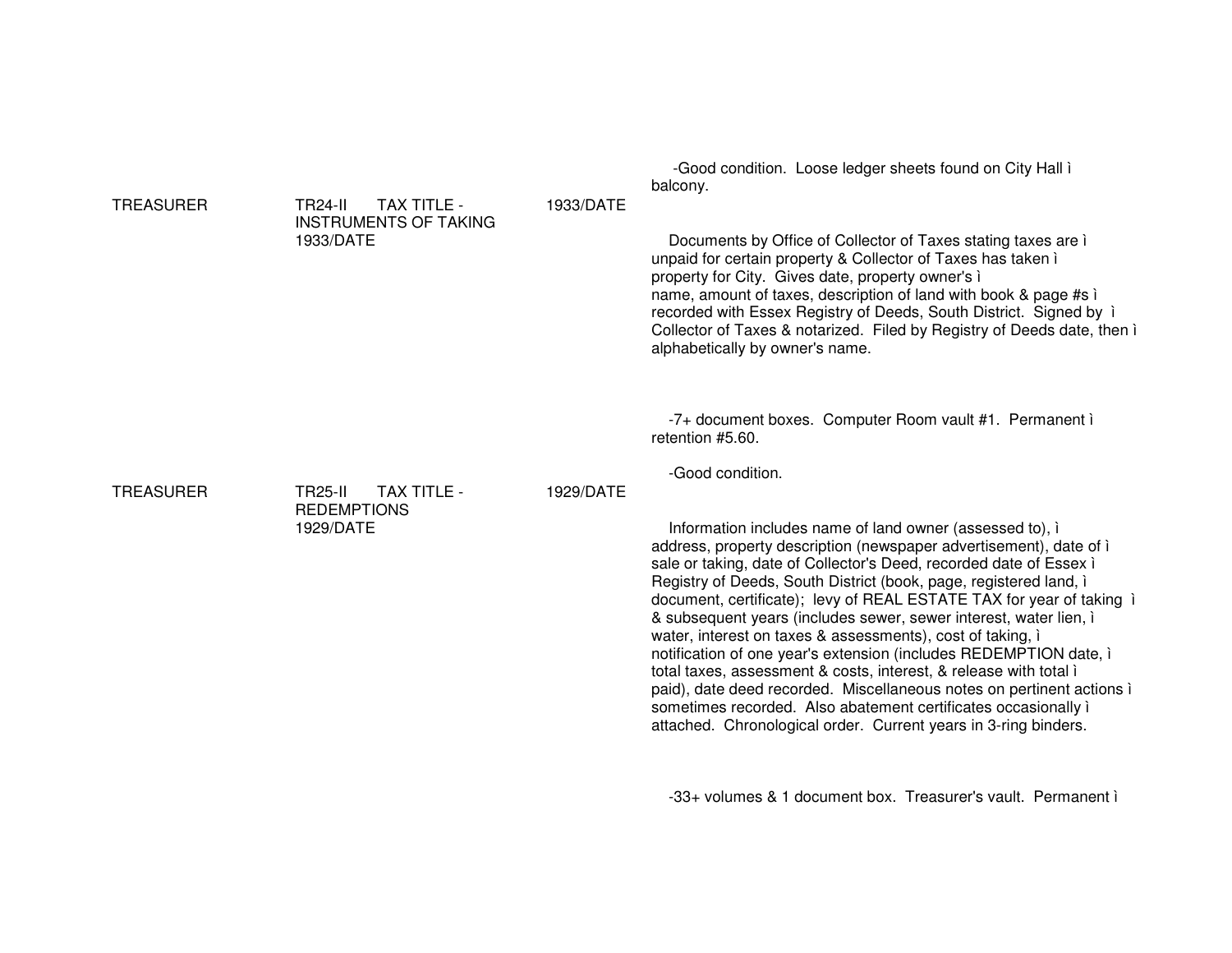-Good condition. Loose ledger sheets found on City Hall ì balcony.

| | | | |
|---|---|---|---|
| TREASURER | TR24-II TAX TITLE - INSTRUMENTS OF TAKING 1933/DATE | 1933/DATE | Documents by Office of Collector of Taxes stating taxes are ì unpaid for certain property & Collector of Taxes has taken ì property for City. Gives date, property owner's ì name, amount of taxes, description of land with book & page #s ì recorded with Essex Registry of Deeds, South District. Signed by ì Collector of Taxes & notarized. Filed by Registry of Deeds date, then ì alphabetically by owner's name.<br><br>-7+ document boxes. Computer Room vault #1. Permanent ì retention #5.60.<br><br>-Good condition. |
| TREASURER | TR25-II TAX TITLE - REDEMPTIONS 1929/DATE | 1929/DATE | Information includes name of land owner (assessed to), ì address, property description (newspaper advertisement), date of ì sale or taking, date of Collector's Deed, recorded date of Essex ì Registry of Deeds, South District (book, page, registered land, ì document, certificate); levy of REAL ESTATE TAX for year of taking ì & subsequent years (includes sewer, sewer interest, water lien, ì water, interest on taxes & assessments), cost of taking, ì notification of one year's extension (includes REDEMPTION date, ì total taxes, assessment & costs, interest, & release with total ì paid), date deed recorded. Miscellaneous notes on pertinent actions ì sometimes recorded. Also abatement certificates occasionally ì attached. Chronological order. Current years in 3-ring binders.<br><br>-33+ volumes & 1 document box. Treasurer's vault. Permanent ì |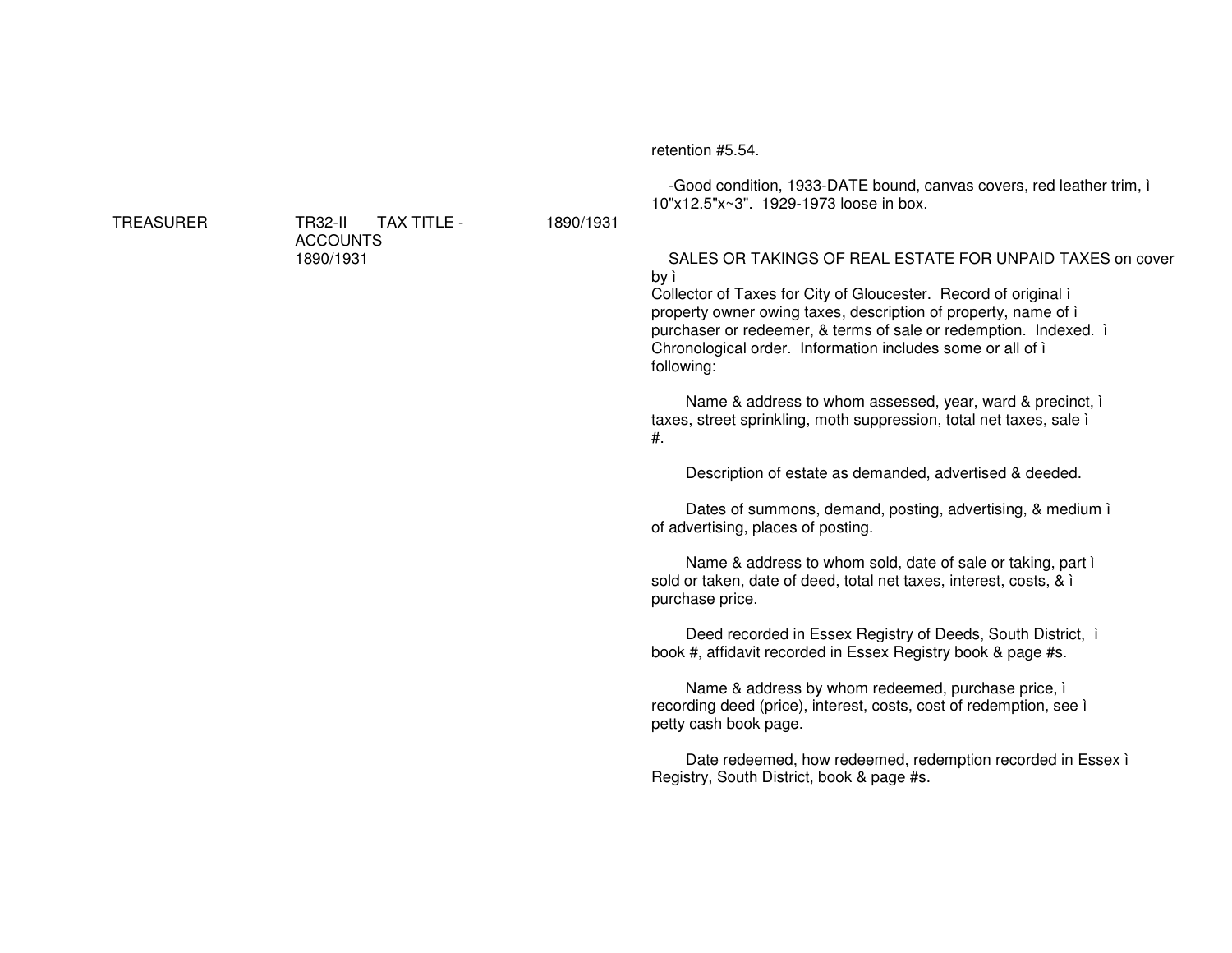retention #5.54.

-Good condition, 1933-DATE bound, canvas covers, red leather trim, ì 10"x12.5"x~3".  1929-1973 loose in box.

| TREASURER | TR32-II TAX TITLE - ACCOUNTS 1890/1931 | 1890/1931 | SALES OR TAKINGS OF REAL ESTATE FOR UNPAID TAXES on cover by ì Collector of Taxes for City of Gloucester.  Record of original ì property owner owing taxes, description of property, name of ì purchaser or redeemer, & terms of sale or redemption.  Indexed.  ì Chronological order.  Information includes some or all of ì following: |
|---|---|---|---|

Name & address to whom assessed, year, ward & precinct, ì taxes, street sprinkling, moth suppression, total net taxes, sale ì #.

Description of estate as demanded, advertised & deeded.

Dates of summons, demand, posting, advertising, & medium ì of advertising, places of posting.

Name & address to whom sold, date of sale or taking, part ì sold or taken, date of deed, total net taxes, interest, costs, & ì purchase price.

Deed recorded in Essex Registry of Deeds, South District,  ì book #, affidavit recorded in Essex Registry book & page #s.

Name & address by whom redeemed, purchase price, ì recording deed (price), interest, costs, cost of redemption, see ì petty cash book page.

Date redeemed, how redeemed, redemption recorded in Essex ì Registry, South District, book & page #s.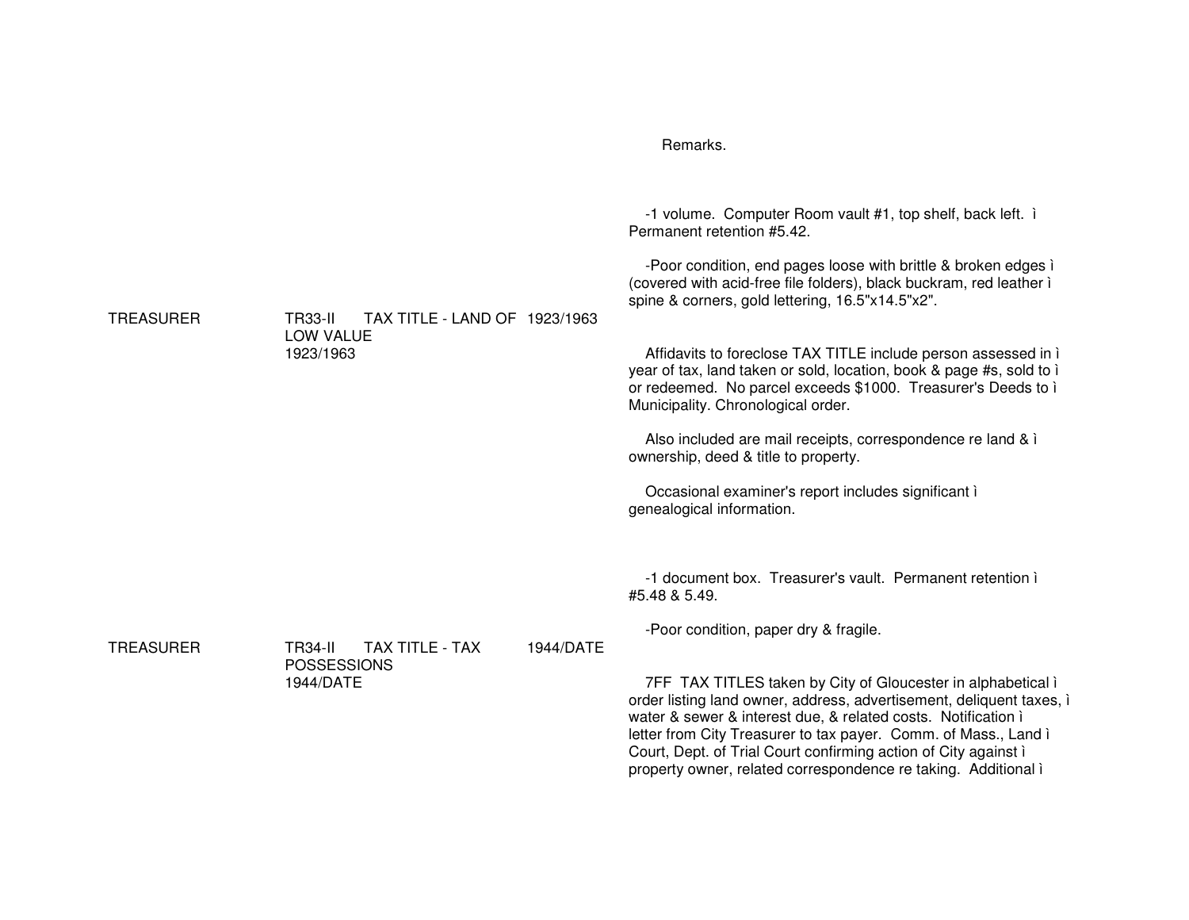Remarks.

| | | | |
|---|---|---|---|
| TREASURER | TR33-II TAX TITLE - LAND OF LOW VALUE 1923/1963 | 1923/1963 | -1 volume. Computer Room vault #1, top shelf, back left. ì Permanent retention #5.42.<br><br>-Poor condition, end pages loose with brittle & broken edges ì (covered with acid-free file folders), black buckram, red leather ì spine & corners, gold lettering, 16.5"x14.5"x2".<br><br>Affidavits to foreclose TAX TITLE include person assessed in ì year of tax, land taken or sold, location, book & page #s, sold to ì or redeemed. No parcel exceeds $1000. Treasurer's Deeds to ì Municipality. Chronological order.<br><br>Also included are mail receipts, correspondence re land & ì ownership, deed & title to property.<br><br>Occasional examiner's report includes significant ì genealogical information. |
| TREASURER | TR34-II TAX TITLE - TAX POSSESSIONS 1944/DATE | 1944/DATE | -1 document box. Treasurer's vault. Permanent retention ì #5.48 & 5.49.<br><br>-Poor condition, paper dry & fragile.<br><br>7FF TAX TITLES taken by City of Gloucester in alphabetical ì order listing land owner, address, advertisement, deliquent taxes, ì water & sewer & interest due, & related costs. Notification ì letter from City Treasurer to tax payer. Comm. of Mass., Land ì Court, Dept. of Trial Court confirming action of City against ì property owner, related correspondence re taking. Additional ì |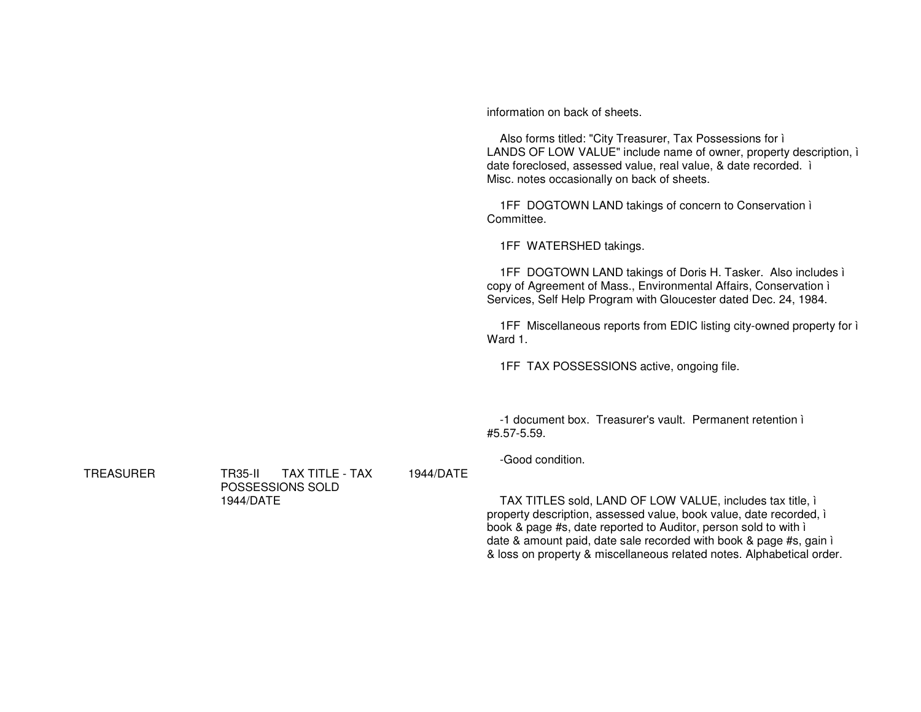information on back of sheets.

Also forms titled: "City Treasurer, Tax Possessions for ì LANDS OF LOW VALUE" include name of owner, property description, ì date foreclosed, assessed value, real value, & date recorded. ì Misc. notes occasionally on back of sheets.

1FF DOGTOWN LAND takings of concern to Conservation ì Committee.

1FF WATERSHED takings.

1FF DOGTOWN LAND takings of Doris H. Tasker. Also includes ì copy of Agreement of Mass., Environmental Affairs, Conservation ì Services, Self Help Program with Gloucester dated Dec. 24, 1984.

1FF Miscellaneous reports from EDIC listing city-owned property for ì Ward 1.

1FF TAX POSSESSIONS active, ongoing file.

-1 document box. Treasurer's vault. Permanent retention ì #5.57-5.59.

-Good condition.

| TREASURER | TR35-II TAX TITLE - TAX POSSESSIONS SOLD 1944/DATE | 1944/DATE | TAX TITLES sold, LAND OF LOW VALUE, includes tax title, ì property description, assessed value, book value, date recorded, ì book & page #s, date reported to Auditor, person sold to with ì date & amount paid, date sale recorded with book & page #s, gain ì & loss on property & miscellaneous related notes. Alphabetical order. |
|---|---|---|---|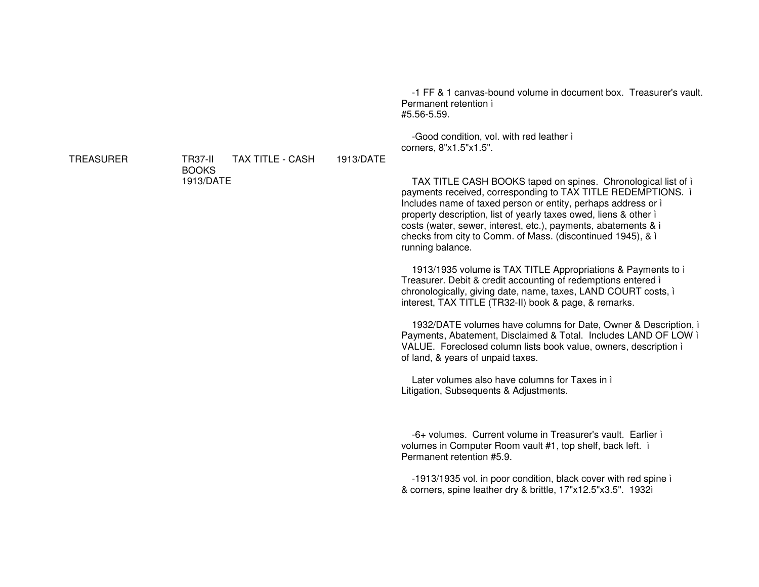| | | | | |
|---|---|---|---|---|
| TREASURER | TR37-II BOOKS 1913/DATE | TAX TITLE - CASH | 1913/DATE | -1 FF & 1 canvas-bound volume in document box. Treasurer's vault. Permanent retention ì #5.56-5.59.<br><br>-Good condition, vol. with red leather ì corners, 8"x1.5"x1.5".<br><br>TAX TITLE CASH BOOKS taped on spines. Chronological list of ì payments received, corresponding to TAX TITLE REDEMPTIONS. ì Includes name of taxed person or entity, perhaps address or ì property description, list of yearly taxes owed, liens & other ì costs (water, sewer, interest, etc.), payments, abatements & ì checks from city to Comm. of Mass. (discontinued 1945), & ì running balance.<br><br>1913/1935 volume is TAX TITLE Appropriations & Payments to ì Treasurer. Debit & credit accounting of redemptions entered ì chronologically, giving date, name, taxes, LAND COURT costs, ì interest, TAX TITLE (TR32-II) book & page, & remarks.<br><br>1932/DATE volumes have columns for Date, Owner & Description, ì Payments, Abatement, Disclaimed & Total. Includes LAND OF LOW ì VALUE. Foreclosed column lists book value, owners, description ì of land, & years of unpaid taxes.<br><br>Later volumes also have columns for Taxes in ì Litigation, Subsequents & Adjustments.<br><br>-6+ volumes. Current volume in Treasurer's vault. Earlier ì volumes in Computer Room vault #1, top shelf, back left. ì Permanent retention #5.9.<br><br>-1913/1935 vol. in poor condition, black cover with red spine ì & corners, spine leather dry & brittle, 17"x12.5"x3.5". 1932ì |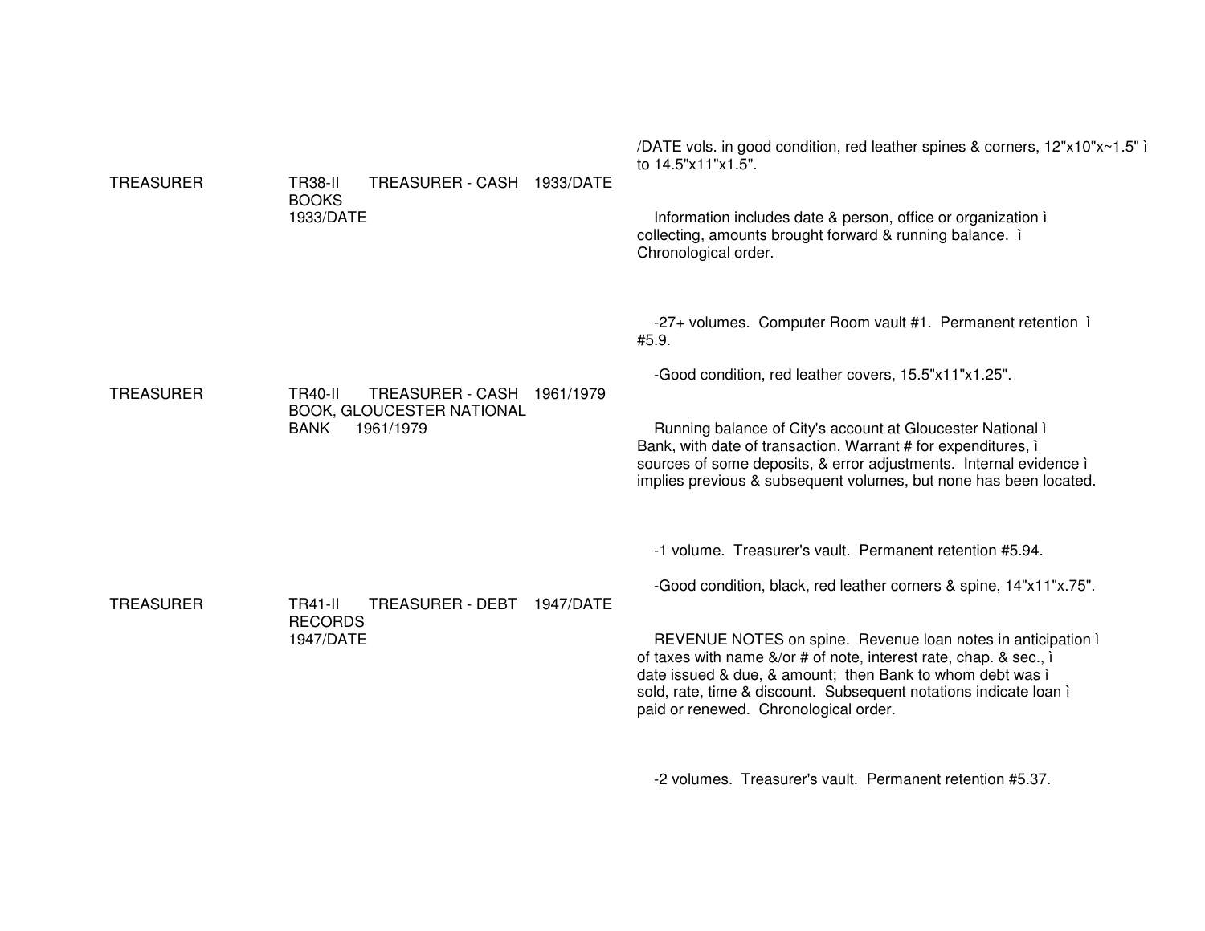/DATE vols. in good condition, red leather spines & corners, 12"x10"x~1.5" ì to 14.5"x11"x1.5".

| | | |
|---|---|---|
| TREASURER | TR38-II TREASURER - CASH BOOKS 1933/DATE 1933/DATE | Information includes date & person, office or organization ì collecting, amounts brought forward & running balance. ì Chronological order.<br><br>-27+ volumes. Computer Room vault #1. Permanent retention ì #5.9. |
| TREASURER | TR40-II TREASURER - CASH BOOK, GLOUCESTER NATIONAL BANK 1961/1979 1961/1979 | -Good condition, red leather covers, 15.5"x11"x1.25".<br><br>Running balance of City's account at Gloucester National ì Bank, with date of transaction, Warrant # for expenditures, ì sources of some deposits, & error adjustments. Internal evidence ì implies previous & subsequent volumes, but none has been located.<br><br>-1 volume. Treasurer's vault. Permanent retention #5.94. |
| TREASURER | TR41-II TREASURER - DEBT RECORDS 1947/DATE 1947/DATE | -Good condition, black, red leather corners & spine, 14"x11"x.75".<br><br>REVENUE NOTES on spine. Revenue loan notes in anticipation ì of taxes with name &/or # of note, interest rate, chap. & sec., ì date issued & due, & amount; then Bank to whom debt was ì sold, rate, time & discount. Subsequent notations indicate loan ì paid or renewed. Chronological order.<br><br>-2 volumes. Treasurer's vault. Permanent retention #5.37. |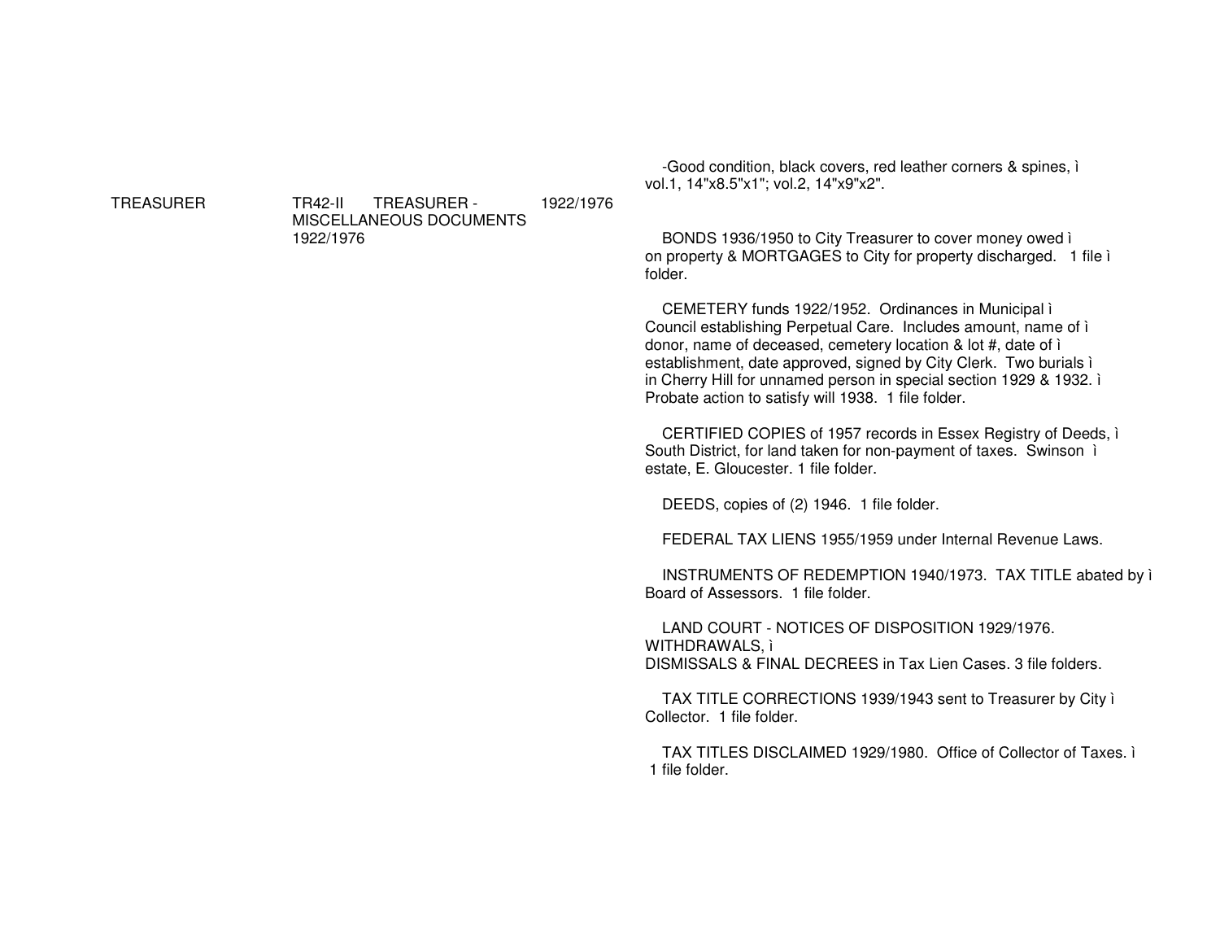-Good condition, black covers, red leather corners & spines, ì vol.1, 14"x8.5"x1"; vol.2, 14"x9"x2".

| | | | |
|---|---|---|---|
| TREASURER | TR42-II TREASURER - MISCELLANEOUS DOCUMENTS 1922/1976 | 1922/1976 | BONDS 1936/1950 to City Treasurer to cover money owed ì on property & MORTGAGES to City for property discharged. 1 file ì folder. |

CEMETERY funds 1922/1952. Ordinances in Municipal ì Council establishing Perpetual Care. Includes amount, name of ì donor, name of deceased, cemetery location & lot #, date of ì establishment, date approved, signed by City Clerk. Two burials ì in Cherry Hill for unnamed person in special section 1929 & 1932. ì Probate action to satisfy will 1938. 1 file folder.

CERTIFIED COPIES of 1957 records in Essex Registry of Deeds, ì South District, for land taken for non-payment of taxes. Swinson ì estate, E. Gloucester. 1 file folder.

DEEDS, copies of (2) 1946. 1 file folder.

FEDERAL TAX LIENS 1955/1959 under Internal Revenue Laws.

INSTRUMENTS OF REDEMPTION 1940/1973. TAX TITLE abated by ì Board of Assessors. 1 file folder.

LAND COURT - NOTICES OF DISPOSITION 1929/1976. WITHDRAWALS, ì DISMISSALS & FINAL DECREES in Tax Lien Cases. 3 file folders.

TAX TITLE CORRECTIONS 1939/1943 sent to Treasurer by City ì Collector. 1 file folder.

TAX TITLES DISCLAIMED 1929/1980. Office of Collector of Taxes. ì 1 file folder.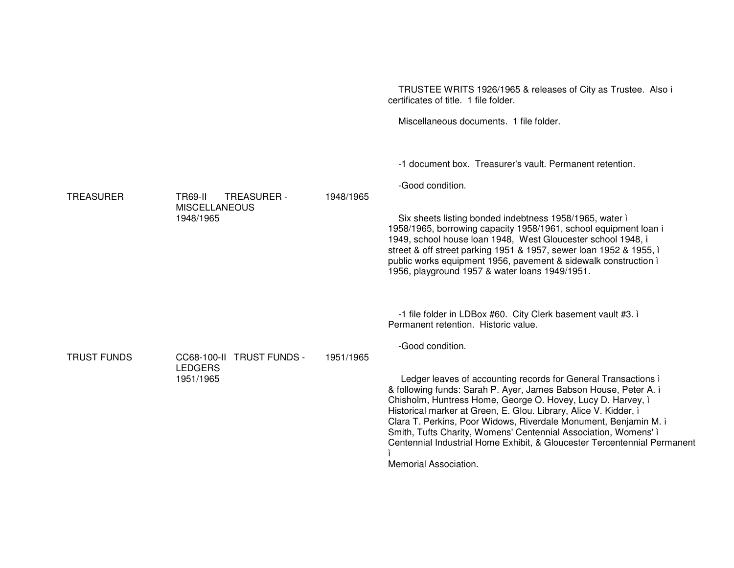TRUSTEE WRITS 1926/1965 & releases of City as Trustee. Also ì certificates of title. 1 file folder.

Miscellaneous documents. 1 file folder.

-1 document box. Treasurer's vault. Permanent retention.

-Good condition.

| | | | |
|---|---|---|---|
| TREASURER | TR69-II TREASURER - MISCELLANEOUS 1948/1965 | 1948/1965 | Six sheets listing bonded indebtness 1958/1965, water ì 1958/1965, borrowing capacity 1958/1961, school equipment loan ì 1949, school house loan 1948, West Gloucester school 1948, ì street & off street parking 1951 & 1957, sewer loan 1952 & 1955, ì public works equipment 1956, pavement & sidewalk construction ì 1956, playground 1957 & water loans 1949/1951. |

-1 file folder in LDBox #60. City Clerk basement vault #3. ì Permanent retention. Historic value.

-Good condition.

| | | | |
|---|---|---|---|
| TRUST FUNDS | CC68-100-II TRUST FUNDS - LEDGERS 1951/1965 | 1951/1965 | Ledger leaves of accounting records for General Transactions ì & following funds: Sarah P. Ayer, James Babson House, Peter A. ì Chisholm, Huntress Home, George O. Hovey, Lucy D. Harvey, ì Historical marker at Green, E. Glou. Library, Alice V. Kidder, ì Clara T. Perkins, Poor Widows, Riverdale Monument, Benjamin M. ì Smith, Tufts Charity, Womens' Centennial Association, Womens' ì Centennial Industrial Home Exhibit, & Gloucester Tercentennial Permanent ì Memorial Association. |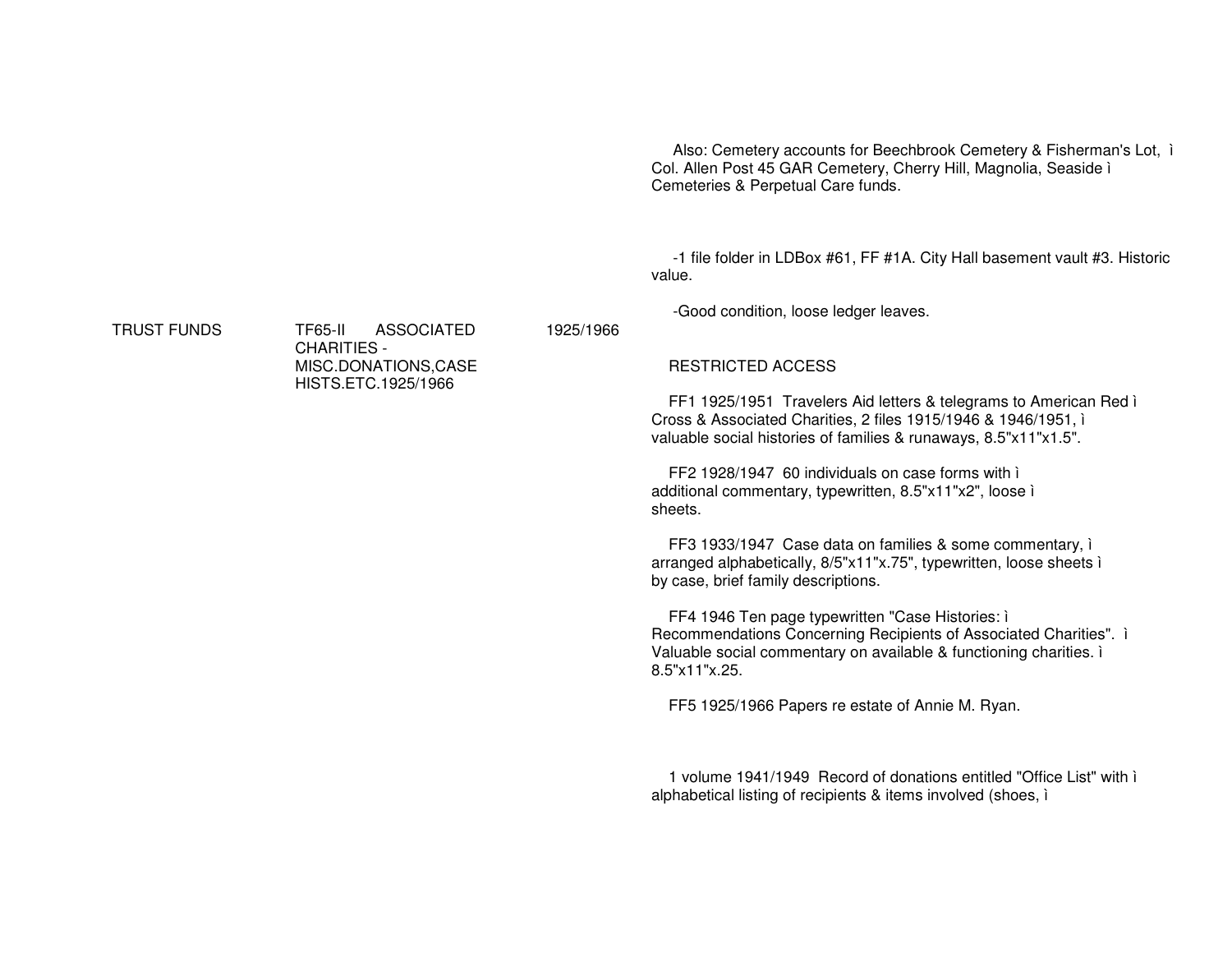Also: Cemetery accounts for Beechbrook Cemetery & Fisherman's Lot, ì Col. Allen Post 45 GAR Cemetery, Cherry Hill, Magnolia, Seaside ì Cemeteries & Perpetual Care funds.

-1 file folder in LDBox #61, FF #1A. City Hall basement vault #3. Historic value.

-Good condition, loose ledger leaves.

| TRUST FUNDS | TF65-II ASSOCIATED CHARITIES - MISC.DONATIONS,CASE HISTS.ETC.1925/1966 | 1925/1966 | RESTRICTED ACCESS |
|---|---|---|---|

RESTRICTED ACCESS

FF1 1925/1951 Travelers Aid letters & telegrams to American Red ì Cross & Associated Charities, 2 files 1915/1946 & 1946/1951, ì valuable social histories of families & runaways, 8.5"x11"x1.5".

FF2 1928/1947 60 individuals on case forms with ì additional commentary, typewritten, 8.5"x11"x2", loose ì sheets.

FF3 1933/1947 Case data on families & some commentary, ì arranged alphabetically, 8/5"x11"x.75", typewritten, loose sheets ì by case, brief family descriptions.

FF4 1946 Ten page typewritten "Case Histories: ì Recommendations Concerning Recipients of Associated Charities". ì Valuable social commentary on available & functioning charities. ì 8.5"x11"x.25.

FF5 1925/1966 Papers re estate of Annie M. Ryan.

1 volume 1941/1949 Record of donations entitled "Office List" with ì alphabetical listing of recipients & items involved (shoes, ì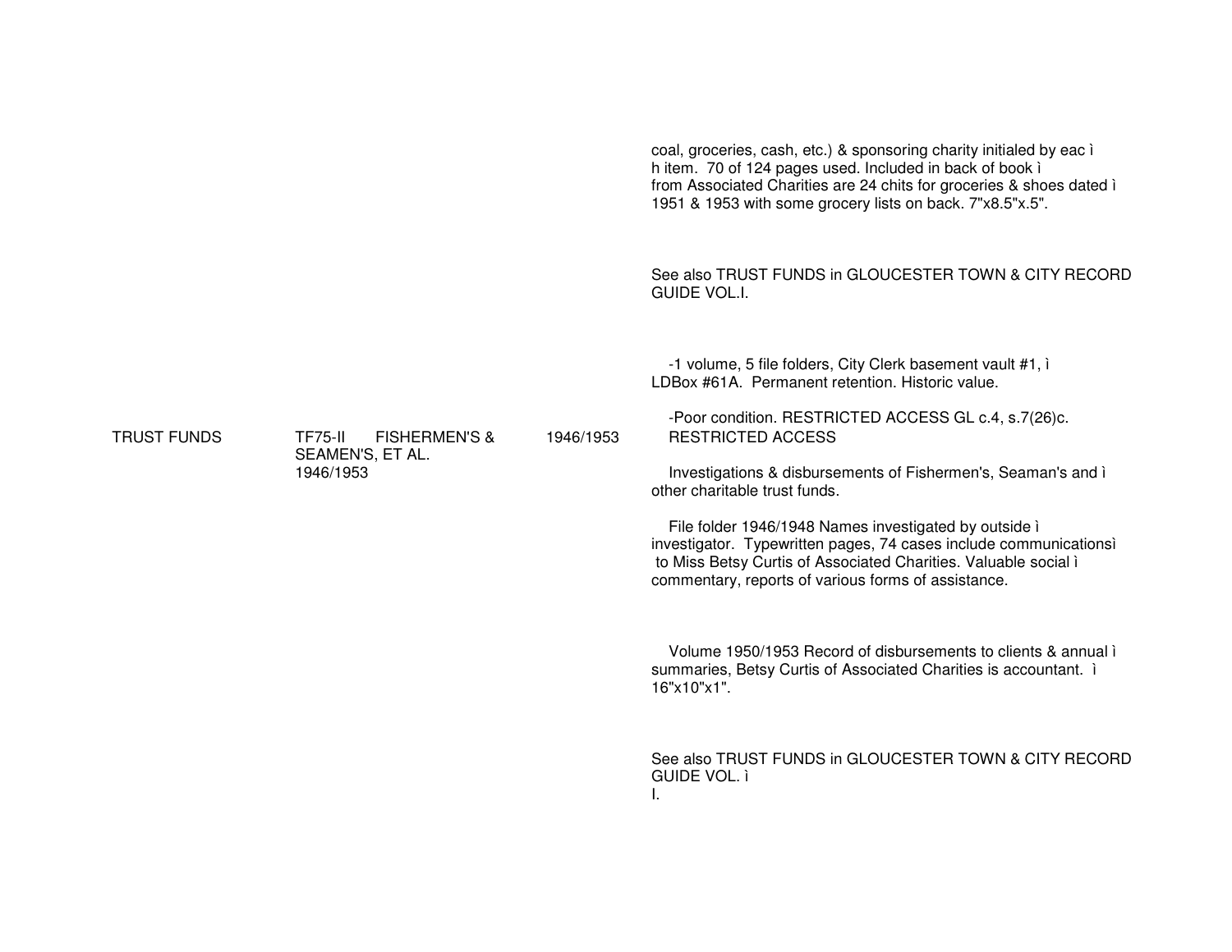coal, groceries, cash, etc.) & sponsoring charity initialed by eac ì
h item. 70 of 124 pages used. Included in back of book ì
from Associated Charities are 24 chits for groceries & shoes dated ì
1951 & 1953 with some grocery lists on back. 7"x8.5"x.5".

See also TRUST FUNDS in GLOUCESTER TOWN & CITY RECORD GUIDE VOL.I.

| | | | |
|---|---|---|---|
| TRUST FUNDS | TF75-II FISHERMEN'S & SEAMEN'S, ET AL. 1946/1953 | 1946/1953 | -1 volume, 5 file folders, City Clerk basement vault #1, ì LDBox #61A. Permanent retention. Historic value. |

-Poor condition. RESTRICTED ACCESS GL c.4, s.7(26)c.
RESTRICTED ACCESS

Investigations & disbursements of Fishermen's, Seaman's and ì
other charitable trust funds.

File folder 1946/1948 Names investigated by outside ì
investigator. Typewritten pages, 74 cases include communicationsì
to Miss Betsy Curtis of Associated Charities. Valuable social ì
commentary, reports of various forms of assistance.

Volume 1950/1953 Record of disbursements to clients & annual ì
summaries, Betsy Curtis of Associated Charities is accountant. ì
16"x10"x1".

See also TRUST FUNDS in GLOUCESTER TOWN & CITY RECORD GUIDE VOL. ì
I.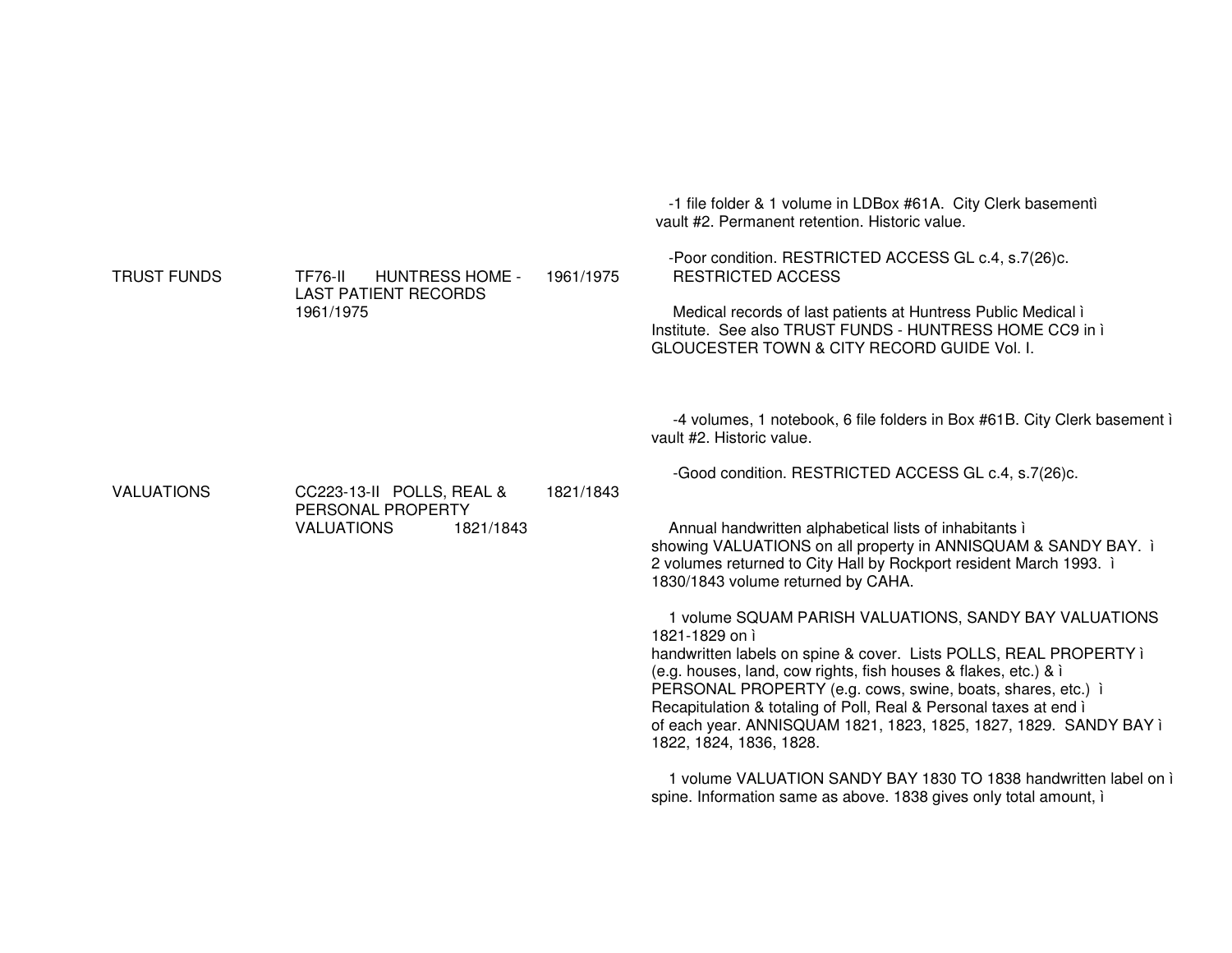| | | | |
|---|---|---|---|
| TRUST FUNDS | TF76-II HUNTRESS HOME - LAST PATIENT RECORDS 1961/1975 | 1961/1975 | -1 file folder & 1 volume in LDBox #61A. City Clerk basementì vault #2. Permanent retention. Historic value.<br><br>-Poor condition. RESTRICTED ACCESS GL c.4, s.7(26)c. RESTRICTED ACCESS<br><br>Medical records of last patients at Huntress Public Medical ì Institute. See also TRUST FUNDS - HUNTRESS HOME CC9 in ì GLOUCESTER TOWN & CITY RECORD GUIDE Vol. I. |
| VALUATIONS | CC223-13-II POLLS, REAL & PERSONAL PROPERTY VALUATIONS 1821/1843 | 1821/1843 | -4 volumes, 1 notebook, 6 file folders in Box #61B. City Clerk basement ì vault #2. Historic value.<br><br>-Good condition. RESTRICTED ACCESS GL c.4, s.7(26)c.<br><br>Annual handwritten alphabetical lists of inhabitants ì showing VALUATIONS on all property in ANNISQUAM & SANDY BAY. ì 2 volumes returned to City Hall by Rockport resident March 1993. ì 1830/1843 volume returned by CAHA.<br><br>1 volume SQUAM PARISH VALUATIONS, SANDY BAY VALUATIONS 1821-1829 on ì handwritten labels on spine & cover. Lists POLLS, REAL PROPERTY ì (e.g. houses, land, cow rights, fish houses & flakes, etc.) & ì PERSONAL PROPERTY (e.g. cows, swine, boats, shares, etc.) ì Recapitulation & totaling of Poll, Real & Personal taxes at end ì of each year. ANNISQUAM 1821, 1823, 1825, 1827, 1829. SANDY BAY ì 1822, 1824, 1836, 1828.<br><br>1 volume VALUATION SANDY BAY 1830 TO 1838 handwritten label on ì spine. Information same as above. 1838 gives only total amount, ì |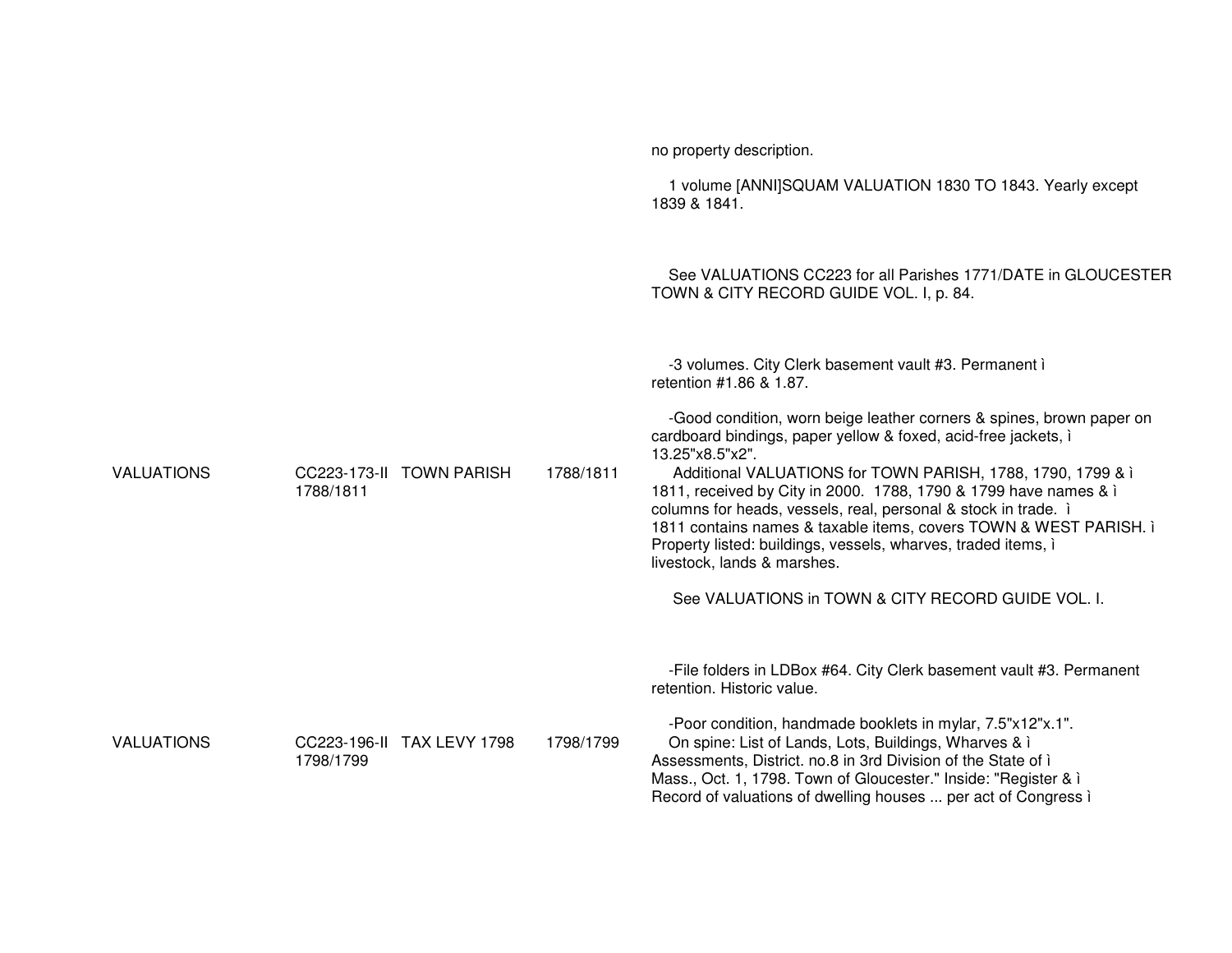no property description.

1 volume [ANNI]SQUAM VALUATION 1830 TO 1843. Yearly except 1839 & 1841.

See VALUATIONS CC223 for all Parishes 1771/DATE in GLOUCESTER TOWN & CITY RECORD GUIDE VOL. I, p. 84.

| | | | | |
|---|---|---|---|---|
| VALUATIONS | CC223-173-II 1788/1811 | TOWN PARISH | 1788/1811 | -3 volumes. City Clerk basement vault #3. Permanent ì retention #1.86 & 1.87.<br><br>-Good condition, worn beige leather corners & spines, brown paper on cardboard bindings, paper yellow & foxed, acid-free jackets, ì 13.25"x8.5"x2".<br>Additional VALUATIONS for TOWN PARISH, 1788, 1790, 1799 & ì 1811, received by City in 2000. 1788, 1790 & 1799 have names & ì columns for heads, vessels, real, personal & stock in trade. ì 1811 contains names & taxable items, covers TOWN & WEST PARISH. ì Property listed: buildings, vessels, wharves, traded items, ì livestock, lands & marshes.<br><br>See VALUATIONS in TOWN & CITY RECORD GUIDE VOL. I. |
| VALUATIONS | CC223-196-II 1798/1799 | TAX LEVY 1798 | 1798/1799 | -File folders in LDBox #64. City Clerk basement vault #3. Permanent retention. Historic value.<br><br>-Poor condition, handmade booklets in mylar, 7.5"x12"x.1".<br>On spine: List of Lands, Lots, Buildings, Wharves & ì Assessments, District. no.8 in 3rd Division of the State of ì Mass., Oct. 1, 1798. Town of Gloucester." Inside: "Register & ì Record of valuations of dwelling houses ... per act of Congress ì |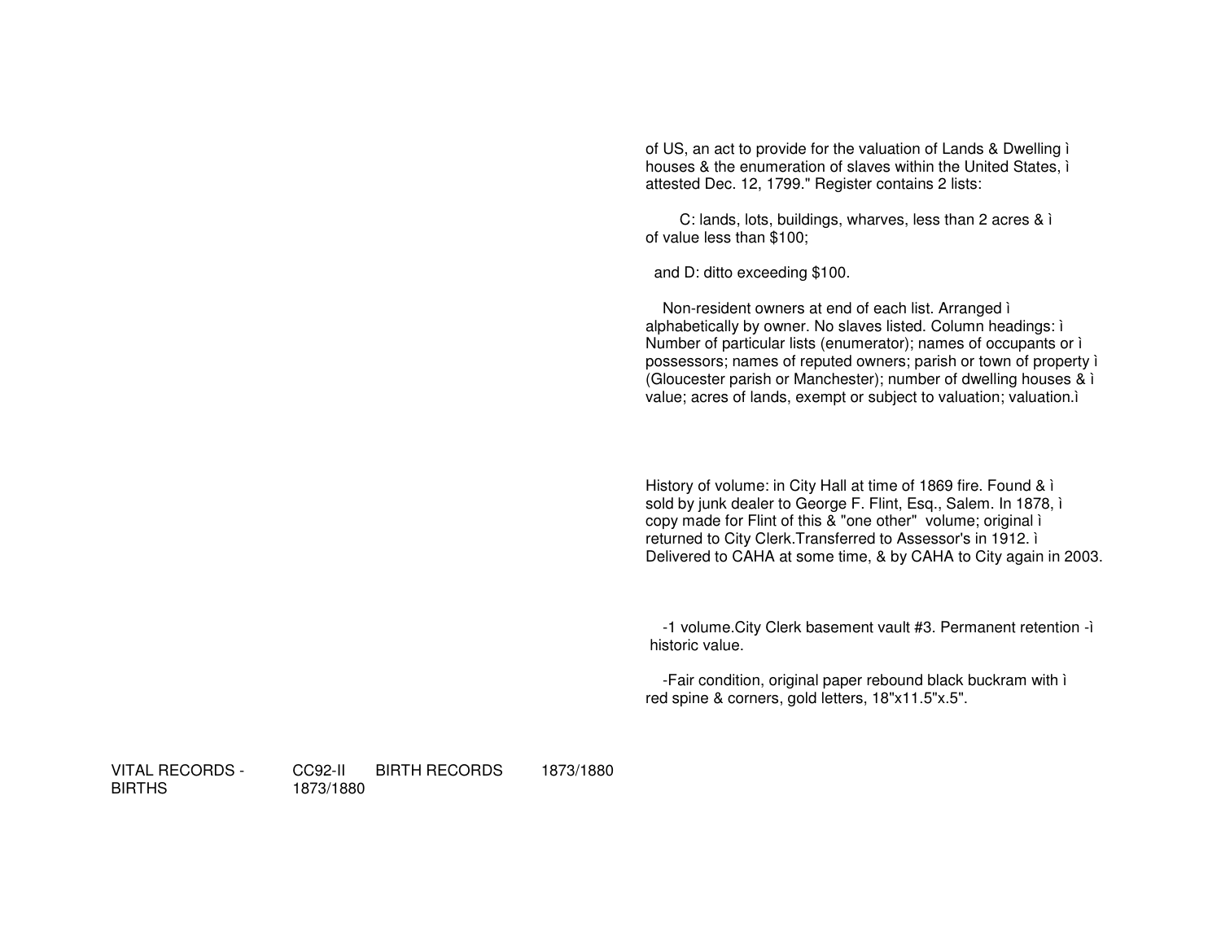of US, an act to provide for the valuation of Lands & Dwelling ì houses & the enumeration of slaves within the United States, ì attested Dec. 12, 1799." Register contains 2 lists:

C: lands, lots, buildings, wharves, less than 2 acres & ì of value less than $100;

and D: ditto exceeding $100.

Non-resident owners at end of each list. Arranged ì alphabetically by owner. No slaves listed. Column headings: ì Number of particular lists (enumerator); names of occupants or ì possessors; names of reputed owners; parish or town of property ì (Gloucester parish or Manchester); number of dwelling houses & ì value; acres of lands, exempt or subject to valuation; valuation.ì

History of volume: in City Hall at time of 1869 fire. Found & ì sold by junk dealer to George F. Flint, Esq., Salem. In 1878, ì copy made for Flint of this & "one other" volume; original ì returned to City Clerk.Transferred to Assessor's in 1912. ì Delivered to CAHA at some time, & by CAHA to City again in 2003.

-1 volume.City Clerk basement vault #3. Permanent retention -ì historic value.

-Fair condition, original paper rebound black buckram with ì red spine & corners, gold letters, 18"x11.5"x.5".

| VITAL RECORDS - BIRTHS | CC92-II 1873/1880 | BIRTH RECORDS | 1873/1880 |
|---|---|---|---|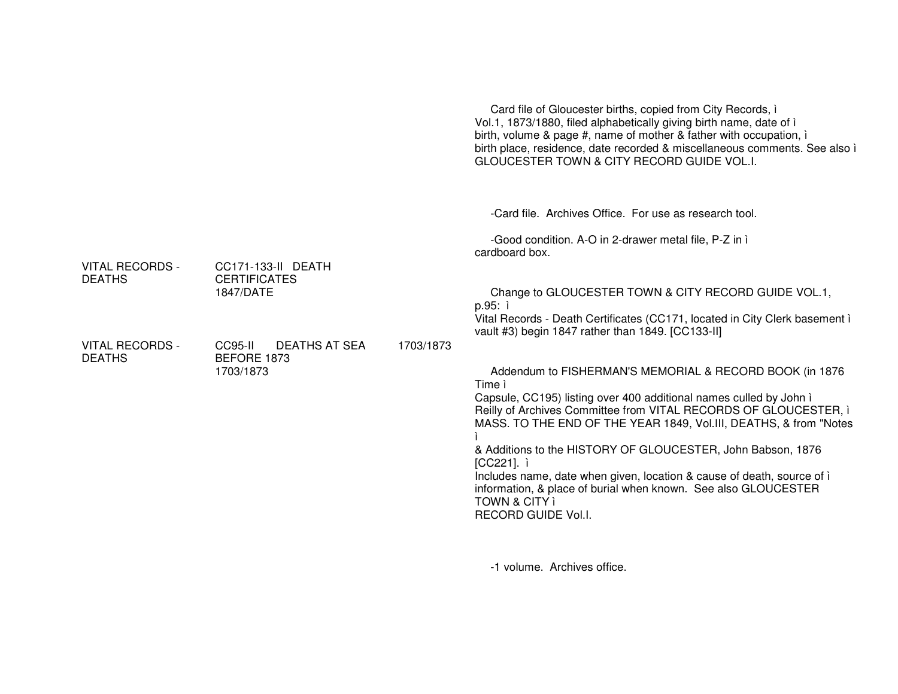Card file of Gloucester births, copied from City Records, ì Vol.1, 1873/1880, filed alphabetically giving birth name, date of ì birth, volume & page #, name of mother & father with occupation, ì birth place, residence, date recorded & miscellaneous comments. See also ì GLOUCESTER TOWN & CITY RECORD GUIDE VOL.I.

-Card file. Archives Office. For use as research tool.

-Good condition. A-O in 2-drawer metal file, P-Z in ì cardboard box.

| | | | |
|---|---|---|---|
| VITAL RECORDS - DEATHS | CC171-133-II DEATH CERTIFICATES 1847/DATE | | Change to GLOUCESTER TOWN & CITY RECORD GUIDE VOL.1, p.95: ì Vital Records - Death Certificates (CC171, located in City Clerk basement ì vault #3) begin 1847 rather than 1849. [CC133-II] |
| VITAL RECORDS - DEATHS | CC95-II DEATHS AT SEA BEFORE 1873 1703/1873 | 1703/1873 | Addendum to FISHERMAN'S MEMORIAL & RECORD BOOK (in 1876 Time ì Capsule, CC195) listing over 400 additional names culled by John ì Reilly of Archives Committee from VITAL RECORDS OF GLOUCESTER, ì MASS. TO THE END OF THE YEAR 1849, Vol.III, DEATHS, & from "Notes ì & Additions to the HISTORY OF GLOUCESTER, John Babson, 1876 [CC221]. ì Includes name, date when given, location & cause of death, source of ì information, & place of burial when known. See also GLOUCESTER TOWN & CITY ì RECORD GUIDE Vol.I. |

-1 volume. Archives office.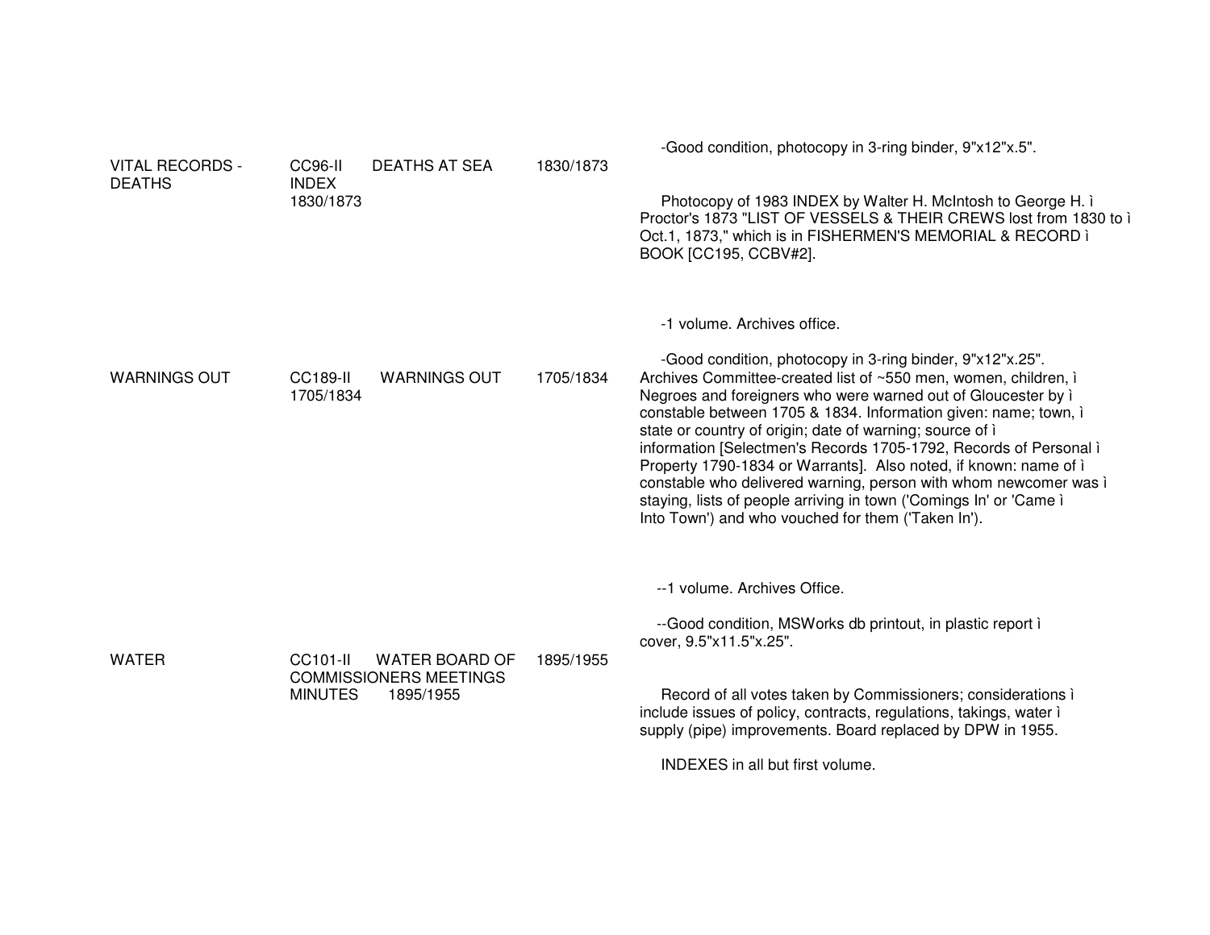| | | | |
|---|---|---|---|
| VITAL RECORDS - DEATHS | CC96-II DEATHS AT SEA INDEX 1830/1873 | 1830/1873 | -Good condition, photocopy in 3-ring binder, 9"x12"x.5".<br><br>Photocopy of 1983 INDEX by Walter H. McIntosh to George H. ì Proctor's 1873 "LIST OF VESSELS & THEIR CREWS lost from 1830 to ì Oct.1, 1873," which is in FISHERMEN'S MEMORIAL & RECORD ì BOOK [CC195, CCBV#2].<br><br>-1 volume. Archives office. |
| WARNINGS OUT | CC189-II WARNINGS OUT 1705/1834 | 1705/1834 | -Good condition, photocopy in 3-ring binder, 9"x12"x.25".<br>Archives Committee-created list of ~550 men, women, children, ì Negroes and foreigners who were warned out of Gloucester by ì constable between 1705 & 1834. Information given: name; town, ì state or country of origin; date of warning; source of ì information [Selectmen's Records 1705-1792, Records of Personal ì Property 1790-1834 or Warrants]. Also noted, if known: name of ì constable who delivered warning, person with whom newcomer was ì staying, lists of people arriving in town ('Comings In' or 'Came ì Into Town') and who vouched for them ('Taken In').<br><br>--1 volume. Archives Office. |
| WATER | CC101-II WATER BOARD OF COMMISSIONERS MEETINGS MINUTES 1895/1955 | 1895/1955 | --Good condition, MSWorks db printout, in plastic report ì cover, 9.5"x11.5"x.25".<br><br>Record of all votes taken by Commissioners; considerations ì include issues of policy, contracts, regulations, takings, water ì supply (pipe) improvements. Board replaced by DPW in 1955.<br><br>INDEXES in all but first volume. |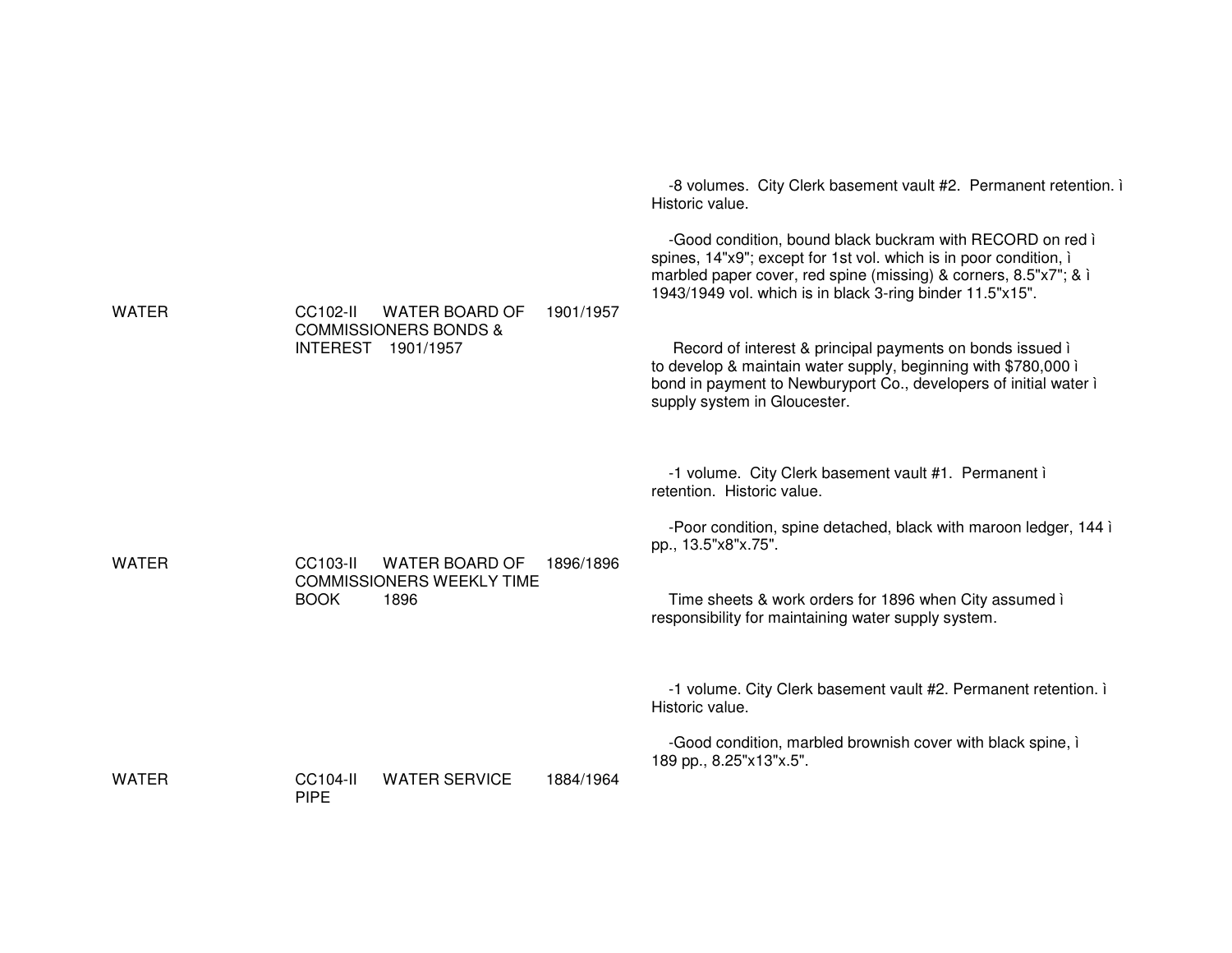| | | | |
|---|---|---|---|
| WATER | CC102-II WATER BOARD OF COMMISSIONERS BONDS & INTEREST 1901/1957 | 1901/1957 | -8 volumes. City Clerk basement vault #2. Permanent retention. ì Historic value.<br><br>-Good condition, bound black buckram with RECORD on red ì spines, 14"x9"; except for 1st vol. which is in poor condition, ì marbled paper cover, red spine (missing) & corners, 8.5"x7"; & ì 1943/1949 vol. which is in black 3-ring binder 11.5"x15".<br><br>Record of interest & principal payments on bonds issued ì to develop & maintain water supply, beginning with $780,000 ì bond in payment to Newburyport Co., developers of initial water ì supply system in Gloucester. |
| WATER | CC103-II WATER BOARD OF COMMISSIONERS WEEKLY TIME BOOK 1896 | 1896/1896 | -1 volume. City Clerk basement vault #1. Permanent ì retention. Historic value.<br><br>-Poor condition, spine detached, black with maroon ledger, 144 ì pp., 13.5"x8"x.75".<br><br>Time sheets & work orders for 1896 when City assumed ì responsibility for maintaining water supply system. |
| WATER | CC104-II WATER SERVICE PIPE | 1884/1964 | -1 volume. City Clerk basement vault #2. Permanent retention. ì Historic value.<br><br>-Good condition, marbled brownish cover with black spine, ì 189 pp., 8.25"x13"x.5". |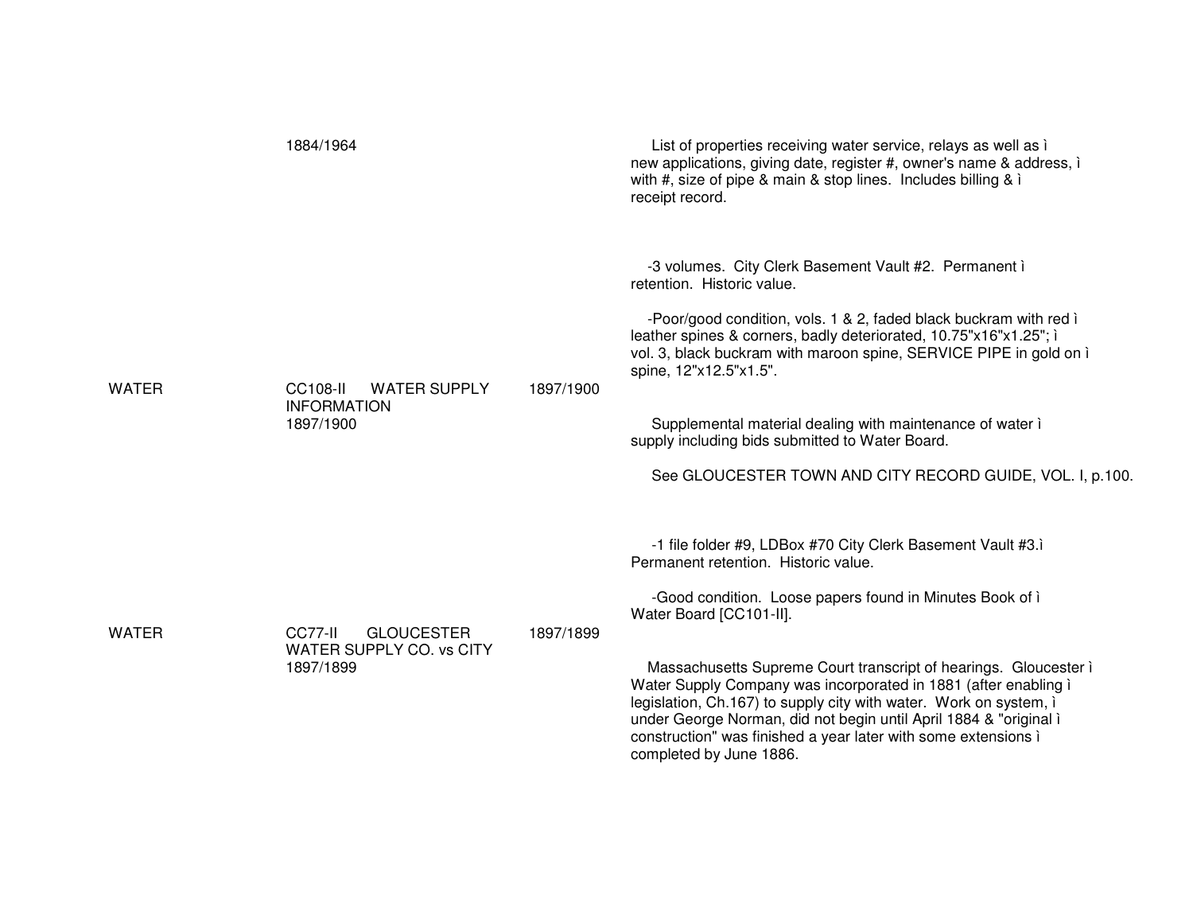1884/1964

List of properties receiving water service, relays as well as ì new applications, giving date, register #, owner's name & address, ì with #, size of pipe & main & stop lines. Includes billing & ì receipt record.

-3 volumes. City Clerk Basement Vault #2. Permanent ì retention. Historic value.

-Poor/good condition, vols. 1 & 2, faded black buckram with red ì leather spines & corners, badly deteriorated, 10.75"x16"x1.25"; ì vol. 3, black buckram with maroon spine, SERVICE PIPE in gold on ì spine, 12"x12.5"x1.5".

WATER | CC108-II WATER SUPPLY INFORMATION 1897/1900 | 1897/1900

Supplemental material dealing with maintenance of water ì supply including bids submitted to Water Board.

See GLOUCESTER TOWN AND CITY RECORD GUIDE, VOL. I, p.100.

-1 file folder #9, LDBox #70 City Clerk Basement Vault #3.ì Permanent retention. Historic value.

-Good condition. Loose papers found in Minutes Book of ì Water Board [CC101-II].

WATER | CC77-II GLOUCESTER WATER SUPPLY CO. vs CITY 1897/1899 | 1897/1899

Massachusetts Supreme Court transcript of hearings. Gloucester ì Water Supply Company was incorporated in 1881 (after enabling ì legislation, Ch.167) to supply city with water. Work on system, ì under George Norman, did not begin until April 1884 & "original ì construction" was finished a year later with some extensions ì completed by June 1886.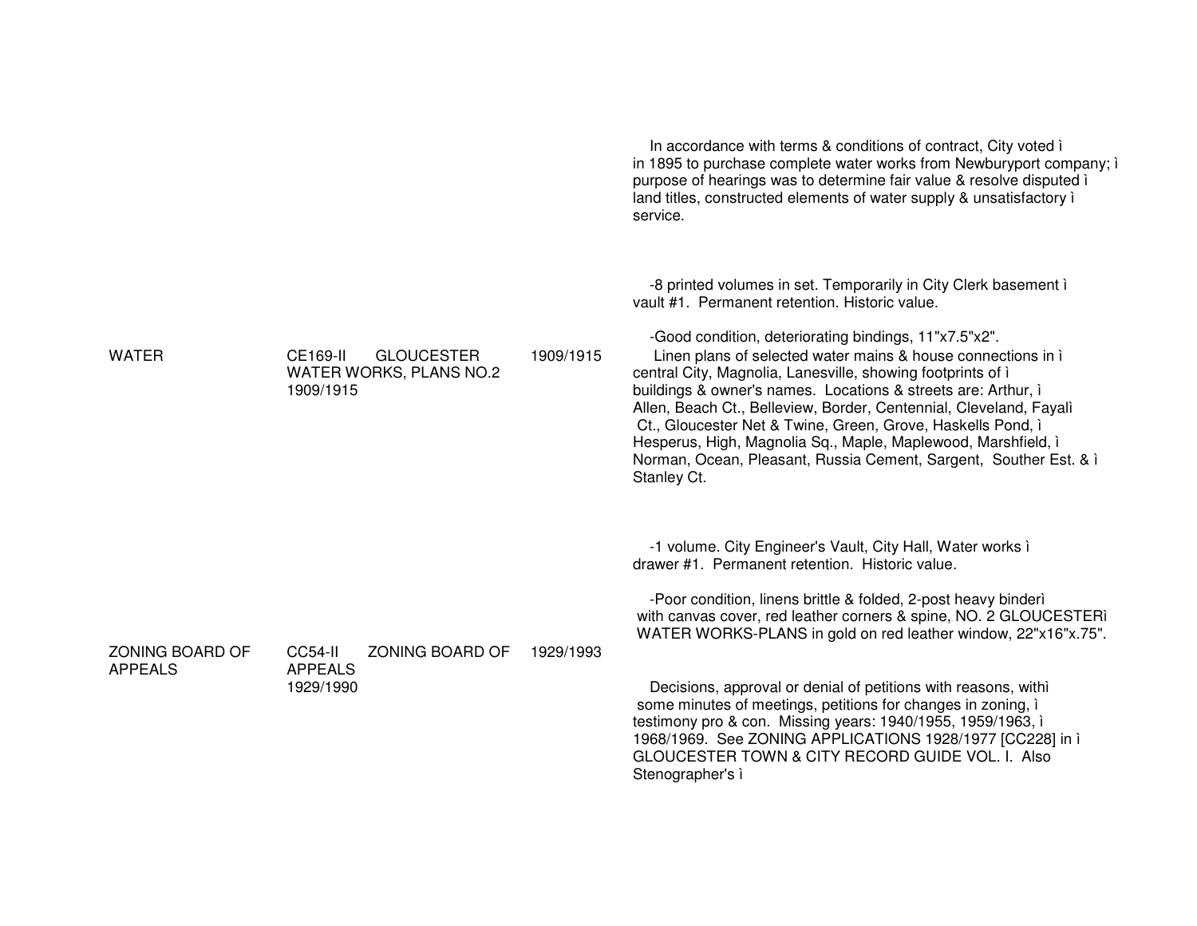| | | | |
|---|---|---|---|
| | | | In accordance with terms & conditions of contract, City voted ì in 1895 to purchase complete water works from Newburyport company; ì purpose of hearings was to determine fair value & resolve disputed ì land titles, constructed elements of water supply & unsatisfactory ì service.<br><br>-8 printed volumes in set. Temporarily in City Clerk basement ì vault #1. Permanent retention. Historic value.<br><br>-Good condition, deteriorating bindings, 11"x7.5"x2". |
| WATER | CE169-II GLOUCESTER WATER WORKS, PLANS NO.2 1909/1915 | 1909/1915 | Linen plans of selected water mains & house connections in ì central City, Magnolia, Lanesville, showing footprints of ì buildings & owner's names. Locations & streets are: Arthur, ì Allen, Beach Ct., Belleview, Border, Centennial, Cleveland, Fayalì Ct., Gloucester Net & Twine, Green, Grove, Haskells Pond, ì Hesperus, High, Magnolia Sq., Maple, Maplewood, Marshfield, ì Norman, Ocean, Pleasant, Russia Cement, Sargent, Souther Est. & ì Stanley Ct.<br><br>-1 volume. City Engineer's Vault, City Hall, Water works ì drawer #1. Permanent retention. Historic value.<br><br>-Poor condition, linens brittle & folded, 2-post heavy binderì with canvas cover, red leather corners & spine, NO. 2 GLOUCESTERì WATER WORKS-PLANS in gold on red leather window, 22"x16"x.75". |
| ZONING BOARD OF APPEALS | CC54-II ZONING BOARD OF APPEALS 1929/1990 | 1929/1993 | Decisions, approval or denial of petitions with reasons, withì some minutes of meetings, petitions for changes in zoning, ì testimony pro & con. Missing years: 1940/1955, 1959/1963, ì 1968/1969. See ZONING APPLICATIONS 1928/1977 [CC228] in ì GLOUCESTER TOWN & CITY RECORD GUIDE VOL. I. Also Stenographer's ì |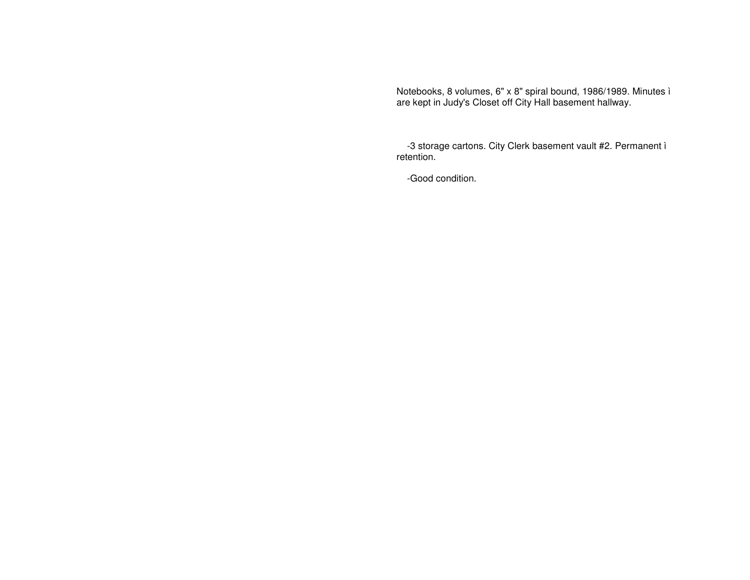Notebooks, 8 volumes, 6" x 8" spiral bound, 1986/1989. Minutes ì are kept in Judy's Closet off City Hall basement hallway.

-3 storage cartons. City Clerk basement vault #2. Permanent ì retention.

-Good condition.